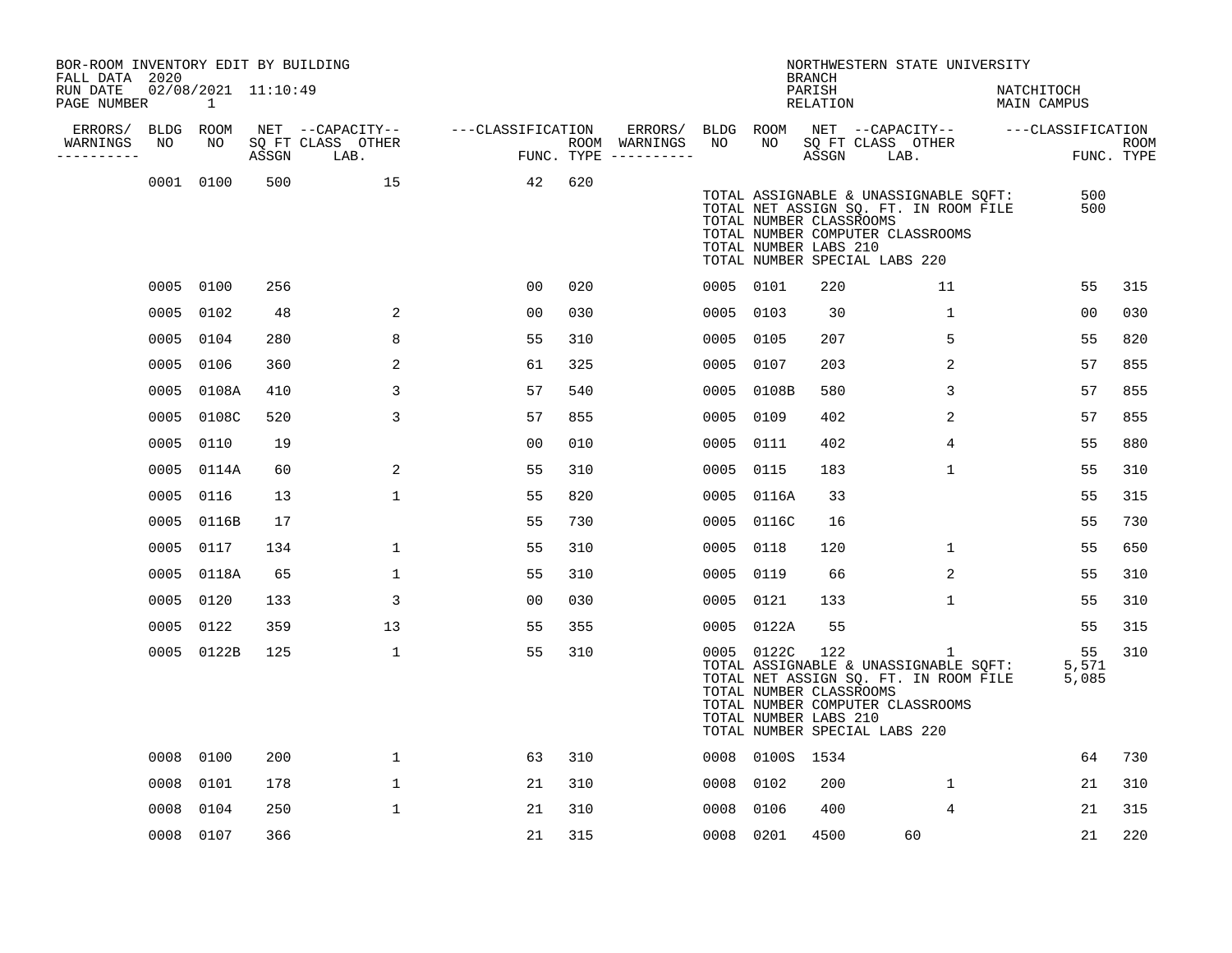BOR-ROOM INVENTORY EDIT BY BUILDING
FALL DATA 2020
RUN DATE 02/08/2021 11:10:49
PAGE NUMBER 1

NORTHWESTERN STATE UNIVERSITY
BRANCH
PARISH NATCHITOCH
RELATION MAIN CAMPUS

| ERRORS/ WARNINGS | BLDG NO | ROOM NO | NET SQ FT ASSGN | CAPACITY CLASS | CAPACITY OTHER LAB. | CLASSIFICATION FUNC. | ROOM TYPE | ERRORS/ WARNINGS | BLDG NO | ROOM NO | NET SQ FT ASSGN | CAPACITY CLASS | CAPACITY OTHER LAB. | CLASSIFICATION FUNC. | ROOM TYPE |
|---|---|---|---|---|---|---|---|---|---|---|---|---|---|---|---|
| | 0001 | 0100 | 500 | | 15 | 42 | 620 | | | | | | | | |

TOTAL ASSIGNABLE & UNASSIGNABLE SQFT: 500
TOTAL NET ASSIGN SQ. FT. IN ROOM FILE 500
TOTAL NUMBER CLASSROOMS
TOTAL NUMBER COMPUTER CLASSROOMS
TOTAL NUMBER LABS 210
TOTAL NUMBER SPECIAL LABS 220

| ERRORS/ WARNINGS | BLDG NO | ROOM NO | NET SQ FT ASSGN | CAPACITY CLASS | CAPACITY OTHER LAB. | CLASSIFICATION FUNC. | ROOM TYPE | ERRORS/ WARNINGS | BLDG NO | ROOM NO | NET SQ FT ASSGN | CAPACITY CLASS | CAPACITY OTHER LAB. | CLASSIFICATION FUNC. | ROOM TYPE |
|---|---|---|---|---|---|---|---|---|---|---|---|---|---|---|---|
| | 0005 | 0100 | 256 | | | 00 | 020 | | 0005 | 0101 | 220 | | 11 | 55 | 315 |
| | 0005 | 0102 | 48 | | 2 | 00 | 030 | | 0005 | 0103 | 30 | | 1 | 00 | 030 |
| | 0005 | 0104 | 280 | | 8 | 55 | 310 | | 0005 | 0105 | 207 | | 5 | 55 | 820 |
| | 0005 | 0106 | 360 | | 2 | 61 | 325 | | 0005 | 0107 | 203 | | 2 | 57 | 855 |
| | 0005 | 0108A | 410 | | 3 | 57 | 540 | | 0005 | 0108B | 580 | | 3 | 57 | 855 |
| | 0005 | 0108C | 520 | | 3 | 57 | 855 | | 0005 | 0109 | 402 | | 2 | 57 | 855 |
| | 0005 | 0110 | 19 | | | 00 | 010 | | 0005 | 0111 | 402 | | 4 | 55 | 880 |
| | 0005 | 0114A | 60 | | 2 | 55 | 310 | | 0005 | 0115 | 183 | | 1 | 55 | 310 |
| | 0005 | 0116 | 13 | | 1 | 55 | 820 | | 0005 | 0116A | 33 | | | 55 | 315 |
| | 0005 | 0116B | 17 | | | 55 | 730 | | 0005 | 0116C | 16 | | | 55 | 730 |
| | 0005 | 0117 | 134 | | 1 | 55 | 310 | | 0005 | 0118 | 120 | | 1 | 55 | 650 |
| | 0005 | 0118A | 65 | | 1 | 55 | 310 | | 0005 | 0119 | 66 | | 2 | 55 | 310 |
| | 0005 | 0120 | 133 | | 3 | 00 | 030 | | 0005 | 0121 | 133 | | 1 | 55 | 310 |
| | 0005 | 0122 | 359 | | 13 | 55 | 355 | | 0005 | 0122A | 55 | | | 55 | 315 |
| | 0005 | 0122B | 125 | | 1 | 55 | 310 | | 0005 | 0122C | 122 | | 1 | 55 | 310 |

TOTAL ASSIGNABLE & UNASSIGNABLE SQFT: 5,571
TOTAL NET ASSIGN SQ. FT. IN ROOM FILE 5,085
TOTAL NUMBER CLASSROOMS
TOTAL NUMBER COMPUTER CLASSROOMS
TOTAL NUMBER LABS 210
TOTAL NUMBER SPECIAL LABS 220

| ERRORS/ WARNINGS | BLDG NO | ROOM NO | NET SQ FT ASSGN | CAPACITY CLASS | CAPACITY OTHER LAB. | CLASSIFICATION FUNC. | ROOM TYPE | ERRORS/ WARNINGS | BLDG NO | ROOM NO | NET SQ FT ASSGN | CAPACITY CLASS | CAPACITY OTHER LAB. | CLASSIFICATION FUNC. | ROOM TYPE |
|---|---|---|---|---|---|---|---|---|---|---|---|---|---|---|---|
| | 0008 | 0100 | 200 | | 1 | 63 | 310 | | 0008 | 0100S | 1534 | | | 64 | 730 |
| | 0008 | 0101 | 178 | | 1 | 21 | 310 | | 0008 | 0102 | 200 | | 1 | 21 | 310 |
| | 0008 | 0104 | 250 | | 1 | 21 | 310 | | 0008 | 0106 | 400 | | 4 | 21 | 315 |
| | 0008 | 0107 | 366 | | | 21 | 315 | | 0008 | 0201 | 4500 | 60 | | 21 | 220 |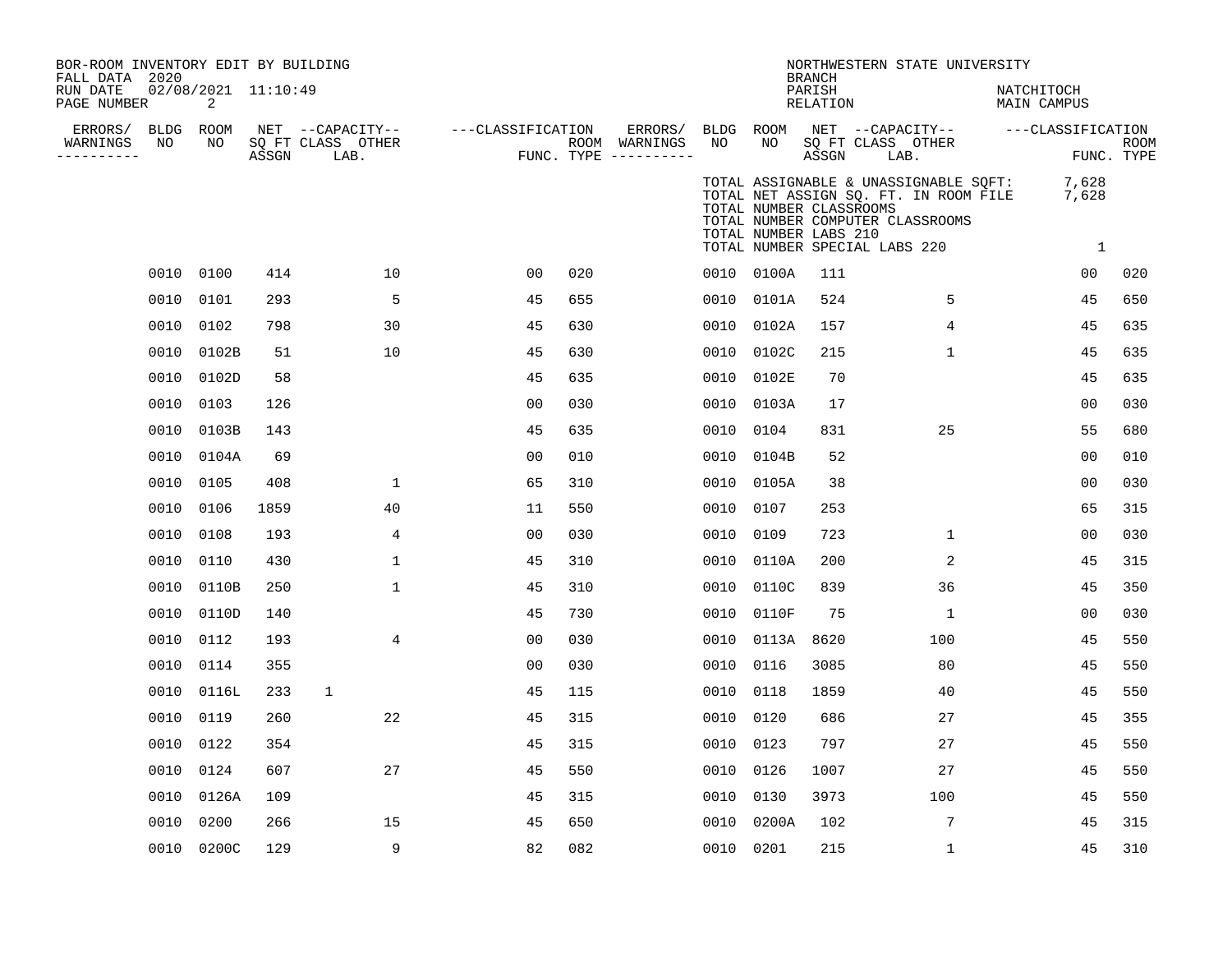BOR-ROOM INVENTORY EDIT BY BUILDING
FALL DATA 2020
RUN DATE 02/08/2021 11:10:49
PAGE NUMBER 2

NORTHWESTERN STATE UNIVERSITY
BRANCH
PARISH NATCHITOCH
RELATION MAIN CAMPUS

TOTAL ASSIGNABLE & UNASSIGNABLE SQFT: 7,628
TOTAL NET ASSIGN SQ. FT. IN ROOM FILE 7,628
TOTAL NUMBER CLASSROOMS
TOTAL NUMBER COMPUTER CLASSROOMS
TOTAL NUMBER LABS 210
TOTAL NUMBER SPECIAL LABS 220 1

| ERRORS/ WARNINGS | BLDG NO | ROOM NO | NET SQ FT ASSGN | CAPACITY CLASS | CAPACITY LAB. | CAPACITY OTHER | CLASSIFICATION FUNC. | ROOM TYPE | ERRORS/ WARNINGS | BLDG NO | ROOM NO | NET SQ FT ASSGN | CAPACITY CLASS | CAPACITY LAB. | CAPACITY OTHER | CLASSIFICATION FUNC. | ROOM TYPE |
|---|---|---|---|---|---|---|---|---|---|---|---|---|---|---|---|---|---|
| | 0010 | 0100 | 414 | | | 10 | 00 | 020 | | 0010 | 0100A | 111 | | | | 00 | 020 |
| | 0010 | 0101 | 293 | | | 5 | 45 | 655 | | 0010 | 0101A | 524 | | | 5 | 45 | 650 |
| | 0010 | 0102 | 798 | | | 30 | 45 | 630 | | 0010 | 0102A | 157 | | | 4 | 45 | 635 |
| | 0010 | 0102B | 51 | | | 10 | 45 | 630 | | 0010 | 0102C | 215 | | | 1 | 45 | 635 |
| | 0010 | 0102D | 58 | | | | 45 | 635 | | 0010 | 0102E | 70 | | | | 45 | 635 |
| | 0010 | 0103 | 126 | | | | 00 | 030 | | 0010 | 0103A | 17 | | | | 00 | 030 |
| | 0010 | 0103B | 143 | | | | 45 | 635 | | 0010 | 0104 | 831 | | | 25 | 55 | 680 |
| | 0010 | 0104A | 69 | | | | 00 | 010 | | 0010 | 0104B | 52 | | | | 00 | 010 |
| | 0010 | 0105 | 408 | | | 1 | 65 | 310 | | 0010 | 0105A | 38 | | | | 00 | 030 |
| | 0010 | 0106 | 1859 | | | 40 | 11 | 550 | | 0010 | 0107 | 253 | | | | 65 | 315 |
| | 0010 | 0108 | 193 | | | 4 | 00 | 030 | | 0010 | 0109 | 723 | | | 1 | 00 | 030 |
| | 0010 | 0110 | 430 | | | 1 | 45 | 310 | | 0010 | 0110A | 200 | | | 2 | 45 | 315 |
| | 0010 | 0110B | 250 | | | 1 | 45 | 310 | | 0010 | 0110C | 839 | | | 36 | 45 | 350 |
| | 0010 | 0110D | 140 | | | | 45 | 730 | | 0010 | 0110F | 75 | | | 1 | 00 | 030 |
| | 0010 | 0112 | 193 | | | 4 | 00 | 030 | | 0010 | 0113A | 8620 | | | 100 | 45 | 550 |
| | 0010 | 0114 | 355 | | | | 00 | 030 | | 0010 | 0116 | 3085 | | | 80 | 45 | 550 |
| | 0010 | 0116L | 233 | 1 | | | 45 | 115 | | 0010 | 0118 | 1859 | | | 40 | 45 | 550 |
| | 0010 | 0119 | 260 | | | 22 | 45 | 315 | | 0010 | 0120 | 686 | | | 27 | 45 | 355 |
| | 0010 | 0122 | 354 | | | | 45 | 315 | | 0010 | 0123 | 797 | | | 27 | 45 | 550 |
| | 0010 | 0124 | 607 | | | 27 | 45 | 550 | | 0010 | 0126 | 1007 | | | 27 | 45 | 550 |
| | 0010 | 0126A | 109 | | | | 45 | 315 | | 0010 | 0130 | 3973 | | | 100 | 45 | 550 |
| | 0010 | 0200 | 266 | | | 15 | 45 | 650 | | 0010 | 0200A | 102 | | | 7 | 45 | 315 |
| | 0010 | 0200C | 129 | | | 9 | 82 | 082 | | 0010 | 0201 | 215 | | | 1 | 45 | 310 |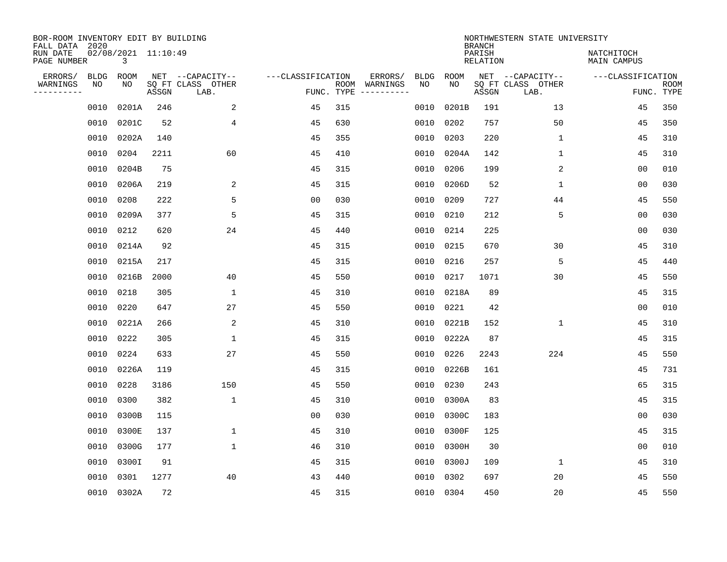BOR-ROOM INVENTORY EDIT BY BUILDING
FALL DATA 2020
RUN DATE 02/08/2021 11:10:49
PAGE NUMBER 3

NORTHWESTERN STATE UNIVERSITY
BRANCH
PARISH NATCHITOCH
RELATION MAIN CAMPUS

| ERRORS/ WARNINGS | BLDG NO | ROOM NO | NET SQ FT ASSGN | --CAPACITY-- CLASS | OTHER LAB. | ---CLASSIFICATION FUNC. | ROOM TYPE | ERRORS/ WARNINGS | BLDG NO | ROOM NO | NET SQ FT ASSGN | --CAPACITY-- CLASS | OTHER LAB. | ---CLASSIFICATION FUNC. | ROOM TYPE |
|---|---|---|---|---|---|---|---|---|---|---|---|---|---|---|---|
| | 0010 | 0201A | 246 | | 2 | 45 | 315 | | 0010 | 0201B | 191 | | 13 | 45 | 350 |
| | 0010 | 0201C | 52 | | 4 | 45 | 630 | | 0010 | 0202 | 757 | | 50 | 45 | 350 |
| | 0010 | 0202A | 140 | | | 45 | 355 | | 0010 | 0203 | 220 | | 1 | 45 | 310 |
| | 0010 | 0204 | 2211 | | 60 | 45 | 410 | | 0010 | 0204A | 142 | | 1 | 45 | 310 |
| | 0010 | 0204B | 75 | | | 45 | 315 | | 0010 | 0206 | 199 | | 2 | 00 | 010 |
| | 0010 | 0206A | 219 | | 2 | 45 | 315 | | 0010 | 0206D | 52 | | 1 | 00 | 030 |
| | 0010 | 0208 | 222 | | 5 | 00 | 030 | | 0010 | 0209 | 727 | | 44 | 45 | 550 |
| | 0010 | 0209A | 377 | | 5 | 45 | 315 | | 0010 | 0210 | 212 | | 5 | 00 | 030 |
| | 0010 | 0212 | 620 | | 24 | 45 | 440 | | 0010 | 0214 | 225 | | | 00 | 030 |
| | 0010 | 0214A | 92 | | | 45 | 315 | | 0010 | 0215 | 670 | | 30 | 45 | 310 |
| | 0010 | 0215A | 217 | | | 45 | 315 | | 0010 | 0216 | 257 | | 5 | 45 | 440 |
| | 0010 | 0216B | 2000 | | 40 | 45 | 550 | | 0010 | 0217 | 1071 | | 30 | 45 | 550 |
| | 0010 | 0218 | 305 | | 1 | 45 | 310 | | 0010 | 0218A | 89 | | | 45 | 315 |
| | 0010 | 0220 | 647 | | 27 | 45 | 550 | | 0010 | 0221 | 42 | | | 00 | 010 |
| | 0010 | 0221A | 266 | | 2 | 45 | 310 | | 0010 | 0221B | 152 | | 1 | 45 | 310 |
| | 0010 | 0222 | 305 | | 1 | 45 | 315 | | 0010 | 0222A | 87 | | | 45 | 315 |
| | 0010 | 0224 | 633 | | 27 | 45 | 550 | | 0010 | 0226 | 2243 | | 224 | 45 | 550 |
| | 0010 | 0226A | 119 | | | 45 | 315 | | 0010 | 0226B | 161 | | | 45 | 731 |
| | 0010 | 0228 | 3186 | | 150 | 45 | 550 | | 0010 | 0230 | 243 | | | 65 | 315 |
| | 0010 | 0300 | 382 | | 1 | 45 | 310 | | 0010 | 0300A | 83 | | | 45 | 315 |
| | 0010 | 0300B | 115 | | | 00 | 030 | | 0010 | 0300C | 183 | | | 00 | 030 |
| | 0010 | 0300E | 137 | | 1 | 45 | 310 | | 0010 | 0300F | 125 | | | 45 | 315 |
| | 0010 | 0300G | 177 | | 1 | 46 | 310 | | 0010 | 0300H | 30 | | | 00 | 010 |
| | 0010 | 0300I | 91 | | | 45 | 315 | | 0010 | 0300J | 109 | | 1 | 45 | 310 |
| | 0010 | 0301 | 1277 | | 40 | 43 | 440 | | 0010 | 0302 | 697 | | 20 | 45 | 550 |
| | 0010 | 0302A | 72 | | | 45 | 315 | | 0010 | 0304 | 450 | | 20 | 45 | 550 |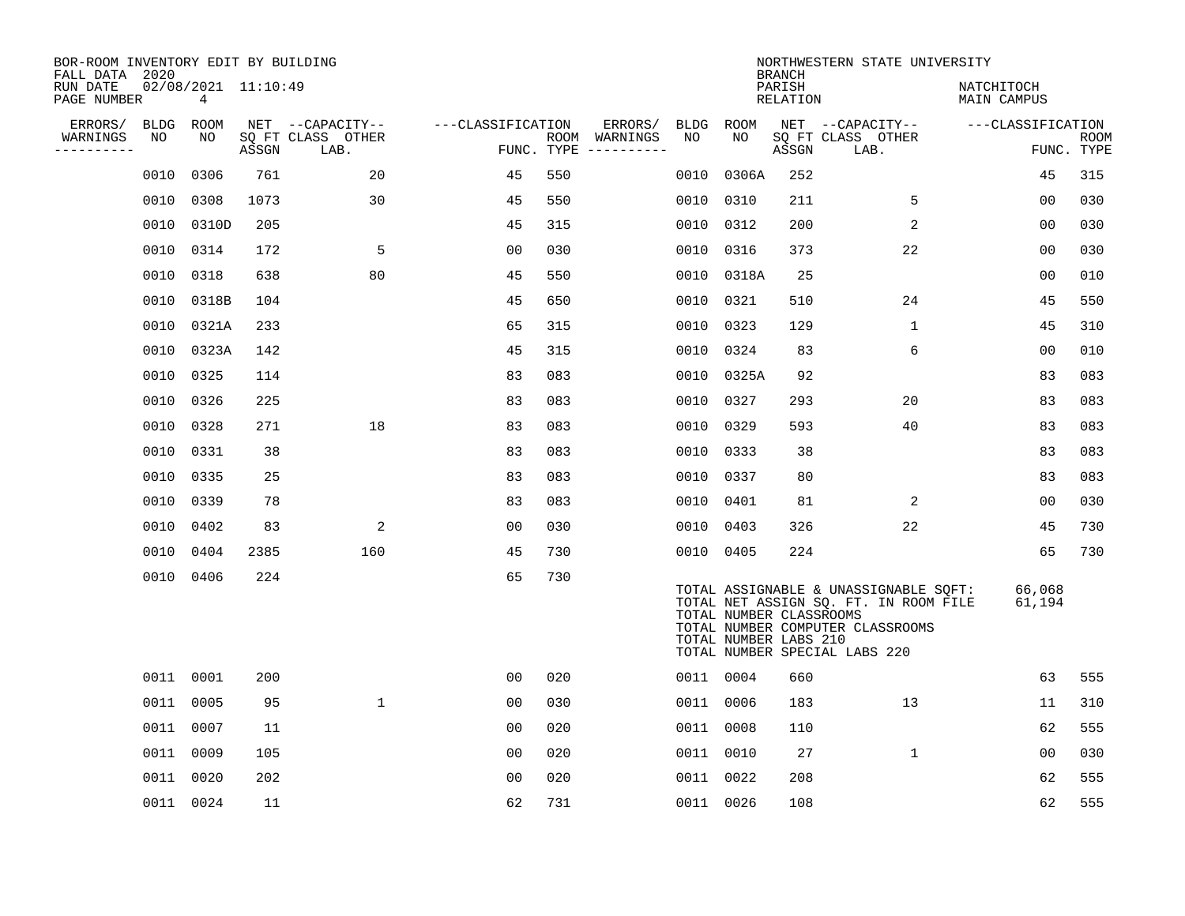BOR-ROOM INVENTORY EDIT BY BUILDING
FALL DATA 2020
RUN DATE 02/08/2021 11:10:49
PAGE NUMBER 4

NORTHWESTERN STATE UNIVERSITY
BRANCH
PARISH NATCHITOCH
RELATION MAIN CAMPUS

| ERRORS/ WARNINGS | BLDG NO | ROOM NO | NET SQ FT ASSGN | CAPACITY CLASS LAB. | CAPACITY OTHER | CLASSIFICATION FUNC. | ROOM TYPE | ERRORS/ WARNINGS | BLDG NO | ROOM NO | NET SQ FT ASSGN | CAPACITY CLASS LAB. | CAPACITY OTHER | CLASSIFICATION FUNC. | ROOM TYPE |
|---|---|---|---|---|---|---|---|---|---|---|---|---|---|---|---|
| | 0010 | 0306 | 761 | | 20 | 45 | 550 | | 0010 | 0306A | 252 | | | 45 | 315 |
| | 0010 | 0308 | 1073 | | 30 | 45 | 550 | | 0010 | 0310 | 211 | | 5 | 00 | 030 |
| | 0010 | 0310D | 205 | | | 45 | 315 | | 0010 | 0312 | 200 | | 2 | 00 | 030 |
| | 0010 | 0314 | 172 | | 5 | 00 | 030 | | 0010 | 0316 | 373 | | 22 | 00 | 030 |
| | 0010 | 0318 | 638 | | 80 | 45 | 550 | | 0010 | 0318A | 25 | | | 00 | 010 |
| | 0010 | 0318B | 104 | | | 45 | 650 | | 0010 | 0321 | 510 | | 24 | 45 | 550 |
| | 0010 | 0321A | 233 | | | 65 | 315 | | 0010 | 0323 | 129 | | 1 | 45 | 310 |
| | 0010 | 0323A | 142 | | | 45 | 315 | | 0010 | 0324 | 83 | | 6 | 00 | 010 |
| | 0010 | 0325 | 114 | | | 83 | 083 | | 0010 | 0325A | 92 | | | 83 | 083 |
| | 0010 | 0326 | 225 | | | 83 | 083 | | 0010 | 0327 | 293 | | 20 | 83 | 083 |
| | 0010 | 0328 | 271 | | 18 | 83 | 083 | | 0010 | 0329 | 593 | | 40 | 83 | 083 |
| | 0010 | 0331 | 38 | | | 83 | 083 | | 0010 | 0333 | 38 | | | 83 | 083 |
| | 0010 | 0335 | 25 | | | 83 | 083 | | 0010 | 0337 | 80 | | | 83 | 083 |
| | 0010 | 0339 | 78 | | | 83 | 083 | | 0010 | 0401 | 81 | | 2 | 00 | 030 |
| | 0010 | 0402 | 83 | | 2 | 00 | 030 | | 0010 | 0403 | 326 | | 22 | 45 | 730 |
| | 0010 | 0404 | 2385 | | 160 | 45 | 730 | | 0010 | 0405 | 224 | | | 65 | 730 |
| | 0010 | 0406 | 224 | | | 65 | 730 | | | | | | | | |

TOTAL ASSIGNABLE & UNASSIGNABLE SQFT: 66,068
TOTAL NET ASSIGN SQ. FT. IN ROOM FILE 61,194
TOTAL NUMBER CLASSROOMS
TOTAL NUMBER COMPUTER CLASSROOMS
TOTAL NUMBER LABS 210
TOTAL NUMBER SPECIAL LABS 220

| ERRORS/ WARNINGS | BLDG NO | ROOM NO | NET SQ FT ASSGN | CAPACITY CLASS LAB. | CAPACITY OTHER | CLASSIFICATION FUNC. | ROOM TYPE | ERRORS/ WARNINGS | BLDG NO | ROOM NO | NET SQ FT ASSGN | CAPACITY CLASS LAB. | CAPACITY OTHER | CLASSIFICATION FUNC. | ROOM TYPE |
|---|---|---|---|---|---|---|---|---|---|---|---|---|---|---|---|
| | 0011 | 0001 | 200 | | | 00 | 020 | | 0011 | 0004 | 660 | | | 63 | 555 |
| | 0011 | 0005 | 95 | | 1 | 00 | 030 | | 0011 | 0006 | 183 | | 13 | 11 | 310 |
| | 0011 | 0007 | 11 | | | 00 | 020 | | 0011 | 0008 | 110 | | | 62 | 555 |
| | 0011 | 0009 | 105 | | | 00 | 020 | | 0011 | 0010 | 27 | | 1 | 00 | 030 |
| | 0011 | 0020 | 202 | | | 00 | 020 | | 0011 | 0022 | 208 | | | 62 | 555 |
| | 0011 | 0024 | 11 | | | 62 | 731 | | 0011 | 0026 | 108 | | | 62 | 555 |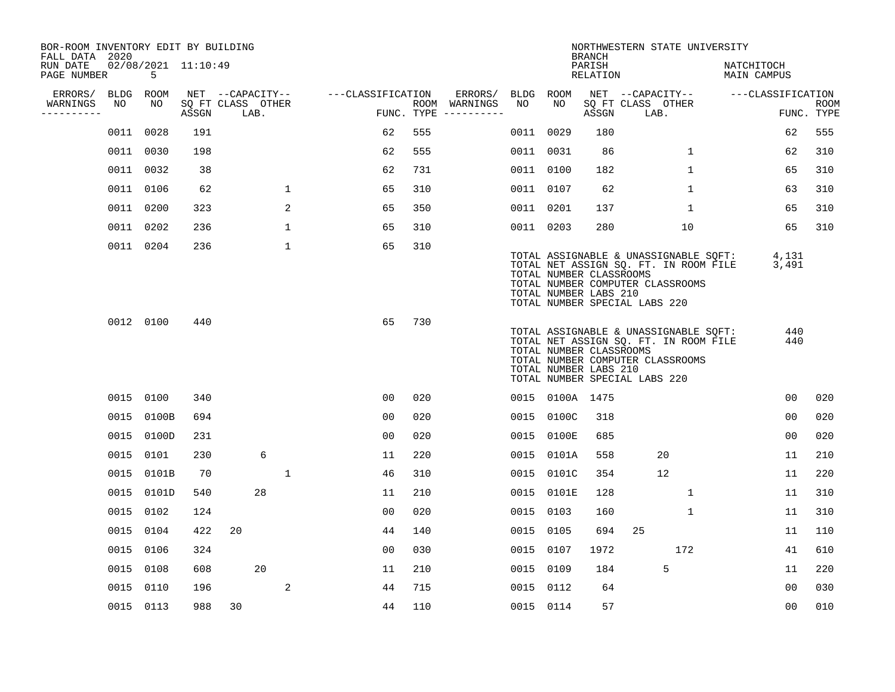BOR-ROOM INVENTORY EDIT BY BUILDING
FALL DATA 2020
RUN DATE 02/08/2021 11:10:49
PAGE NUMBER 5

NORTHWESTERN STATE UNIVERSITY
BRANCH
PARISH NATCHITOCH
RELATION MAIN CAMPUS

| ERRORS/ WARNINGS | BLDG NO | ROOM NO | NET SQ FT ASSGN | CAPACITY CLASS | CAPACITY LAB. | CAPACITY OTHER | CLASSIFICATION FUNC. | ROOM TYPE | ERRORS/ WARNINGS | BLDG NO | ROOM NO | NET SQ FT ASSGN | CAPACITY CLASS | CAPACITY LAB. | CAPACITY OTHER | CLASSIFICATION FUNC. | ROOM TYPE |
|---|---|---|---|---|---|---|---|---|---|---|---|---|---|---|---|---|---|
| | 0011 | 0028 | 191 | | | | 62 | 555 | | 0011 | 0029 | 180 | | | | 62 | 555 |
| | 0011 | 0030 | 198 | | | | 62 | 555 | | 0011 | 0031 | 86 | | | 1 | 62 | 310 |
| | 0011 | 0032 | 38 | | | | 62 | 731 | | 0011 | 0100 | 182 | | | 1 | 65 | 310 |
| | 0011 | 0106 | 62 | | | 1 | 65 | 310 | | 0011 | 0107 | 62 | | | 1 | 63 | 310 |
| | 0011 | 0200 | 323 | | | 2 | 65 | 350 | | 0011 | 0201 | 137 | | | 1 | 65 | 310 |
| | 0011 | 0202 | 236 | | | 1 | 65 | 310 | | 0011 | 0203 | 280 | | | 10 | 65 | 310 |
| | 0011 | 0204 | 236 | | | 1 | 65 | 310 | | | | | | | | | |

TOTAL ASSIGNABLE & UNASSIGNABLE SQFT: 4,131
TOTAL NET ASSIGN SQ. FT. IN ROOM FILE 3,491
TOTAL NUMBER CLASSROOMS
TOTAL NUMBER COMPUTER CLASSROOMS
TOTAL NUMBER LABS 210
TOTAL NUMBER SPECIAL LABS 220

| ERRORS/ WARNINGS | BLDG NO | ROOM NO | NET SQ FT ASSGN | CAPACITY CLASS | CAPACITY LAB. | CAPACITY OTHER | CLASSIFICATION FUNC. | ROOM TYPE |
|---|---|---|---|---|---|---|---|---|
| | 0012 | 0100 | 440 | | | | 65 | 730 |

TOTAL ASSIGNABLE & UNASSIGNABLE SQFT: 440
TOTAL NET ASSIGN SQ. FT. IN ROOM FILE 440
TOTAL NUMBER CLASSROOMS
TOTAL NUMBER COMPUTER CLASSROOMS
TOTAL NUMBER LABS 210
TOTAL NUMBER SPECIAL LABS 220

| ERRORS/ WARNINGS | BLDG NO | ROOM NO | NET SQ FT ASSGN | CAPACITY CLASS | CAPACITY LAB. | CAPACITY OTHER | CLASSIFICATION FUNC. | ROOM TYPE | ERRORS/ WARNINGS | BLDG NO | ROOM NO | NET SQ FT ASSGN | CAPACITY CLASS | CAPACITY LAB. | CAPACITY OTHER | CLASSIFICATION FUNC. | ROOM TYPE |
|---|---|---|---|---|---|---|---|---|---|---|---|---|---|---|---|---|---|
| | 0015 | 0100 | 340 | | | | 00 | 020 | | 0015 | 0100A | 1475 | | | | 00 | 020 |
| | 0015 | 0100B | 694 | | | | 00 | 020 | | 0015 | 0100C | 318 | | | | 00 | 020 |
| | 0015 | 0100D | 231 | | | | 00 | 020 | | 0015 | 0100E | 685 | | | | 00 | 020 |
| | 0015 | 0101 | 230 | | 6 | | 11 | 220 | | 0015 | 0101A | 558 | | 20 | | 11 | 210 |
| | 0015 | 0101B | 70 | | | 1 | 46 | 310 | | 0015 | 0101C | 354 | | 12 | | 11 | 220 |
| | 0015 | 0101D | 540 | | 28 | | 11 | 210 | | 0015 | 0101E | 128 | | | 1 | 11 | 310 |
| | 0015 | 0102 | 124 | | | | 00 | 020 | | 0015 | 0103 | 160 | | | 1 | 11 | 310 |
| | 0015 | 0104 | 422 | 20 | | | 44 | 140 | | 0015 | 0105 | 694 | 25 | | | 11 | 110 |
| | 0015 | 0106 | 324 | | | | 00 | 030 | | 0015 | 0107 | 1972 | | | 172 | 41 | 610 |
| | 0015 | 0108 | 608 | | 20 | | 11 | 210 | | 0015 | 0109 | 184 | | 5 | | 11 | 220 |
| | 0015 | 0110 | 196 | | | 2 | 44 | 715 | | 0015 | 0112 | 64 | | | | 00 | 030 |
| | 0015 | 0113 | 988 | 30 | | | 44 | 110 | | 0015 | 0114 | 57 | | | | 00 | 010 |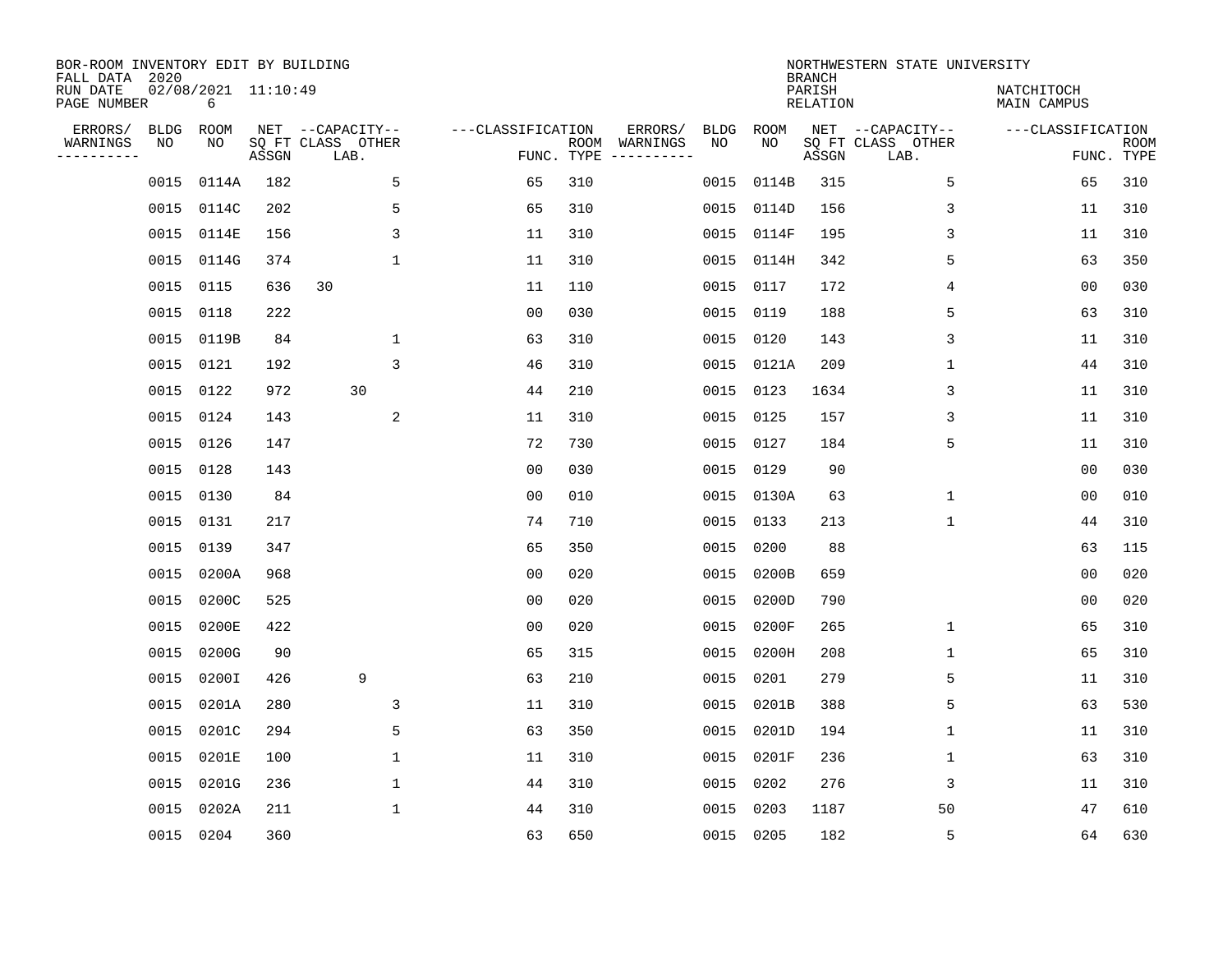BOR-ROOM INVENTORY EDIT BY BUILDING
FALL DATA 2020
RUN DATE 02/08/2021 11:10:49
PAGE NUMBER 6

NORTHWESTERN STATE UNIVERSITY
BRANCH
PARISH NATCHITOCH
RELATION MAIN CAMPUS

| ERRORS/ WARNINGS | BLDG NO | ROOM NO | NET SQ FT ASSGN | CAPACITY CLASS LAB. | CAPACITY OTHER | CLASSIFICATION FUNC. | ROOM TYPE | ERRORS/ WARNINGS | BLDG NO | ROOM NO | NET SQ FT ASSGN | CAPACITY CLASS LAB. | CAPACITY OTHER | CLASSIFICATION FUNC. | ROOM TYPE |
|---|---|---|---|---|---|---|---|---|---|---|---|---|---|---|---|
| | 0015 | 0114A | 182 | | 5 | 65 | 310 | | 0015 | 0114B | 315 | | 5 | 65 | 310 |
| | 0015 | 0114C | 202 | | 5 | 65 | 310 | | 0015 | 0114D | 156 | | 3 | 11 | 310 |
| | 0015 | 0114E | 156 | | 3 | 11 | 310 | | 0015 | 0114F | 195 | | 3 | 11 | 310 |
| | 0015 | 0114G | 374 | | 1 | 11 | 310 | | 0015 | 0114H | 342 | | 5 | 63 | 350 |
| | 0015 | 0115 | 636 | 30 | | 11 | 110 | | 0015 | 0117 | 172 | | 4 | 00 | 030 |
| | 0015 | 0118 | 222 | | | 00 | 030 | | 0015 | 0119 | 188 | | 5 | 63 | 310 |
| | 0015 | 0119B | 84 | | 1 | 63 | 310 | | 0015 | 0120 | 143 | | 3 | 11 | 310 |
| | 0015 | 0121 | 192 | | 3 | 46 | 310 | | 0015 | 0121A | 209 | | 1 | 44 | 310 |
| | 0015 | 0122 | 972 | 30 | | 44 | 210 | | 0015 | 0123 | 1634 | | 3 | 11 | 310 |
| | 0015 | 0124 | 143 | | 2 | 11 | 310 | | 0015 | 0125 | 157 | | 3 | 11 | 310 |
| | 0015 | 0126 | 147 | | | 72 | 730 | | 0015 | 0127 | 184 | | 5 | 11 | 310 |
| | 0015 | 0128 | 143 | | | 00 | 030 | | 0015 | 0129 | 90 | | | 00 | 030 |
| | 0015 | 0130 | 84 | | | 00 | 010 | | 0015 | 0130A | 63 | | 1 | 00 | 010 |
| | 0015 | 0131 | 217 | | | 74 | 710 | | 0015 | 0133 | 213 | | 1 | 44 | 310 |
| | 0015 | 0139 | 347 | | | 65 | 350 | | 0015 | 0200 | 88 | | | 63 | 115 |
| | 0015 | 0200A | 968 | | | 00 | 020 | | 0015 | 0200B | 659 | | | 00 | 020 |
| | 0015 | 0200C | 525 | | | 00 | 020 | | 0015 | 0200D | 790 | | | 00 | 020 |
| | 0015 | 0200E | 422 | | | 00 | 020 | | 0015 | 0200F | 265 | | 1 | 65 | 310 |
| | 0015 | 0200G | 90 | | | 65 | 315 | | 0015 | 0200H | 208 | | 1 | 65 | 310 |
| | 0015 | 0200I | 426 | 9 | | 63 | 210 | | 0015 | 0201 | 279 | | 5 | 11 | 310 |
| | 0015 | 0201A | 280 | | 3 | 11 | 310 | | 0015 | 0201B | 388 | | 5 | 63 | 530 |
| | 0015 | 0201C | 294 | | 5 | 63 | 350 | | 0015 | 0201D | 194 | | 1 | 11 | 310 |
| | 0015 | 0201E | 100 | | 1 | 11 | 310 | | 0015 | 0201F | 236 | | 1 | 63 | 310 |
| | 0015 | 0201G | 236 | | 1 | 44 | 310 | | 0015 | 0202 | 276 | | 3 | 11 | 310 |
| | 0015 | 0202A | 211 | | 1 | 44 | 310 | | 0015 | 0203 | 1187 | | 50 | 47 | 610 |
| | 0015 | 0204 | 360 | | | 63 | 650 | | 0015 | 0205 | 182 | | 5 | 64 | 630 |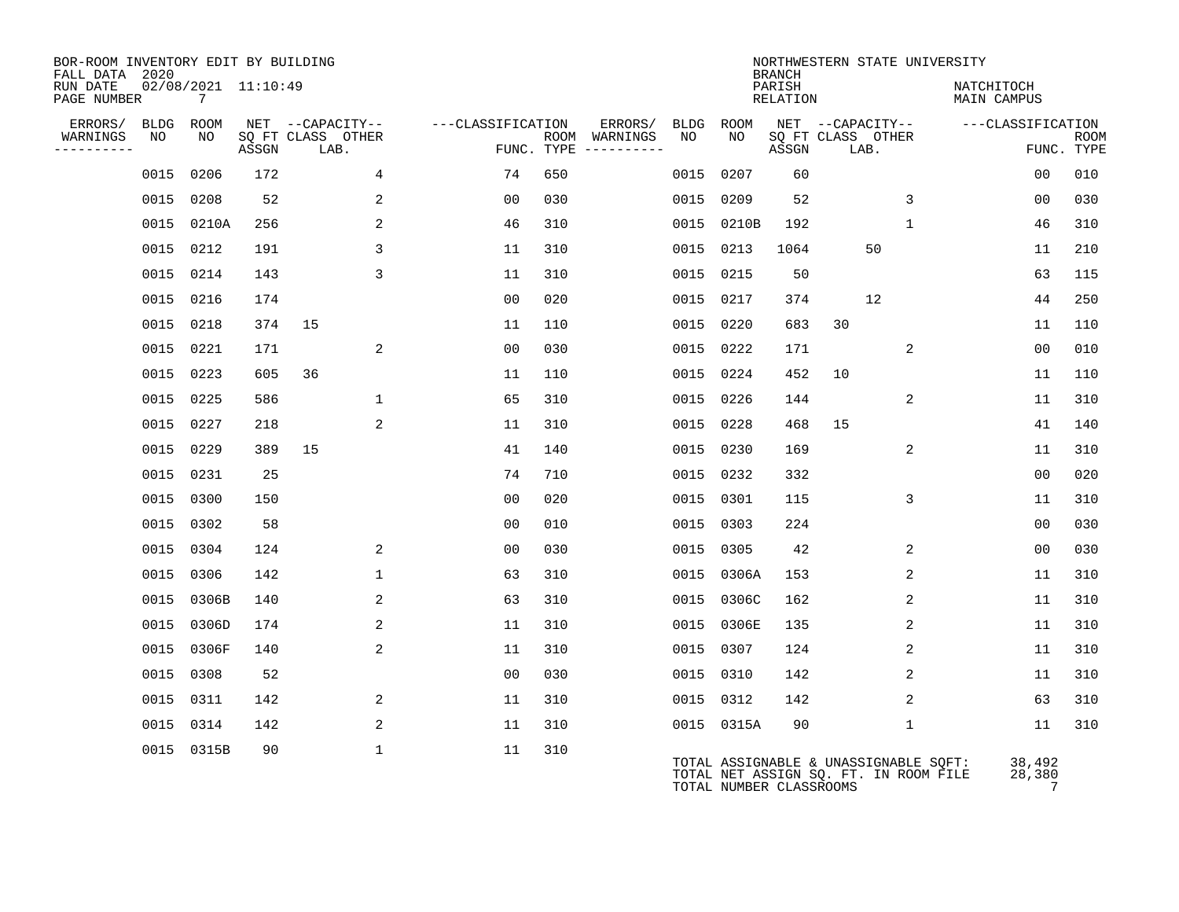BOR-ROOM INVENTORY EDIT BY BUILDING
FALL DATA 2020
RUN DATE 02/08/2021 11:10:49

NORTHWESTERN STATE UNIVERSITY
BRANCH
PARISH NATCHITOCH
RELATION MAIN CAMPUS

| ERRORS/ WARNINGS | BLDG NO | ROOM NO | NET SQ FT ASSGN | CAPACITY CLASS | CAPACITY LAB. | CAPACITY OTHER | CLASSIFICATION FUNC. | ROOM TYPE | ERRORS/ WARNINGS | BLDG NO | ROOM NO | NET SQ FT ASSGN | CAPACITY CLASS | CAPACITY LAB. | CAPACITY OTHER | CLASSIFICATION FUNC. | ROOM TYPE |
|---|---|---|---|---|---|---|---|---|---|---|---|---|---|---|---|---|---|
| | 0015 | 0206 | 172 | | | 4 | 74 | 650 | | 0015 | 0207 | 60 | | | | 00 | 010 |
| | 0015 | 0208 | 52 | | | 2 | 00 | 030 | | 0015 | 0209 | 52 | | | 3 | 00 | 030 |
| | 0015 | 0210A | 256 | | | 2 | 46 | 310 | | 0015 | 0210B | 192 | | | 1 | 46 | 310 |
| | 0015 | 0212 | 191 | | | 3 | 11 | 310 | | 0015 | 0213 | 1064 | | 50 | | 11 | 210 |
| | 0015 | 0214 | 143 | | | 3 | 11 | 310 | | 0015 | 0215 | 50 | | | | 63 | 115 |
| | 0015 | 0216 | 174 | | | | 00 | 020 | | 0015 | 0217 | 374 | | 12 | | 44 | 250 |
| | 0015 | 0218 | 374 | 15 | | | 11 | 110 | | 0015 | 0220 | 683 | 30 | | | 11 | 110 |
| | 0015 | 0221 | 171 | | | 2 | 00 | 030 | | 0015 | 0222 | 171 | | | 2 | 00 | 010 |
| | 0015 | 0223 | 605 | 36 | | | 11 | 110 | | 0015 | 0224 | 452 | 10 | | | 11 | 110 |
| | 0015 | 0225 | 586 | | | 1 | 65 | 310 | | 0015 | 0226 | 144 | | | 2 | 11 | 310 |
| | 0015 | 0227 | 218 | | | 2 | 11 | 310 | | 0015 | 0228 | 468 | 15 | | | 41 | 140 |
| | 0015 | 0229 | 389 | 15 | | | 41 | 140 | | 0015 | 0230 | 169 | | | 2 | 11 | 310 |
| | 0015 | 0231 | 25 | | | | 74 | 710 | | 0015 | 0232 | 332 | | | | 00 | 020 |
| | 0015 | 0300 | 150 | | | | 00 | 020 | | 0015 | 0301 | 115 | | | 3 | 11 | 310 |
| | 0015 | 0302 | 58 | | | | 00 | 010 | | 0015 | 0303 | 224 | | | | 00 | 030 |
| | 0015 | 0304 | 124 | | | 2 | 00 | 030 | | 0015 | 0305 | 42 | | | 2 | 00 | 030 |
| | 0015 | 0306 | 142 | | | 1 | 63 | 310 | | 0015 | 0306A | 153 | | | 2 | 11 | 310 |
| | 0015 | 0306B | 140 | | | 2 | 63 | 310 | | 0015 | 0306C | 162 | | | 2 | 11 | 310 |
| | 0015 | 0306D | 174 | | | 2 | 11 | 310 | | 0015 | 0306E | 135 | | | 2 | 11 | 310 |
| | 0015 | 0306F | 140 | | | 2 | 11 | 310 | | 0015 | 0307 | 124 | | | 2 | 11 | 310 |
| | 0015 | 0308 | 52 | | | | 00 | 030 | | 0015 | 0310 | 142 | | | 2 | 11 | 310 |
| | 0015 | 0311 | 142 | | | 2 | 11 | 310 | | 0015 | 0312 | 142 | | | 2 | 63 | 310 |
| | 0015 | 0314 | 142 | | | 2 | 11 | 310 | | 0015 | 0315A | 90 | | | 1 | 11 | 310 |
| | 0015 | 0315B | 90 | | | 1 | 11 | 310 | | | | | | | | | |

TOTAL ASSIGNABLE & UNASSIGNABLE SQFT: 38,492
TOTAL NET ASSIGN SQ. FT. IN ROOM FILE 28,380
TOTAL NUMBER CLASSROOMS 7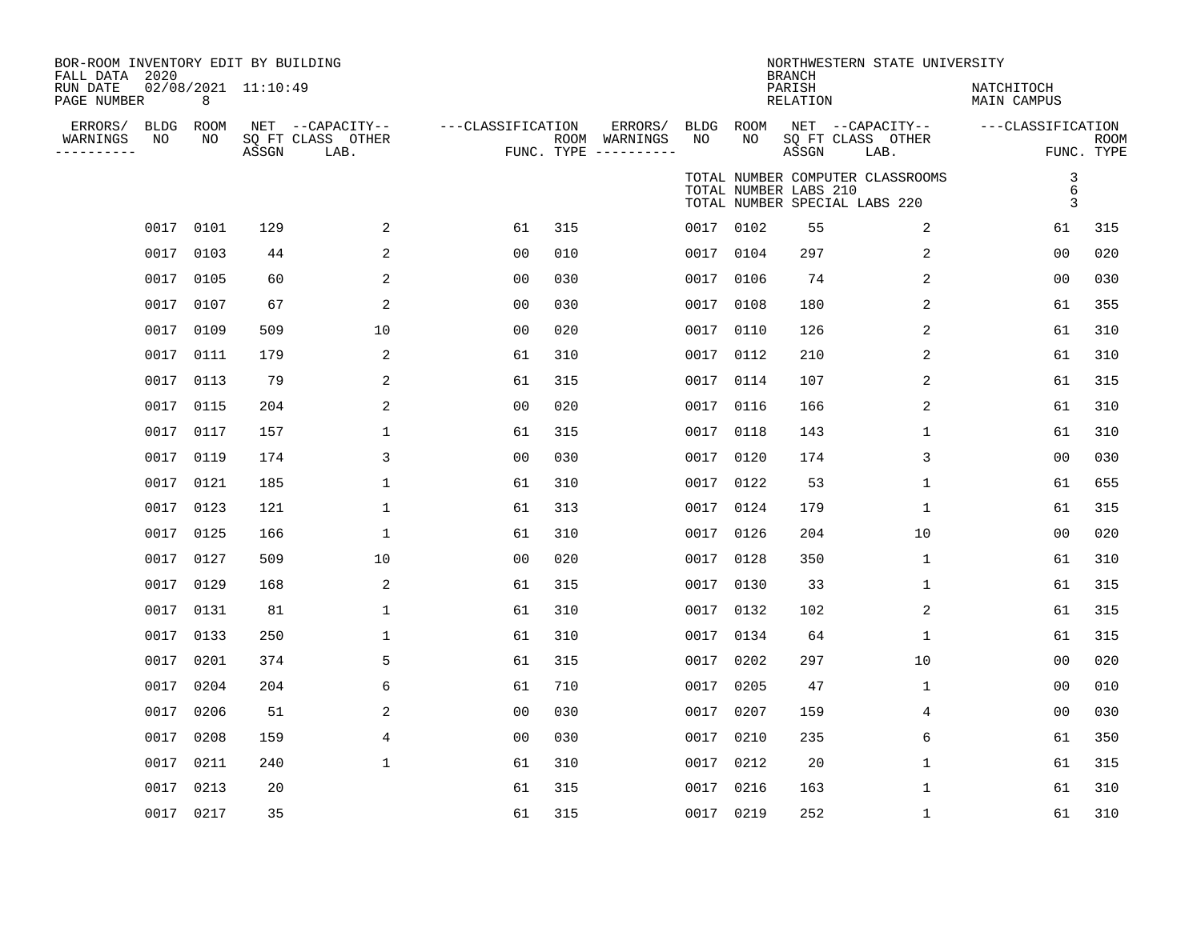BOR-ROOM INVENTORY EDIT BY BUILDING
FALL DATA 2020
RUN DATE 02/08/2021 11:10:49
PAGE NUMBER 8

NORTHWESTERN STATE UNIVERSITY
BRANCH
PARISH NATCHITOCH
RELATION MAIN CAMPUS

TOTAL NUMBER COMPUTER CLASSROOMS 3
TOTAL NUMBER LABS 210 6
TOTAL NUMBER SPECIAL LABS 220 3

| ERRORS/ WARNINGS | BLDG NO | ROOM NO | NET SQ FT ASSGN | CAPACITY CLASS LAB. | CAPACITY OTHER | CLASSIFICATION FUNC. | ROOM TYPE | ERRORS/ WARNINGS | BLDG NO | ROOM NO | NET SQ FT ASSGN | CAPACITY CLASS LAB. | CAPACITY OTHER | CLASSIFICATION FUNC. | ROOM TYPE |
|---|---|---|---|---|---|---|---|---|---|---|---|---|---|---|---|
| | 0017 | 0101 | 129 | | 2 | 61 | 315 | | 0017 | 0102 | 55 | | 2 | 61 | 315 |
| | 0017 | 0103 | 44 | | 2 | 00 | 010 | | 0017 | 0104 | 297 | | 2 | 00 | 020 |
| | 0017 | 0105 | 60 | | 2 | 00 | 030 | | 0017 | 0106 | 74 | | 2 | 00 | 030 |
| | 0017 | 0107 | 67 | | 2 | 00 | 030 | | 0017 | 0108 | 180 | | 2 | 61 | 355 |
| | 0017 | 0109 | 509 | | 10 | 00 | 020 | | 0017 | 0110 | 126 | | 2 | 61 | 310 |
| | 0017 | 0111 | 179 | | 2 | 61 | 310 | | 0017 | 0112 | 210 | | 2 | 61 | 310 |
| | 0017 | 0113 | 79 | | 2 | 61 | 315 | | 0017 | 0114 | 107 | | 2 | 61 | 315 |
| | 0017 | 0115 | 204 | | 2 | 00 | 020 | | 0017 | 0116 | 166 | | 2 | 61 | 310 |
| | 0017 | 0117 | 157 | | 1 | 61 | 315 | | 0017 | 0118 | 143 | | 1 | 61 | 310 |
| | 0017 | 0119 | 174 | | 3 | 00 | 030 | | 0017 | 0120 | 174 | | 3 | 00 | 030 |
| | 0017 | 0121 | 185 | | 1 | 61 | 310 | | 0017 | 0122 | 53 | | 1 | 61 | 655 |
| | 0017 | 0123 | 121 | | 1 | 61 | 313 | | 0017 | 0124 | 179 | | 1 | 61 | 315 |
| | 0017 | 0125 | 166 | | 1 | 61 | 310 | | 0017 | 0126 | 204 | | 10 | 00 | 020 |
| | 0017 | 0127 | 509 | | 10 | 00 | 020 | | 0017 | 0128 | 350 | | 1 | 61 | 310 |
| | 0017 | 0129 | 168 | | 2 | 61 | 315 | | 0017 | 0130 | 33 | | 1 | 61 | 315 |
| | 0017 | 0131 | 81 | | 1 | 61 | 310 | | 0017 | 0132 | 102 | | 2 | 61 | 315 |
| | 0017 | 0133 | 250 | | 1 | 61 | 310 | | 0017 | 0134 | 64 | | 1 | 61 | 315 |
| | 0017 | 0201 | 374 | | 5 | 61 | 315 | | 0017 | 0202 | 297 | | 10 | 00 | 020 |
| | 0017 | 0204 | 204 | | 6 | 61 | 710 | | 0017 | 0205 | 47 | | 1 | 00 | 010 |
| | 0017 | 0206 | 51 | | 2 | 00 | 030 | | 0017 | 0207 | 159 | | 4 | 00 | 030 |
| | 0017 | 0208 | 159 | | 4 | 00 | 030 | | 0017 | 0210 | 235 | | 6 | 61 | 350 |
| | 0017 | 0211 | 240 | | 1 | 61 | 310 | | 0017 | 0212 | 20 | | 1 | 61 | 315 |
| | 0017 | 0213 | 20 | | | 61 | 315 | | 0017 | 0216 | 163 | | 1 | 61 | 310 |
| | 0017 | 0217 | 35 | | | 61 | 315 | | 0017 | 0219 | 252 | | 1 | 61 | 310 |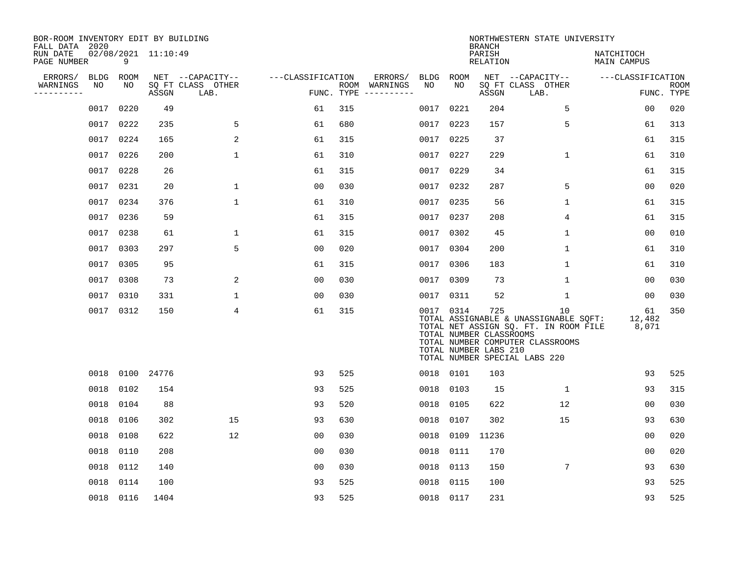BOR-ROOM INVENTORY EDIT BY BUILDING
FALL DATA 2020
RUN DATE 02/08/2021 11:10:49
PAGE NUMBER 9

NORTHWESTERN STATE UNIVERSITY
BRANCH
PARISH NATCHITOCH
RELATION MAIN CAMPUS

| ERRORS/ WARNINGS | BLDG NO | ROOM NO | NET ASSGN SQ FT | CAPACITY CLASS LAB. | CAPACITY OTHER | CLASSIFICATION FUNC. | ROOM TYPE | ERRORS/ WARNINGS | BLDG NO | ROOM NO | NET ASSGN SQ FT | CAPACITY CLASS LAB. | CAPACITY OTHER | CLASSIFICATION FUNC. | ROOM TYPE |
|---|---|---|---|---|---|---|---|---|---|---|---|---|---|---|---|
| | 0017 | 0220 | 49 | | | 61 | 315 | | 0017 | 0221 | 204 | | 5 | 00 | 020 |
| | 0017 | 0222 | 235 | | 5 | 61 | 680 | | 0017 | 0223 | 157 | | 5 | 61 | 313 |
| | 0017 | 0224 | 165 | | 2 | 61 | 315 | | 0017 | 0225 | 37 | | | 61 | 315 |
| | 0017 | 0226 | 200 | | 1 | 61 | 310 | | 0017 | 0227 | 229 | | 1 | 61 | 310 |
| | 0017 | 0228 | 26 | | | 61 | 315 | | 0017 | 0229 | 34 | | | 61 | 315 |
| | 0017 | 0231 | 20 | | 1 | 00 | 030 | | 0017 | 0232 | 287 | | 5 | 00 | 020 |
| | 0017 | 0234 | 376 | | 1 | 61 | 310 | | 0017 | 0235 | 56 | | 1 | 61 | 315 |
| | 0017 | 0236 | 59 | | | 61 | 315 | | 0017 | 0237 | 208 | | 4 | 61 | 315 |
| | 0017 | 0238 | 61 | | 1 | 61 | 315 | | 0017 | 0302 | 45 | | 1 | 00 | 010 |
| | 0017 | 0303 | 297 | | 5 | 00 | 020 | | 0017 | 0304 | 200 | | 1 | 61 | 310 |
| | 0017 | 0305 | 95 | | | 61 | 315 | | 0017 | 0306 | 183 | | 1 | 61 | 310 |
| | 0017 | 0308 | 73 | | 2 | 00 | 030 | | 0017 | 0309 | 73 | | 1 | 00 | 030 |
| | 0017 | 0310 | 331 | | 1 | 00 | 030 | | 0017 | 0311 | 52 | | 1 | 00 | 030 |
| | 0017 | 0312 | 150 | | 4 | 61 | 315 | | 0017 | 0314 | 725 | | 10 | 61 | 350 |

TOTAL ASSIGNABLE & UNASSIGNABLE SQFT: 12,482
TOTAL NET ASSIGN SQ. FT. IN ROOM FILE 8,071
TOTAL NUMBER CLASSROOMS
TOTAL NUMBER COMPUTER CLASSROOMS
TOTAL NUMBER LABS 210
TOTAL NUMBER SPECIAL LABS 220

| ERRORS/ WARNINGS | BLDG NO | ROOM NO | NET ASSGN SQ FT | CAPACITY CLASS LAB. | CAPACITY OTHER | CLASSIFICATION FUNC. | ROOM TYPE | ERRORS/ WARNINGS | BLDG NO | ROOM NO | NET ASSGN SQ FT | CAPACITY CLASS LAB. | CAPACITY OTHER | CLASSIFICATION FUNC. | ROOM TYPE |
|---|---|---|---|---|---|---|---|---|---|---|---|---|---|---|---|
| | 0018 | 0100 | 24776 | | | 93 | 525 | | 0018 | 0101 | 103 | | | 93 | 525 |
| | 0018 | 0102 | 154 | | | 93 | 525 | | 0018 | 0103 | 15 | | 1 | 93 | 315 |
| | 0018 | 0104 | 88 | | | 93 | 520 | | 0018 | 0105 | 622 | | 12 | 00 | 030 |
| | 0018 | 0106 | 302 | | 15 | 93 | 630 | | 0018 | 0107 | 302 | | 15 | 93 | 630 |
| | 0018 | 0108 | 622 | | 12 | 00 | 030 | | 0018 | 0109 | 11236 | | | 00 | 020 |
| | 0018 | 0110 | 208 | | | 00 | 030 | | 0018 | 0111 | 170 | | | 00 | 020 |
| | 0018 | 0112 | 140 | | | 00 | 030 | | 0018 | 0113 | 150 | | 7 | 93 | 630 |
| | 0018 | 0114 | 100 | | | 93 | 525 | | 0018 | 0115 | 100 | | | 93 | 525 |
| | 0018 | 0116 | 1404 | | | 93 | 525 | | 0018 | 0117 | 231 | | | 93 | 525 |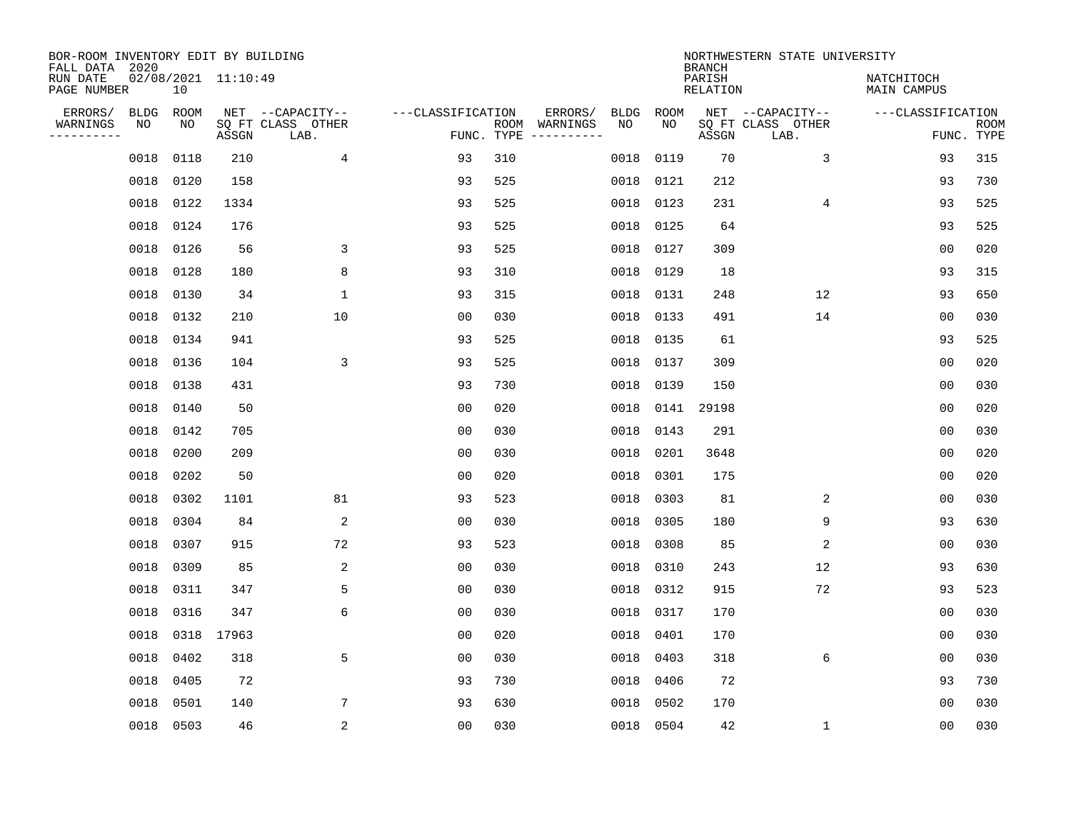BOR-ROOM INVENTORY EDIT BY BUILDING
FALL DATA 2020
RUN DATE 02/08/2021 11:10:49
PAGE NUMBER 10

NORTHWESTERN STATE UNIVERSITY
BRANCH
PARISH NATCHITOCH
RELATION MAIN CAMPUS

| ERRORS/ WARNINGS | BLDG NO | ROOM NO | NET SQ FT ASSGN | CAPACITY CLASS LAB. | CAPACITY OTHER | CLASSIFICATION FUNC. | ROOM TYPE | ERRORS/ WARNINGS | BLDG NO | ROOM NO | NET SQ FT ASSGN | CAPACITY CLASS LAB. | CAPACITY OTHER | CLASSIFICATION FUNC. | ROOM TYPE |
|---|---|---|---|---|---|---|---|---|---|---|---|---|---|---|---|
| | 0018 | 0118 | 210 | | 4 | 93 | 310 | | 0018 | 0119 | 70 | | 3 | 93 | 315 |
| | 0018 | 0120 | 158 | | | 93 | 525 | | 0018 | 0121 | 212 | | | 93 | 730 |
| | 0018 | 0122 | 1334 | | | 93 | 525 | | 0018 | 0123 | 231 | | 4 | 93 | 525 |
| | 0018 | 0124 | 176 | | | 93 | 525 | | 0018 | 0125 | 64 | | | 93 | 525 |
| | 0018 | 0126 | 56 | | 3 | 93 | 525 | | 0018 | 0127 | 309 | | | 00 | 020 |
| | 0018 | 0128 | 180 | | 8 | 93 | 310 | | 0018 | 0129 | 18 | | | 93 | 315 |
| | 0018 | 0130 | 34 | | 1 | 93 | 315 | | 0018 | 0131 | 248 | | 12 | 93 | 650 |
| | 0018 | 0132 | 210 | | 10 | 00 | 030 | | 0018 | 0133 | 491 | | 14 | 00 | 030 |
| | 0018 | 0134 | 941 | | | 93 | 525 | | 0018 | 0135 | 61 | | | 93 | 525 |
| | 0018 | 0136 | 104 | | 3 | 93 | 525 | | 0018 | 0137 | 309 | | | 00 | 020 |
| | 0018 | 0138 | 431 | | | 93 | 730 | | 0018 | 0139 | 150 | | | 00 | 030 |
| | 0018 | 0140 | 50 | | | 00 | 020 | | 0018 | 0141 | 29198 | | | 00 | 020 |
| | 0018 | 0142 | 705 | | | 00 | 030 | | 0018 | 0143 | 291 | | | 00 | 030 |
| | 0018 | 0200 | 209 | | | 00 | 030 | | 0018 | 0201 | 3648 | | | 00 | 020 |
| | 0018 | 0202 | 50 | | | 00 | 020 | | 0018 | 0301 | 175 | | | 00 | 020 |
| | 0018 | 0302 | 1101 | | 81 | 93 | 523 | | 0018 | 0303 | 81 | | 2 | 00 | 030 |
| | 0018 | 0304 | 84 | | 2 | 00 | 030 | | 0018 | 0305 | 180 | | 9 | 93 | 630 |
| | 0018 | 0307 | 915 | | 72 | 93 | 523 | | 0018 | 0308 | 85 | | 2 | 00 | 030 |
| | 0018 | 0309 | 85 | | 2 | 00 | 030 | | 0018 | 0310 | 243 | | 12 | 93 | 630 |
| | 0018 | 0311 | 347 | | 5 | 00 | 030 | | 0018 | 0312 | 915 | | 72 | 93 | 523 |
| | 0018 | 0316 | 347 | | 6 | 00 | 030 | | 0018 | 0317 | 170 | | | 00 | 030 |
| | 0018 | 0318 | 17963 | | | 00 | 020 | | 0018 | 0401 | 170 | | | 00 | 030 |
| | 0018 | 0402 | 318 | | 5 | 00 | 030 | | 0018 | 0403 | 318 | | 6 | 00 | 030 |
| | 0018 | 0405 | 72 | | | 93 | 730 | | 0018 | 0406 | 72 | | | 93 | 730 |
| | 0018 | 0501 | 140 | | 7 | 93 | 630 | | 0018 | 0502 | 170 | | | 00 | 030 |
| | 0018 | 0503 | 46 | | 2 | 00 | 030 | | 0018 | 0504 | 42 | | 1 | 00 | 030 |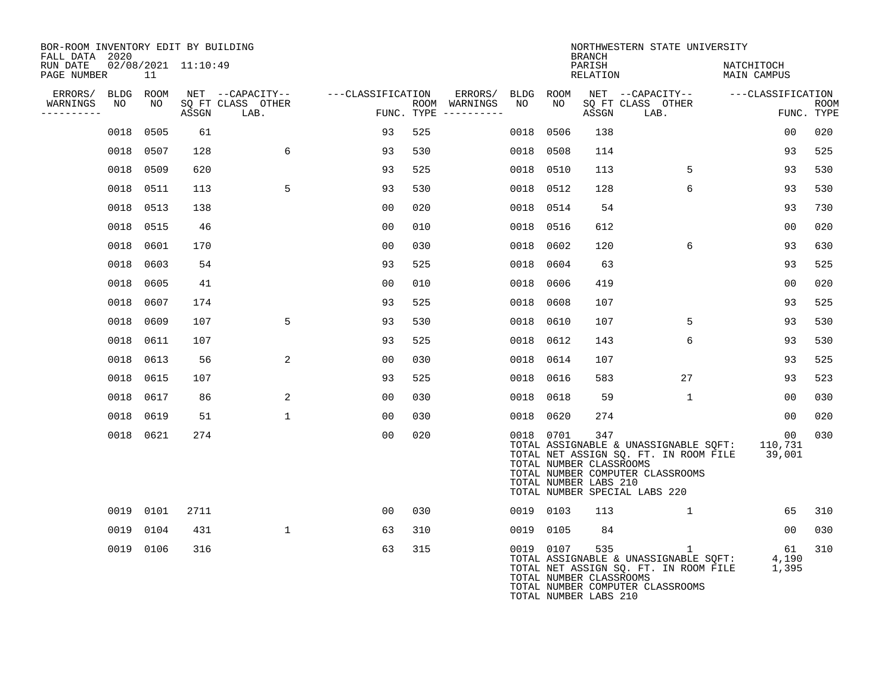BOR-ROOM INVENTORY EDIT BY BUILDING
FALL DATA 2020
RUN DATE 02/08/2021 11:10:49
PAGE NUMBER 11

NORTHWESTERN STATE UNIVERSITY
BRANCH
PARISH NATCHITOCH
RELATION MAIN CAMPUS

| ERRORS/ WARNINGS | BLDG NO | ROOM NO | NET SQ FT ASSGN | CAPACITY CLASS LAB. | CAPACITY OTHER | CLASSIFICATION FUNC. | ROOM TYPE | ERRORS/ WARNINGS | BLDG NO | ROOM NO | NET SQ FT ASSGN | CAPACITY CLASS LAB. | CAPACITY OTHER | CLASSIFICATION FUNC. | ROOM TYPE |
|---|---|---|---|---|---|---|---|---|---|---|---|---|---|---|---|
| | 0018 | 0505 | 61 | | | 93 | 525 | | 0018 | 0506 | 138 | | | 00 | 020 |
| | 0018 | 0507 | 128 | | 6 | 93 | 530 | | 0018 | 0508 | 114 | | | 93 | 525 |
| | 0018 | 0509 | 620 | | | 93 | 525 | | 0018 | 0510 | 113 | | 5 | 93 | 530 |
| | 0018 | 0511 | 113 | | 5 | 93 | 530 | | 0018 | 0512 | 128 | | 6 | 93 | 530 |
| | 0018 | 0513 | 138 | | | 00 | 020 | | 0018 | 0514 | 54 | | | 93 | 730 |
| | 0018 | 0515 | 46 | | | 00 | 010 | | 0018 | 0516 | 612 | | | 00 | 020 |
| | 0018 | 0601 | 170 | | | 00 | 030 | | 0018 | 0602 | 120 | | 6 | 93 | 630 |
| | 0018 | 0603 | 54 | | | 93 | 525 | | 0018 | 0604 | 63 | | | 93 | 525 |
| | 0018 | 0605 | 41 | | | 00 | 010 | | 0018 | 0606 | 419 | | | 00 | 020 |
| | 0018 | 0607 | 174 | | | 93 | 525 | | 0018 | 0608 | 107 | | | 93 | 525 |
| | 0018 | 0609 | 107 | | 5 | 93 | 530 | | 0018 | 0610 | 107 | | 5 | 93 | 530 |
| | 0018 | 0611 | 107 | | | 93 | 525 | | 0018 | 0612 | 143 | | 6 | 93 | 530 |
| | 0018 | 0613 | 56 | | 2 | 00 | 030 | | 0018 | 0614 | 107 | | | 93 | 525 |
| | 0018 | 0615 | 107 | | | 93 | 525 | | 0018 | 0616 | 583 | | 27 | 93 | 523 |
| | 0018 | 0617 | 86 | | 2 | 00 | 030 | | 0018 | 0618 | 59 | | 1 | 00 | 030 |
| | 0018 | 0619 | 51 | | 1 | 00 | 030 | | 0018 | 0620 | 274 | | | 00 | 020 |
| | 0018 | 0621 | 274 | | | 00 | 020 | | 0018 | 0701 | 347 | | | 00 | 030 |

TOTAL ASSIGNABLE & UNASSIGNABLE SQFT: 110,731
TOTAL NET ASSIGN SQ. FT. IN ROOM FILE 39,001
TOTAL NUMBER CLASSROOMS
TOTAL NUMBER COMPUTER CLASSROOMS
TOTAL NUMBER LABS 210
TOTAL NUMBER SPECIAL LABS 220

| ERRORS/ WARNINGS | BLDG NO | ROOM NO | NET SQ FT ASSGN | CAPACITY CLASS LAB. | CAPACITY OTHER | CLASSIFICATION FUNC. | ROOM TYPE | ERRORS/ WARNINGS | BLDG NO | ROOM NO | NET SQ FT ASSGN | CAPACITY CLASS LAB. | CAPACITY OTHER | CLASSIFICATION FUNC. | ROOM TYPE |
|---|---|---|---|---|---|---|---|---|---|---|---|---|---|---|---|
| | 0019 | 0101 | 2711 | | | 00 | 030 | | 0019 | 0103 | 113 | | 1 | 65 | 310 |
| | 0019 | 0104 | 431 | | 1 | 63 | 310 | | 0019 | 0105 | 84 | | | 00 | 030 |
| | 0019 | 0106 | 316 | | | 63 | 315 | | 0019 | 0107 | 535 | | 1 | 61 | 310 |

TOTAL ASSIGNABLE & UNASSIGNABLE SQFT: 4,190
TOTAL NET ASSIGN SQ. FT. IN ROOM FILE 1,395
TOTAL NUMBER CLASSROOMS
TOTAL NUMBER COMPUTER CLASSROOMS
TOTAL NUMBER LABS 210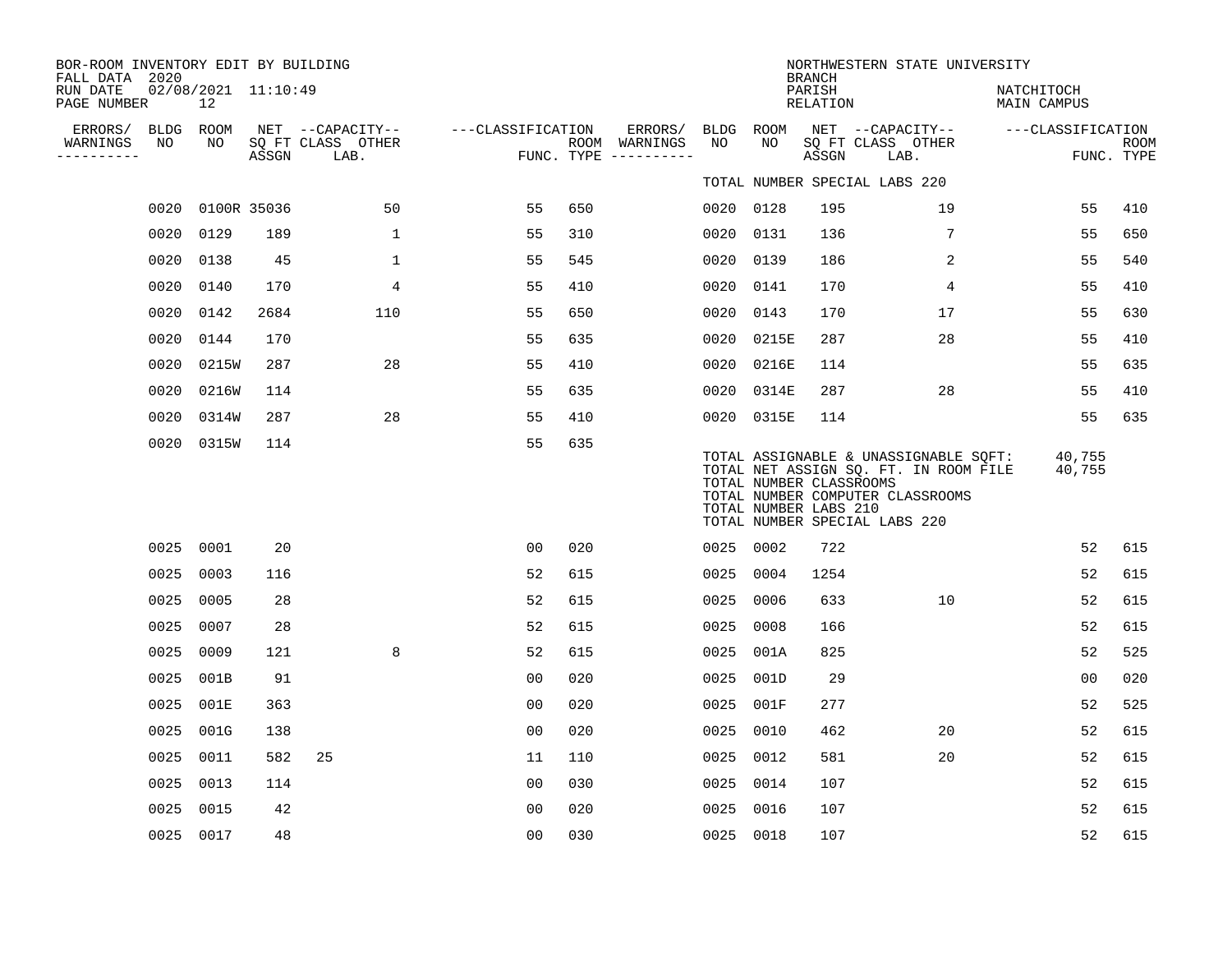BOR-ROOM INVENTORY EDIT BY BUILDING
FALL DATA 2020
RUN DATE 02/08/2021 11:10:49
PAGE NUMBER 12

NORTHWESTERN STATE UNIVERSITY
BRANCH
PARISH NATCHITOCH
RELATION MAIN CAMPUS

| ERRORS/ WARNINGS | BLDG NO | ROOM NO | NET SQ FT ASSGN | CAPACITY CLASS | CAPACITY LAB. | CAPACITY OTHER | CLASSIFICATION FUNC. | ROOM TYPE | ERRORS/ WARNINGS | BLDG NO | ROOM NO | NET SQ FT ASSGN | CAPACITY CLASS | CAPACITY LAB. | CAPACITY OTHER | CLASSIFICATION FUNC. | ROOM TYPE |
|---|---|---|---|---|---|---|---|---|---|---|---|---|---|---|---|---|---|
| | | | | | | | | | | TOTAL NUMBER SPECIAL LABS 220 | | | | | | | |
| | 0020 | 0100R | 35036 | | | 50 | 55 | 650 | | 0020 | 0128 | 195 | | | 19 | 55 | 410 |
| | 0020 | 0129 | 189 | | | 1 | 55 | 310 | | 0020 | 0131 | 136 | | | 7 | 55 | 650 |
| | 0020 | 0138 | 45 | | | 1 | 55 | 545 | | 0020 | 0139 | 186 | | | 2 | 55 | 540 |
| | 0020 | 0140 | 170 | | | 4 | 55 | 410 | | 0020 | 0141 | 170 | | | 4 | 55 | 410 |
| | 0020 | 0142 | 2684 | | | 110 | 55 | 650 | | 0020 | 0143 | 170 | | | 17 | 55 | 630 |
| | 0020 | 0144 | 170 | | | | 55 | 635 | | 0020 | 0215E | 287 | | | 28 | 55 | 410 |
| | 0020 | 0215W | 287 | | | 28 | 55 | 410 | | 0020 | 0216E | 114 | | | | 55 | 635 |
| | 0020 | 0216W | 114 | | | | 55 | 635 | | 0020 | 0314E | 287 | | | 28 | 55 | 410 |
| | 0020 | 0314W | 287 | | | 28 | 55 | 410 | | 0020 | 0315E | 114 | | | | 55 | 635 |
| | 0020 | 0315W | 114 | | | | 55 | 635 | | | | | | | | | |

TOTAL ASSIGNABLE & UNASSIGNABLE SQFT: 40,755
TOTAL NET ASSIGN SQ. FT. IN ROOM FILE 40,755
TOTAL NUMBER CLASSROOMS
TOTAL NUMBER COMPUTER CLASSROOMS
TOTAL NUMBER LABS 210
TOTAL NUMBER SPECIAL LABS 220

| ERRORS/ WARNINGS | BLDG NO | ROOM NO | NET SQ FT ASSGN | CAPACITY CLASS | CAPACITY LAB. | CAPACITY OTHER | CLASSIFICATION FUNC. | ROOM TYPE | ERRORS/ WARNINGS | BLDG NO | ROOM NO | NET SQ FT ASSGN | CAPACITY CLASS | CAPACITY LAB. | CAPACITY OTHER | CLASSIFICATION FUNC. | ROOM TYPE |
|---|---|---|---|---|---|---|---|---|---|---|---|---|---|---|---|---|---|
| | 0025 | 0001 | 20 | | | | 00 | 020 | | 0025 | 0002 | 722 | | | | 52 | 615 |
| | 0025 | 0003 | 116 | | | | 52 | 615 | | 0025 | 0004 | 1254 | | | | 52 | 615 |
| | 0025 | 0005 | 28 | | | | 52 | 615 | | 0025 | 0006 | 633 | | | 10 | 52 | 615 |
| | 0025 | 0007 | 28 | | | | 52 | 615 | | 0025 | 0008 | 166 | | | | 52 | 615 |
| | 0025 | 0009 | 121 | | | 8 | 52 | 615 | | 0025 | 001A | 825 | | | | 52 | 525 |
| | 0025 | 001B | 91 | | | | 00 | 020 | | 0025 | 001D | 29 | | | | 00 | 020 |
| | 0025 | 001E | 363 | | | | 00 | 020 | | 0025 | 001F | 277 | | | | 52 | 525 |
| | 0025 | 001G | 138 | | | | 00 | 020 | | 0025 | 0010 | 462 | | | 20 | 52 | 615 |
| | 0025 | 0011 | 582 | 25 | | | 11 | 110 | | 0025 | 0012 | 581 | | | 20 | 52 | 615 |
| | 0025 | 0013 | 114 | | | | 00 | 030 | | 0025 | 0014 | 107 | | | | 52 | 615 |
| | 0025 | 0015 | 42 | | | | 00 | 020 | | 0025 | 0016 | 107 | | | | 52 | 615 |
| | 0025 | 0017 | 48 | | | | 00 | 030 | | 0025 | 0018 | 107 | | | | 52 | 615 |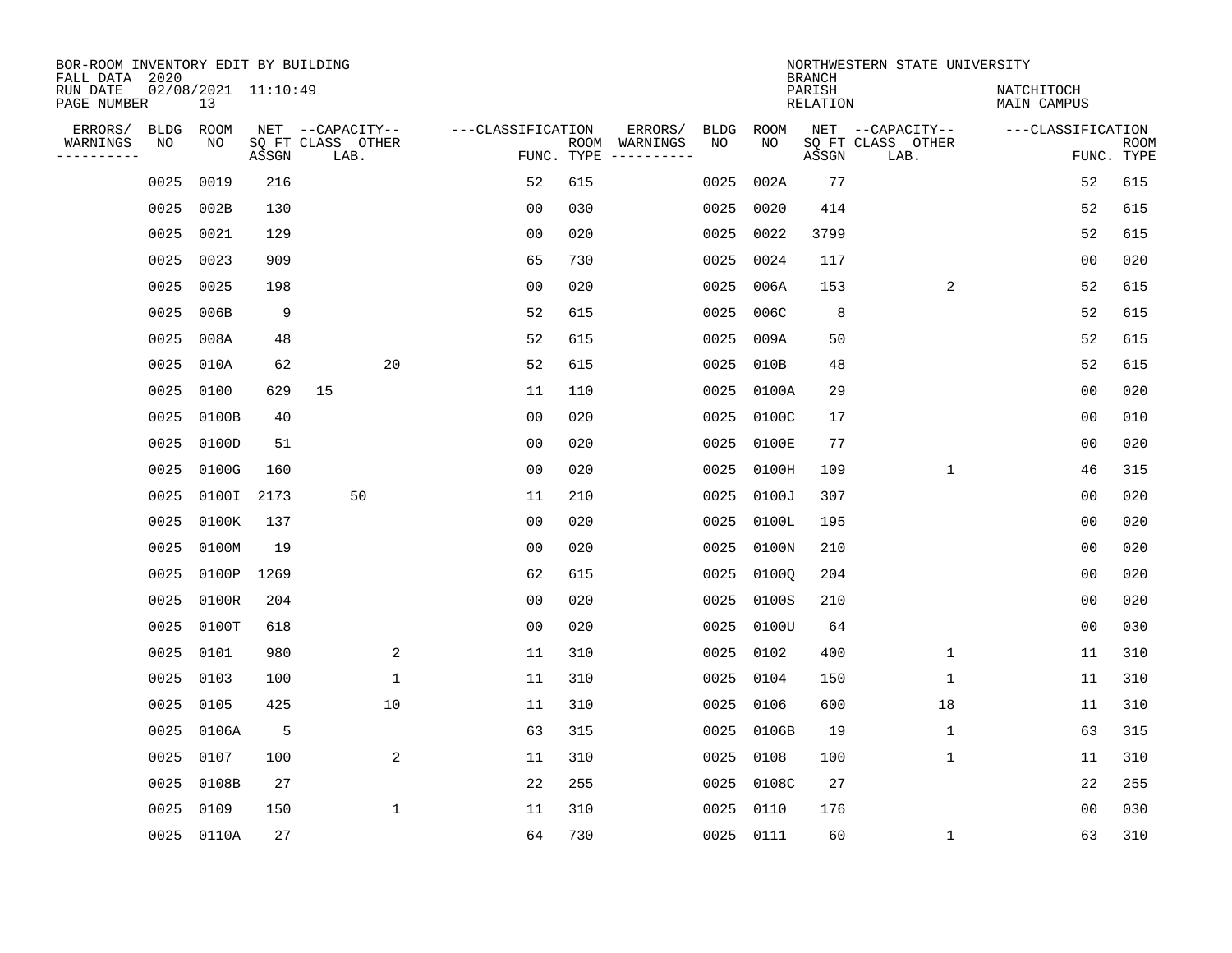BOR-ROOM INVENTORY EDIT BY BUILDING
FALL DATA 2020
RUN DATE 02/08/2021 11:10:49
PAGE NUMBER 13

NORTHWESTERN STATE UNIVERSITY
BRANCH
PARISH NATCHITOCH
RELATION MAIN CAMPUS

| ERRORS/ WARNINGS | BLDG NO | ROOM NO | NET SQ FT ASSGN | CAPACITY CLASS | CAPACITY LAB. | CAPACITY OTHER | FUNC. | ROOM TYPE | ERRORS/ WARNINGS | BLDG NO | ROOM NO | NET SQ FT ASSGN | CAPACITY CLASS | CAPACITY LAB. | CAPACITY OTHER | FUNC. | ROOM TYPE |
|---|---|---|---|---|---|---|---|---|---|---|---|---|---|---|---|---|---|
| | 0025 | 0019 | 216 | | | | 52 | 615 | | 0025 | 002A | 77 | | | | 52 | 615 |
| | 0025 | 002B | 130 | | | | 00 | 030 | | 0025 | 0020 | 414 | | | | 52 | 615 |
| | 0025 | 0021 | 129 | | | | 00 | 020 | | 0025 | 0022 | 3799 | | | | 52 | 615 |
| | 0025 | 0023 | 909 | | | | 65 | 730 | | 0025 | 0024 | 117 | | | | 00 | 020 |
| | 0025 | 0025 | 198 | | | | 00 | 020 | | 0025 | 006A | 153 | | | 2 | 52 | 615 |
| | 0025 | 006B | 9 | | | | 52 | 615 | | 0025 | 006C | 8 | | | | 52 | 615 |
| | 0025 | 008A | 48 | | | | 52 | 615 | | 0025 | 009A | 50 | | | | 52 | 615 |
| | 0025 | 010A | 62 | | | 20 | 52 | 615 | | 0025 | 010B | 48 | | | | 52 | 615 |
| | 0025 | 0100 | 629 | 15 | | | 11 | 110 | | 0025 | 0100A | 29 | | | | 00 | 020 |
| | 0025 | 0100B | 40 | | | | 00 | 020 | | 0025 | 0100C | 17 | | | | 00 | 010 |
| | 0025 | 0100D | 51 | | | | 00 | 020 | | 0025 | 0100E | 77 | | | | 00 | 020 |
| | 0025 | 0100G | 160 | | | | 00 | 020 | | 0025 | 0100H | 109 | | | 1 | 46 | 315 |
| | 0025 | 0100I | 2173 | | 50 | | 11 | 210 | | 0025 | 0100J | 307 | | | | 00 | 020 |
| | 0025 | 0100K | 137 | | | | 00 | 020 | | 0025 | 0100L | 195 | | | | 00 | 020 |
| | 0025 | 0100M | 19 | | | | 00 | 020 | | 0025 | 0100N | 210 | | | | 00 | 020 |
| | 0025 | 0100P | 1269 | | | | 62 | 615 | | 0025 | 0100Q | 204 | | | | 00 | 020 |
| | 0025 | 0100R | 204 | | | | 00 | 020 | | 0025 | 0100S | 210 | | | | 00 | 020 |
| | 0025 | 0100T | 618 | | | | 00 | 020 | | 0025 | 0100U | 64 | | | | 00 | 030 |
| | 0025 | 0101 | 980 | | | 2 | 11 | 310 | | 0025 | 0102 | 400 | | | 1 | 11 | 310 |
| | 0025 | 0103 | 100 | | | 1 | 11 | 310 | | 0025 | 0104 | 150 | | | 1 | 11 | 310 |
| | 0025 | 0105 | 425 | | | 10 | 11 | 310 | | 0025 | 0106 | 600 | | | 18 | 11 | 310 |
| | 0025 | 0106A | 5 | | | | 63 | 315 | | 0025 | 0106B | 19 | | | 1 | 63 | 315 |
| | 0025 | 0107 | 100 | | | 2 | 11 | 310 | | 0025 | 0108 | 100 | | | 1 | 11 | 310 |
| | 0025 | 0108B | 27 | | | | 22 | 255 | | 0025 | 0108C | 27 | | | | 22 | 255 |
| | 0025 | 0109 | 150 | | | 1 | 11 | 310 | | 0025 | 0110 | 176 | | | | 00 | 030 |
| | 0025 | 0110A | 27 | | | | 64 | 730 | | 0025 | 0111 | 60 | | | 1 | 63 | 310 |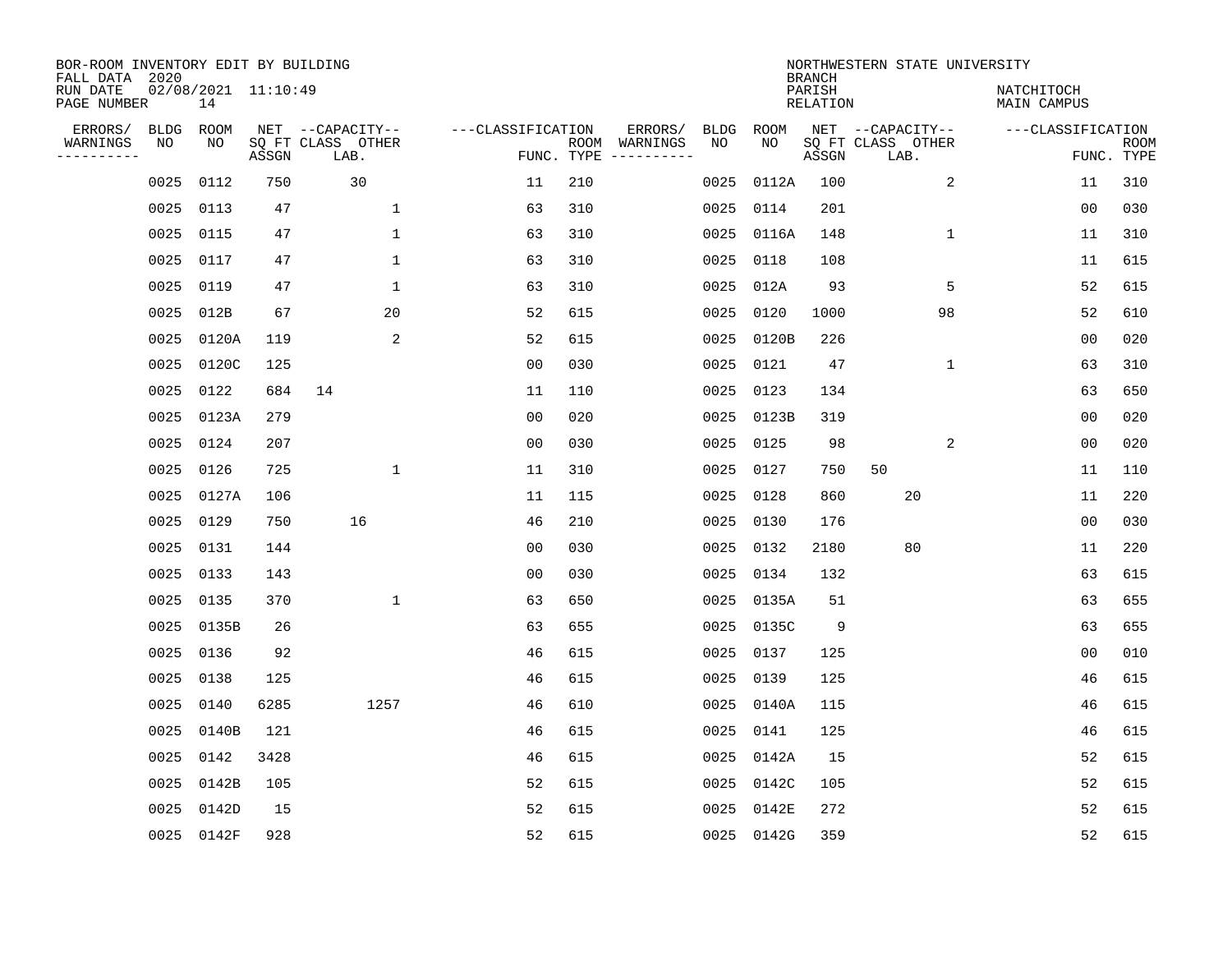BOR-ROOM INVENTORY EDIT BY BUILDING
FALL DATA 2020
RUN DATE 02/08/2021 11:10:49
PAGE NUMBER 14

NORTHWESTERN STATE UNIVERSITY
BRANCH
PARISH NATCHITOCH
RELATION MAIN CAMPUS

| ERRORS/ WARNINGS | BLDG NO | ROOM NO | NET SQ FT ASSGN | CAPACITY CLASS | CAPACITY LAB. | CAPACITY OTHER | CLASSIFICATION FUNC. | ROOM TYPE | ERRORS/ WARNINGS | BLDG NO | ROOM NO | NET SQ FT ASSGN | CAPACITY CLASS | CAPACITY LAB. | CAPACITY OTHER | CLASSIFICATION FUNC. | ROOM TYPE |
|---|---|---|---|---|---|---|---|---|---|---|---|---|---|---|---|---|---|
| | 0025 | 0112 | 750 | | 30 | | 11 | 210 | | 0025 | 0112A | 100 | | | 2 | 11 | 310 |
| | 0025 | 0113 | 47 | | | 1 | 63 | 310 | | 0025 | 0114 | 201 | | | | 00 | 030 |
| | 0025 | 0115 | 47 | | | 1 | 63 | 310 | | 0025 | 0116A | 148 | | | 1 | 11 | 310 |
| | 0025 | 0117 | 47 | | | 1 | 63 | 310 | | 0025 | 0118 | 108 | | | | 11 | 615 |
| | 0025 | 0119 | 47 | | | 1 | 63 | 310 | | 0025 | 012A | 93 | | | 5 | 52 | 615 |
| | 0025 | 012B | 67 | | | 20 | 52 | 615 | | 0025 | 0120 | 1000 | | | 98 | 52 | 610 |
| | 0025 | 0120A | 119 | | | 2 | 52 | 615 | | 0025 | 0120B | 226 | | | | 00 | 020 |
| | 0025 | 0120C | 125 | | | | 00 | 030 | | 0025 | 0121 | 47 | | | 1 | 63 | 310 |
| | 0025 | 0122 | 684 | 14 | | | 11 | 110 | | 0025 | 0123 | 134 | | | | 63 | 650 |
| | 0025 | 0123A | 279 | | | | 00 | 020 | | 0025 | 0123B | 319 | | | | 00 | 020 |
| | 0025 | 0124 | 207 | | | | 00 | 030 | | 0025 | 0125 | 98 | | | 2 | 00 | 020 |
| | 0025 | 0126 | 725 | | | 1 | 11 | 310 | | 0025 | 0127 | 750 | 50 | | | 11 | 110 |
| | 0025 | 0127A | 106 | | | | 11 | 115 | | 0025 | 0128 | 860 | | 20 | | 11 | 220 |
| | 0025 | 0129 | 750 | | 16 | | 46 | 210 | | 0025 | 0130 | 176 | | | | 00 | 030 |
| | 0025 | 0131 | 144 | | | | 00 | 030 | | 0025 | 0132 | 2180 | | 80 | | 11 | 220 |
| | 0025 | 0133 | 143 | | | | 00 | 030 | | 0025 | 0134 | 132 | | | | 63 | 615 |
| | 0025 | 0135 | 370 | | | 1 | 63 | 650 | | 0025 | 0135A | 51 | | | | 63 | 655 |
| | 0025 | 0135B | 26 | | | | 63 | 655 | | 0025 | 0135C | 9 | | | | 63 | 655 |
| | 0025 | 0136 | 92 | | | | 46 | 615 | | 0025 | 0137 | 125 | | | | 00 | 010 |
| | 0025 | 0138 | 125 | | | | 46 | 615 | | 0025 | 0139 | 125 | | | | 46 | 615 |
| | 0025 | 0140 | 6285 | | | 1257 | 46 | 610 | | 0025 | 0140A | 115 | | | | 46 | 615 |
| | 0025 | 0140B | 121 | | | | 46 | 615 | | 0025 | 0141 | 125 | | | | 46 | 615 |
| | 0025 | 0142 | 3428 | | | | 46 | 615 | | 0025 | 0142A | 15 | | | | 52 | 615 |
| | 0025 | 0142B | 105 | | | | 52 | 615 | | 0025 | 0142C | 105 | | | | 52 | 615 |
| | 0025 | 0142D | 15 | | | | 52 | 615 | | 0025 | 0142E | 272 | | | | 52 | 615 |
| | 0025 | 0142F | 928 | | | | 52 | 615 | | 0025 | 0142G | 359 | | | | 52 | 615 |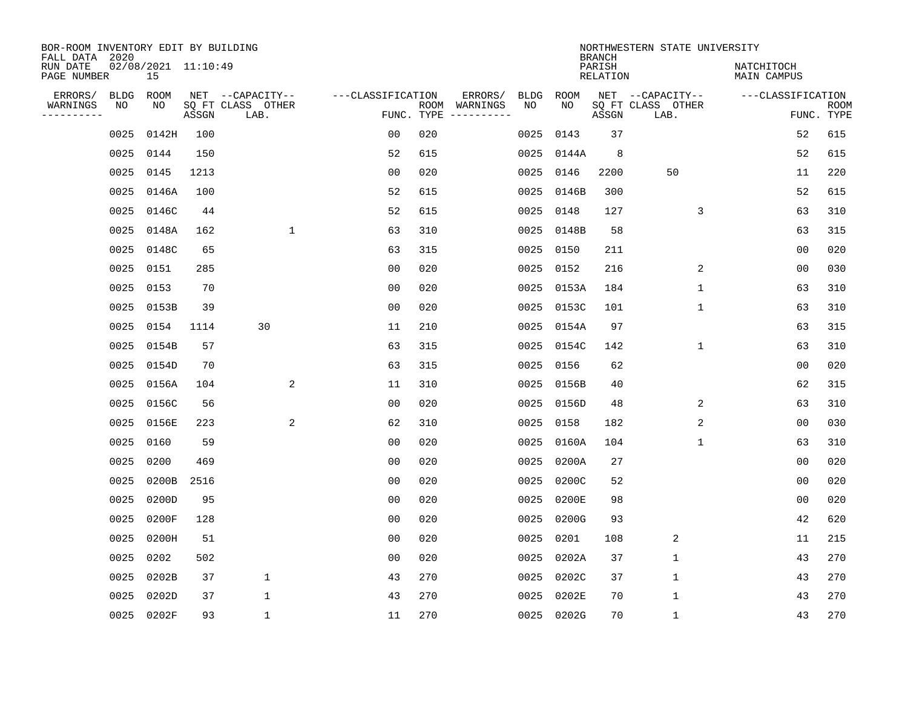BOR-ROOM INVENTORY EDIT BY BUILDING
FALL DATA 2020
RUN DATE 02/08/2021 11:10:49
PAGE NUMBER 15

NORTHWESTERN STATE UNIVERSITY
BRANCH
PARISH NATCHITOCH
RELATION MAIN CAMPUS

| ERRORS/ WARNINGS | BLDG NO | ROOM NO | NET SQ FT ASSGN | CAPACITY CLASS LAB. | CAPACITY OTHER | CLASSIFICATION FUNC. | ROOM TYPE | ERRORS/ WARNINGS | BLDG NO | ROOM NO | NET SQ FT ASSGN | CAPACITY CLASS LAB. | CAPACITY OTHER | CLASSIFICATION FUNC. | ROOM TYPE |
|---|---|---|---|---|---|---|---|---|---|---|---|---|---|---|---|
| | 0025 | 0142H | 100 | | | 00 | 020 | | 0025 | 0143 | 37 | | | 52 | 615 |
| | 0025 | 0144 | 150 | | | 52 | 615 | | 0025 | 0144A | 8 | | | 52 | 615 |
| | 0025 | 0145 | 1213 | | | 00 | 020 | | 0025 | 0146 | 2200 | 50 | | 11 | 220 |
| | 0025 | 0146A | 100 | | | 52 | 615 | | 0025 | 0146B | 300 | | | 52 | 615 |
| | 0025 | 0146C | 44 | | | 52 | 615 | | 0025 | 0148 | 127 | | 3 | 63 | 310 |
| | 0025 | 0148A | 162 | | 1 | 63 | 310 | | 0025 | 0148B | 58 | | | 63 | 315 |
| | 0025 | 0148C | 65 | | | 63 | 315 | | 0025 | 0150 | 211 | | | 00 | 020 |
| | 0025 | 0151 | 285 | | | 00 | 020 | | 0025 | 0152 | 216 | | 2 | 00 | 030 |
| | 0025 | 0153 | 70 | | | 00 | 020 | | 0025 | 0153A | 184 | | 1 | 63 | 310 |
| | 0025 | 0153B | 39 | | | 00 | 020 | | 0025 | 0153C | 101 | | 1 | 63 | 310 |
| | 0025 | 0154 | 1114 | 30 | | 11 | 210 | | 0025 | 0154A | 97 | | | 63 | 315 |
| | 0025 | 0154B | 57 | | | 63 | 315 | | 0025 | 0154C | 142 | | 1 | 63 | 310 |
| | 0025 | 0154D | 70 | | | 63 | 315 | | 0025 | 0156 | 62 | | | 00 | 020 |
| | 0025 | 0156A | 104 | | 2 | 11 | 310 | | 0025 | 0156B | 40 | | | 62 | 315 |
| | 0025 | 0156C | 56 | | | 00 | 020 | | 0025 | 0156D | 48 | | 2 | 63 | 310 |
| | 0025 | 0156E | 223 | | 2 | 62 | 310 | | 0025 | 0158 | 182 | | 2 | 00 | 030 |
| | 0025 | 0160 | 59 | | | 00 | 020 | | 0025 | 0160A | 104 | | 1 | 63 | 310 |
| | 0025 | 0200 | 469 | | | 00 | 020 | | 0025 | 0200A | 27 | | | 00 | 020 |
| | 0025 | 0200B | 2516 | | | 00 | 020 | | 0025 | 0200C | 52 | | | 00 | 020 |
| | 0025 | 0200D | 95 | | | 00 | 020 | | 0025 | 0200E | 98 | | | 00 | 020 |
| | 0025 | 0200F | 128 | | | 00 | 020 | | 0025 | 0200G | 93 | | | 42 | 620 |
| | 0025 | 0200H | 51 | | | 00 | 020 | | 0025 | 0201 | 108 | 2 | | 11 | 215 |
| | 0025 | 0202 | 502 | | | 00 | 020 | | 0025 | 0202A | 37 | 1 | | 43 | 270 |
| | 0025 | 0202B | 37 | 1 | | 43 | 270 | | 0025 | 0202C | 37 | 1 | | 43 | 270 |
| | 0025 | 0202D | 37 | 1 | | 43 | 270 | | 0025 | 0202E | 70 | 1 | | 43 | 270 |
| | 0025 | 0202F | 93 | 1 | | 11 | 270 | | 0025 | 0202G | 70 | 1 | | 43 | 270 |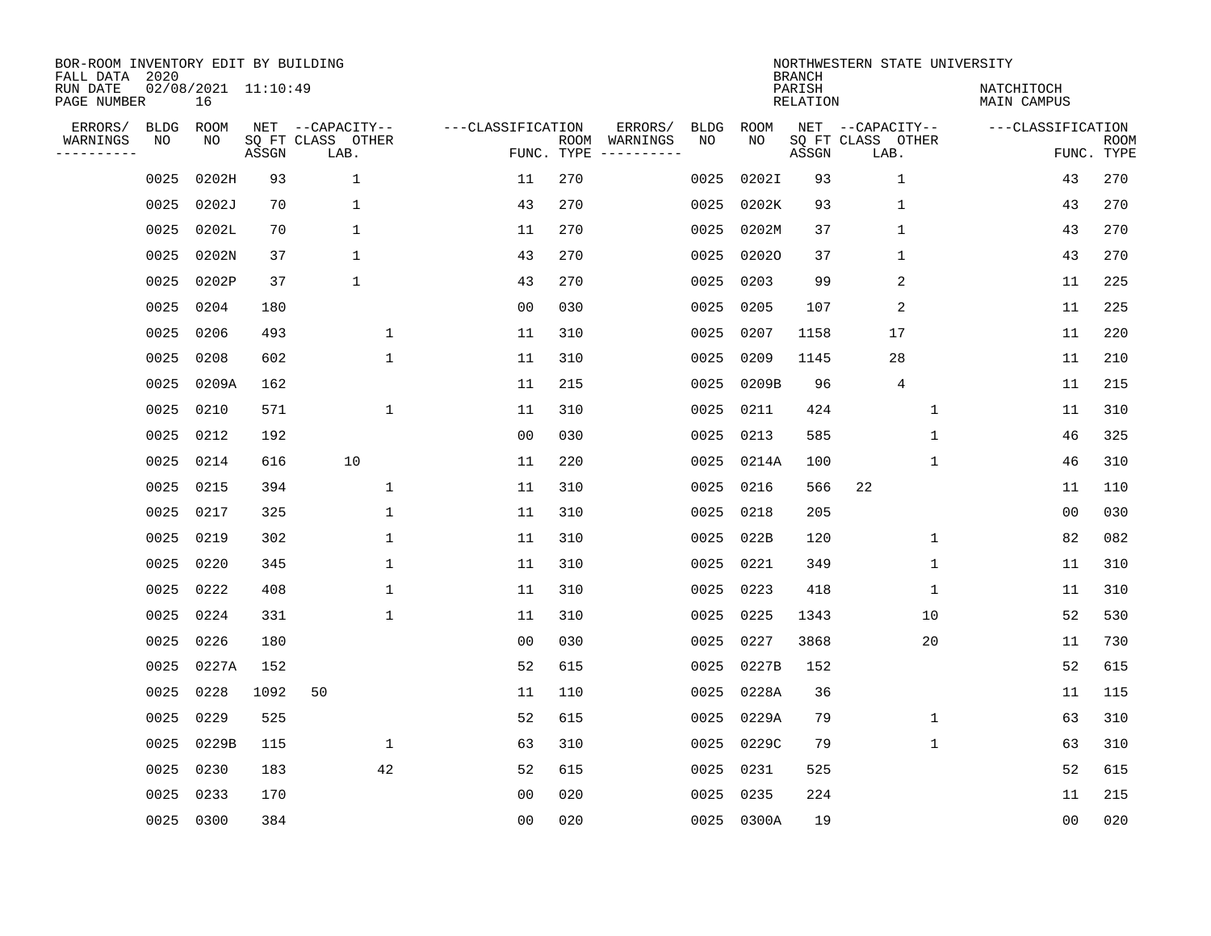BOR-ROOM INVENTORY EDIT BY BUILDING
FALL DATA 2020
RUN DATE 02/08/2021 11:10:49
PAGE NUMBER 16

NORTHWESTERN STATE UNIVERSITY
BRANCH
PARISH NATCHITOCH
RELATION MAIN CAMPUS

| ERRORS/ WARNINGS | BLDG NO | ROOM NO | NET SQ FT ASSGN | CAPACITY CLASS LAB. | CAPACITY OTHER | FUNC. | ROOM TYPE | ERRORS/ WARNINGS | BLDG NO | ROOM NO | NET SQ FT ASSGN | CAPACITY CLASS LAB. | CAPACITY OTHER | FUNC. | ROOM TYPE |
|---|---|---|---|---|---|---|---|---|---|---|---|---|---|---|---|
| | 0025 | 0202H | 93 | 1 | | 11 | 270 | | 0025 | 0202I | 93 | 1 | | 43 | 270 |
| | 0025 | 0202J | 70 | 1 | | 43 | 270 | | 0025 | 0202K | 93 | 1 | | 43 | 270 |
| | 0025 | 0202L | 70 | 1 | | 11 | 270 | | 0025 | 0202M | 37 | 1 | | 43 | 270 |
| | 0025 | 0202N | 37 | 1 | | 43 | 270 | | 0025 | 0202O | 37 | 1 | | 43 | 270 |
| | 0025 | 0202P | 37 | 1 | | 43 | 270 | | 0025 | 0203 | 99 | 2 | | 11 | 225 |
| | 0025 | 0204 | 180 | | | 00 | 030 | | 0025 | 0205 | 107 | 2 | | 11 | 225 |
| | 0025 | 0206 | 493 | | 1 | 11 | 310 | | 0025 | 0207 | 1158 | 17 | | 11 | 220 |
| | 0025 | 0208 | 602 | | 1 | 11 | 310 | | 0025 | 0209 | 1145 | 28 | | 11 | 210 |
| | 0025 | 0209A | 162 | | | 11 | 215 | | 0025 | 0209B | 96 | 4 | | 11 | 215 |
| | 0025 | 0210 | 571 | | 1 | 11 | 310 | | 0025 | 0211 | 424 | | 1 | 11 | 310 |
| | 0025 | 0212 | 192 | | | 00 | 030 | | 0025 | 0213 | 585 | | 1 | 46 | 325 |
| | 0025 | 0214 | 616 | 10 | | 11 | 220 | | 0025 | 0214A | 100 | | 1 | 46 | 310 |
| | 0025 | 0215 | 394 | | 1 | 11 | 310 | | 0025 | 0216 | 566 | 22 | | 11 | 110 |
| | 0025 | 0217 | 325 | | 1 | 11 | 310 | | 0025 | 0218 | 205 | | | 00 | 030 |
| | 0025 | 0219 | 302 | | 1 | 11 | 310 | | 0025 | 022B | 120 | | 1 | 82 | 082 |
| | 0025 | 0220 | 345 | | 1 | 11 | 310 | | 0025 | 0221 | 349 | | 1 | 11 | 310 |
| | 0025 | 0222 | 408 | | 1 | 11 | 310 | | 0025 | 0223 | 418 | | 1 | 11 | 310 |
| | 0025 | 0224 | 331 | | 1 | 11 | 310 | | 0025 | 0225 | 1343 | | 10 | 52 | 530 |
| | 0025 | 0226 | 180 | | | 00 | 030 | | 0025 | 0227 | 3868 | | 20 | 11 | 730 |
| | 0025 | 0227A | 152 | | | 52 | 615 | | 0025 | 0227B | 152 | | | 52 | 615 |
| | 0025 | 0228 | 1092 | 50 | | 11 | 110 | | 0025 | 0228A | 36 | | | 11 | 115 |
| | 0025 | 0229 | 525 | | | 52 | 615 | | 0025 | 0229A | 79 | | 1 | 63 | 310 |
| | 0025 | 0229B | 115 | | 1 | 63 | 310 | | 0025 | 0229C | 79 | | 1 | 63 | 310 |
| | 0025 | 0230 | 183 | | 42 | 52 | 615 | | 0025 | 0231 | 525 | | | 52 | 615 |
| | 0025 | 0233 | 170 | | | 00 | 020 | | 0025 | 0235 | 224 | | | 11 | 215 |
| | 0025 | 0300 | 384 | | | 00 | 020 | | 0025 | 0300A | 19 | | | 00 | 020 |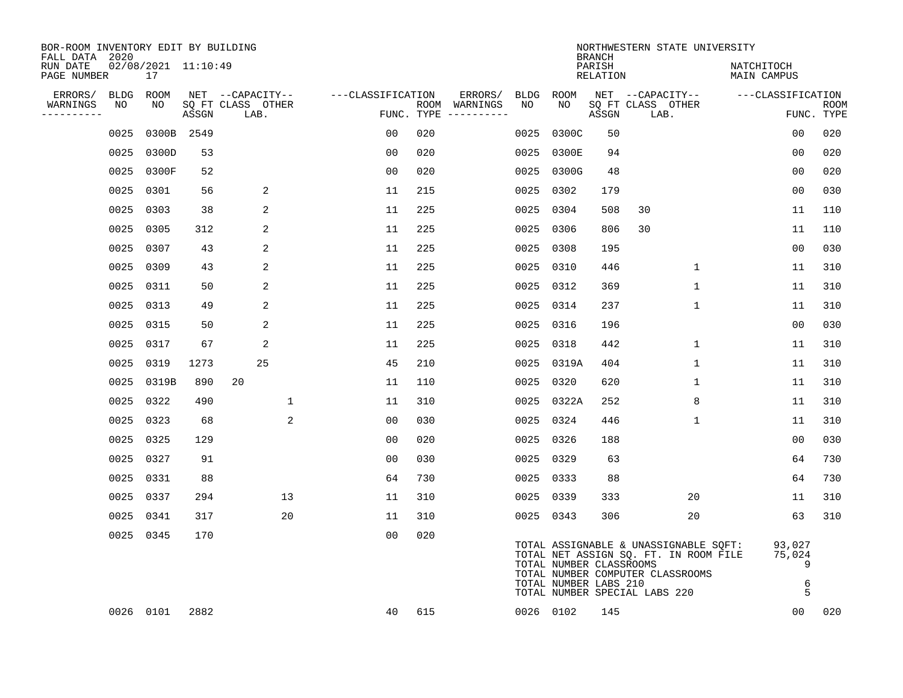BOR-ROOM INVENTORY EDIT BY BUILDING
FALL DATA 2020
RUN DATE 02/08/2021 11:10:49

NORTHWESTERN STATE UNIVERSITY
BRANCH
PARISH NATCHITOCH
RELATION MAIN CAMPUS

| ERRORS/ WARNINGS | BLDG NO | ROOM NO | NET SQ FT ASSGN | CAPACITY CLASS | CAPACITY LAB. | CAPACITY OTHER | CLASSIFICATION FUNC. | ROOM TYPE | ERRORS/ WARNINGS | BLDG NO | ROOM NO | NET SQ FT ASSGN | CAPACITY CLASS | CAPACITY LAB. | CAPACITY OTHER | CLASSIFICATION FUNC. | ROOM TYPE |
|---|---|---|---|---|---|---|---|---|---|---|---|---|---|---|---|---|---|
| | 0025 | 0300B | 2549 | | | | 00 | 020 | | 0025 | 0300C | 50 | | | | 00 | 020 |
| | 0025 | 0300D | 53 | | | | 00 | 020 | | 0025 | 0300E | 94 | | | | 00 | 020 |
| | 0025 | 0300F | 52 | | | | 00 | 020 | | 0025 | 0300G | 48 | | | | 00 | 020 |
| | 0025 | 0301 | 56 | | 2 | | 11 | 215 | | 0025 | 0302 | 179 | | | | 00 | 030 |
| | 0025 | 0303 | 38 | | 2 | | 11 | 225 | | 0025 | 0304 | 508 | 30 | | | 11 | 110 |
| | 0025 | 0305 | 312 | | 2 | | 11 | 225 | | 0025 | 0306 | 806 | 30 | | | 11 | 110 |
| | 0025 | 0307 | 43 | | 2 | | 11 | 225 | | 0025 | 0308 | 195 | | | | 00 | 030 |
| | 0025 | 0309 | 43 | | 2 | | 11 | 225 | | 0025 | 0310 | 446 | | | 1 | 11 | 310 |
| | 0025 | 0311 | 50 | | 2 | | 11 | 225 | | 0025 | 0312 | 369 | | | 1 | 11 | 310 |
| | 0025 | 0313 | 49 | | 2 | | 11 | 225 | | 0025 | 0314 | 237 | | | 1 | 11 | 310 |
| | 0025 | 0315 | 50 | | 2 | | 11 | 225 | | 0025 | 0316 | 196 | | | | 00 | 030 |
| | 0025 | 0317 | 67 | | 2 | | 11 | 225 | | 0025 | 0318 | 442 | | | 1 | 11 | 310 |
| | 0025 | 0319 | 1273 | | 25 | | 45 | 210 | | 0025 | 0319A | 404 | | | 1 | 11 | 310 |
| | 0025 | 0319B | 890 | 20 | | | 11 | 110 | | 0025 | 0320 | 620 | | | 1 | 11 | 310 |
| | 0025 | 0322 | 490 | | | 1 | 11 | 310 | | 0025 | 0322A | 252 | | | 8 | 11 | 310 |
| | 0025 | 0323 | 68 | | | 2 | 00 | 030 | | 0025 | 0324 | 446 | | | 1 | 11 | 310 |
| | 0025 | 0325 | 129 | | | | 00 | 020 | | 0025 | 0326 | 188 | | | | 00 | 030 |
| | 0025 | 0327 | 91 | | | | 00 | 030 | | 0025 | 0329 | 63 | | | | 64 | 730 |
| | 0025 | 0331 | 88 | | | | 64 | 730 | | 0025 | 0333 | 88 | | | | 64 | 730 |
| | 0025 | 0337 | 294 | | | 13 | 11 | 310 | | 0025 | 0339 | 333 | | | 20 | 11 | 310 |
| | 0025 | 0341 | 317 | | | 20 | 11 | 310 | | 0025 | 0343 | 306 | | | 20 | 63 | 310 |
| | 0025 | 0345 | 170 | | | | 00 | 020 | | | | | | | | | |

TOTAL ASSIGNABLE & UNASSIGNABLE SQFT: 93,027
TOTAL NET ASSIGN SQ. FT. IN ROOM FILE 75,024
TOTAL NUMBER CLASSROOMS 9
TOTAL NUMBER COMPUTER CLASSROOMS
TOTAL NUMBER LABS 210 6
TOTAL NUMBER SPECIAL LABS 220 5

| ERRORS/ WARNINGS | BLDG NO | ROOM NO | NET SQ FT ASSGN | CAPACITY CLASS | CAPACITY LAB. | CAPACITY OTHER | CLASSIFICATION FUNC. | ROOM TYPE | ERRORS/ WARNINGS | BLDG NO | ROOM NO | NET SQ FT ASSGN | CAPACITY CLASS | CAPACITY LAB. | CAPACITY OTHER | CLASSIFICATION FUNC. | ROOM TYPE |
|---|---|---|---|---|---|---|---|---|---|---|---|---|---|---|---|---|---|
| | 0026 | 0101 | 2882 | | | | 40 | 615 | | 0026 | 0102 | 145 | | | | 00 | 020 |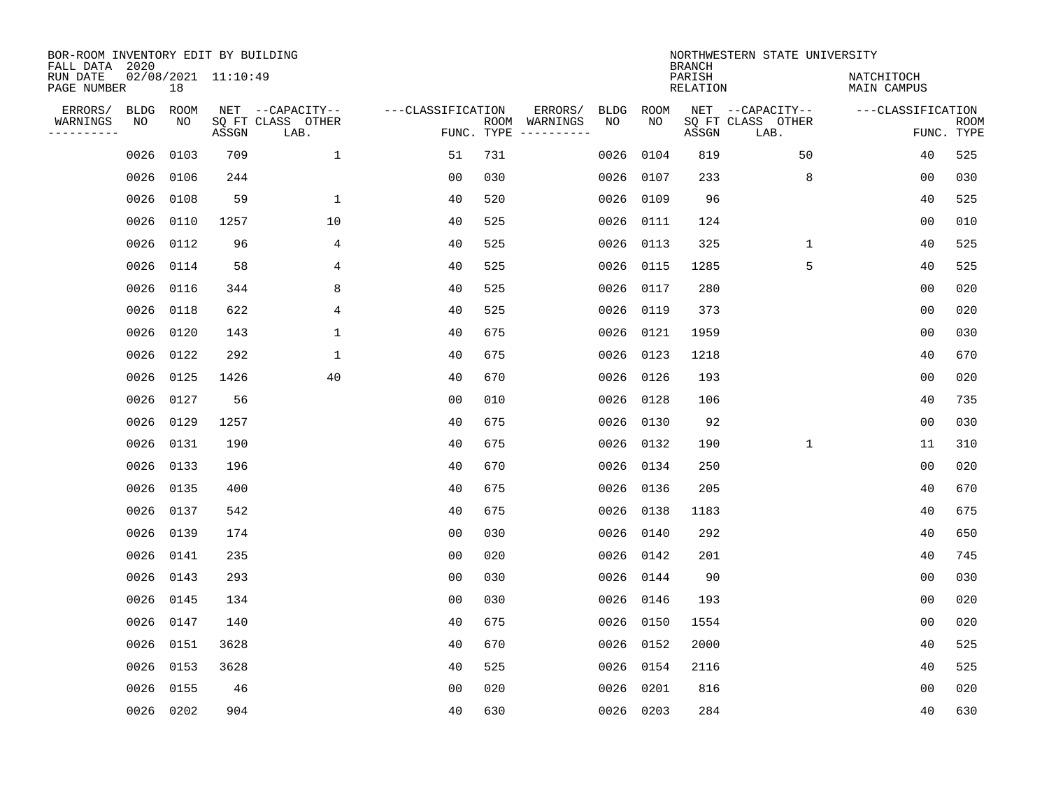BOR-ROOM INVENTORY EDIT BY BUILDING
FALL DATA 2020
RUN DATE 02/08/2021 11:10:49
PAGE NUMBER 18

NORTHWESTERN STATE UNIVERSITY
BRANCH
PARISH NATCHITOCH
RELATION MAIN CAMPUS

| ERRORS/ WARNINGS | BLDG NO | ROOM NO | NET SQ FT ASSGN | CAPACITY CLASS LAB. | CAPACITY OTHER | CLASSIFICATION FUNC. | ROOM TYPE | ERRORS/ WARNINGS | BLDG NO | ROOM NO | NET SQ FT ASSGN | CAPACITY CLASS LAB. | CAPACITY OTHER | CLASSIFICATION FUNC. | ROOM TYPE |
|---|---|---|---|---|---|---|---|---|---|---|---|---|---|---|---|
| | 0026 | 0103 | 709 | | 1 | 51 | 731 | | 0026 | 0104 | 819 | | 50 | 40 | 525 |
| | 0026 | 0106 | 244 | | | 00 | 030 | | 0026 | 0107 | 233 | | 8 | 00 | 030 |
| | 0026 | 0108 | 59 | | 1 | 40 | 520 | | 0026 | 0109 | 96 | | | 40 | 525 |
| | 0026 | 0110 | 1257 | | 10 | 40 | 525 | | 0026 | 0111 | 124 | | | 00 | 010 |
| | 0026 | 0112 | 96 | | 4 | 40 | 525 | | 0026 | 0113 | 325 | | 1 | 40 | 525 |
| | 0026 | 0114 | 58 | | 4 | 40 | 525 | | 0026 | 0115 | 1285 | | 5 | 40 | 525 |
| | 0026 | 0116 | 344 | | 8 | 40 | 525 | | 0026 | 0117 | 280 | | | 00 | 020 |
| | 0026 | 0118 | 622 | | 4 | 40 | 525 | | 0026 | 0119 | 373 | | | 00 | 020 |
| | 0026 | 0120 | 143 | | 1 | 40 | 675 | | 0026 | 0121 | 1959 | | | 00 | 030 |
| | 0026 | 0122 | 292 | | 1 | 40 | 675 | | 0026 | 0123 | 1218 | | | 40 | 670 |
| | 0026 | 0125 | 1426 | | 40 | 40 | 670 | | 0026 | 0126 | 193 | | | 00 | 020 |
| | 0026 | 0127 | 56 | | | 00 | 010 | | 0026 | 0128 | 106 | | | 40 | 735 |
| | 0026 | 0129 | 1257 | | | 40 | 675 | | 0026 | 0130 | 92 | | | 00 | 030 |
| | 0026 | 0131 | 190 | | | 40 | 675 | | 0026 | 0132 | 190 | | 1 | 11 | 310 |
| | 0026 | 0133 | 196 | | | 40 | 670 | | 0026 | 0134 | 250 | | | 00 | 020 |
| | 0026 | 0135 | 400 | | | 40 | 675 | | 0026 | 0136 | 205 | | | 40 | 670 |
| | 0026 | 0137 | 542 | | | 40 | 675 | | 0026 | 0138 | 1183 | | | 40 | 675 |
| | 0026 | 0139 | 174 | | | 00 | 030 | | 0026 | 0140 | 292 | | | 40 | 650 |
| | 0026 | 0141 | 235 | | | 00 | 020 | | 0026 | 0142 | 201 | | | 40 | 745 |
| | 0026 | 0143 | 293 | | | 00 | 030 | | 0026 | 0144 | 90 | | | 00 | 030 |
| | 0026 | 0145 | 134 | | | 00 | 030 | | 0026 | 0146 | 193 | | | 00 | 020 |
| | 0026 | 0147 | 140 | | | 40 | 675 | | 0026 | 0150 | 1554 | | | 00 | 020 |
| | 0026 | 0151 | 3628 | | | 40 | 670 | | 0026 | 0152 | 2000 | | | 40 | 525 |
| | 0026 | 0153 | 3628 | | | 40 | 525 | | 0026 | 0154 | 2116 | | | 40 | 525 |
| | 0026 | 0155 | 46 | | | 00 | 020 | | 0026 | 0201 | 816 | | | 00 | 020 |
| | 0026 | 0202 | 904 | | | 40 | 630 | | 0026 | 0203 | 284 | | | 40 | 630 |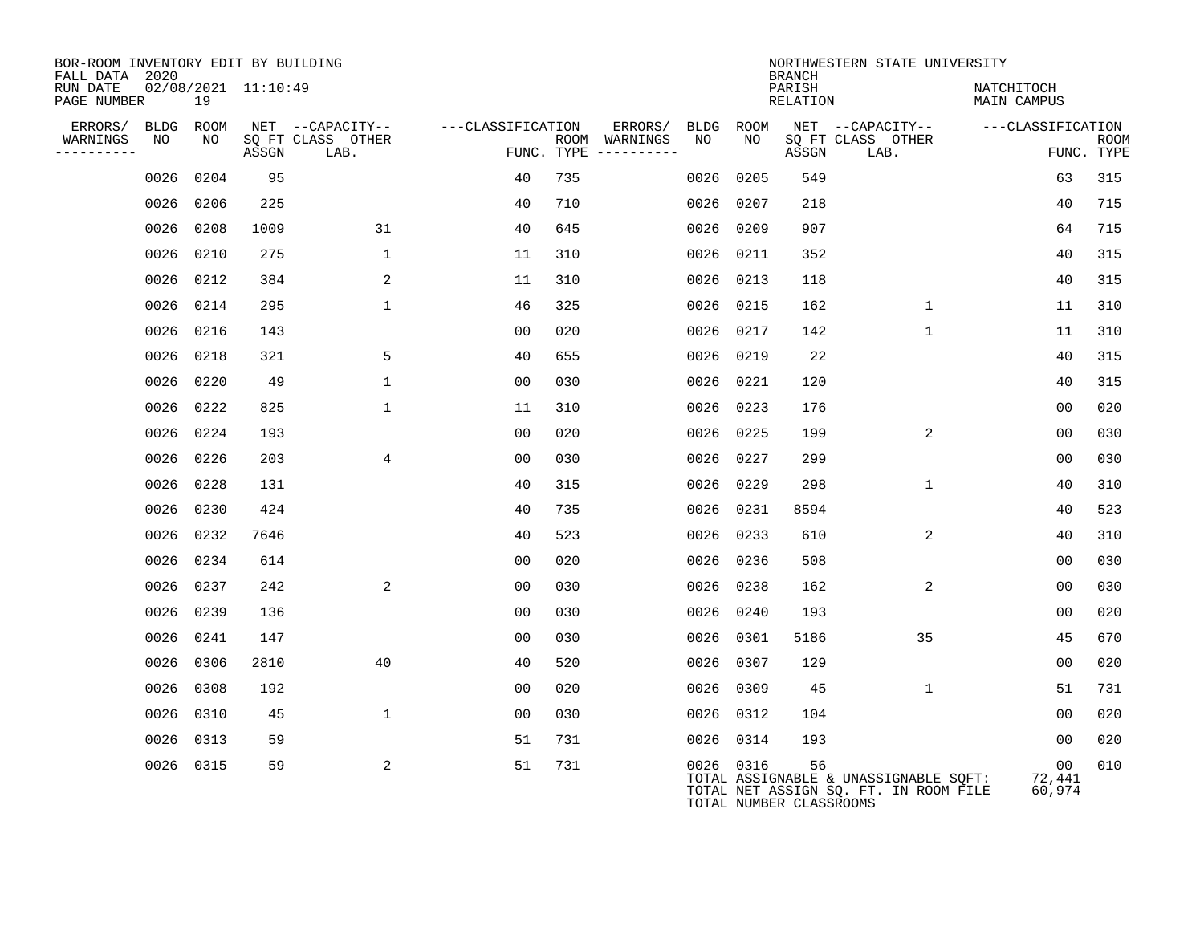BOR-ROOM INVENTORY EDIT BY BUILDING
FALL DATA 2020
RUN DATE 02/08/2021 11:10:49
PAGE NUMBER 19

NORTHWESTERN STATE UNIVERSITY
BRANCH
PARISH NATCHITOCH
RELATION MAIN CAMPUS

| ERRORS/ WARNINGS | BLDG NO | ROOM NO | NET SQ FT ASSGN | CAPACITY CLASS LAB. | CAPACITY OTHER | CLASSIFICATION FUNC. | ROOM TYPE | ERRORS/ WARNINGS | BLDG NO | ROOM NO | NET SQ FT ASSGN | CAPACITY CLASS LAB. | CAPACITY OTHER | CLASSIFICATION FUNC. | ROOM TYPE |
|---|---|---|---|---|---|---|---|---|---|---|---|---|---|---|---|
| | 0026 | 0204 | 95 | | | 40 | 735 | | 0026 | 0205 | 549 | | | 63 | 315 |
| | 0026 | 0206 | 225 | | | 40 | 710 | | 0026 | 0207 | 218 | | | 40 | 715 |
| | 0026 | 0208 | 1009 | | 31 | 40 | 645 | | 0026 | 0209 | 907 | | | 64 | 715 |
| | 0026 | 0210 | 275 | | 1 | 11 | 310 | | 0026 | 0211 | 352 | | | 40 | 315 |
| | 0026 | 0212 | 384 | | 2 | 11 | 310 | | 0026 | 0213 | 118 | | | 40 | 315 |
| | 0026 | 0214 | 295 | | 1 | 46 | 325 | | 0026 | 0215 | 162 | | 1 | 11 | 310 |
| | 0026 | 0216 | 143 | | | 00 | 020 | | 0026 | 0217 | 142 | | 1 | 11 | 310 |
| | 0026 | 0218 | 321 | | 5 | 40 | 655 | | 0026 | 0219 | 22 | | | 40 | 315 |
| | 0026 | 0220 | 49 | | 1 | 00 | 030 | | 0026 | 0221 | 120 | | | 40 | 315 |
| | 0026 | 0222 | 825 | | 1 | 11 | 310 | | 0026 | 0223 | 176 | | | 00 | 020 |
| | 0026 | 0224 | 193 | | | 00 | 020 | | 0026 | 0225 | 199 | | 2 | 00 | 030 |
| | 0026 | 0226 | 203 | | 4 | 00 | 030 | | 0026 | 0227 | 299 | | | 00 | 030 |
| | 0026 | 0228 | 131 | | | 40 | 315 | | 0026 | 0229 | 298 | | 1 | 40 | 310 |
| | 0026 | 0230 | 424 | | | 40 | 735 | | 0026 | 0231 | 8594 | | | 40 | 523 |
| | 0026 | 0232 | 7646 | | | 40 | 523 | | 0026 | 0233 | 610 | | 2 | 40 | 310 |
| | 0026 | 0234 | 614 | | | 00 | 020 | | 0026 | 0236 | 508 | | | 00 | 030 |
| | 0026 | 0237 | 242 | | 2 | 00 | 030 | | 0026 | 0238 | 162 | | 2 | 00 | 030 |
| | 0026 | 0239 | 136 | | | 00 | 030 | | 0026 | 0240 | 193 | | | 00 | 020 |
| | 0026 | 0241 | 147 | | | 00 | 030 | | 0026 | 0301 | 5186 | | 35 | 45 | 670 |
| | 0026 | 0306 | 2810 | | 40 | 40 | 520 | | 0026 | 0307 | 129 | | | 00 | 020 |
| | 0026 | 0308 | 192 | | | 00 | 020 | | 0026 | 0309 | 45 | | 1 | 51 | 731 |
| | 0026 | 0310 | 45 | | 1 | 00 | 030 | | 0026 | 0312 | 104 | | | 00 | 020 |
| | 0026 | 0313 | 59 | | | 51 | 731 | | 0026 | 0314 | 193 | | | 00 | 020 |
| | 0026 | 0315 | 59 | | 2 | 51 | 731 | | 0026 | 0316 | 56 | | | 00 | 010 |

TOTAL ASSIGNABLE & UNASSIGNABLE SQFT: 72,441
TOTAL NET ASSIGN SQ. FT. IN ROOM FILE 60,974
TOTAL NUMBER CLASSROOMS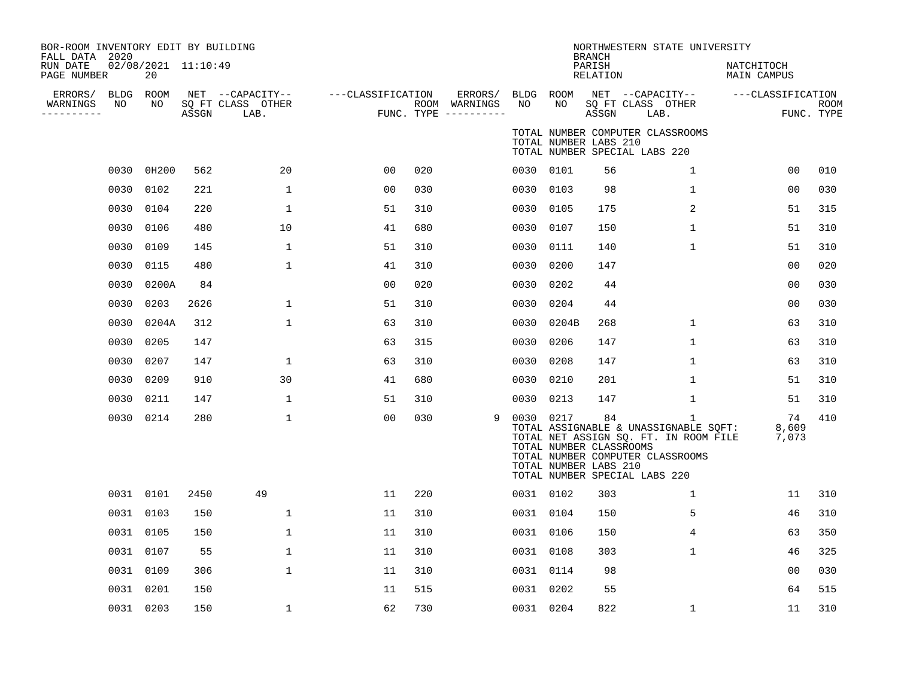BOR-ROOM INVENTORY EDIT BY BUILDING
FALL DATA 2020
RUN DATE 02/08/2021 11:10:49
PAGE NUMBER 20

NORTHWESTERN STATE UNIVERSITY
BRANCH
PARISH NATCHITOCH
RELATION MAIN CAMPUS

| ERRORS/ WARNINGS | BLDG NO | ROOM NO | NET SQ FT ASSGN | CAPACITY CLASS LAB. | CAPACITY OTHER | CLASSIFICATION FUNC. | ROOM TYPE | ERRORS/ WARNINGS | BLDG NO | ROOM NO | NET SQ FT ASSGN | CAPACITY CLASS LAB. | CAPACITY OTHER | CLASSIFICATION FUNC. | ROOM TYPE |
|---|---|---|---|---|---|---|---|---|---|---|---|---|---|---|---|
| | | | | | | | | | TOTAL NUMBER COMPUTER CLASSROOMS | | | | | | |
| | | | | | | | | | TOTAL NUMBER LABS 210 | | | | | | |
| | | | | | | | | | TOTAL NUMBER SPECIAL LABS 220 | | | | | | |
| | 0030 | 0H200 | 562 | | 20 | 00 | 020 | | 0030 | 0101 | 56 | | 1 | 00 | 010 |
| | 0030 | 0102 | 221 | | 1 | 00 | 030 | | 0030 | 0103 | 98 | | 1 | 00 | 030 |
| | 0030 | 0104 | 220 | | 1 | 51 | 310 | | 0030 | 0105 | 175 | | 2 | 51 | 315 |
| | 0030 | 0106 | 480 | | 10 | 41 | 680 | | 0030 | 0107 | 150 | | 1 | 51 | 310 |
| | 0030 | 0109 | 145 | | 1 | 51 | 310 | | 0030 | 0111 | 140 | | 1 | 51 | 310 |
| | 0030 | 0115 | 480 | | 1 | 41 | 310 | | 0030 | 0200 | 147 | | | 00 | 020 |
| | 0030 | 0200A | 84 | | | 00 | 020 | | 0030 | 0202 | 44 | | | 00 | 030 |
| | 0030 | 0203 | 2626 | | 1 | 51 | 310 | | 0030 | 0204 | 44 | | | 00 | 030 |
| | 0030 | 0204A | 312 | | 1 | 63 | 310 | | 0030 | 0204B | 268 | | 1 | 63 | 310 |
| | 0030 | 0205 | 147 | | | 63 | 315 | | 0030 | 0206 | 147 | | 1 | 63 | 310 |
| | 0030 | 0207 | 147 | | 1 | 63 | 310 | | 0030 | 0208 | 147 | | 1 | 63 | 310 |
| | 0030 | 0209 | 910 | | 30 | 41 | 680 | | 0030 | 0210 | 201 | | 1 | 51 | 310 |
| | 0030 | 0211 | 147 | | 1 | 51 | 310 | | 0030 | 0213 | 147 | | 1 | 51 | 310 |
| | 0030 | 0214 | 280 | | 1 | 00 | 030 | 9 | 0030 | 0217 | 84 | | 1 | 74 | 410 |
| | | | | | | | | | TOTAL ASSIGNABLE & UNASSIGNABLE SQFT: | | | | | 8,609 | |
| | | | | | | | | | TOTAL NET ASSIGN SQ. FT. IN ROOM FILE | | | | | 7,073 | |
| | | | | | | | | | TOTAL NUMBER CLASSROOMS | | | | | | |
| | | | | | | | | | TOTAL NUMBER COMPUTER CLASSROOMS | | | | | | |
| | | | | | | | | | TOTAL NUMBER LABS 210 | | | | | | |
| | | | | | | | | | TOTAL NUMBER SPECIAL LABS 220 | | | | | | |
| | 0031 | 0101 | 2450 | 49 | | 11 | 220 | | 0031 | 0102 | 303 | | 1 | 11 | 310 |
| | 0031 | 0103 | 150 | | 1 | 11 | 310 | | 0031 | 0104 | 150 | | 5 | 46 | 310 |
| | 0031 | 0105 | 150 | | 1 | 11 | 310 | | 0031 | 0106 | 150 | | 4 | 63 | 350 |
| | 0031 | 0107 | 55 | | 1 | 11 | 310 | | 0031 | 0108 | 303 | | 1 | 46 | 325 |
| | 0031 | 0109 | 306 | | 1 | 11 | 310 | | 0031 | 0114 | 98 | | | 00 | 030 |
| | 0031 | 0201 | 150 | | | 11 | 515 | | 0031 | 0202 | 55 | | | 64 | 515 |
| | 0031 | 0203 | 150 | | 1 | 62 | 730 | | 0031 | 0204 | 822 | | 1 | 11 | 310 |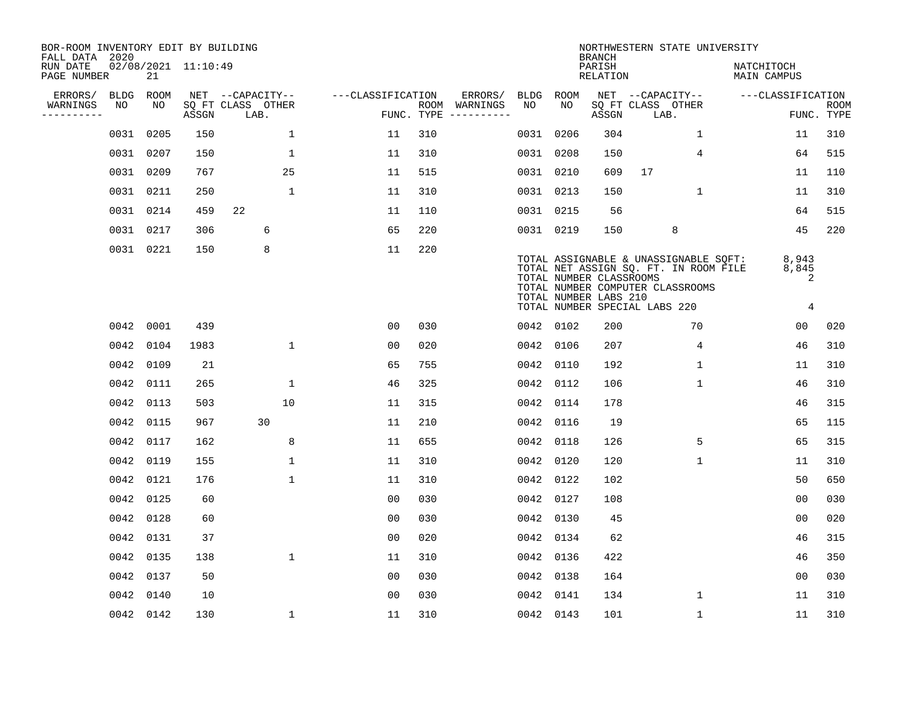BOR-ROOM INVENTORY EDIT BY BUILDING
FALL DATA 2020
RUN DATE 02/08/2021 11:10:49
PAGE NUMBER 21

NORTHWESTERN STATE UNIVERSITY
BRANCH
PARISH NATCHITOCH
RELATION MAIN CAMPUS

| ERRORS/ WARNINGS | BLDG NO | ROOM NO | NET SQ FT ASSGN | CAPACITY CLASS LAB. | CAPACITY OTHER | CLASSIFICATION FUNC. | ROOM TYPE | ERRORS/ WARNINGS | BLDG NO | ROOM NO | NET SQ FT ASSGN | CAPACITY CLASS LAB. | CAPACITY OTHER | CLASSIFICATION FUNC. | ROOM TYPE |
|---|---|---|---|---|---|---|---|---|---|---|---|---|---|---|---|
| | 0031 | 0205 | 150 | | 1 | 11 | 310 | | 0031 | 0206 | 304 | | 1 | 11 | 310 |
| | 0031 | 0207 | 150 | | 1 | 11 | 310 | | 0031 | 0208 | 150 | | 4 | 64 | 515 |
| | 0031 | 0209 | 767 | | 25 | 11 | 515 | | 0031 | 0210 | 609 | 17 | | 11 | 110 |
| | 0031 | 0211 | 250 | | 1 | 11 | 310 | | 0031 | 0213 | 150 | | 1 | 11 | 310 |
| | 0031 | 0214 | 459 | 22 | | 11 | 110 | | 0031 | 0215 | 56 | | | 64 | 515 |
| | 0031 | 0217 | 306 | 6 | | 65 | 220 | | 0031 | 0219 | 150 | 8 | | 45 | 220 |
| | 0031 | 0221 | 150 | 8 | | 11 | 220 | | | | | | | | |

TOTAL ASSIGNABLE & UNASSIGNABLE SQFT: 8,943
TOTAL NET ASSIGN SQ. FT. IN ROOM FILE 8,845
TOTAL NUMBER CLASSROOMS 2
TOTAL NUMBER COMPUTER CLASSROOMS
TOTAL NUMBER LABS 210
TOTAL NUMBER SPECIAL LABS 220 4

| ERRORS/ WARNINGS | BLDG NO | ROOM NO | NET SQ FT ASSGN | CAPACITY CLASS LAB. | CAPACITY OTHER | CLASSIFICATION FUNC. | ROOM TYPE | ERRORS/ WARNINGS | BLDG NO | ROOM NO | NET SQ FT ASSGN | CAPACITY CLASS LAB. | CAPACITY OTHER | CLASSIFICATION FUNC. | ROOM TYPE |
|---|---|---|---|---|---|---|---|---|---|---|---|---|---|---|---|
| | 0042 | 0001 | 439 | | | 00 | 030 | | 0042 | 0102 | 200 | | 70 | 00 | 020 |
| | 0042 | 0104 | 1983 | | 1 | 00 | 020 | | 0042 | 0106 | 207 | | 4 | 46 | 310 |
| | 0042 | 0109 | 21 | | | 65 | 755 | | 0042 | 0110 | 192 | | 1 | 11 | 310 |
| | 0042 | 0111 | 265 | | 1 | 46 | 325 | | 0042 | 0112 | 106 | | 1 | 46 | 310 |
| | 0042 | 0113 | 503 | | 10 | 11 | 315 | | 0042 | 0114 | 178 | | | 46 | 315 |
| | 0042 | 0115 | 967 | 30 | | 11 | 210 | | 0042 | 0116 | 19 | | | 65 | 115 |
| | 0042 | 0117 | 162 | | 8 | 11 | 655 | | 0042 | 0118 | 126 | | 5 | 65 | 315 |
| | 0042 | 0119 | 155 | | 1 | 11 | 310 | | 0042 | 0120 | 120 | | 1 | 11 | 310 |
| | 0042 | 0121 | 176 | | 1 | 11 | 310 | | 0042 | 0122 | 102 | | | 50 | 650 |
| | 0042 | 0125 | 60 | | | 00 | 030 | | 0042 | 0127 | 108 | | | 00 | 030 |
| | 0042 | 0128 | 60 | | | 00 | 030 | | 0042 | 0130 | 45 | | | 00 | 020 |
| | 0042 | 0131 | 37 | | | 00 | 020 | | 0042 | 0134 | 62 | | | 46 | 315 |
| | 0042 | 0135 | 138 | | 1 | 11 | 310 | | 0042 | 0136 | 422 | | | 46 | 350 |
| | 0042 | 0137 | 50 | | | 00 | 030 | | 0042 | 0138 | 164 | | | 00 | 030 |
| | 0042 | 0140 | 10 | | | 00 | 030 | | 0042 | 0141 | 134 | | 1 | 11 | 310 |
| | 0042 | 0142 | 130 | | 1 | 11 | 310 | | 0042 | 0143 | 101 | | 1 | 11 | 310 |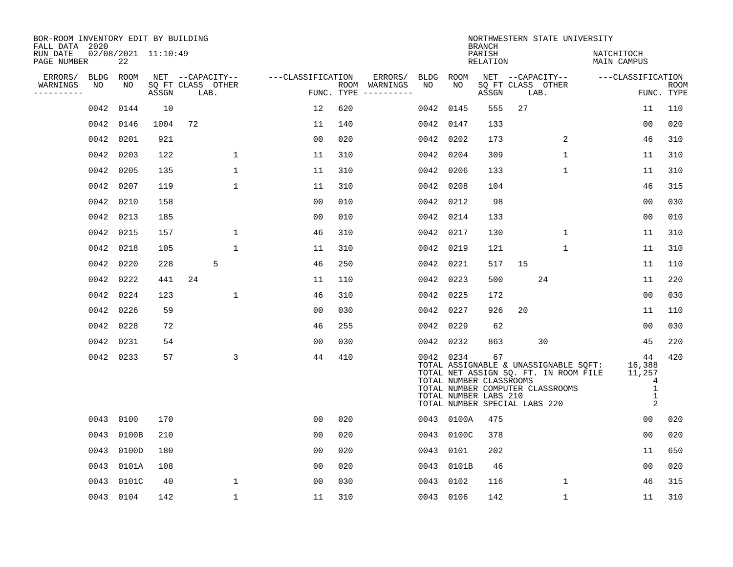BOR-ROOM INVENTORY EDIT BY BUILDING
FALL DATA 2020
RUN DATE 02/08/2021 11:10:49
PAGE NUMBER 22

NORTHWESTERN STATE UNIVERSITY
BRANCH
PARISH NATCHITOCH
RELATION MAIN CAMPUS

| ERRORS/ WARNINGS | BLDG NO | ROOM NO | NET ASSGN SQ FT | CAPACITY CLASS | CAPACITY LAB. | CAPACITY OTHER | CLASSIFICATION FUNC. | ROOM TYPE | ERRORS/ WARNINGS | BLDG NO | ROOM NO | NET ASSGN SQ FT | CAPACITY CLASS | CAPACITY LAB. | CAPACITY OTHER | CLASSIFICATION FUNC. | ROOM TYPE |
|---|---|---|---|---|---|---|---|---|---|---|---|---|---|---|---|---|---|
| | 0042 | 0144 | 10 | | | | 12 | 620 | | 0042 | 0145 | 555 | 27 | | | 11 | 110 |
| | 0042 | 0146 | 1004 | 72 | | | 11 | 140 | | 0042 | 0147 | 133 | | | | 00 | 020 |
| | 0042 | 0201 | 921 | | | | 00 | 020 | | 0042 | 0202 | 173 | | | 2 | 46 | 310 |
| | 0042 | 0203 | 122 | | | 1 | 11 | 310 | | 0042 | 0204 | 309 | | | 1 | 11 | 310 |
| | 0042 | 0205 | 135 | | | 1 | 11 | 310 | | 0042 | 0206 | 133 | | | 1 | 11 | 310 |
| | 0042 | 0207 | 119 | | | 1 | 11 | 310 | | 0042 | 0208 | 104 | | | | 46 | 315 |
| | 0042 | 0210 | 158 | | | | 00 | 010 | | 0042 | 0212 | 98 | | | | 00 | 030 |
| | 0042 | 0213 | 185 | | | | 00 | 010 | | 0042 | 0214 | 133 | | | | 00 | 010 |
| | 0042 | 0215 | 157 | | | 1 | 46 | 310 | | 0042 | 0217 | 130 | | | 1 | 11 | 310 |
| | 0042 | 0218 | 105 | | | 1 | 11 | 310 | | 0042 | 0219 | 121 | | | 1 | 11 | 310 |
| | 0042 | 0220 | 228 | | 5 | | 46 | 250 | | 0042 | 0221 | 517 | 15 | | | 11 | 110 |
| | 0042 | 0222 | 441 | 24 | | | 11 | 110 | | 0042 | 0223 | 500 | | 24 | | 11 | 220 |
| | 0042 | 0224 | 123 | | | 1 | 46 | 310 | | 0042 | 0225 | 172 | | | | 00 | 030 |
| | 0042 | 0226 | 59 | | | | 00 | 030 | | 0042 | 0227 | 926 | 20 | | | 11 | 110 |
| | 0042 | 0228 | 72 | | | | 46 | 255 | | 0042 | 0229 | 62 | | | | 00 | 030 |
| | 0042 | 0231 | 54 | | | | 00 | 030 | | 0042 | 0232 | 863 | | 30 | | 45 | 220 |
| | 0042 | 0233 | 57 | | | 3 | 44 | 410 | | 0042 | 0234 | 67 | | | | 44 | 420 |
| | | | | | | | | | | | | | | | | | |
| | 0043 | 0100 | 170 | | | | 00 | 020 | | 0043 | 0100A | 475 | | | | 00 | 020 |
| | 0043 | 0100B | 210 | | | | 00 | 020 | | 0043 | 0100C | 378 | | | | 00 | 020 |
| | 0043 | 0100D | 180 | | | | 00 | 020 | | 0043 | 0101 | 202 | | | | 11 | 650 |
| | 0043 | 0101A | 108 | | | | 00 | 020 | | 0043 | 0101B | 46 | | | | 00 | 020 |
| | 0043 | 0101C | 40 | | | 1 | 00 | 030 | | 0043 | 0102 | 116 | | | 1 | 46 | 315 |
| | 0043 | 0104 | 142 | | | 1 | 11 | 310 | | 0043 | 0106 | 142 | | | 1 | 11 | 310 |

Building 0042 totals:

- TOTAL ASSIGNABLE & UNASSIGNABLE SQFT: 16,388
- TOTAL NET ASSIGN SQ. FT. IN ROOM FILE: 11,257
- TOTAL NUMBER CLASSROOMS: 4
- TOTAL NUMBER COMPUTER CLASSROOMS: 1
- TOTAL NUMBER LABS 210: 1
- TOTAL NUMBER SPECIAL LABS 220: 2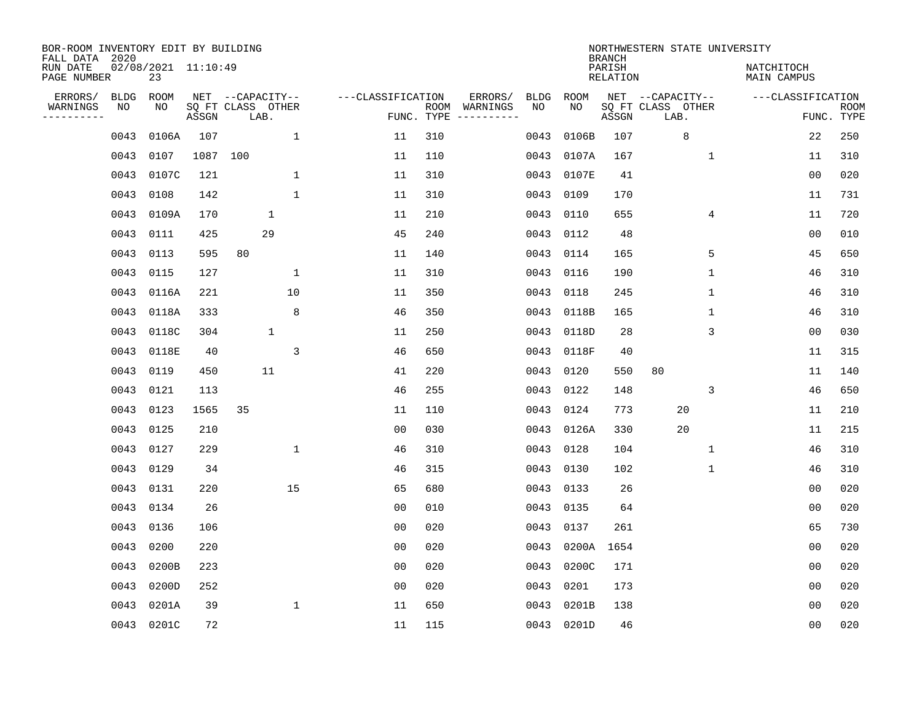BOR-ROOM INVENTORY EDIT BY BUILDING
FALL DATA 2020
RUN DATE 02/08/2021 11:10:49
PAGE NUMBER 23

NORTHWESTERN STATE UNIVERSITY
BRANCH
PARISH NATCHITOCH
RELATION MAIN CAMPUS

| ERRORS/ WARNINGS | BLDG NO | ROOM NO | NET SQ FT ASSGN | CAPACITY CLASS | CAPACITY LAB. | CAPACITY OTHER | CLASSIFICATION FUNC. | ROOM TYPE | ERRORS/ WARNINGS | BLDG NO | ROOM NO | NET SQ FT ASSGN | CAPACITY CLASS | CAPACITY LAB. | CAPACITY OTHER | CLASSIFICATION FUNC. | ROOM TYPE |
|---|---|---|---|---|---|---|---|---|---|---|---|---|---|---|---|---|---|
| | 0043 | 0106A | 107 | | | 1 | 11 | 310 | | 0043 | 0106B | 107 | | 8 | | 22 | 250 |
| | 0043 | 0107 | 1087 | 100 | | | 11 | 110 | | 0043 | 0107A | 167 | | | 1 | 11 | 310 |
| | 0043 | 0107C | 121 | | | 1 | 11 | 310 | | 0043 | 0107E | 41 | | | | 00 | 020 |
| | 0043 | 0108 | 142 | | | 1 | 11 | 310 | | 0043 | 0109 | 170 | | | | 11 | 731 |
| | 0043 | 0109A | 170 | | 1 | | 11 | 210 | | 0043 | 0110 | 655 | | | 4 | 11 | 720 |
| | 0043 | 0111 | 425 | | 29 | | 45 | 240 | | 0043 | 0112 | 48 | | | | 00 | 010 |
| | 0043 | 0113 | 595 | 80 | | | 11 | 140 | | 0043 | 0114 | 165 | | | 5 | 45 | 650 |
| | 0043 | 0115 | 127 | | | 1 | 11 | 310 | | 0043 | 0116 | 190 | | | 1 | 46 | 310 |
| | 0043 | 0116A | 221 | | | 10 | 11 | 350 | | 0043 | 0118 | 245 | | | 1 | 46 | 310 |
| | 0043 | 0118A | 333 | | | 8 | 46 | 350 | | 0043 | 0118B | 165 | | | 1 | 46 | 310 |
| | 0043 | 0118C | 304 | | 1 | | 11 | 250 | | 0043 | 0118D | 28 | | | 3 | 00 | 030 |
| | 0043 | 0118E | 40 | | | 3 | 46 | 650 | | 0043 | 0118F | 40 | | | | 11 | 315 |
| | 0043 | 0119 | 450 | | 11 | | 41 | 220 | | 0043 | 0120 | 550 | 80 | | | 11 | 140 |
| | 0043 | 0121 | 113 | | | | 46 | 255 | | 0043 | 0122 | 148 | | | 3 | 46 | 650 |
| | 0043 | 0123 | 1565 | 35 | | | 11 | 110 | | 0043 | 0124 | 773 | | 20 | | 11 | 210 |
| | 0043 | 0125 | 210 | | | | 00 | 030 | | 0043 | 0126A | 330 | | 20 | | 11 | 215 |
| | 0043 | 0127 | 229 | | | 1 | 46 | 310 | | 0043 | 0128 | 104 | | | 1 | 46 | 310 |
| | 0043 | 0129 | 34 | | | | 46 | 315 | | 0043 | 0130 | 102 | | | 1 | 46 | 310 |
| | 0043 | 0131 | 220 | | | 15 | 65 | 680 | | 0043 | 0133 | 26 | | | | 00 | 020 |
| | 0043 | 0134 | 26 | | | | 00 | 010 | | 0043 | 0135 | 64 | | | | 00 | 020 |
| | 0043 | 0136 | 106 | | | | 00 | 020 | | 0043 | 0137 | 261 | | | | 65 | 730 |
| | 0043 | 0200 | 220 | | | | 00 | 020 | | 0043 | 0200A | 1654 | | | | 00 | 020 |
| | 0043 | 0200B | 223 | | | | 00 | 020 | | 0043 | 0200C | 171 | | | | 00 | 020 |
| | 0043 | 0200D | 252 | | | | 00 | 020 | | 0043 | 0201 | 173 | | | | 00 | 020 |
| | 0043 | 0201A | 39 | | | 1 | 11 | 650 | | 0043 | 0201B | 138 | | | | 00 | 020 |
| | 0043 | 0201C | 72 | | | | 11 | 115 | | 0043 | 0201D | 46 | | | | 00 | 020 |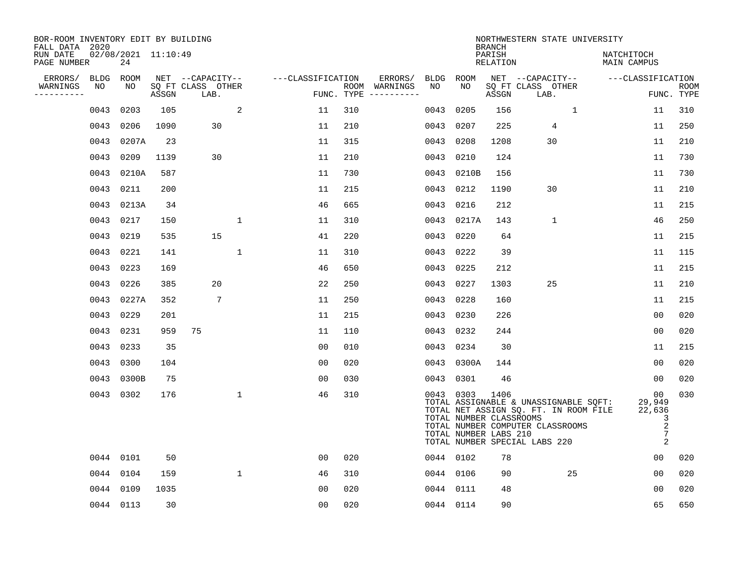BOR-ROOM INVENTORY EDIT BY BUILDING
FALL DATA 2020
RUN DATE 02/08/2021 11:10:49
PAGE NUMBER 24

NORTHWESTERN STATE UNIVERSITY
BRANCH
PARISH NATCHITOCH
RELATION MAIN CAMPUS

| ERRORS/ WARNINGS | BLDG NO | ROOM NO | NET SQ FT ASSGN | CAPACITY CLASS | CAPACITY LAB. | CAPACITY OTHER | CLASSIFICATION FUNC. | ROOM TYPE | ERRORS/ WARNINGS | BLDG NO | ROOM NO | NET SQ FT ASSGN | CAPACITY CLASS | CAPACITY LAB. | CAPACITY OTHER | CLASSIFICATION FUNC. | ROOM TYPE |
|---|---|---|---|---|---|---|---|---|---|---|---|---|---|---|---|---|---|
| | 0043 | 0203 | 105 | | | 2 | 11 | 310 | | 0043 | 0205 | 156 | | | 1 | 11 | 310 |
| | 0043 | 0206 | 1090 | | 30 | | 11 | 210 | | 0043 | 0207 | 225 | | 4 | | 11 | 250 |
| | 0043 | 0207A | 23 | | | | 11 | 315 | | 0043 | 0208 | 1208 | | 30 | | 11 | 210 |
| | 0043 | 0209 | 1139 | | 30 | | 11 | 210 | | 0043 | 0210 | 124 | | | | 11 | 730 |
| | 0043 | 0210A | 587 | | | | 11 | 730 | | 0043 | 0210B | 156 | | | | 11 | 730 |
| | 0043 | 0211 | 200 | | | | 11 | 215 | | 0043 | 0212 | 1190 | | 30 | | 11 | 210 |
| | 0043 | 0213A | 34 | | | | 46 | 665 | | 0043 | 0216 | 212 | | | | 11 | 215 |
| | 0043 | 0217 | 150 | | | 1 | 11 | 310 | | 0043 | 0217A | 143 | | 1 | | 46 | 250 |
| | 0043 | 0219 | 535 | | 15 | | 41 | 220 | | 0043 | 0220 | 64 | | | | 11 | 215 |
| | 0043 | 0221 | 141 | | | 1 | 11 | 310 | | 0043 | 0222 | 39 | | | | 11 | 115 |
| | 0043 | 0223 | 169 | | | | 46 | 650 | | 0043 | 0225 | 212 | | | | 11 | 215 |
| | 0043 | 0226 | 385 | | 20 | | 22 | 250 | | 0043 | 0227 | 1303 | | 25 | | 11 | 210 |
| | 0043 | 0227A | 352 | | 7 | | 11 | 250 | | 0043 | 0228 | 160 | | | | 11 | 215 |
| | 0043 | 0229 | 201 | | | | 11 | 215 | | 0043 | 0230 | 226 | | | | 00 | 020 |
| | 0043 | 0231 | 959 | 75 | | | 11 | 110 | | 0043 | 0232 | 244 | | | | 00 | 020 |
| | 0043 | 0233 | 35 | | | | 00 | 010 | | 0043 | 0234 | 30 | | | | 11 | 215 |
| | 0043 | 0300 | 104 | | | | 00 | 020 | | 0043 | 0300A | 144 | | | | 00 | 020 |
| | 0043 | 0300B | 75 | | | | 00 | 030 | | 0043 | 0301 | 46 | | | | 00 | 020 |
| | 0043 | 0302 | 176 | | | 1 | 46 | 310 | | 0043 | 0303 | 1406 | | | | 00 | 030 |
| | 0044 | 0101 | 50 | | | | 00 | 020 | | 0044 | 0102 | 78 | | | | 00 | 020 |
| | 0044 | 0104 | 159 | | | 1 | 46 | 310 | | 0044 | 0106 | 90 | | | 25 | 00 | 020 |
| | 0044 | 0109 | 1035 | | | | 00 | 020 | | 0044 | 0111 | 48 | | | | 00 | 020 |
| | 0044 | 0113 | 30 | | | | 00 | 020 | | 0044 | 0114 | 90 | | | | 65 | 650 |

Building 0043 totals:

| | |
|---|---|
| TOTAL ASSIGNABLE & UNASSIGNABLE SQFT: | 29,949 |
| TOTAL NET ASSIGN SQ. FT. IN ROOM FILE | 22,636 |
| TOTAL NUMBER CLASSROOMS | 3 |
| TOTAL NUMBER COMPUTER CLASSROOMS | 2 |
| TOTAL NUMBER LABS 210 | 7 |
| TOTAL NUMBER SPECIAL LABS 220 | 2 |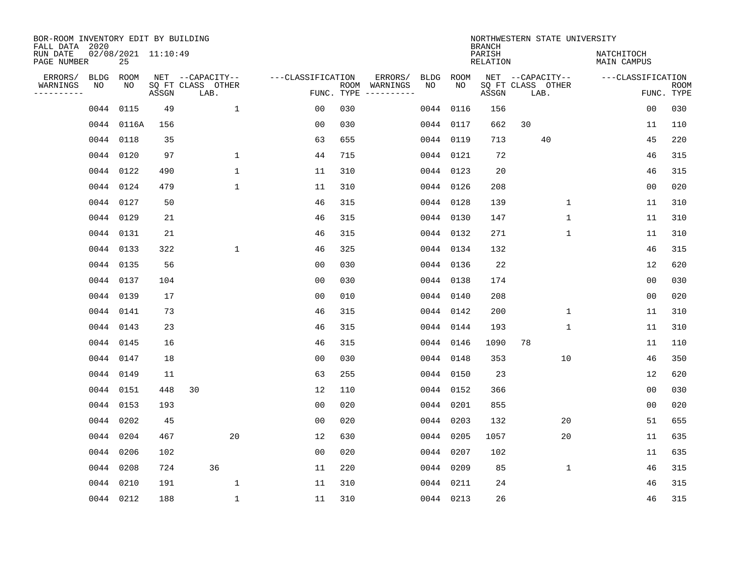BOR-ROOM INVENTORY EDIT BY BUILDING
FALL DATA 2020
RUN DATE 02/08/2021 11:10:49
PAGE NUMBER 25

NORTHWESTERN STATE UNIVERSITY
BRANCH
PARISH NATCHITOCH
RELATION MAIN CAMPUS

| ERRORS/ WARNINGS | BLDG NO | ROOM NO | NET SQ FT ASSGN | CAPACITY CLASS | CAPACITY LAB. | CAPACITY OTHER | CLASSIFICATION FUNC. | ROOM TYPE | ERRORS/ WARNINGS | BLDG NO | ROOM NO | NET SQ FT ASSGN | CAPACITY CLASS | CAPACITY LAB. | CAPACITY OTHER | CLASSIFICATION FUNC. | ROOM TYPE |
|---|---|---|---|---|---|---|---|---|---|---|---|---|---|---|---|---|---|
| | 0044 | 0115 | 49 | | | 1 | 00 | 030 | | 0044 | 0116 | 156 | | | | 00 | 030 |
| | 0044 | 0116A | 156 | | | | 00 | 030 | | 0044 | 0117 | 662 | 30 | | | 11 | 110 |
| | 0044 | 0118 | 35 | | | | 63 | 655 | | 0044 | 0119 | 713 | | 40 | | 45 | 220 |
| | 0044 | 0120 | 97 | | | 1 | 44 | 715 | | 0044 | 0121 | 72 | | | | 46 | 315 |
| | 0044 | 0122 | 490 | | | 1 | 11 | 310 | | 0044 | 0123 | 20 | | | | 46 | 315 |
| | 0044 | 0124 | 479 | | | 1 | 11 | 310 | | 0044 | 0126 | 208 | | | | 00 | 020 |
| | 0044 | 0127 | 50 | | | | 46 | 315 | | 0044 | 0128 | 139 | | | 1 | 11 | 310 |
| | 0044 | 0129 | 21 | | | | 46 | 315 | | 0044 | 0130 | 147 | | | 1 | 11 | 310 |
| | 0044 | 0131 | 21 | | | | 46 | 315 | | 0044 | 0132 | 271 | | | 1 | 11 | 310 |
| | 0044 | 0133 | 322 | | | 1 | 46 | 325 | | 0044 | 0134 | 132 | | | | 46 | 315 |
| | 0044 | 0135 | 56 | | | | 00 | 030 | | 0044 | 0136 | 22 | | | | 12 | 620 |
| | 0044 | 0137 | 104 | | | | 00 | 030 | | 0044 | 0138 | 174 | | | | 00 | 030 |
| | 0044 | 0139 | 17 | | | | 00 | 010 | | 0044 | 0140 | 208 | | | | 00 | 020 |
| | 0044 | 0141 | 73 | | | | 46 | 315 | | 0044 | 0142 | 200 | | | 1 | 11 | 310 |
| | 0044 | 0143 | 23 | | | | 46 | 315 | | 0044 | 0144 | 193 | | | 1 | 11 | 310 |
| | 0044 | 0145 | 16 | | | | 46 | 315 | | 0044 | 0146 | 1090 | 78 | | | 11 | 110 |
| | 0044 | 0147 | 18 | | | | 00 | 030 | | 0044 | 0148 | 353 | | | 10 | 46 | 350 |
| | 0044 | 0149 | 11 | | | | 63 | 255 | | 0044 | 0150 | 23 | | | | 12 | 620 |
| | 0044 | 0151 | 448 | 30 | | | 12 | 110 | | 0044 | 0152 | 366 | | | | 00 | 030 |
| | 0044 | 0153 | 193 | | | | 00 | 020 | | 0044 | 0201 | 855 | | | | 00 | 020 |
| | 0044 | 0202 | 45 | | | | 00 | 020 | | 0044 | 0203 | 132 | | | 20 | 51 | 655 |
| | 0044 | 0204 | 467 | | | 20 | 12 | 630 | | 0044 | 0205 | 1057 | | | 20 | 11 | 635 |
| | 0044 | 0206 | 102 | | | | 00 | 020 | | 0044 | 0207 | 102 | | | | 11 | 635 |
| | 0044 | 0208 | 724 | | 36 | | 11 | 220 | | 0044 | 0209 | 85 | | | 1 | 46 | 315 |
| | 0044 | 0210 | 191 | | | 1 | 11 | 310 | | 0044 | 0211 | 24 | | | | 46 | 315 |
| | 0044 | 0212 | 188 | | | 1 | 11 | 310 | | 0044 | 0213 | 26 | | | | 46 | 315 |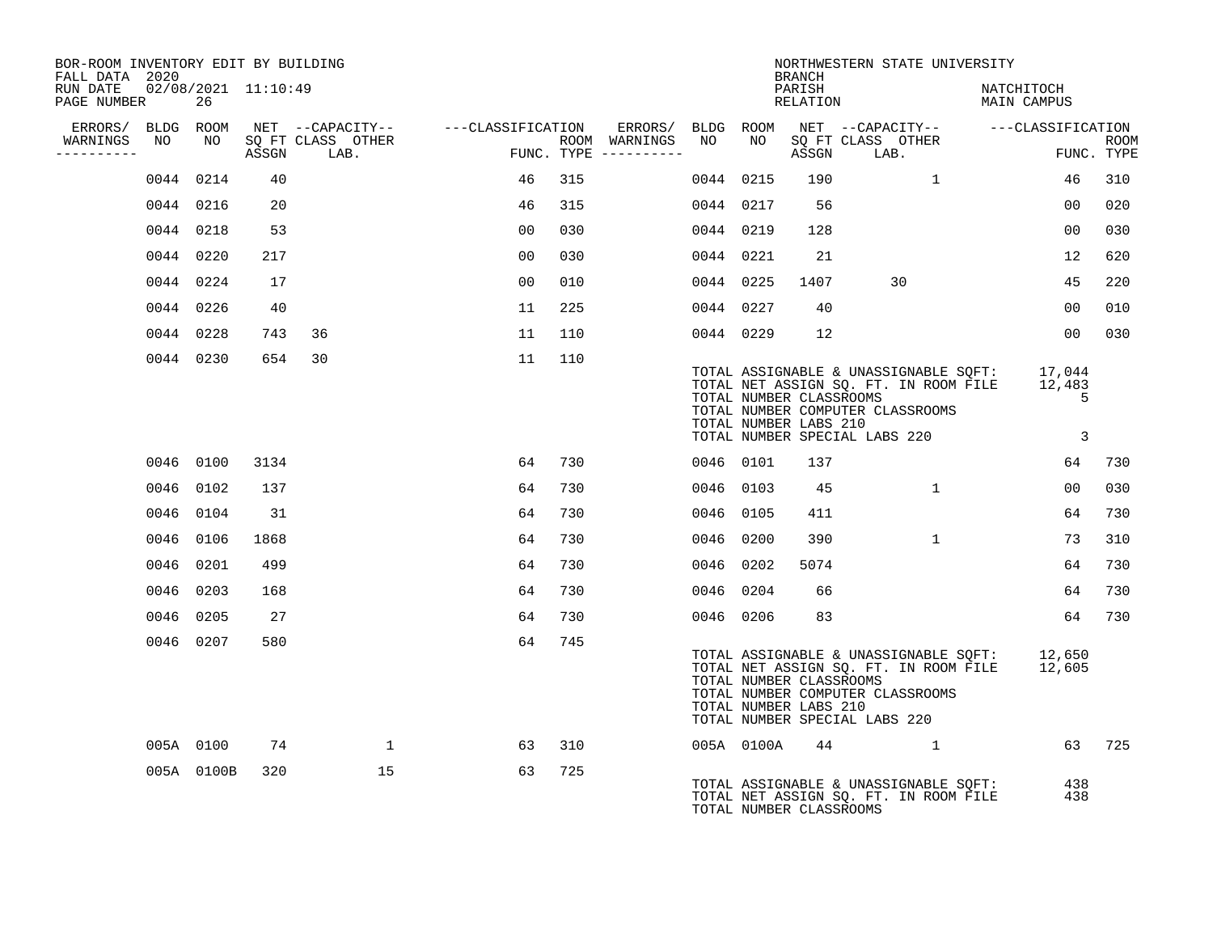BOR-ROOM INVENTORY EDIT BY BUILDING
FALL DATA 2020
RUN DATE 02/08/2021 11:10:49
PAGE NUMBER 26

NORTHWESTERN STATE UNIVERSITY
BRANCH
PARISH NATCHITOCH
RELATION MAIN CAMPUS

| ERRORS/ WARNINGS | BLDG NO | ROOM NO | NET SQ FT ASSGN | CAPACITY CLASS LAB. | CAPACITY OTHER | CLASSIFICATION FUNC. | ROOM TYPE | ERRORS/ WARNINGS | BLDG NO | ROOM NO | NET SQ FT ASSGN | CAPACITY CLASS LAB. | CAPACITY OTHER | CLASSIFICATION FUNC. | ROOM TYPE |
|---|---|---|---|---|---|---|---|---|---|---|---|---|---|---|---|
| | 0044 | 0214 | 40 | | | 46 | 315 | | 0044 | 0215 | 190 | | 1 | 46 | 310 |
| | 0044 | 0216 | 20 | | | 46 | 315 | | 0044 | 0217 | 56 | | | 00 | 020 |
| | 0044 | 0218 | 53 | | | 00 | 030 | | 0044 | 0219 | 128 | | | 00 | 030 |
| | 0044 | 0220 | 217 | | | 00 | 030 | | 0044 | 0221 | 21 | | | 12 | 620 |
| | 0044 | 0224 | 17 | | | 00 | 010 | | 0044 | 0225 | 1407 | 30 | | 45 | 220 |
| | 0044 | 0226 | 40 | | | 11 | 225 | | 0044 | 0227 | 40 | | | 00 | 010 |
| | 0044 | 0228 | 743 | 36 | | 11 | 110 | | 0044 | 0229 | 12 | | | 00 | 030 |
| | 0044 | 0230 | 654 | 30 | | 11 | 110 | | | | | | | | |

TOTAL ASSIGNABLE & UNASSIGNABLE SQFT: 17,044
TOTAL NET ASSIGN SQ. FT. IN ROOM FILE 12,483
TOTAL NUMBER CLASSROOMS 5
TOTAL NUMBER COMPUTER CLASSROOMS
TOTAL NUMBER LABS 210
TOTAL NUMBER SPECIAL LABS 220 3

| ERRORS/ WARNINGS | BLDG NO | ROOM NO | NET SQ FT ASSGN | CAPACITY CLASS LAB. | CAPACITY OTHER | CLASSIFICATION FUNC. | ROOM TYPE | ERRORS/ WARNINGS | BLDG NO | ROOM NO | NET SQ FT ASSGN | CAPACITY CLASS LAB. | CAPACITY OTHER | CLASSIFICATION FUNC. | ROOM TYPE |
|---|---|---|---|---|---|---|---|---|---|---|---|---|---|---|---|
| | 0046 | 0100 | 3134 | | | 64 | 730 | | 0046 | 0101 | 137 | | | 64 | 730 |
| | 0046 | 0102 | 137 | | | 64 | 730 | | 0046 | 0103 | 45 | | 1 | 00 | 030 |
| | 0046 | 0104 | 31 | | | 64 | 730 | | 0046 | 0105 | 411 | | | 64 | 730 |
| | 0046 | 0106 | 1868 | | | 64 | 730 | | 0046 | 0200 | 390 | | 1 | 73 | 310 |
| | 0046 | 0201 | 499 | | | 64 | 730 | | 0046 | 0202 | 5074 | | | 64 | 730 |
| | 0046 | 0203 | 168 | | | 64 | 730 | | 0046 | 0204 | 66 | | | 64 | 730 |
| | 0046 | 0205 | 27 | | | 64 | 730 | | 0046 | 0206 | 83 | | | 64 | 730 |
| | 0046 | 0207 | 580 | | | 64 | 745 | | | | | | | | |

TOTAL ASSIGNABLE & UNASSIGNABLE SQFT: 12,650
TOTAL NET ASSIGN SQ. FT. IN ROOM FILE 12,605
TOTAL NUMBER CLASSROOMS
TOTAL NUMBER COMPUTER CLASSROOMS
TOTAL NUMBER LABS 210
TOTAL NUMBER SPECIAL LABS 220

| ERRORS/ WARNINGS | BLDG NO | ROOM NO | NET SQ FT ASSGN | CAPACITY CLASS LAB. | CAPACITY OTHER | CLASSIFICATION FUNC. | ROOM TYPE | ERRORS/ WARNINGS | BLDG NO | ROOM NO | NET SQ FT ASSGN | CAPACITY CLASS LAB. | CAPACITY OTHER | CLASSIFICATION FUNC. | ROOM TYPE |
|---|---|---|---|---|---|---|---|---|---|---|---|---|---|---|---|
| | 005A | 0100 | 74 | | 1 | 63 | 310 | | 005A | 0100A | 44 | | 1 | 63 | 725 |
| | 005A | 0100B | 320 | | 15 | 63 | 725 | | | | | | | | |

TOTAL ASSIGNABLE & UNASSIGNABLE SQFT: 438
TOTAL NET ASSIGN SQ. FT. IN ROOM FILE 438
TOTAL NUMBER CLASSROOMS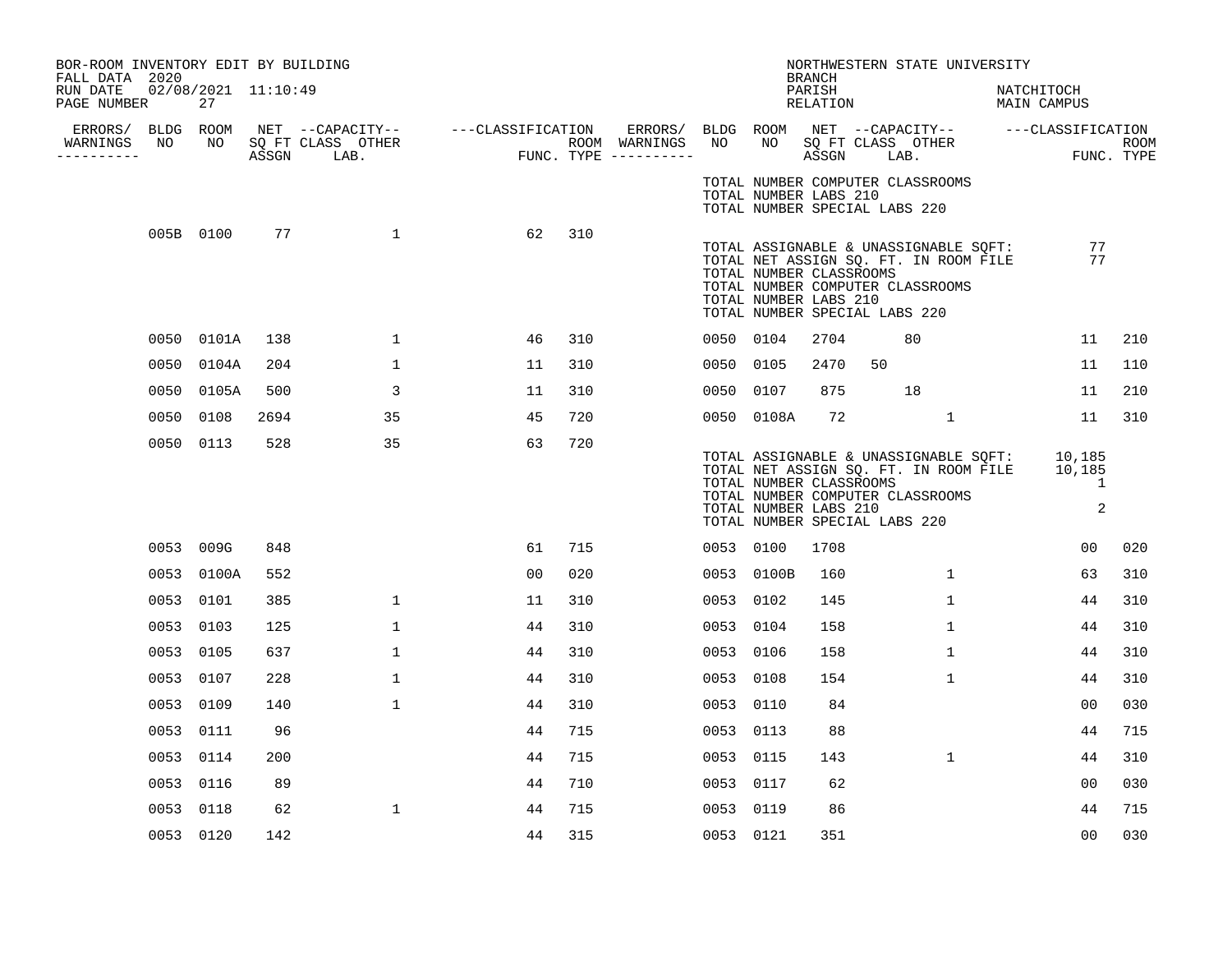BOR-ROOM INVENTORY EDIT BY BUILDING
FALL DATA 2020
RUN DATE 02/08/2021 11:10:49

NORTHWESTERN STATE UNIVERSITY
BRANCH
PARISH NATCHITOCH
RELATION MAIN CAMPUS

| ERRORS/ WARNINGS | BLDG NO | ROOM NO | NET SQ FT ASSGN | CAPACITY CLASS | CAPACITY LAB. | CAPACITY OTHER | CLASSIFICATION FUNC. | ROOM TYPE | ERRORS/ WARNINGS | BLDG NO | ROOM NO | NET SQ FT ASSGN | CAPACITY CLASS | CAPACITY LAB. | CAPACITY OTHER | CLASSIFICATION FUNC. | ROOM TYPE |
|---|---|---|---|---|---|---|---|---|---|---|---|---|---|---|---|---|---|
| | | | | | | | | | | TOTAL NUMBER COMPUTER CLASSROOMS | | | | | | | |
| | | | | | | | | | | TOTAL NUMBER LABS 210 | | | | | | | |
| | | | | | | | | | | TOTAL NUMBER SPECIAL LABS 220 | | | | | | | |
| | 005B | 0100 | 77 | | | 1 | 62 | 310 | | | | | | | | | |
| | | | | | | | | | | TOTAL ASSIGNABLE & UNASSIGNABLE SQFT: | | | | | | 77 | |
| | | | | | | | | | | TOTAL NET ASSIGN SQ. FT. IN ROOM FILE | | | | | | 77 | |
| | | | | | | | | | | TOTAL NUMBER CLASSROOMS | | | | | | | |
| | | | | | | | | | | TOTAL NUMBER COMPUTER CLASSROOMS | | | | | | | |
| | | | | | | | | | | TOTAL NUMBER LABS 210 | | | | | | | |
| | | | | | | | | | | TOTAL NUMBER SPECIAL LABS 220 | | | | | | | |
| | 0050 | 0101A | 138 | | | 1 | 46 | 310 | | 0050 | 0104 | 2704 | | 80 | | 11 | 210 |
| | 0050 | 0104A | 204 | | | 1 | 11 | 310 | | 0050 | 0105 | 2470 | 50 | | | 11 | 110 |
| | 0050 | 0105A | 500 | | | 3 | 11 | 310 | | 0050 | 0107 | 875 | | 18 | | 11 | 210 |
| | 0050 | 0108 | 2694 | | | 35 | 45 | 720 | | 0050 | 0108A | 72 | | | 1 | 11 | 310 |
| | 0050 | 0113 | 528 | | | 35 | 63 | 720 | | | | | | | | | |
| | | | | | | | | | | TOTAL ASSIGNABLE & UNASSIGNABLE SQFT: | | | | | | 10,185 | |
| | | | | | | | | | | TOTAL NET ASSIGN SQ. FT. IN ROOM FILE | | | | | | 10,185 | |
| | | | | | | | | | | TOTAL NUMBER CLASSROOMS | | | | | | 1 | |
| | | | | | | | | | | TOTAL NUMBER COMPUTER CLASSROOMS | | | | | | | |
| | | | | | | | | | | TOTAL NUMBER LABS 210 | | | | | | 2 | |
| | | | | | | | | | | TOTAL NUMBER SPECIAL LABS 220 | | | | | | | |
| | 0053 | 009G | 848 | | | | 61 | 715 | | 0053 | 0100 | 1708 | | | | 00 | 020 |
| | 0053 | 0100A | 552 | | | | 00 | 020 | | 0053 | 0100B | 160 | | | 1 | 63 | 310 |
| | 0053 | 0101 | 385 | | | 1 | 11 | 310 | | 0053 | 0102 | 145 | | | 1 | 44 | 310 |
| | 0053 | 0103 | 125 | | | 1 | 44 | 310 | | 0053 | 0104 | 158 | | | 1 | 44 | 310 |
| | 0053 | 0105 | 637 | | | 1 | 44 | 310 | | 0053 | 0106 | 158 | | | 1 | 44 | 310 |
| | 0053 | 0107 | 228 | | | 1 | 44 | 310 | | 0053 | 0108 | 154 | | | 1 | 44 | 310 |
| | 0053 | 0109 | 140 | | | 1 | 44 | 310 | | 0053 | 0110 | 84 | | | | 00 | 030 |
| | 0053 | 0111 | 96 | | | | 44 | 715 | | 0053 | 0113 | 88 | | | | 44 | 715 |
| | 0053 | 0114 | 200 | | | | 44 | 715 | | 0053 | 0115 | 143 | | | 1 | 44 | 310 |
| | 0053 | 0116 | 89 | | | | 44 | 710 | | 0053 | 0117 | 62 | | | | 00 | 030 |
| | 0053 | 0118 | 62 | | | 1 | 44 | 715 | | 0053 | 0119 | 86 | | | | 44 | 715 |
| | 0053 | 0120 | 142 | | | | 44 | 315 | | 0053 | 0121 | 351 | | | | 00 | 030 |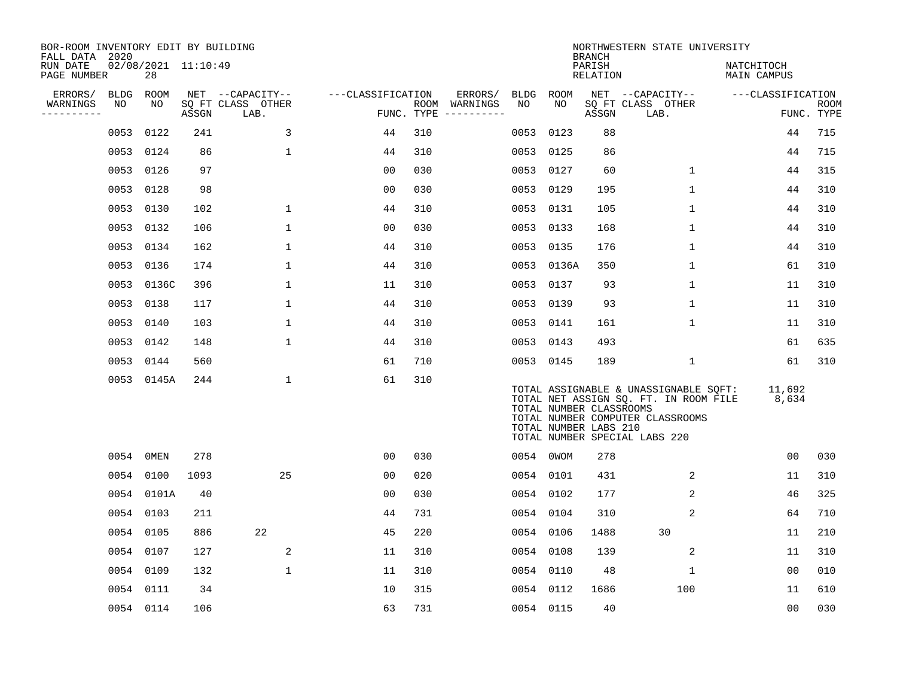BOR-ROOM INVENTORY EDIT BY BUILDING
FALL DATA 2020
RUN DATE 02/08/2021 11:10:49
PAGE NUMBER 28

NORTHWESTERN STATE UNIVERSITY
BRANCH
PARISH NATCHITOCH
RELATION MAIN CAMPUS

| ERRORS/ WARNINGS | BLDG NO | ROOM NO | NET SQ FT ASSGN | CAPACITY CLASS LAB. | CAPACITY OTHER | CLASSIFICATION FUNC. | ROOM TYPE | ERRORS/ WARNINGS | BLDG NO | ROOM NO | NET SQ FT ASSGN | CAPACITY CLASS LAB. | CAPACITY OTHER | CLASSIFICATION FUNC. | ROOM TYPE |
|---|---|---|---|---|---|---|---|---|---|---|---|---|---|---|---|
| | 0053 | 0122 | 241 | | 3 | 44 | 310 | | 0053 | 0123 | 88 | | | 44 | 715 |
| | 0053 | 0124 | 86 | | 1 | 44 | 310 | | 0053 | 0125 | 86 | | | 44 | 715 |
| | 0053 | 0126 | 97 | | | 00 | 030 | | 0053 | 0127 | 60 | | 1 | 44 | 315 |
| | 0053 | 0128 | 98 | | | 00 | 030 | | 0053 | 0129 | 195 | | 1 | 44 | 310 |
| | 0053 | 0130 | 102 | | 1 | 44 | 310 | | 0053 | 0131 | 105 | | 1 | 44 | 310 |
| | 0053 | 0132 | 106 | | 1 | 00 | 030 | | 0053 | 0133 | 168 | | 1 | 44 | 310 |
| | 0053 | 0134 | 162 | | 1 | 44 | 310 | | 0053 | 0135 | 176 | | 1 | 44 | 310 |
| | 0053 | 0136 | 174 | | 1 | 44 | 310 | | 0053 | 0136A | 350 | | 1 | 61 | 310 |
| | 0053 | 0136C | 396 | | 1 | 11 | 310 | | 0053 | 0137 | 93 | | 1 | 11 | 310 |
| | 0053 | 0138 | 117 | | 1 | 44 | 310 | | 0053 | 0139 | 93 | | 1 | 11 | 310 |
| | 0053 | 0140 | 103 | | 1 | 44 | 310 | | 0053 | 0141 | 161 | | 1 | 11 | 310 |
| | 0053 | 0142 | 148 | | 1 | 44 | 310 | | 0053 | 0143 | 493 | | | 61 | 635 |
| | 0053 | 0144 | 560 | | | 61 | 710 | | 0053 | 0145 | 189 | | 1 | 61 | 310 |
| | 0053 | 0145A | 244 | | 1 | 61 | 310 | | | | | | | | |

TOTAL ASSIGNABLE & UNASSIGNABLE SQFT: 11,692
TOTAL NET ASSIGN SQ. FT. IN ROOM FILE 8,634
TOTAL NUMBER CLASSROOMS
TOTAL NUMBER COMPUTER CLASSROOMS
TOTAL NUMBER LABS 210
TOTAL NUMBER SPECIAL LABS 220

| ERRORS/ WARNINGS | BLDG NO | ROOM NO | NET SQ FT ASSGN | CAPACITY CLASS LAB. | CAPACITY OTHER | CLASSIFICATION FUNC. | ROOM TYPE | ERRORS/ WARNINGS | BLDG NO | ROOM NO | NET SQ FT ASSGN | CAPACITY CLASS LAB. | CAPACITY OTHER | CLASSIFICATION FUNC. | ROOM TYPE |
|---|---|---|---|---|---|---|---|---|---|---|---|---|---|---|---|
| | 0054 | 0MEN | 278 | | | 00 | 030 | | 0054 | 0WOM | 278 | | | 00 | 030 |
| | 0054 | 0100 | 1093 | | 25 | 00 | 020 | | 0054 | 0101 | 431 | | 2 | 11 | 310 |
| | 0054 | 0101A | 40 | | | 00 | 030 | | 0054 | 0102 | 177 | | 2 | 46 | 325 |
| | 0054 | 0103 | 211 | | | 44 | 731 | | 0054 | 0104 | 310 | | 2 | 64 | 710 |
| | 0054 | 0105 | 886 | 22 | | 45 | 220 | | 0054 | 0106 | 1488 | 30 | | 11 | 210 |
| | 0054 | 0107 | 127 | | 2 | 11 | 310 | | 0054 | 0108 | 139 | | 2 | 11 | 310 |
| | 0054 | 0109 | 132 | | 1 | 11 | 310 | | 0054 | 0110 | 48 | | 1 | 00 | 010 |
| | 0054 | 0111 | 34 | | | 10 | 315 | | 0054 | 0112 | 1686 | | 100 | 11 | 610 |
| | 0054 | 0114 | 106 | | | 63 | 731 | | 0054 | 0115 | 40 | | | 00 | 030 |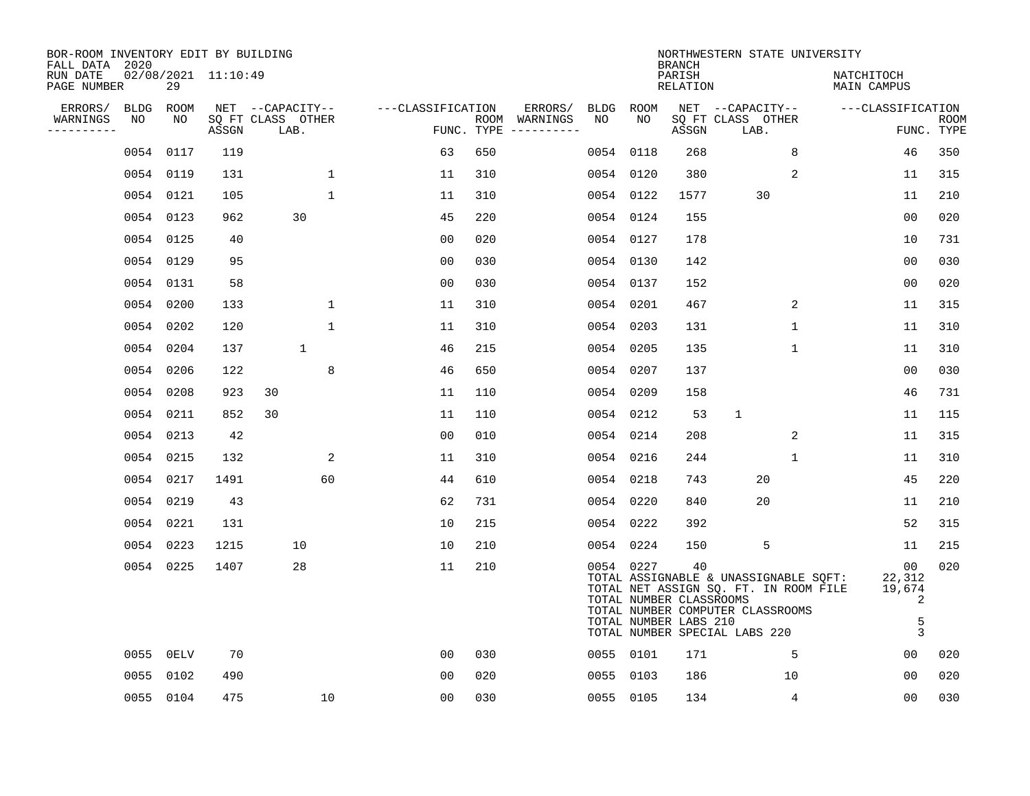BOR-ROOM INVENTORY EDIT BY BUILDING
FALL DATA 2020
RUN DATE 02/08/2021 11:10:49
PAGE NUMBER 29

NORTHWESTERN STATE UNIVERSITY
BRANCH
PARISH NATCHITOCH
RELATION MAIN CAMPUS

| ERRORS/ WARNINGS | BLDG NO | ROOM NO | NET SQ FT ASSGN | CAPACITY CLASS | CAPACITY LAB. | CAPACITY OTHER | FUNC. | ROOM TYPE | ERRORS/ WARNINGS | BLDG NO | ROOM NO | NET SQ FT ASSGN | CAPACITY CLASS | CAPACITY LAB. | CAPACITY OTHER | FUNC. | ROOM TYPE |
|---|---|---|---|---|---|---|---|---|---|---|---|---|---|---|---|---|---|
| | 0054 | 0117 | 119 | | | | 63 | 650 | | 0054 | 0118 | 268 | | | 8 | 46 | 350 |
| | 0054 | 0119 | 131 | | | 1 | 11 | 310 | | 0054 | 0120 | 380 | | | 2 | 11 | 315 |
| | 0054 | 0121 | 105 | | | 1 | 11 | 310 | | 0054 | 0122 | 1577 | | 30 | | 11 | 210 |
| | 0054 | 0123 | 962 | | 30 | | 45 | 220 | | 0054 | 0124 | 155 | | | | 00 | 020 |
| | 0054 | 0125 | 40 | | | | 00 | 020 | | 0054 | 0127 | 178 | | | | 10 | 731 |
| | 0054 | 0129 | 95 | | | | 00 | 030 | | 0054 | 0130 | 142 | | | | 00 | 030 |
| | 0054 | 0131 | 58 | | | | 00 | 030 | | 0054 | 0137 | 152 | | | | 00 | 020 |
| | 0054 | 0200 | 133 | | | 1 | 11 | 310 | | 0054 | 0201 | 467 | | | 2 | 11 | 315 |
| | 0054 | 0202 | 120 | | | 1 | 11 | 310 | | 0054 | 0203 | 131 | | | 1 | 11 | 310 |
| | 0054 | 0204 | 137 | | 1 | | 46 | 215 | | 0054 | 0205 | 135 | | | 1 | 11 | 310 |
| | 0054 | 0206 | 122 | | | 8 | 46 | 650 | | 0054 | 0207 | 137 | | | | 00 | 030 |
| | 0054 | 0208 | 923 | 30 | | | 11 | 110 | | 0054 | 0209 | 158 | | | | 46 | 731 |
| | 0054 | 0211 | 852 | 30 | | | 11 | 110 | | 0054 | 0212 | 53 | 1 | | | 11 | 115 |
| | 0054 | 0213 | 42 | | | | 00 | 010 | | 0054 | 0214 | 208 | | | 2 | 11 | 315 |
| | 0054 | 0215 | 132 | | | 2 | 11 | 310 | | 0054 | 0216 | 244 | | | 1 | 11 | 310 |
| | 0054 | 0217 | 1491 | | | 60 | 44 | 610 | | 0054 | 0218 | 743 | | 20 | | 45 | 220 |
| | 0054 | 0219 | 43 | | | | 62 | 731 | | 0054 | 0220 | 840 | | 20 | | 11 | 210 |
| | 0054 | 0221 | 131 | | | | 10 | 215 | | 0054 | 0222 | 392 | | | | 52 | 315 |
| | 0054 | 0223 | 1215 | | 10 | | 10 | 210 | | 0054 | 0224 | 150 | | 5 | | 11 | 215 |
| | 0054 | 0225 | 1407 | | 28 | | 11 | 210 | | 0054 | 0227 | 40 | | | | 00 | 020 |
| | 0055 | 0ELV | 70 | | | | 00 | 030 | | 0055 | 0101 | 171 | | | 5 | 00 | 020 |
| | 0055 | 0102 | 490 | | | | 00 | 020 | | 0055 | 0103 | 186 | | | 10 | 00 | 020 |
| | 0055 | 0104 | 475 | | | 10 | 00 | 030 | | 0055 | 0105 | 134 | | | 4 | 00 | 030 |

Building 0054 totals:

| | |
|---|---|
| TOTAL ASSIGNABLE & UNASSIGNABLE SQFT: | 22,312 |
| TOTAL NET ASSIGN SQ. FT. IN ROOM FILE | 19,674 |
| TOTAL NUMBER CLASSROOMS | 2 |
| TOTAL NUMBER COMPUTER CLASSROOMS | |
| TOTAL NUMBER LABS 210 | 5 |
| TOTAL NUMBER SPECIAL LABS 220 | 3 |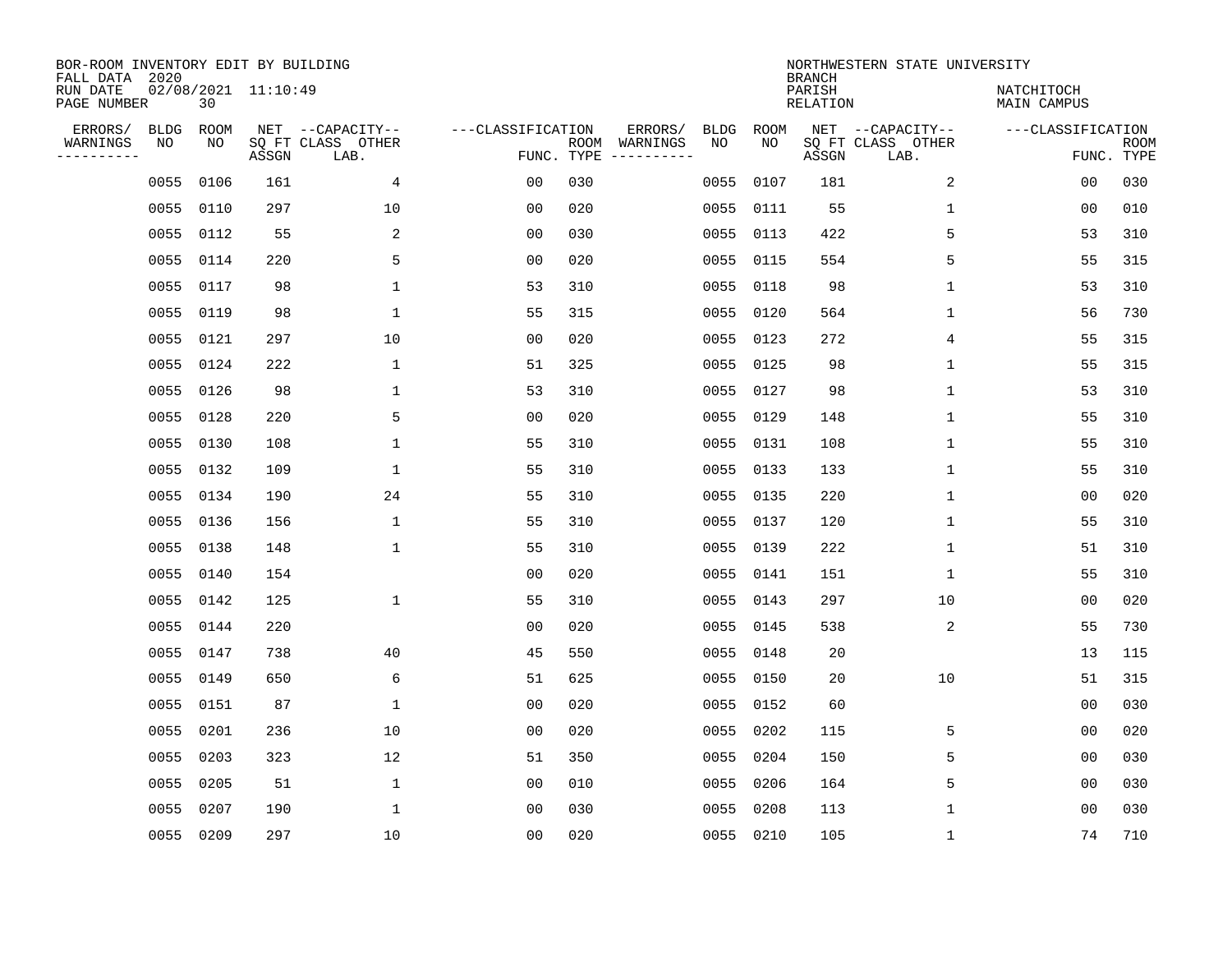BOR-ROOM INVENTORY EDIT BY BUILDING
FALL DATA 2020
RUN DATE 02/08/2021 11:10:49
PAGE NUMBER 30

NORTHWESTERN STATE UNIVERSITY
BRANCH
PARISH NATCHITOCH
RELATION MAIN CAMPUS

| ERRORS/ WARNINGS | BLDG NO | ROOM NO | NET SQ FT ASSGN | --CAPACITY-- CLASS LAB. | OTHER | ---CLASSIFICATION FUNC. | ROOM TYPE | ERRORS/ WARNINGS | BLDG NO | ROOM NO | NET SQ FT ASSGN | --CAPACITY-- CLASS LAB. | OTHER | ---CLASSIFICATION FUNC. | ROOM TYPE |
|---|---|---|---|---|---|---|---|---|---|---|---|---|---|---|---|
| | 0055 | 0106 | 161 | | 4 | 00 | 030 | | 0055 | 0107 | 181 | | 2 | 00 | 030 |
| | 0055 | 0110 | 297 | | 10 | 00 | 020 | | 0055 | 0111 | 55 | | 1 | 00 | 010 |
| | 0055 | 0112 | 55 | | 2 | 00 | 030 | | 0055 | 0113 | 422 | | 5 | 53 | 310 |
| | 0055 | 0114 | 220 | | 5 | 00 | 020 | | 0055 | 0115 | 554 | | 5 | 55 | 315 |
| | 0055 | 0117 | 98 | | 1 | 53 | 310 | | 0055 | 0118 | 98 | | 1 | 53 | 310 |
| | 0055 | 0119 | 98 | | 1 | 55 | 315 | | 0055 | 0120 | 564 | | 1 | 56 | 730 |
| | 0055 | 0121 | 297 | | 10 | 00 | 020 | | 0055 | 0123 | 272 | | 4 | 55 | 315 |
| | 0055 | 0124 | 222 | | 1 | 51 | 325 | | 0055 | 0125 | 98 | | 1 | 55 | 315 |
| | 0055 | 0126 | 98 | | 1 | 53 | 310 | | 0055 | 0127 | 98 | | 1 | 53 | 310 |
| | 0055 | 0128 | 220 | | 5 | 00 | 020 | | 0055 | 0129 | 148 | | 1 | 55 | 310 |
| | 0055 | 0130 | 108 | | 1 | 55 | 310 | | 0055 | 0131 | 108 | | 1 | 55 | 310 |
| | 0055 | 0132 | 109 | | 1 | 55 | 310 | | 0055 | 0133 | 133 | | 1 | 55 | 310 |
| | 0055 | 0134 | 190 | | 24 | 55 | 310 | | 0055 | 0135 | 220 | | 1 | 00 | 020 |
| | 0055 | 0136 | 156 | | 1 | 55 | 310 | | 0055 | 0137 | 120 | | 1 | 55 | 310 |
| | 0055 | 0138 | 148 | | 1 | 55 | 310 | | 0055 | 0139 | 222 | | 1 | 51 | 310 |
| | 0055 | 0140 | 154 | | | 00 | 020 | | 0055 | 0141 | 151 | | 1 | 55 | 310 |
| | 0055 | 0142 | 125 | | 1 | 55 | 310 | | 0055 | 0143 | 297 | | 10 | 00 | 020 |
| | 0055 | 0144 | 220 | | | 00 | 020 | | 0055 | 0145 | 538 | | 2 | 55 | 730 |
| | 0055 | 0147 | 738 | | 40 | 45 | 550 | | 0055 | 0148 | 20 | | | 13 | 115 |
| | 0055 | 0149 | 650 | | 6 | 51 | 625 | | 0055 | 0150 | 20 | | 10 | 51 | 315 |
| | 0055 | 0151 | 87 | | 1 | 00 | 020 | | 0055 | 0152 | 60 | | | 00 | 030 |
| | 0055 | 0201 | 236 | | 10 | 00 | 020 | | 0055 | 0202 | 115 | | 5 | 00 | 020 |
| | 0055 | 0203 | 323 | | 12 | 51 | 350 | | 0055 | 0204 | 150 | | 5 | 00 | 030 |
| | 0055 | 0205 | 51 | | 1 | 00 | 010 | | 0055 | 0206 | 164 | | 5 | 00 | 030 |
| | 0055 | 0207 | 190 | | 1 | 00 | 030 | | 0055 | 0208 | 113 | | 1 | 00 | 030 |
| | 0055 | 0209 | 297 | | 10 | 00 | 020 | | 0055 | 0210 | 105 | | 1 | 74 | 710 |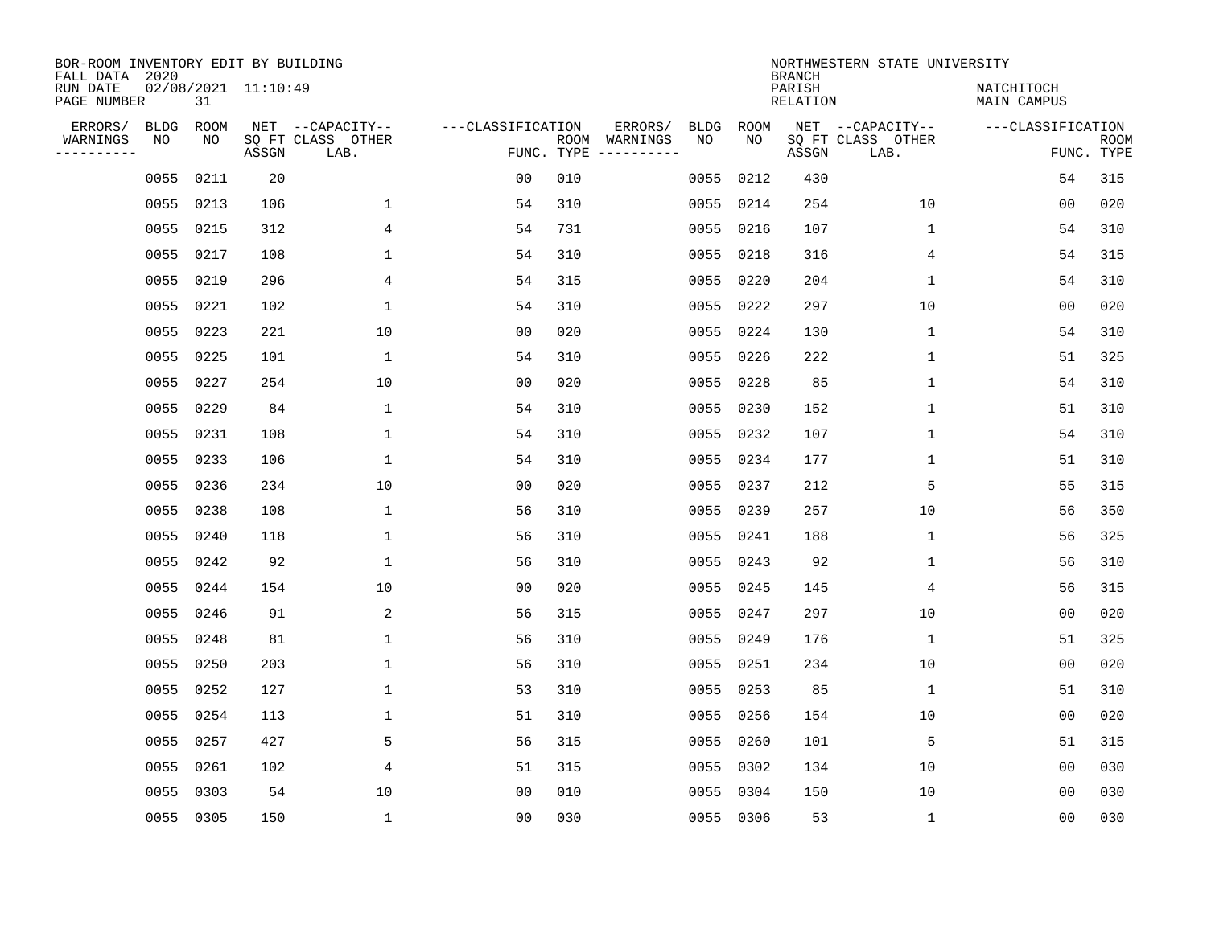BOR-ROOM INVENTORY EDIT BY BUILDING
FALL DATA 2020
RUN DATE 02/08/2021 11:10:49
PAGE NUMBER 31

NORTHWESTERN STATE UNIVERSITY
BRANCH
PARISH NATCHITOCH
RELATION MAIN CAMPUS

| ERRORS/ WARNINGS | BLDG NO | ROOM NO | NET SQ FT ASSGN | --CAPACITY-- CLASS LAB. | OTHER | ---CLASSIFICATION FUNC. | ROOM TYPE | ERRORS/ WARNINGS | BLDG NO | ROOM NO | NET SQ FT ASSGN | --CAPACITY-- CLASS LAB. | OTHER | ---CLASSIFICATION FUNC. | ROOM TYPE |
|---|---|---|---|---|---|---|---|---|---|---|---|---|---|---|---|
| | 0055 | 0211 | 20 | | | 00 | 010 | | 0055 | 0212 | 430 | | | 54 | 315 |
| | 0055 | 0213 | 106 | | 1 | 54 | 310 | | 0055 | 0214 | 254 | | 10 | 00 | 020 |
| | 0055 | 0215 | 312 | | 4 | 54 | 731 | | 0055 | 0216 | 107 | | 1 | 54 | 310 |
| | 0055 | 0217 | 108 | | 1 | 54 | 310 | | 0055 | 0218 | 316 | | 4 | 54 | 315 |
| | 0055 | 0219 | 296 | | 4 | 54 | 315 | | 0055 | 0220 | 204 | | 1 | 54 | 310 |
| | 0055 | 0221 | 102 | | 1 | 54 | 310 | | 0055 | 0222 | 297 | | 10 | 00 | 020 |
| | 0055 | 0223 | 221 | | 10 | 00 | 020 | | 0055 | 0224 | 130 | | 1 | 54 | 310 |
| | 0055 | 0225 | 101 | | 1 | 54 | 310 | | 0055 | 0226 | 222 | | 1 | 51 | 325 |
| | 0055 | 0227 | 254 | | 10 | 00 | 020 | | 0055 | 0228 | 85 | | 1 | 54 | 310 |
| | 0055 | 0229 | 84 | | 1 | 54 | 310 | | 0055 | 0230 | 152 | | 1 | 51 | 310 |
| | 0055 | 0231 | 108 | | 1 | 54 | 310 | | 0055 | 0232 | 107 | | 1 | 54 | 310 |
| | 0055 | 0233 | 106 | | 1 | 54 | 310 | | 0055 | 0234 | 177 | | 1 | 51 | 310 |
| | 0055 | 0236 | 234 | | 10 | 00 | 020 | | 0055 | 0237 | 212 | | 5 | 55 | 315 |
| | 0055 | 0238 | 108 | | 1 | 56 | 310 | | 0055 | 0239 | 257 | | 10 | 56 | 350 |
| | 0055 | 0240 | 118 | | 1 | 56 | 310 | | 0055 | 0241 | 188 | | 1 | 56 | 325 |
| | 0055 | 0242 | 92 | | 1 | 56 | 310 | | 0055 | 0243 | 92 | | 1 | 56 | 310 |
| | 0055 | 0244 | 154 | | 10 | 00 | 020 | | 0055 | 0245 | 145 | | 4 | 56 | 315 |
| | 0055 | 0246 | 91 | | 2 | 56 | 315 | | 0055 | 0247 | 297 | | 10 | 00 | 020 |
| | 0055 | 0248 | 81 | | 1 | 56 | 310 | | 0055 | 0249 | 176 | | 1 | 51 | 325 |
| | 0055 | 0250 | 203 | | 1 | 56 | 310 | | 0055 | 0251 | 234 | | 10 | 00 | 020 |
| | 0055 | 0252 | 127 | | 1 | 53 | 310 | | 0055 | 0253 | 85 | | 1 | 51 | 310 |
| | 0055 | 0254 | 113 | | 1 | 51 | 310 | | 0055 | 0256 | 154 | | 10 | 00 | 020 |
| | 0055 | 0257 | 427 | | 5 | 56 | 315 | | 0055 | 0260 | 101 | | 5 | 51 | 315 |
| | 0055 | 0261 | 102 | | 4 | 51 | 315 | | 0055 | 0302 | 134 | | 10 | 00 | 030 |
| | 0055 | 0303 | 54 | | 10 | 00 | 010 | | 0055 | 0304 | 150 | | 10 | 00 | 030 |
| | 0055 | 0305 | 150 | | 1 | 00 | 030 | | 0055 | 0306 | 53 | | 1 | 00 | 030 |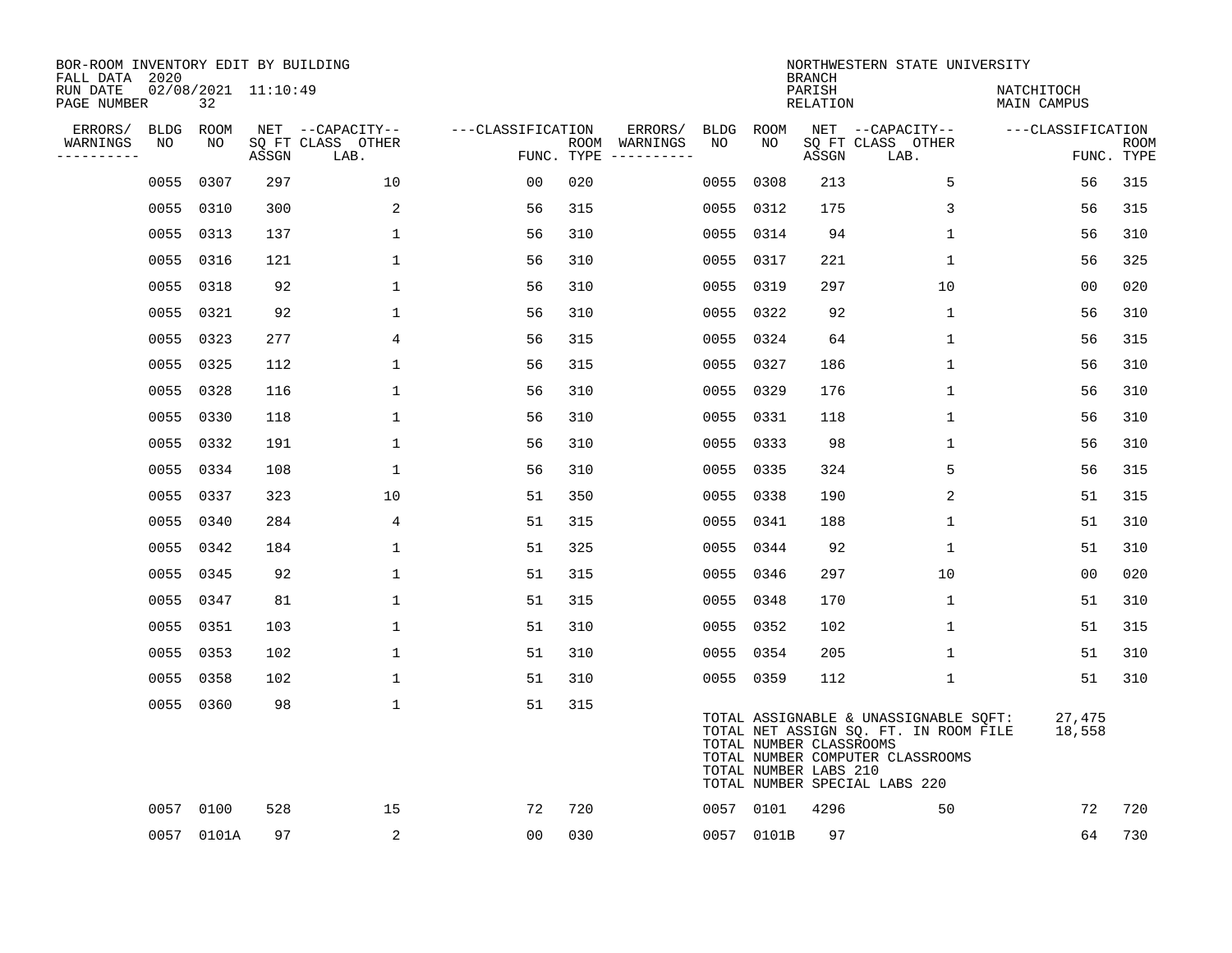BOR-ROOM INVENTORY EDIT BY BUILDING
FALL DATA 2020
RUN DATE 02/08/2021 11:10:49
PAGE NUMBER 32

NORTHWESTERN STATE UNIVERSITY
BRANCH
PARISH NATCHITOCH
RELATION MAIN CAMPUS

| ERRORS/ WARNINGS | BLDG NO | ROOM NO | NET SQ FT ASSGN | CAPACITY CLASS LAB. | CAPACITY OTHER | CLASSIFICATION FUNC. | ROOM TYPE | ERRORS/ WARNINGS | BLDG NO | ROOM NO | NET SQ FT ASSGN | CAPACITY CLASS LAB. | CAPACITY OTHER | CLASSIFICATION FUNC. | ROOM TYPE |
|---|---|---|---|---|---|---|---|---|---|---|---|---|---|---|---|
| | 0055 | 0307 | 297 | | 10 | 00 | 020 | | 0055 | 0308 | 213 | | 5 | 56 | 315 |
| | 0055 | 0310 | 300 | | 2 | 56 | 315 | | 0055 | 0312 | 175 | | 3 | 56 | 315 |
| | 0055 | 0313 | 137 | | 1 | 56 | 310 | | 0055 | 0314 | 94 | | 1 | 56 | 310 |
| | 0055 | 0316 | 121 | | 1 | 56 | 310 | | 0055 | 0317 | 221 | | 1 | 56 | 325 |
| | 0055 | 0318 | 92 | | 1 | 56 | 310 | | 0055 | 0319 | 297 | | 10 | 00 | 020 |
| | 0055 | 0321 | 92 | | 1 | 56 | 310 | | 0055 | 0322 | 92 | | 1 | 56 | 310 |
| | 0055 | 0323 | 277 | | 4 | 56 | 315 | | 0055 | 0324 | 64 | | 1 | 56 | 315 |
| | 0055 | 0325 | 112 | | 1 | 56 | 315 | | 0055 | 0327 | 186 | | 1 | 56 | 310 |
| | 0055 | 0328 | 116 | | 1 | 56 | 310 | | 0055 | 0329 | 176 | | 1 | 56 | 310 |
| | 0055 | 0330 | 118 | | 1 | 56 | 310 | | 0055 | 0331 | 118 | | 1 | 56 | 310 |
| | 0055 | 0332 | 191 | | 1 | 56 | 310 | | 0055 | 0333 | 98 | | 1 | 56 | 310 |
| | 0055 | 0334 | 108 | | 1 | 56 | 310 | | 0055 | 0335 | 324 | | 5 | 56 | 315 |
| | 0055 | 0337 | 323 | | 10 | 51 | 350 | | 0055 | 0338 | 190 | | 2 | 51 | 315 |
| | 0055 | 0340 | 284 | | 4 | 51 | 315 | | 0055 | 0341 | 188 | | 1 | 51 | 310 |
| | 0055 | 0342 | 184 | | 1 | 51 | 325 | | 0055 | 0344 | 92 | | 1 | 51 | 310 |
| | 0055 | 0345 | 92 | | 1 | 51 | 315 | | 0055 | 0346 | 297 | | 10 | 00 | 020 |
| | 0055 | 0347 | 81 | | 1 | 51 | 315 | | 0055 | 0348 | 170 | | 1 | 51 | 310 |
| | 0055 | 0351 | 103 | | 1 | 51 | 310 | | 0055 | 0352 | 102 | | 1 | 51 | 315 |
| | 0055 | 0353 | 102 | | 1 | 51 | 310 | | 0055 | 0354 | 205 | | 1 | 51 | 310 |
| | 0055 | 0358 | 102 | | 1 | 51 | 310 | | 0055 | 0359 | 112 | | 1 | 51 | 310 |
| | 0055 | 0360 | 98 | | 1 | 51 | 315 | | | | | | | | |

TOTAL ASSIGNABLE & UNASSIGNABLE SQFT: 27,475
TOTAL NET ASSIGN SQ. FT. IN ROOM FILE 18,558
TOTAL NUMBER CLASSROOMS
TOTAL NUMBER COMPUTER CLASSROOMS
TOTAL NUMBER LABS 210
TOTAL NUMBER SPECIAL LABS 220

| ERRORS/ WARNINGS | BLDG NO | ROOM NO | NET SQ FT ASSGN | CAPACITY CLASS LAB. | CAPACITY OTHER | CLASSIFICATION FUNC. | ROOM TYPE | ERRORS/ WARNINGS | BLDG NO | ROOM NO | NET SQ FT ASSGN | CAPACITY CLASS LAB. | CAPACITY OTHER | CLASSIFICATION FUNC. | ROOM TYPE |
|---|---|---|---|---|---|---|---|---|---|---|---|---|---|---|---|
| | 0057 | 0100 | 528 | | 15 | 72 | 720 | | 0057 | 0101 | 4296 | | 50 | 72 | 720 |
| | 0057 | 0101A | 97 | | 2 | 00 | 030 | | 0057 | 0101B | 97 | | | 64 | 730 |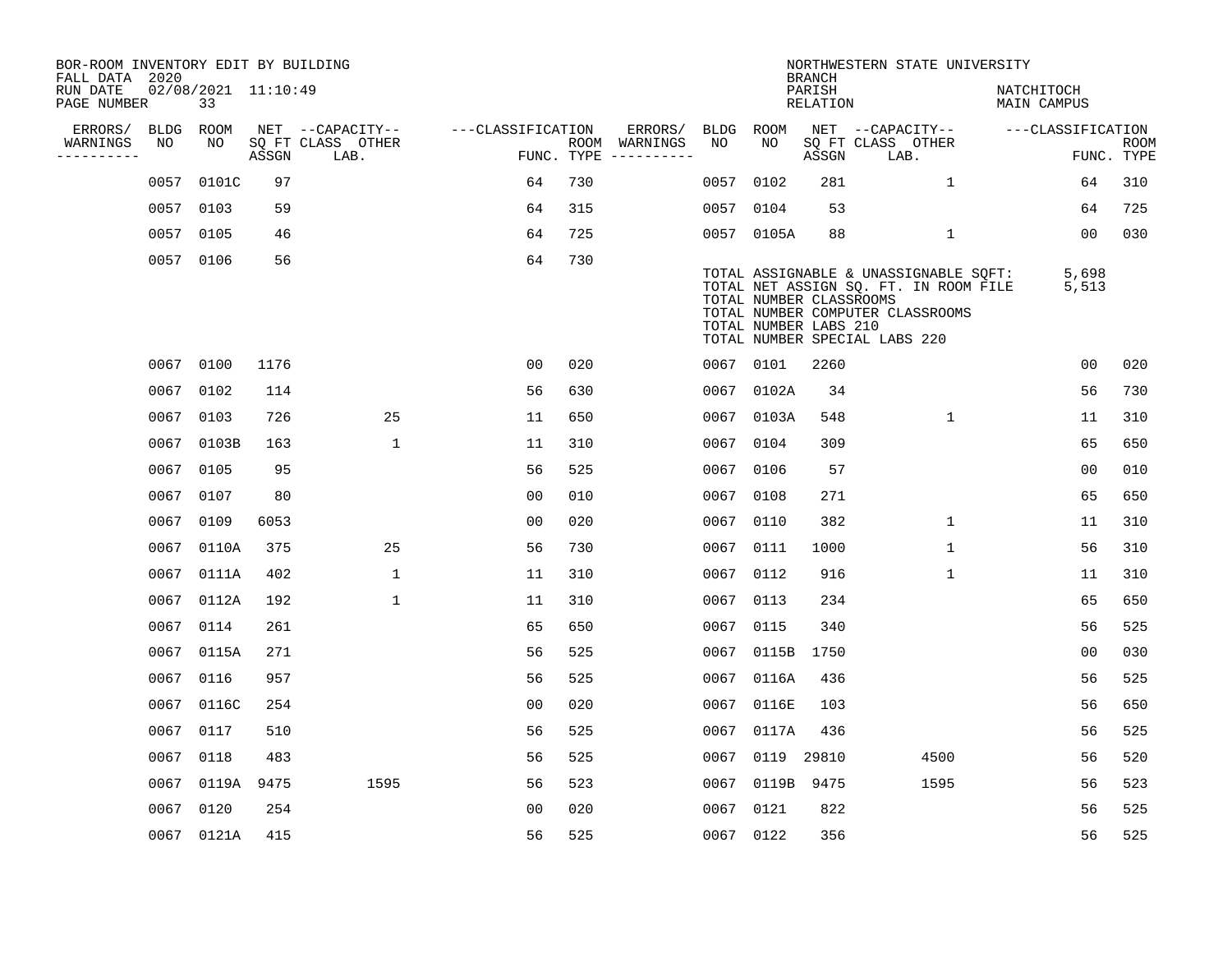BOR-ROOM INVENTORY EDIT BY BUILDING
FALL DATA 2020
RUN DATE 02/08/2021 11:10:49

NORTHWESTERN STATE UNIVERSITY
BRANCH
PARISH NATCHITOCH
RELATION MAIN CAMPUS

| ERRORS/ WARNINGS | BLDG NO | ROOM NO | NET SQ FT ASSGN | CAPACITY CLASS | CAPACITY OTHER LAB. | CLASSIFICATION FUNC. | ROOM TYPE | ERRORS/ WARNINGS | BLDG NO | ROOM NO | NET SQ FT ASSGN | CAPACITY CLASS | CAPACITY OTHER LAB. | CLASSIFICATION FUNC. | ROOM TYPE |
|---|---|---|---|---|---|---|---|---|---|---|---|---|---|---|---|
| | 0057 | 0101C | 97 | | | 64 | 730 | | 0057 | 0102 | 281 | | 1 | 64 | 310 |
| | 0057 | 0103 | 59 | | | 64 | 315 | | 0057 | 0104 | 53 | | | 64 | 725 |
| | 0057 | 0105 | 46 | | | 64 | 725 | | 0057 | 0105A | 88 | | 1 | 00 | 030 |
| | 0057 | 0106 | 56 | | | 64 | 730 | | | | | | | | |

TOTAL ASSIGNABLE & UNASSIGNABLE SQFT: 5,698
TOTAL NET ASSIGN SQ. FT. IN ROOM FILE 5,513
TOTAL NUMBER CLASSROOMS
TOTAL NUMBER COMPUTER CLASSROOMS
TOTAL NUMBER LABS 210
TOTAL NUMBER SPECIAL LABS 220

| ERRORS/ WARNINGS | BLDG NO | ROOM NO | NET SQ FT ASSGN | CAPACITY CLASS | CAPACITY OTHER LAB. | CLASSIFICATION FUNC. | ROOM TYPE | ERRORS/ WARNINGS | BLDG NO | ROOM NO | NET SQ FT ASSGN | CAPACITY CLASS | CAPACITY OTHER LAB. | CLASSIFICATION FUNC. | ROOM TYPE |
|---|---|---|---|---|---|---|---|---|---|---|---|---|---|---|---|
| | 0067 | 0100 | 1176 | | | 00 | 020 | | 0067 | 0101 | 2260 | | | 00 | 020 |
| | 0067 | 0102 | 114 | | | 56 | 630 | | 0067 | 0102A | 34 | | | 56 | 730 |
| | 0067 | 0103 | 726 | | 25 | 11 | 650 | | 0067 | 0103A | 548 | | 1 | 11 | 310 |
| | 0067 | 0103B | 163 | | 1 | 11 | 310 | | 0067 | 0104 | 309 | | | 65 | 650 |
| | 0067 | 0105 | 95 | | | 56 | 525 | | 0067 | 0106 | 57 | | | 00 | 010 |
| | 0067 | 0107 | 80 | | | 00 | 010 | | 0067 | 0108 | 271 | | | 65 | 650 |
| | 0067 | 0109 | 6053 | | | 00 | 020 | | 0067 | 0110 | 382 | | 1 | 11 | 310 |
| | 0067 | 0110A | 375 | | 25 | 56 | 730 | | 0067 | 0111 | 1000 | | 1 | 56 | 310 |
| | 0067 | 0111A | 402 | | 1 | 11 | 310 | | 0067 | 0112 | 916 | | 1 | 11 | 310 |
| | 0067 | 0112A | 192 | | 1 | 11 | 310 | | 0067 | 0113 | 234 | | | 65 | 650 |
| | 0067 | 0114 | 261 | | | 65 | 650 | | 0067 | 0115 | 340 | | | 56 | 525 |
| | 0067 | 0115A | 271 | | | 56 | 525 | | 0067 | 0115B | 1750 | | | 00 | 030 |
| | 0067 | 0116 | 957 | | | 56 | 525 | | 0067 | 0116A | 436 | | | 56 | 525 |
| | 0067 | 0116C | 254 | | | 00 | 020 | | 0067 | 0116E | 103 | | | 56 | 650 |
| | 0067 | 0117 | 510 | | | 56 | 525 | | 0067 | 0117A | 436 | | | 56 | 525 |
| | 0067 | 0118 | 483 | | | 56 | 525 | | 0067 | 0119 | 29810 | | 4500 | 56 | 520 |
| | 0067 | 0119A | 9475 | | 1595 | 56 | 523 | | 0067 | 0119B | 9475 | | 1595 | 56 | 523 |
| | 0067 | 0120 | 254 | | | 00 | 020 | | 0067 | 0121 | 822 | | | 56 | 525 |
| | 0067 | 0121A | 415 | | | 56 | 525 | | 0067 | 0122 | 356 | | | 56 | 525 |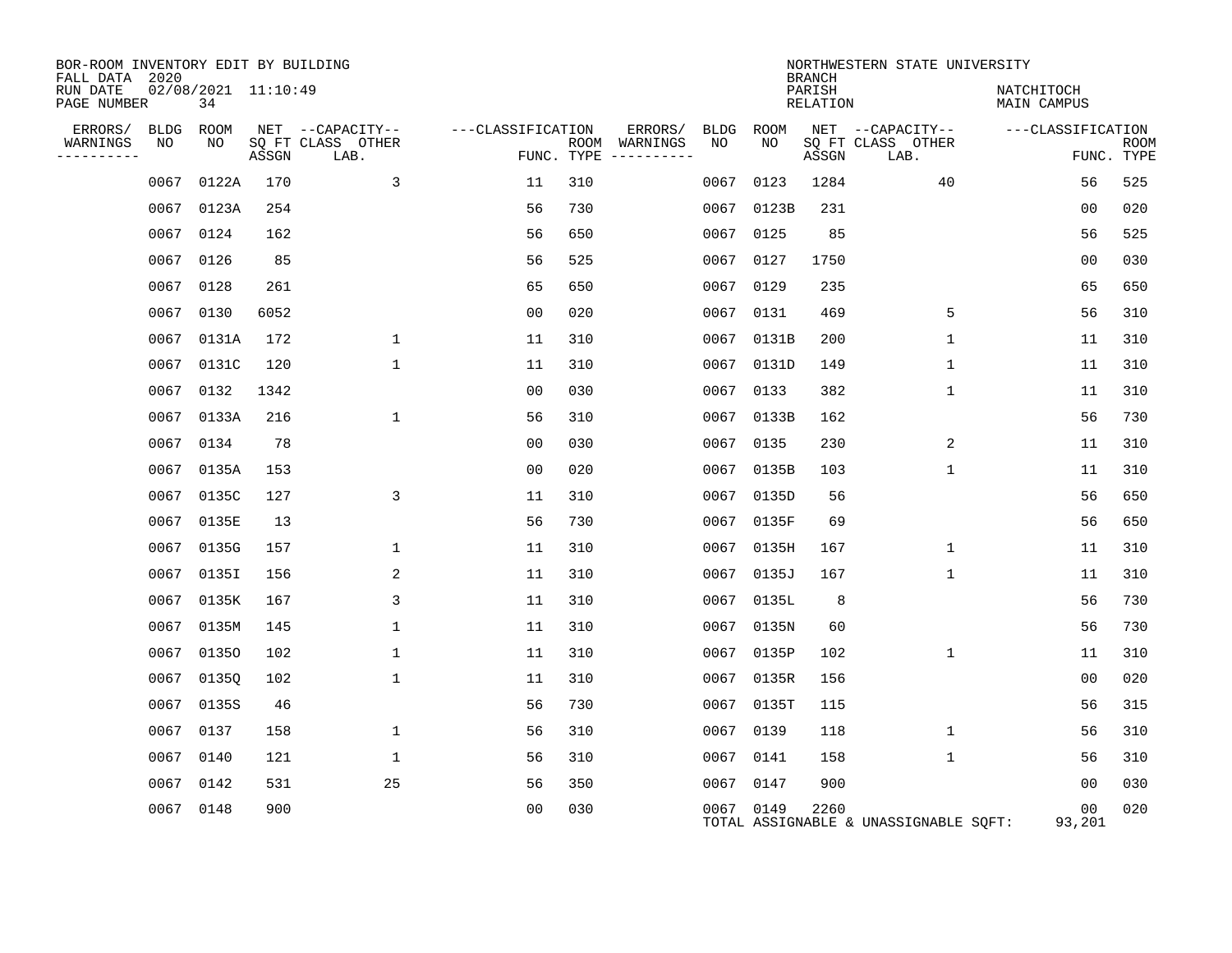BOR-ROOM INVENTORY EDIT BY BUILDING
FALL DATA 2020
RUN DATE 02/08/2021 11:10:49
PAGE NUMBER 34

NORTHWESTERN STATE UNIVERSITY
BRANCH
PARISH NATCHITOCH
RELATION MAIN CAMPUS

| ERRORS/ WARNINGS | BLDG NO | ROOM NO | NET ASSGN SQ FT | CAPACITY CLASS LAB. | CAPACITY OTHER | CLASSIFICATION FUNC. | ROOM TYPE | ERRORS/ WARNINGS | BLDG NO | ROOM NO | NET ASSGN SQ FT | CAPACITY CLASS LAB. | CAPACITY OTHER | CLASSIFICATION FUNC. | ROOM TYPE |
|---|---|---|---|---|---|---|---|---|---|---|---|---|---|---|---|
| | 0067 | 0122A | 170 | | 3 | 11 | 310 | | 0067 | 0123 | 1284 | | 40 | 56 | 525 |
| | 0067 | 0123A | 254 | | | 56 | 730 | | 0067 | 0123B | 231 | | | 00 | 020 |
| | 0067 | 0124 | 162 | | | 56 | 650 | | 0067 | 0125 | 85 | | | 56 | 525 |
| | 0067 | 0126 | 85 | | | 56 | 525 | | 0067 | 0127 | 1750 | | | 00 | 030 |
| | 0067 | 0128 | 261 | | | 65 | 650 | | 0067 | 0129 | 235 | | | 65 | 650 |
| | 0067 | 0130 | 6052 | | | 00 | 020 | | 0067 | 0131 | 469 | | 5 | 56 | 310 |
| | 0067 | 0131A | 172 | | 1 | 11 | 310 | | 0067 | 0131B | 200 | | 1 | 11 | 310 |
| | 0067 | 0131C | 120 | | 1 | 11 | 310 | | 0067 | 0131D | 149 | | 1 | 11 | 310 |
| | 0067 | 0132 | 1342 | | | 00 | 030 | | 0067 | 0133 | 382 | | 1 | 11 | 310 |
| | 0067 | 0133A | 216 | | 1 | 56 | 310 | | 0067 | 0133B | 162 | | | 56 | 730 |
| | 0067 | 0134 | 78 | | | 00 | 030 | | 0067 | 0135 | 230 | | 2 | 11 | 310 |
| | 0067 | 0135A | 153 | | | 00 | 020 | | 0067 | 0135B | 103 | | 1 | 11 | 310 |
| | 0067 | 0135C | 127 | | 3 | 11 | 310 | | 0067 | 0135D | 56 | | | 56 | 650 |
| | 0067 | 0135E | 13 | | | 56 | 730 | | 0067 | 0135F | 69 | | | 56 | 650 |
| | 0067 | 0135G | 157 | | 1 | 11 | 310 | | 0067 | 0135H | 167 | | 1 | 11 | 310 |
| | 0067 | 0135I | 156 | | 2 | 11 | 310 | | 0067 | 0135J | 167 | | 1 | 11 | 310 |
| | 0067 | 0135K | 167 | | 3 | 11 | 310 | | 0067 | 0135L | 8 | | | 56 | 730 |
| | 0067 | 0135M | 145 | | 1 | 11 | 310 | | 0067 | 0135N | 60 | | | 56 | 730 |
| | 0067 | 0135O | 102 | | 1 | 11 | 310 | | 0067 | 0135P | 102 | | 1 | 11 | 310 |
| | 0067 | 0135Q | 102 | | 1 | 11 | 310 | | 0067 | 0135R | 156 | | | 00 | 020 |
| | 0067 | 0135S | 46 | | | 56 | 730 | | 0067 | 0135T | 115 | | | 56 | 315 |
| | 0067 | 0137 | 158 | | 1 | 56 | 310 | | 0067 | 0139 | 118 | | 1 | 56 | 310 |
| | 0067 | 0140 | 121 | | 1 | 56 | 310 | | 0067 | 0141 | 158 | | 1 | 56 | 310 |
| | 0067 | 0142 | 531 | | 25 | 56 | 350 | | 0067 | 0147 | 900 | | | 00 | 030 |
| | 0067 | 0148 | 900 | | | 00 | 030 | | 0067 | 0149 | 2260 | | | 00 | 020 |

TOTAL ASSIGNABLE & UNASSIGNABLE SQFT: 93,201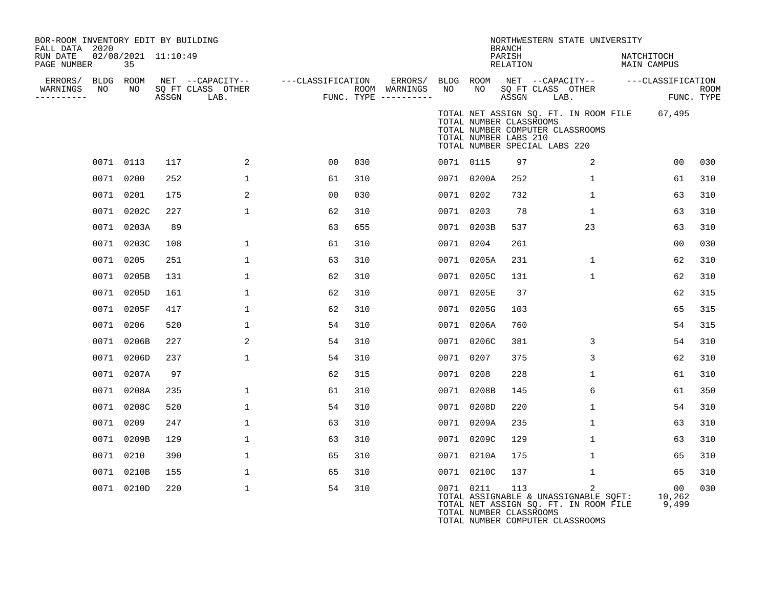BOR-ROOM INVENTORY EDIT BY BUILDING
FALL DATA 2020
RUN DATE 02/08/2021 11:10:49
PAGE NUMBER 35

NORTHWESTERN STATE UNIVERSITY
BRANCH
PARISH NATCHITOCH
RELATION MAIN CAMPUS

TOTAL NET ASSIGN SQ. FT. IN ROOM FILE 67,495
TOTAL NUMBER CLASSROOMS
TOTAL NUMBER COMPUTER CLASSROOMS
TOTAL NUMBER LABS 210
TOTAL NUMBER SPECIAL LABS 220

| ERRORS/ WARNINGS | BLDG NO | ROOM NO | NET SQ FT ASSGN | CAPACITY CLASS LAB. | CAPACITY OTHER | FUNC. | ROOM TYPE | ERRORS/ WARNINGS | BLDG NO | ROOM NO | NET SQ FT ASSGN | CAPACITY CLASS LAB. | CAPACITY OTHER | FUNC. | ROOM TYPE |
|---|---|---|---|---|---|---|---|---|---|---|---|---|---|---|---|
| | 0071 | 0113 | 117 | | 2 | 00 | 030 | | 0071 | 0115 | 97 | | 2 | 00 | 030 |
| | 0071 | 0200 | 252 | | 1 | 61 | 310 | | 0071 | 0200A | 252 | | 1 | 61 | 310 |
| | 0071 | 0201 | 175 | | 2 | 00 | 030 | | 0071 | 0202 | 732 | | 1 | 63 | 310 |
| | 0071 | 0202C | 227 | | 1 | 62 | 310 | | 0071 | 0203 | 78 | | 1 | 63 | 310 |
| | 0071 | 0203A | 89 | | | 63 | 655 | | 0071 | 0203B | 537 | | 23 | 63 | 310 |
| | 0071 | 0203C | 108 | | 1 | 61 | 310 | | 0071 | 0204 | 261 | | | 00 | 030 |
| | 0071 | 0205 | 251 | | 1 | 63 | 310 | | 0071 | 0205A | 231 | | 1 | 62 | 310 |
| | 0071 | 0205B | 131 | | 1 | 62 | 310 | | 0071 | 0205C | 131 | | 1 | 62 | 310 |
| | 0071 | 0205D | 161 | | 1 | 62 | 310 | | 0071 | 0205E | 37 | | | 62 | 315 |
| | 0071 | 0205F | 417 | | 1 | 62 | 310 | | 0071 | 0205G | 103 | | | 65 | 315 |
| | 0071 | 0206 | 520 | | 1 | 54 | 310 | | 0071 | 0206A | 760 | | | 54 | 315 |
| | 0071 | 0206B | 227 | | 2 | 54 | 310 | | 0071 | 0206C | 381 | | 3 | 54 | 310 |
| | 0071 | 0206D | 237 | | 1 | 54 | 310 | | 0071 | 0207 | 375 | | 3 | 62 | 310 |
| | 0071 | 0207A | 97 | | | 62 | 315 | | 0071 | 0208 | 228 | | 1 | 61 | 310 |
| | 0071 | 0208A | 235 | | 1 | 61 | 310 | | 0071 | 0208B | 145 | | 6 | 61 | 350 |
| | 0071 | 0208C | 520 | | 1 | 54 | 310 | | 0071 | 0208D | 220 | | 1 | 54 | 310 |
| | 0071 | 0209 | 247 | | 1 | 63 | 310 | | 0071 | 0209A | 235 | | 1 | 63 | 310 |
| | 0071 | 0209B | 129 | | 1 | 63 | 310 | | 0071 | 0209C | 129 | | 1 | 63 | 310 |
| | 0071 | 0210 | 390 | | 1 | 65 | 310 | | 0071 | 0210A | 175 | | 1 | 65 | 310 |
| | 0071 | 0210B | 155 | | 1 | 65 | 310 | | 0071 | 0210C | 137 | | 1 | 65 | 310 |
| | 0071 | 0210D | 220 | | 1 | 54 | 310 | | 0071 | 0211 | 113 | | 2 | 00 | 030 |

TOTAL ASSIGNABLE & UNASSIGNABLE SQFT: 10,262
TOTAL NET ASSIGN SQ. FT. IN ROOM FILE 9,499
TOTAL NUMBER CLASSROOMS
TOTAL NUMBER COMPUTER CLASSROOMS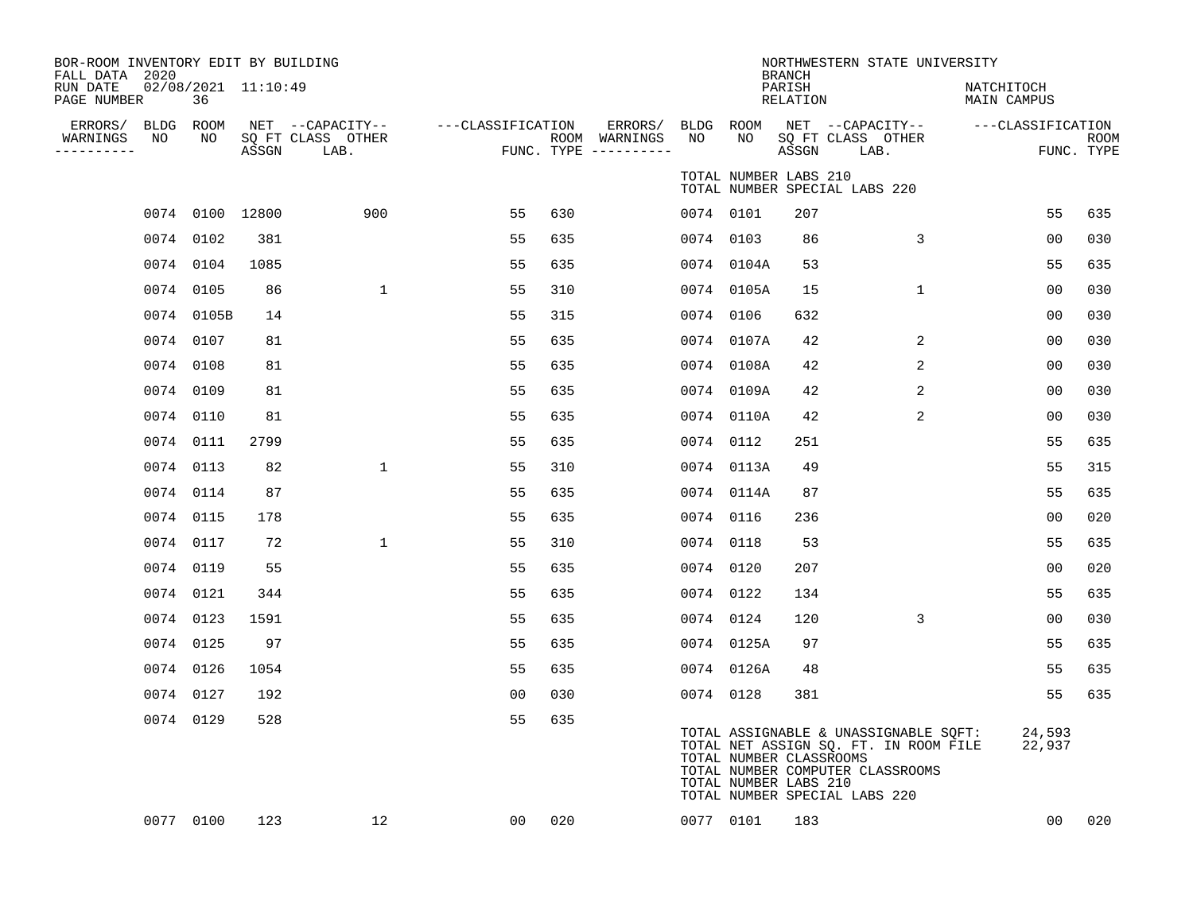BOR-ROOM INVENTORY EDIT BY BUILDING
FALL DATA 2020
RUN DATE 02/08/2021 11:10:49
PAGE NUMBER 36

NORTHWESTERN STATE UNIVERSITY
BRANCH
PARISH NATCHITOCH
RELATION MAIN CAMPUS

| ERRORS/ WARNINGS | BLDG NO | ROOM NO | NET SQ FT ASSGN | CAPACITY CLASS LAB. | CAPACITY OTHER | CLASSIFICATION FUNC. | ROOM TYPE | ERRORS/ WARNINGS | BLDG NO | ROOM NO | NET SQ FT ASSGN | CAPACITY CLASS LAB. | CAPACITY OTHER | CLASSIFICATION FUNC. | ROOM TYPE |
|---|---|---|---|---|---|---|---|---|---|---|---|---|---|---|---|
| | | | | | | | | | TOTAL NUMBER LABS 210 | | | | | | |
| | | | | | | | | | TOTAL NUMBER SPECIAL LABS 220 | | | | | | |
| | 0074 | 0100 | 12800 | | 900 | 55 | 630 | | 0074 | 0101 | 207 | | | 55 | 635 |
| | 0074 | 0102 | 381 | | | 55 | 635 | | 0074 | 0103 | 86 | | 3 | 00 | 030 |
| | 0074 | 0104 | 1085 | | | 55 | 635 | | 0074 | 0104A | 53 | | | 55 | 635 |
| | 0074 | 0105 | 86 | | 1 | 55 | 310 | | 0074 | 0105A | 15 | | 1 | 00 | 030 |
| | 0074 | 0105B | 14 | | | 55 | 315 | | 0074 | 0106 | 632 | | | 00 | 030 |
| | 0074 | 0107 | 81 | | | 55 | 635 | | 0074 | 0107A | 42 | | 2 | 00 | 030 |
| | 0074 | 0108 | 81 | | | 55 | 635 | | 0074 | 0108A | 42 | | 2 | 00 | 030 |
| | 0074 | 0109 | 81 | | | 55 | 635 | | 0074 | 0109A | 42 | | 2 | 00 | 030 |
| | 0074 | 0110 | 81 | | | 55 | 635 | | 0074 | 0110A | 42 | | 2 | 00 | 030 |
| | 0074 | 0111 | 2799 | | | 55 | 635 | | 0074 | 0112 | 251 | | | 55 | 635 |
| | 0074 | 0113 | 82 | | 1 | 55 | 310 | | 0074 | 0113A | 49 | | | 55 | 315 |
| | 0074 | 0114 | 87 | | | 55 | 635 | | 0074 | 0114A | 87 | | | 55 | 635 |
| | 0074 | 0115 | 178 | | | 55 | 635 | | 0074 | 0116 | 236 | | | 00 | 020 |
| | 0074 | 0117 | 72 | | 1 | 55 | 310 | | 0074 | 0118 | 53 | | | 55 | 635 |
| | 0074 | 0119 | 55 | | | 55 | 635 | | 0074 | 0120 | 207 | | | 00 | 020 |
| | 0074 | 0121 | 344 | | | 55 | 635 | | 0074 | 0122 | 134 | | | 55 | 635 |
| | 0074 | 0123 | 1591 | | | 55 | 635 | | 0074 | 0124 | 120 | | 3 | 00 | 030 |
| | 0074 | 0125 | 97 | | | 55 | 635 | | 0074 | 0125A | 97 | | | 55 | 635 |
| | 0074 | 0126 | 1054 | | | 55 | 635 | | 0074 | 0126A | 48 | | | 55 | 635 |
| | 0074 | 0127 | 192 | | | 00 | 030 | | 0074 | 0128 | 381 | | | 55 | 635 |
| | 0074 | 0129 | 528 | | | 55 | 635 | | | | | | | | |
| | 0077 | 0100 | 123 | | 12 | 00 | 020 | | 0077 | 0101 | 183 | | | 00 | 020 |

TOTAL ASSIGNABLE & UNASSIGNABLE SQFT: 24,593
TOTAL NET ASSIGN SQ. FT. IN ROOM FILE 22,937
TOTAL NUMBER CLASSROOMS
TOTAL NUMBER COMPUTER CLASSROOMS
TOTAL NUMBER LABS 210
TOTAL NUMBER SPECIAL LABS 220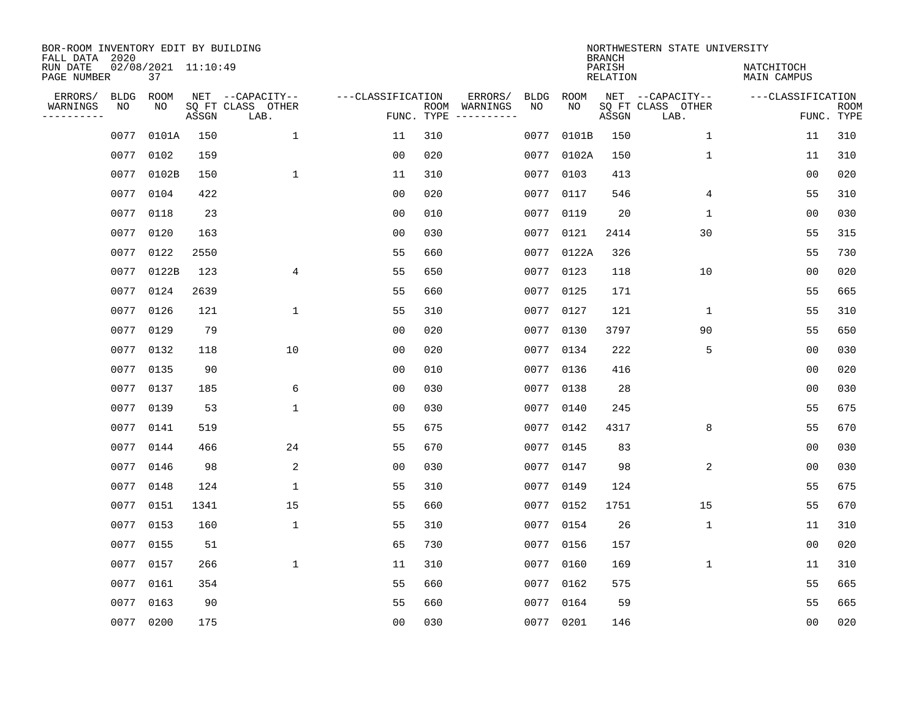BOR-ROOM INVENTORY EDIT BY BUILDING
FALL DATA 2020
RUN DATE 02/08/2021 11:10:49
PAGE NUMBER 37

NORTHWESTERN STATE UNIVERSITY
BRANCH
PARISH NATCHITOCH
RELATION MAIN CAMPUS

| ERRORS/ WARNINGS | BLDG NO | ROOM NO | NET SQ FT ASSGN | --CAPACITY-- CLASS LAB. | OTHER | ---CLASSIFICATION FUNC. | ROOM TYPE | ERRORS/ WARNINGS | BLDG NO | ROOM NO | NET SQ FT ASSGN | --CAPACITY-- CLASS LAB. | OTHER | ---CLASSIFICATION FUNC. | ROOM TYPE |
|---|---|---|---|---|---|---|---|---|---|---|---|---|---|---|---|
| | 0077 | 0101A | 150 | | 1 | 11 | 310 | | 0077 | 0101B | 150 | | 1 | 11 | 310 |
| | 0077 | 0102 | 159 | | | 00 | 020 | | 0077 | 0102A | 150 | | 1 | 11 | 310 |
| | 0077 | 0102B | 150 | | 1 | 11 | 310 | | 0077 | 0103 | 413 | | | 00 | 020 |
| | 0077 | 0104 | 422 | | | 00 | 020 | | 0077 | 0117 | 546 | | 4 | 55 | 310 |
| | 0077 | 0118 | 23 | | | 00 | 010 | | 0077 | 0119 | 20 | | 1 | 00 | 030 |
| | 0077 | 0120 | 163 | | | 00 | 030 | | 0077 | 0121 | 2414 | | 30 | 55 | 315 |
| | 0077 | 0122 | 2550 | | | 55 | 660 | | 0077 | 0122A | 326 | | | 55 | 730 |
| | 0077 | 0122B | 123 | | 4 | 55 | 650 | | 0077 | 0123 | 118 | | 10 | 00 | 020 |
| | 0077 | 0124 | 2639 | | | 55 | 660 | | 0077 | 0125 | 171 | | | 55 | 665 |
| | 0077 | 0126 | 121 | | 1 | 55 | 310 | | 0077 | 0127 | 121 | | 1 | 55 | 310 |
| | 0077 | 0129 | 79 | | | 00 | 020 | | 0077 | 0130 | 3797 | | 90 | 55 | 650 |
| | 0077 | 0132 | 118 | | 10 | 00 | 020 | | 0077 | 0134 | 222 | | 5 | 00 | 030 |
| | 0077 | 0135 | 90 | | | 00 | 010 | | 0077 | 0136 | 416 | | | 00 | 020 |
| | 0077 | 0137 | 185 | | 6 | 00 | 030 | | 0077 | 0138 | 28 | | | 00 | 030 |
| | 0077 | 0139 | 53 | | 1 | 00 | 030 | | 0077 | 0140 | 245 | | | 55 | 675 |
| | 0077 | 0141 | 519 | | | 55 | 675 | | 0077 | 0142 | 4317 | | 8 | 55 | 670 |
| | 0077 | 0144 | 466 | | 24 | 55 | 670 | | 0077 | 0145 | 83 | | | 00 | 030 |
| | 0077 | 0146 | 98 | | 2 | 00 | 030 | | 0077 | 0147 | 98 | | 2 | 00 | 030 |
| | 0077 | 0148 | 124 | | 1 | 55 | 310 | | 0077 | 0149 | 124 | | | 55 | 675 |
| | 0077 | 0151 | 1341 | | 15 | 55 | 660 | | 0077 | 0152 | 1751 | | 15 | 55 | 670 |
| | 0077 | 0153 | 160 | | 1 | 55 | 310 | | 0077 | 0154 | 26 | | 1 | 11 | 310 |
| | 0077 | 0155 | 51 | | | 65 | 730 | | 0077 | 0156 | 157 | | | 00 | 020 |
| | 0077 | 0157 | 266 | | 1 | 11 | 310 | | 0077 | 0160 | 169 | | 1 | 11 | 310 |
| | 0077 | 0161 | 354 | | | 55 | 660 | | 0077 | 0162 | 575 | | | 55 | 665 |
| | 0077 | 0163 | 90 | | | 55 | 660 | | 0077 | 0164 | 59 | | | 55 | 665 |
| | 0077 | 0200 | 175 | | | 00 | 030 | | 0077 | 0201 | 146 | | | 00 | 020 |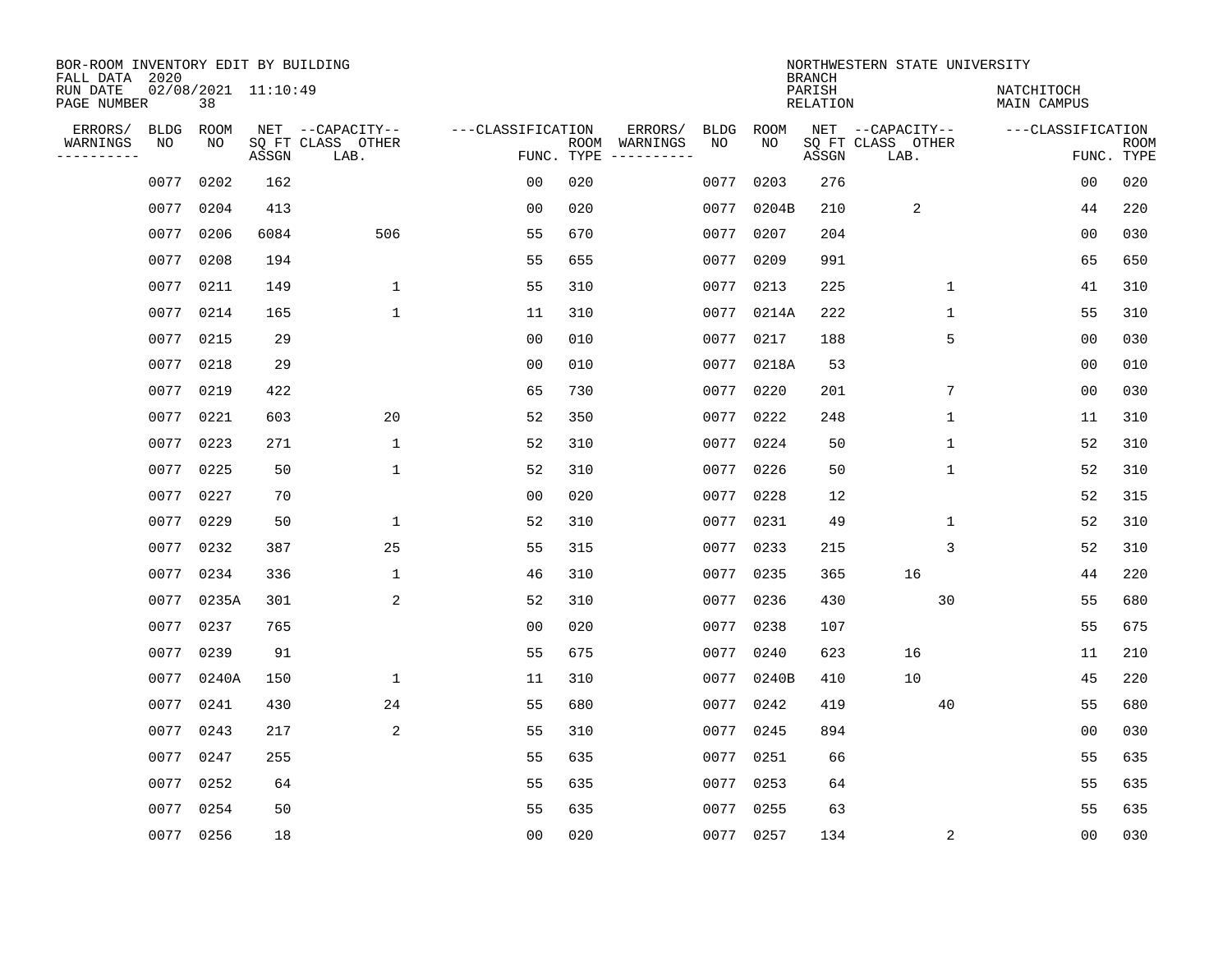BOR-ROOM INVENTORY EDIT BY BUILDING
FALL DATA 2020
RUN DATE 02/08/2021 11:10:49
PAGE NUMBER 38

NORTHWESTERN STATE UNIVERSITY
BRANCH
PARISH NATCHITOCH
RELATION MAIN CAMPUS

| ERRORS/ WARNINGS | BLDG NO | ROOM NO | NET SQ FT ASSGN | CAPACITY CLASS LAB. | CAPACITY OTHER | CLASSIFICATION FUNC. | ROOM TYPE | ERRORS/ WARNINGS | BLDG NO | ROOM NO | NET SQ FT ASSGN | CAPACITY CLASS LAB. | CAPACITY OTHER | CLASSIFICATION FUNC. | ROOM TYPE |
|---|---|---|---|---|---|---|---|---|---|---|---|---|---|---|---|
| | 0077 | 0202 | 162 | | | 00 | 020 | | 0077 | 0203 | 276 | | | 00 | 020 |
| | 0077 | 0204 | 413 | | | 00 | 020 | | 0077 | 0204B | 210 | 2 | | 44 | 220 |
| | 0077 | 0206 | 6084 | | 506 | 55 | 670 | | 0077 | 0207 | 204 | | | 00 | 030 |
| | 0077 | 0208 | 194 | | | 55 | 655 | | 0077 | 0209 | 991 | | | 65 | 650 |
| | 0077 | 0211 | 149 | | 1 | 55 | 310 | | 0077 | 0213 | 225 | | 1 | 41 | 310 |
| | 0077 | 0214 | 165 | | 1 | 11 | 310 | | 0077 | 0214A | 222 | | 1 | 55 | 310 |
| | 0077 | 0215 | 29 | | | 00 | 010 | | 0077 | 0217 | 188 | | 5 | 00 | 030 |
| | 0077 | 0218 | 29 | | | 00 | 010 | | 0077 | 0218A | 53 | | | 00 | 010 |
| | 0077 | 0219 | 422 | | | 65 | 730 | | 0077 | 0220 | 201 | | 7 | 00 | 030 |
| | 0077 | 0221 | 603 | | 20 | 52 | 350 | | 0077 | 0222 | 248 | | 1 | 11 | 310 |
| | 0077 | 0223 | 271 | | 1 | 52 | 310 | | 0077 | 0224 | 50 | | 1 | 52 | 310 |
| | 0077 | 0225 | 50 | | 1 | 52 | 310 | | 0077 | 0226 | 50 | | 1 | 52 | 310 |
| | 0077 | 0227 | 70 | | | 00 | 020 | | 0077 | 0228 | 12 | | | 52 | 315 |
| | 0077 | 0229 | 50 | | 1 | 52 | 310 | | 0077 | 0231 | 49 | | 1 | 52 | 310 |
| | 0077 | 0232 | 387 | | 25 | 55 | 315 | | 0077 | 0233 | 215 | | 3 | 52 | 310 |
| | 0077 | 0234 | 336 | | 1 | 46 | 310 | | 0077 | 0235 | 365 | 16 | | 44 | 220 |
| | 0077 | 0235A | 301 | | 2 | 52 | 310 | | 0077 | 0236 | 430 | | 30 | 55 | 680 |
| | 0077 | 0237 | 765 | | | 00 | 020 | | 0077 | 0238 | 107 | | | 55 | 675 |
| | 0077 | 0239 | 91 | | | 55 | 675 | | 0077 | 0240 | 623 | 16 | | 11 | 210 |
| | 0077 | 0240A | 150 | | 1 | 11 | 310 | | 0077 | 0240B | 410 | 10 | | 45 | 220 |
| | 0077 | 0241 | 430 | | 24 | 55 | 680 | | 0077 | 0242 | 419 | | 40 | 55 | 680 |
| | 0077 | 0243 | 217 | | 2 | 55 | 310 | | 0077 | 0245 | 894 | | | 00 | 030 |
| | 0077 | 0247 | 255 | | | 55 | 635 | | 0077 | 0251 | 66 | | | 55 | 635 |
| | 0077 | 0252 | 64 | | | 55 | 635 | | 0077 | 0253 | 64 | | | 55 | 635 |
| | 0077 | 0254 | 50 | | | 55 | 635 | | 0077 | 0255 | 63 | | | 55 | 635 |
| | 0077 | 0256 | 18 | | | 00 | 020 | | 0077 | 0257 | 134 | | 2 | 00 | 030 |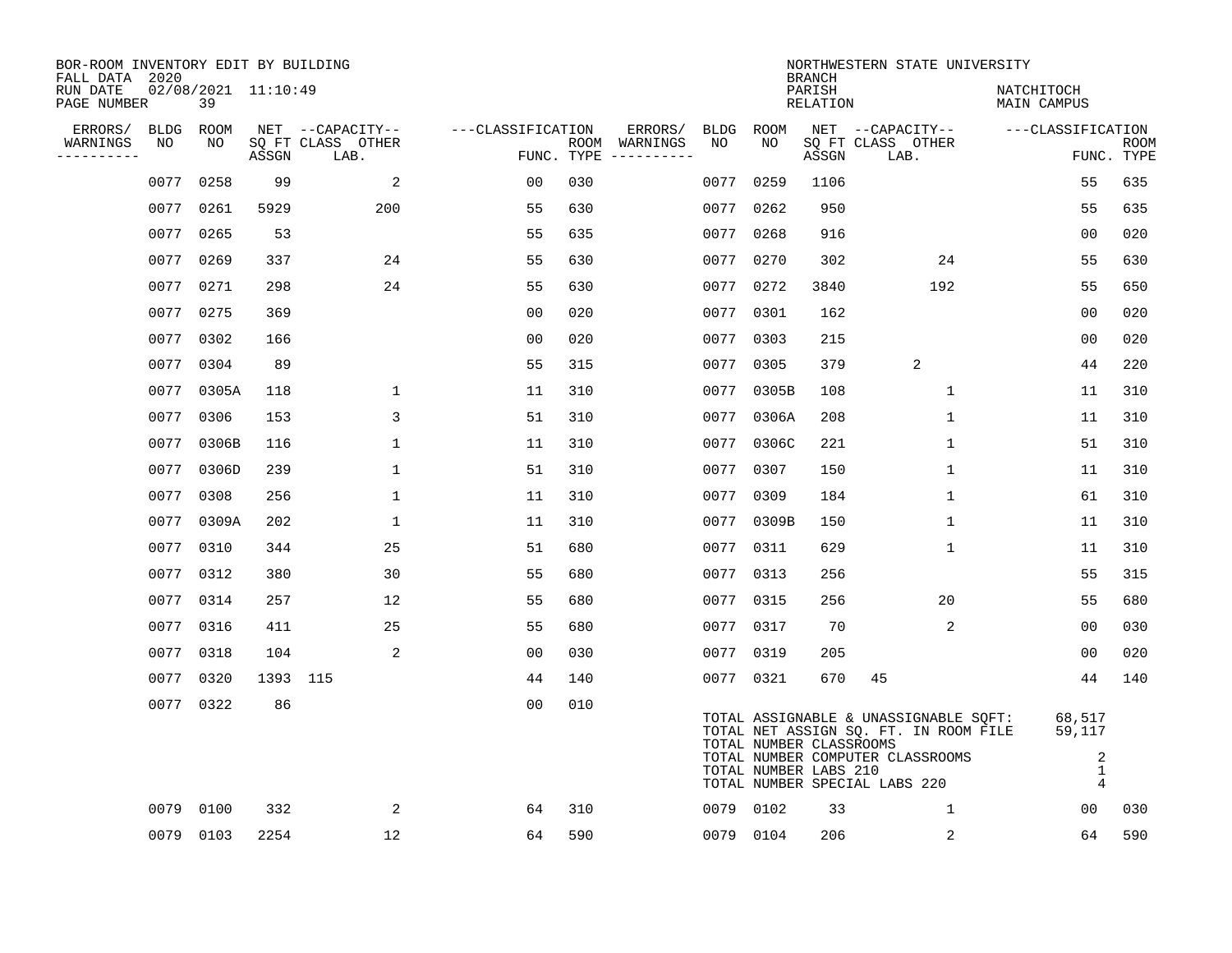BOR-ROOM INVENTORY EDIT BY BUILDING
FALL DATA 2020
RUN DATE 02/08/2021 11:10:49
PAGE NUMBER 39

NORTHWESTERN STATE UNIVERSITY
BRANCH
PARISH NATCHITOCH
RELATION MAIN CAMPUS

| ERRORS/ WARNINGS | BLDG NO | ROOM NO | NET ASSGN SQ FT | CAPACITY CLASS | CAPACITY LAB. | CAPACITY OTHER | CLASSIFICATION FUNC. | ROOM TYPE | ERRORS/ WARNINGS | BLDG NO | ROOM NO | NET ASSGN SQ FT | CAPACITY CLASS | CAPACITY LAB. | CAPACITY OTHER | CLASSIFICATION FUNC. | ROOM TYPE |
|---|---|---|---|---|---|---|---|---|---|---|---|---|---|---|---|---|---|
| | 0077 | 0258 | 99 | | | 2 | 00 | 030 | | 0077 | 0259 | 1106 | | | | 55 | 635 |
| | 0077 | 0261 | 5929 | | | 200 | 55 | 630 | | 0077 | 0262 | 950 | | | | 55 | 635 |
| | 0077 | 0265 | 53 | | | | 55 | 635 | | 0077 | 0268 | 916 | | | | 00 | 020 |
| | 0077 | 0269 | 337 | | | 24 | 55 | 630 | | 0077 | 0270 | 302 | | | 24 | 55 | 630 |
| | 0077 | 0271 | 298 | | | 24 | 55 | 630 | | 0077 | 0272 | 3840 | | | 192 | 55 | 650 |
| | 0077 | 0275 | 369 | | | | 00 | 020 | | 0077 | 0301 | 162 | | | | 00 | 020 |
| | 0077 | 0302 | 166 | | | | 00 | 020 | | 0077 | 0303 | 215 | | | | 00 | 020 |
| | 0077 | 0304 | 89 | | | | 55 | 315 | | 0077 | 0305 | 379 | | 2 | | 44 | 220 |
| | 0077 | 0305A | 118 | | | 1 | 11 | 310 | | 0077 | 0305B | 108 | | | 1 | 11 | 310 |
| | 0077 | 0306 | 153 | | | 3 | 51 | 310 | | 0077 | 0306A | 208 | | | 1 | 11 | 310 |
| | 0077 | 0306B | 116 | | | 1 | 11 | 310 | | 0077 | 0306C | 221 | | | 1 | 51 | 310 |
| | 0077 | 0306D | 239 | | | 1 | 51 | 310 | | 0077 | 0307 | 150 | | | 1 | 11 | 310 |
| | 0077 | 0308 | 256 | | | 1 | 11 | 310 | | 0077 | 0309 | 184 | | | 1 | 61 | 310 |
| | 0077 | 0309A | 202 | | | 1 | 11 | 310 | | 0077 | 0309B | 150 | | | 1 | 11 | 310 |
| | 0077 | 0310 | 344 | | | 25 | 51 | 680 | | 0077 | 0311 | 629 | | | 1 | 11 | 310 |
| | 0077 | 0312 | 380 | | | 30 | 55 | 680 | | 0077 | 0313 | 256 | | | | 55 | 315 |
| | 0077 | 0314 | 257 | | | 12 | 55 | 680 | | 0077 | 0315 | 256 | | | 20 | 55 | 680 |
| | 0077 | 0316 | 411 | | | 25 | 55 | 680 | | 0077 | 0317 | 70 | | | 2 | 00 | 030 |
| | 0077 | 0318 | 104 | | | 2 | 00 | 030 | | 0077 | 0319 | 205 | | | | 00 | 020 |
| | 0077 | 0320 | 1393 | 115 | | | 44 | 140 | | 0077 | 0321 | 670 | 45 | | | 44 | 140 |
| | 0077 | 0322 | 86 | | | | 00 | 010 | | | | | | | | | |

| | |
|---|---|
| TOTAL ASSIGNABLE & UNASSIGNABLE SQFT: | 68,517 |
| TOTAL NET ASSIGN SQ. FT. IN ROOM FILE | 59,117 |
| TOTAL NUMBER CLASSROOMS | 2 |
| TOTAL NUMBER COMPUTER CLASSROOMS | 1 |
| TOTAL NUMBER LABS 210 | 4 |
| TOTAL NUMBER SPECIAL LABS 220 | |

| ERRORS/ WARNINGS | BLDG NO | ROOM NO | NET ASSGN SQ FT | CAPACITY CLASS | CAPACITY LAB. | CAPACITY OTHER | CLASSIFICATION FUNC. | ROOM TYPE | ERRORS/ WARNINGS | BLDG NO | ROOM NO | NET ASSGN SQ FT | CAPACITY CLASS | CAPACITY LAB. | CAPACITY OTHER | CLASSIFICATION FUNC. | ROOM TYPE |
|---|---|---|---|---|---|---|---|---|---|---|---|---|---|---|---|---|---|
| | 0079 | 0100 | 332 | | | 2 | 64 | 310 | | 0079 | 0102 | 33 | | | 1 | 00 | 030 |
| | 0079 | 0103 | 2254 | | | 12 | 64 | 590 | | 0079 | 0104 | 206 | | | 2 | 64 | 590 |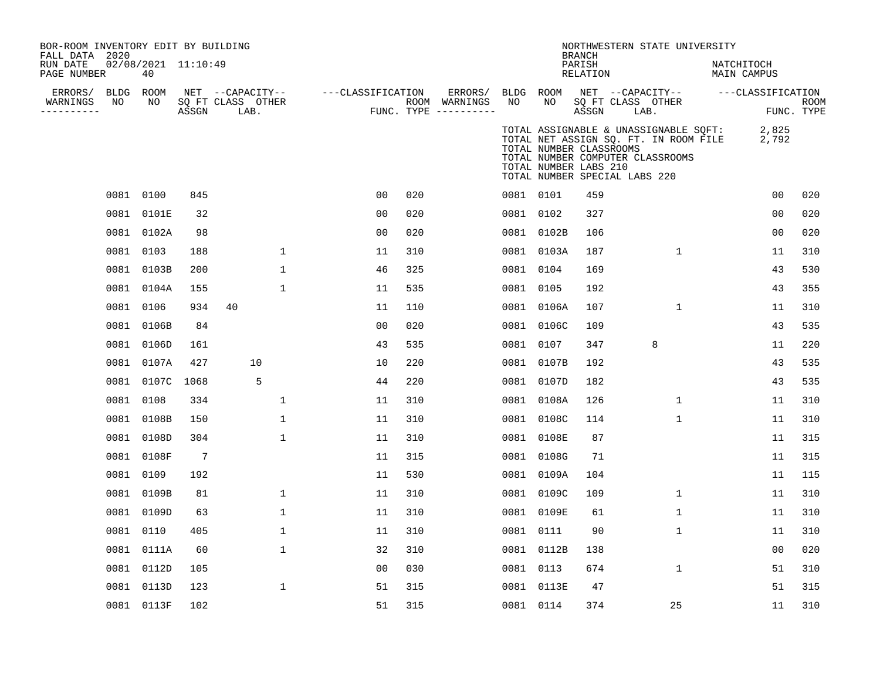BOR-ROOM INVENTORY EDIT BY BUILDING
FALL DATA 2020
RUN DATE 02/08/2021 11:10:49
PAGE NUMBER 40

NORTHWESTERN STATE UNIVERSITY
BRANCH
PARISH NATCHITOCH
RELATION MAIN CAMPUS

TOTAL ASSIGNABLE & UNASSIGNABLE SQFT: 2,825
TOTAL NET ASSIGN SQ. FT. IN ROOM FILE 2,792
TOTAL NUMBER CLASSROOMS
TOTAL NUMBER COMPUTER CLASSROOMS
TOTAL NUMBER LABS 210
TOTAL NUMBER SPECIAL LABS 220

| ERRORS/ WARNINGS | BLDG NO | ROOM NO | NET SQ FT ASSGN | CAPACITY CLASS LAB. | CAPACITY OTHER | CLASSIFICATION FUNC. | ROOM TYPE | ERRORS/ WARNINGS | BLDG NO | ROOM NO | NET SQ FT ASSGN | CAPACITY CLASS LAB. | CAPACITY OTHER | CLASSIFICATION FUNC. | ROOM TYPE |
|---|---|---|---|---|---|---|---|---|---|---|---|---|---|---|---|
| | 0081 | 0100 | 845 | | | 00 | 020 | | 0081 | 0101 | 459 | | | 00 | 020 |
| | 0081 | 0101E | 32 | | | 00 | 020 | | 0081 | 0102 | 327 | | | 00 | 020 |
| | 0081 | 0102A | 98 | | | 00 | 020 | | 0081 | 0102B | 106 | | | 00 | 020 |
| | 0081 | 0103 | 188 | | 1 | 11 | 310 | | 0081 | 0103A | 187 | | 1 | 11 | 310 |
| | 0081 | 0103B | 200 | | 1 | 46 | 325 | | 0081 | 0104 | 169 | | | 43 | 530 |
| | 0081 | 0104A | 155 | | 1 | 11 | 535 | | 0081 | 0105 | 192 | | | 43 | 355 |
| | 0081 | 0106 | 934 | 40 | | 11 | 110 | | 0081 | 0106A | 107 | | 1 | 11 | 310 |
| | 0081 | 0106B | 84 | | | 00 | 020 | | 0081 | 0106C | 109 | | | 43 | 535 |
| | 0081 | 0106D | 161 | | | 43 | 535 | | 0081 | 0107 | 347 | 8 | | 11 | 220 |
| | 0081 | 0107A | 427 | 10 | | 10 | 220 | | 0081 | 0107B | 192 | | | 43 | 535 |
| | 0081 | 0107C | 1068 | 5 | | 44 | 220 | | 0081 | 0107D | 182 | | | 43 | 535 |
| | 0081 | 0108 | 334 | | 1 | 11 | 310 | | 0081 | 0108A | 126 | | 1 | 11 | 310 |
| | 0081 | 0108B | 150 | | 1 | 11 | 310 | | 0081 | 0108C | 114 | | 1 | 11 | 310 |
| | 0081 | 0108D | 304 | | 1 | 11 | 310 | | 0081 | 0108E | 87 | | | 11 | 315 |
| | 0081 | 0108F | 7 | | | 11 | 315 | | 0081 | 0108G | 71 | | | 11 | 315 |
| | 0081 | 0109 | 192 | | | 11 | 530 | | 0081 | 0109A | 104 | | | 11 | 115 |
| | 0081 | 0109B | 81 | | 1 | 11 | 310 | | 0081 | 0109C | 109 | | 1 | 11 | 310 |
| | 0081 | 0109D | 63 | | 1 | 11 | 310 | | 0081 | 0109E | 61 | | 1 | 11 | 310 |
| | 0081 | 0110 | 405 | | 1 | 11 | 310 | | 0081 | 0111 | 90 | | 1 | 11 | 310 |
| | 0081 | 0111A | 60 | | 1 | 32 | 310 | | 0081 | 0112B | 138 | | | 00 | 020 |
| | 0081 | 0112D | 105 | | | 00 | 030 | | 0081 | 0113 | 674 | | 1 | 51 | 310 |
| | 0081 | 0113D | 123 | | 1 | 51 | 315 | | 0081 | 0113E | 47 | | | 51 | 315 |
| | 0081 | 0113F | 102 | | | 51 | 315 | | 0081 | 0114 | 374 | | 25 | 11 | 310 |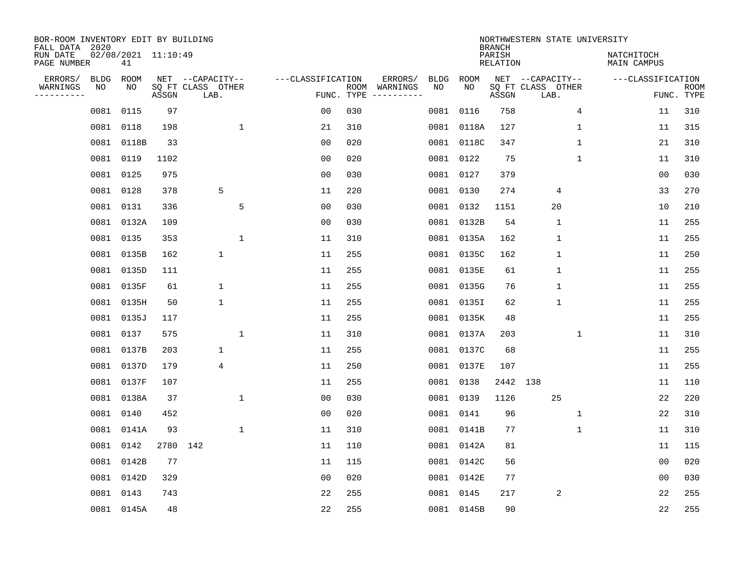BOR-ROOM INVENTORY EDIT BY BUILDING
FALL DATA 2020
RUN DATE 02/08/2021 11:10:49
PAGE NUMBER 41

NORTHWESTERN STATE UNIVERSITY
BRANCH
PARISH NATCHITOCH
RELATION MAIN CAMPUS

| ERRORS/ WARNINGS | BLDG NO | ROOM NO | NET SQ FT ASSGN | CAPACITY CLASS | CAPACITY LAB. | CAPACITY OTHER | FUNC. | ROOM TYPE | ERRORS/ WARNINGS | BLDG NO | ROOM NO | NET SQ FT ASSGN | CAPACITY CLASS | CAPACITY LAB. | CAPACITY OTHER | FUNC. | ROOM TYPE |
|---|---|---|---|---|---|---|---|---|---|---|---|---|---|---|---|---|---|
| | 0081 | 0115 | 97 | | | | 00 | 030 | | 0081 | 0116 | 758 | | | 4 | 11 | 310 |
| | 0081 | 0118 | 198 | | | 1 | 21 | 310 | | 0081 | 0118A | 127 | | | 1 | 11 | 315 |
| | 0081 | 0118B | 33 | | | | 00 | 020 | | 0081 | 0118C | 347 | | | 1 | 21 | 310 |
| | 0081 | 0119 | 1102 | | | | 00 | 020 | | 0081 | 0122 | 75 | | | 1 | 11 | 310 |
| | 0081 | 0125 | 975 | | | | 00 | 030 | | 0081 | 0127 | 379 | | | | 00 | 030 |
| | 0081 | 0128 | 378 | | 5 | | 11 | 220 | | 0081 | 0130 | 274 | | 4 | | 33 | 270 |
| | 0081 | 0131 | 336 | | | 5 | 00 | 030 | | 0081 | 0132 | 1151 | | 20 | | 10 | 210 |
| | 0081 | 0132A | 109 | | | | 00 | 030 | | 0081 | 0132B | 54 | | 1 | | 11 | 255 |
| | 0081 | 0135 | 353 | | | 1 | 11 | 310 | | 0081 | 0135A | 162 | | 1 | | 11 | 255 |
| | 0081 | 0135B | 162 | | 1 | | 11 | 255 | | 0081 | 0135C | 162 | | 1 | | 11 | 250 |
| | 0081 | 0135D | 111 | | | | 11 | 255 | | 0081 | 0135E | 61 | | 1 | | 11 | 255 |
| | 0081 | 0135F | 61 | | 1 | | 11 | 255 | | 0081 | 0135G | 76 | | 1 | | 11 | 255 |
| | 0081 | 0135H | 50 | | 1 | | 11 | 255 | | 0081 | 0135I | 62 | | 1 | | 11 | 255 |
| | 0081 | 0135J | 117 | | | | 11 | 255 | | 0081 | 0135K | 48 | | | | 11 | 255 |
| | 0081 | 0137 | 575 | | | 1 | 11 | 310 | | 0081 | 0137A | 203 | | | 1 | 11 | 310 |
| | 0081 | 0137B | 203 | | 1 | | 11 | 255 | | 0081 | 0137C | 68 | | | | 11 | 255 |
| | 0081 | 0137D | 179 | | 4 | | 11 | 250 | | 0081 | 0137E | 107 | | | | 11 | 255 |
| | 0081 | 0137F | 107 | | | | 11 | 255 | | 0081 | 0138 | 2442 | 138 | | | 11 | 110 |
| | 0081 | 0138A | 37 | | | 1 | 00 | 030 | | 0081 | 0139 | 1126 | | 25 | | 22 | 220 |
| | 0081 | 0140 | 452 | | | | 00 | 020 | | 0081 | 0141 | 96 | | | 1 | 22 | 310 |
| | 0081 | 0141A | 93 | | | 1 | 11 | 310 | | 0081 | 0141B | 77 | | | 1 | 11 | 310 |
| | 0081 | 0142 | 2780 | 142 | | | 11 | 110 | | 0081 | 0142A | 81 | | | | 11 | 115 |
| | 0081 | 0142B | 77 | | | | 11 | 115 | | 0081 | 0142C | 56 | | | | 00 | 020 |
| | 0081 | 0142D | 329 | | | | 00 | 020 | | 0081 | 0142E | 77 | | | | 00 | 030 |
| | 0081 | 0143 | 743 | | | | 22 | 255 | | 0081 | 0145 | 217 | | 2 | | 22 | 255 |
| | 0081 | 0145A | 48 | | | | 22 | 255 | | 0081 | 0145B | 90 | | | | 22 | 255 |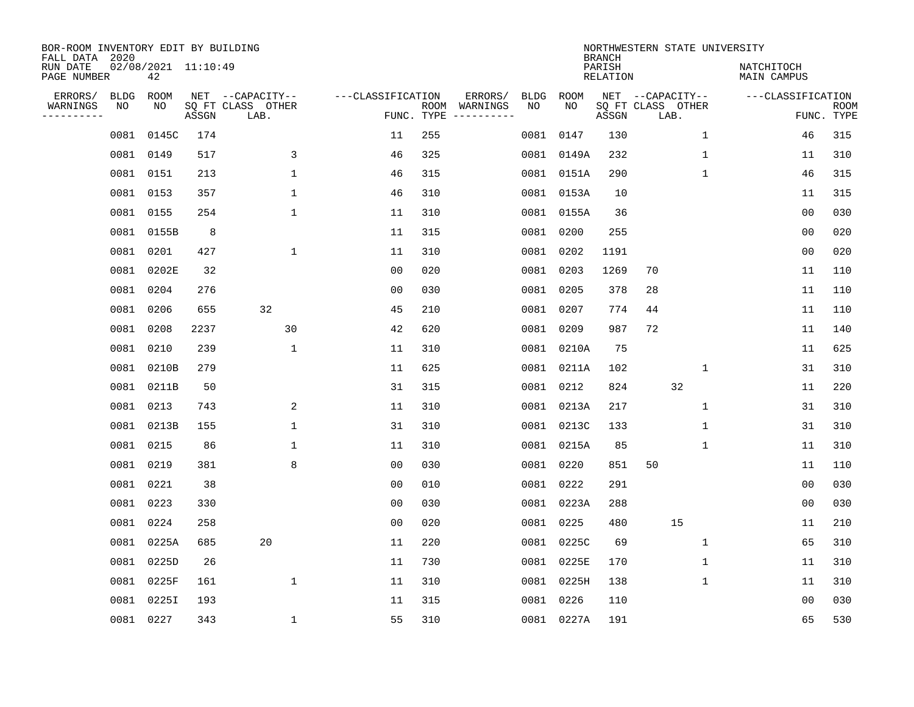BOR-ROOM INVENTORY EDIT BY BUILDING
FALL DATA 2020
RUN DATE 02/08/2021 11:10:49
PAGE NUMBER 42

NORTHWESTERN STATE UNIVERSITY
BRANCH
PARISH NATCHITOCH
RELATION MAIN CAMPUS

| ERRORS/ WARNINGS | BLDG NO | ROOM NO | NET SQ FT ASSGN | CAPACITY CLASS LAB. | CAPACITY OTHER | FUNC. | ROOM TYPE | ERRORS/ WARNINGS | BLDG NO | ROOM NO | NET SQ FT ASSGN | CAPACITY CLASS LAB. | CAPACITY OTHER | FUNC. | ROOM TYPE |
|---|---|---|---|---|---|---|---|---|---|---|---|---|---|---|---|
| | 0081 | 0145C | 174 | | | 11 | 255 | | 0081 | 0147 | 130 | | 1 | 46 | 315 |
| | 0081 | 0149 | 517 | | 3 | 46 | 325 | | 0081 | 0149A | 232 | | 1 | 11 | 310 |
| | 0081 | 0151 | 213 | | 1 | 46 | 315 | | 0081 | 0151A | 290 | | 1 | 46 | 315 |
| | 0081 | 0153 | 357 | | 1 | 46 | 310 | | 0081 | 0153A | 10 | | | 11 | 315 |
| | 0081 | 0155 | 254 | | 1 | 11 | 310 | | 0081 | 0155A | 36 | | | 00 | 030 |
| | 0081 | 0155B | 8 | | | 11 | 315 | | 0081 | 0200 | 255 | | | 00 | 020 |
| | 0081 | 0201 | 427 | | 1 | 11 | 310 | | 0081 | 0202 | 1191 | | | 00 | 020 |
| | 0081 | 0202E | 32 | | | 00 | 020 | | 0081 | 0203 | 1269 | 70 | | 11 | 110 |
| | 0081 | 0204 | 276 | | | 00 | 030 | | 0081 | 0205 | 378 | 28 | | 11 | 110 |
| | 0081 | 0206 | 655 | 32 | | 45 | 210 | | 0081 | 0207 | 774 | 44 | | 11 | 110 |
| | 0081 | 0208 | 2237 | | 30 | 42 | 620 | | 0081 | 0209 | 987 | 72 | | 11 | 140 |
| | 0081 | 0210 | 239 | | 1 | 11 | 310 | | 0081 | 0210A | 75 | | | 11 | 625 |
| | 0081 | 0210B | 279 | | | 11 | 625 | | 0081 | 0211A | 102 | | 1 | 31 | 310 |
| | 0081 | 0211B | 50 | | | 31 | 315 | | 0081 | 0212 | 824 | 32 | | 11 | 220 |
| | 0081 | 0213 | 743 | | 2 | 11 | 310 | | 0081 | 0213A | 217 | | 1 | 31 | 310 |
| | 0081 | 0213B | 155 | | 1 | 31 | 310 | | 0081 | 0213C | 133 | | 1 | 31 | 310 |
| | 0081 | 0215 | 86 | | 1 | 11 | 310 | | 0081 | 0215A | 85 | | 1 | 11 | 310 |
| | 0081 | 0219 | 381 | | 8 | 00 | 030 | | 0081 | 0220 | 851 | 50 | | 11 | 110 |
| | 0081 | 0221 | 38 | | | 00 | 010 | | 0081 | 0222 | 291 | | | 00 | 030 |
| | 0081 | 0223 | 330 | | | 00 | 030 | | 0081 | 0223A | 288 | | | 00 | 030 |
| | 0081 | 0224 | 258 | | | 00 | 020 | | 0081 | 0225 | 480 | 15 | | 11 | 210 |
| | 0081 | 0225A | 685 | 20 | | 11 | 220 | | 0081 | 0225C | 69 | | 1 | 65 | 310 |
| | 0081 | 0225D | 26 | | | 11 | 730 | | 0081 | 0225E | 170 | | 1 | 11 | 310 |
| | 0081 | 0225F | 161 | | 1 | 11 | 310 | | 0081 | 0225H | 138 | | 1 | 11 | 310 |
| | 0081 | 0225I | 193 | | | 11 | 315 | | 0081 | 0226 | 110 | | | 00 | 030 |
| | 0081 | 0227 | 343 | | 1 | 55 | 310 | | 0081 | 0227A | 191 | | | 65 | 530 |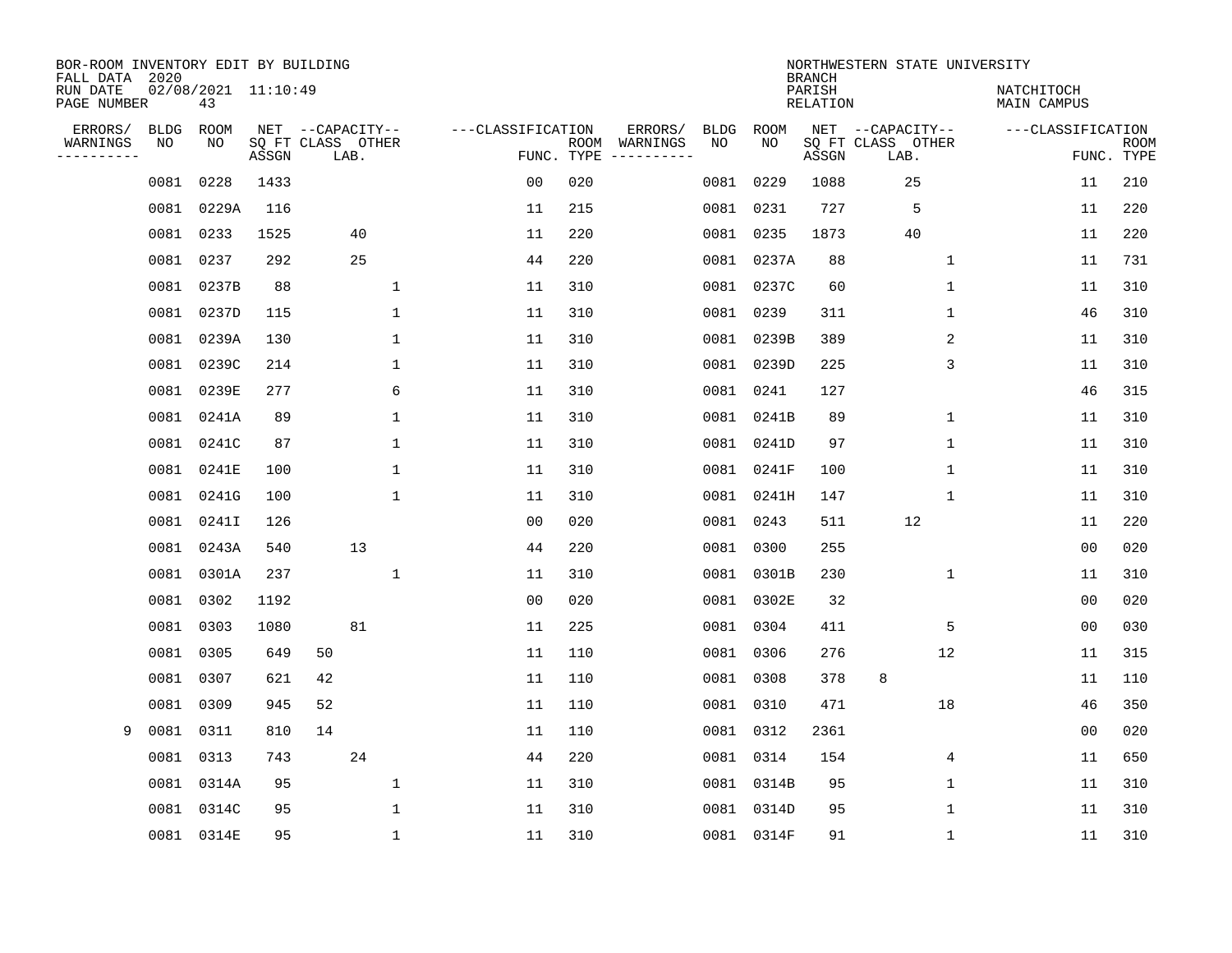BOR-ROOM INVENTORY EDIT BY BUILDING
FALL DATA 2020
RUN DATE 02/08/2021 11:10:49
PAGE NUMBER 43

NORTHWESTERN STATE UNIVERSITY
BRANCH
PARISH NATCHITOCH
RELATION MAIN CAMPUS

| ERRORS/ WARNINGS | BLDG NO | ROOM NO | NET SQ FT ASSGN | CAPACITY CLASS | CAPACITY LAB. | CAPACITY OTHER | CLASSIFICATION FUNC. | ROOM TYPE | ERRORS/ WARNINGS | BLDG NO | ROOM NO | NET SQ FT ASSGN | CAPACITY CLASS | CAPACITY LAB. | CAPACITY OTHER | CLASSIFICATION FUNC. | ROOM TYPE |
|---|---|---|---|---|---|---|---|---|---|---|---|---|---|---|---|---|---|
| | 0081 | 0228 | 1433 | | | | 00 | 020 | | 0081 | 0229 | 1088 | | 25 | | 11 | 210 |
| | 0081 | 0229A | 116 | | | | 11 | 215 | | 0081 | 0231 | 727 | | 5 | | 11 | 220 |
| | 0081 | 0233 | 1525 | | 40 | | 11 | 220 | | 0081 | 0235 | 1873 | | 40 | | 11 | 220 |
| | 0081 | 0237 | 292 | | 25 | | 44 | 220 | | 0081 | 0237A | 88 | | | 1 | 11 | 731 |
| | 0081 | 0237B | 88 | | | 1 | 11 | 310 | | 0081 | 0237C | 60 | | | 1 | 11 | 310 |
| | 0081 | 0237D | 115 | | | 1 | 11 | 310 | | 0081 | 0239 | 311 | | | 1 | 46 | 310 |
| | 0081 | 0239A | 130 | | | 1 | 11 | 310 | | 0081 | 0239B | 389 | | | 2 | 11 | 310 |
| | 0081 | 0239C | 214 | | | 1 | 11 | 310 | | 0081 | 0239D | 225 | | | 3 | 11 | 310 |
| | 0081 | 0239E | 277 | | | 6 | 11 | 310 | | 0081 | 0241 | 127 | | | | 46 | 315 |
| | 0081 | 0241A | 89 | | | 1 | 11 | 310 | | 0081 | 0241B | 89 | | | 1 | 11 | 310 |
| | 0081 | 0241C | 87 | | | 1 | 11 | 310 | | 0081 | 0241D | 97 | | | 1 | 11 | 310 |
| | 0081 | 0241E | 100 | | | 1 | 11 | 310 | | 0081 | 0241F | 100 | | | 1 | 11 | 310 |
| | 0081 | 0241G | 100 | | | 1 | 11 | 310 | | 0081 | 0241H | 147 | | | 1 | 11 | 310 |
| | 0081 | 0241I | 126 | | | | 00 | 020 | | 0081 | 0243 | 511 | | 12 | | 11 | 220 |
| | 0081 | 0243A | 540 | | 13 | | 44 | 220 | | 0081 | 0300 | 255 | | | | 00 | 020 |
| | 0081 | 0301A | 237 | | | 1 | 11 | 310 | | 0081 | 0301B | 230 | | | 1 | 11 | 310 |
| | 0081 | 0302 | 1192 | | | | 00 | 020 | | 0081 | 0302E | 32 | | | | 00 | 020 |
| | 0081 | 0303 | 1080 | | 81 | | 11 | 225 | | 0081 | 0304 | 411 | | | 5 | 00 | 030 |
| | 0081 | 0305 | 649 | 50 | | | 11 | 110 | | 0081 | 0306 | 276 | | | 12 | 11 | 315 |
| | 0081 | 0307 | 621 | 42 | | | 11 | 110 | | 0081 | 0308 | 378 | 8 | | | 11 | 110 |
| | 0081 | 0309 | 945 | 52 | | | 11 | 110 | | 0081 | 0310 | 471 | | | 18 | 46 | 350 |
| 9 | 0081 | 0311 | 810 | 14 | | | 11 | 110 | | 0081 | 0312 | 2361 | | | | 00 | 020 |
| | 0081 | 0313 | 743 | | 24 | | 44 | 220 | | 0081 | 0314 | 154 | | | 4 | 11 | 650 |
| | 0081 | 0314A | 95 | | | 1 | 11 | 310 | | 0081 | 0314B | 95 | | | 1 | 11 | 310 |
| | 0081 | 0314C | 95 | | | 1 | 11 | 310 | | 0081 | 0314D | 95 | | | 1 | 11 | 310 |
| | 0081 | 0314E | 95 | | | 1 | 11 | 310 | | 0081 | 0314F | 91 | | | 1 | 11 | 310 |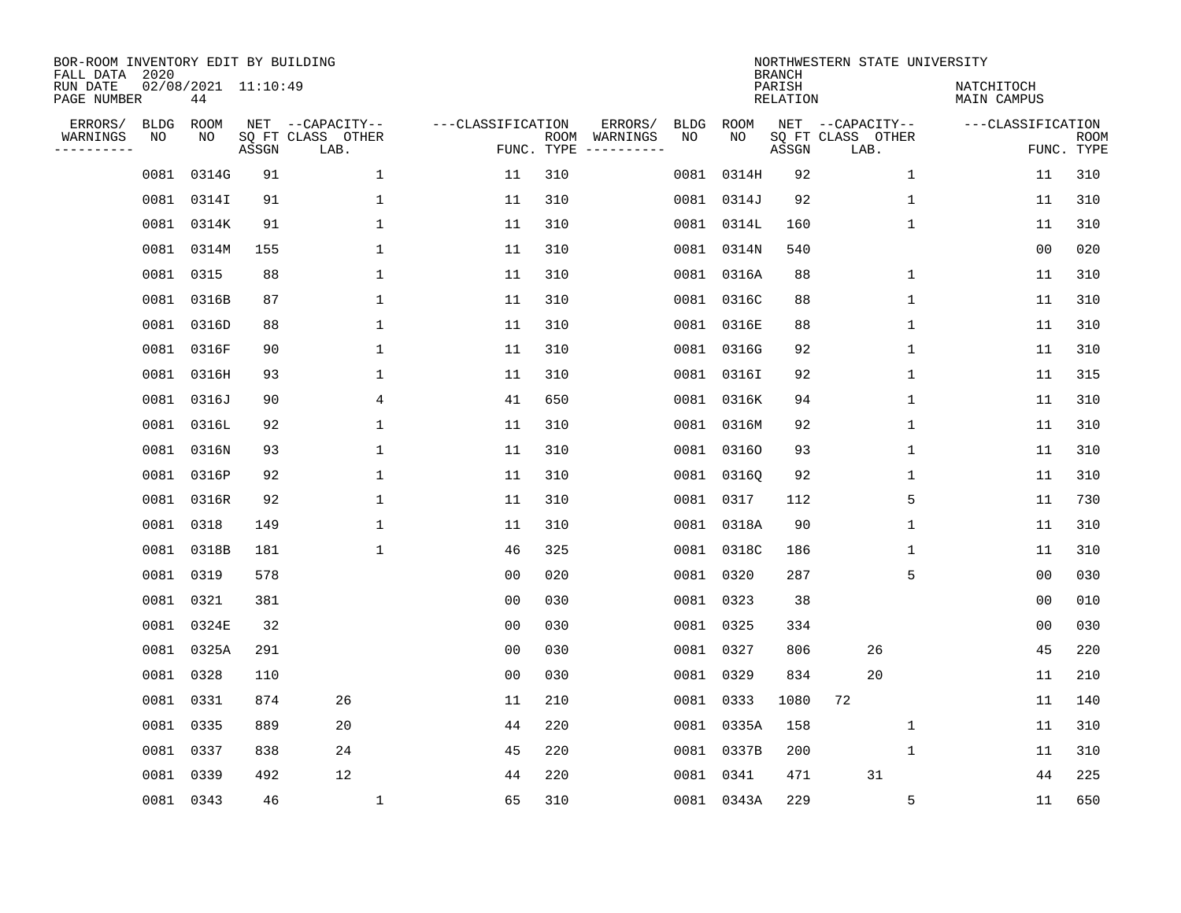BOR-ROOM INVENTORY EDIT BY BUILDING
FALL DATA 2020
RUN DATE 02/08/2021 11:10:49
PAGE NUMBER 44

NORTHWESTERN STATE UNIVERSITY
BRANCH
PARISH NATCHITOCH
RELATION MAIN CAMPUS

| ERRORS/ WARNINGS | BLDG NO | ROOM NO | NET SQ FT ASSGN | CAPACITY CLASS LAB. | CAPACITY OTHER | CLASSIFICATION FUNC. | ROOM TYPE | ERRORS/ WARNINGS | BLDG NO | ROOM NO | NET SQ FT ASSGN | CAPACITY CLASS LAB. | CAPACITY OTHER | CLASSIFICATION FUNC. | ROOM TYPE |
|---|---|---|---|---|---|---|---|---|---|---|---|---|---|---|---|
| | 0081 | 0314G | 91 | | 1 | 11 | 310 | | 0081 | 0314H | 92 | | 1 | 11 | 310 |
| | 0081 | 0314I | 91 | | 1 | 11 | 310 | | 0081 | 0314J | 92 | | 1 | 11 | 310 |
| | 0081 | 0314K | 91 | | 1 | 11 | 310 | | 0081 | 0314L | 160 | | 1 | 11 | 310 |
| | 0081 | 0314M | 155 | | 1 | 11 | 310 | | 0081 | 0314N | 540 | | | 00 | 020 |
| | 0081 | 0315 | 88 | | 1 | 11 | 310 | | 0081 | 0316A | 88 | | 1 | 11 | 310 |
| | 0081 | 0316B | 87 | | 1 | 11 | 310 | | 0081 | 0316C | 88 | | 1 | 11 | 310 |
| | 0081 | 0316D | 88 | | 1 | 11 | 310 | | 0081 | 0316E | 88 | | 1 | 11 | 310 |
| | 0081 | 0316F | 90 | | 1 | 11 | 310 | | 0081 | 0316G | 92 | | 1 | 11 | 310 |
| | 0081 | 0316H | 93 | | 1 | 11 | 310 | | 0081 | 0316I | 92 | | 1 | 11 | 315 |
| | 0081 | 0316J | 90 | | 4 | 41 | 650 | | 0081 | 0316K | 94 | | 1 | 11 | 310 |
| | 0081 | 0316L | 92 | | 1 | 11 | 310 | | 0081 | 0316M | 92 | | 1 | 11 | 310 |
| | 0081 | 0316N | 93 | | 1 | 11 | 310 | | 0081 | 0316O | 93 | | 1 | 11 | 310 |
| | 0081 | 0316P | 92 | | 1 | 11 | 310 | | 0081 | 0316Q | 92 | | 1 | 11 | 310 |
| | 0081 | 0316R | 92 | | 1 | 11 | 310 | | 0081 | 0317 | 112 | | 5 | 11 | 730 |
| | 0081 | 0318 | 149 | | 1 | 11 | 310 | | 0081 | 0318A | 90 | | 1 | 11 | 310 |
| | 0081 | 0318B | 181 | | 1 | 46 | 325 | | 0081 | 0318C | 186 | | 1 | 11 | 310 |
| | 0081 | 0319 | 578 | | | 00 | 020 | | 0081 | 0320 | 287 | | 5 | 00 | 030 |
| | 0081 | 0321 | 381 | | | 00 | 030 | | 0081 | 0323 | 38 | | | 00 | 010 |
| | 0081 | 0324E | 32 | | | 00 | 030 | | 0081 | 0325 | 334 | | | 00 | 030 |
| | 0081 | 0325A | 291 | | | 00 | 030 | | 0081 | 0327 | 806 | 26 | | 45 | 220 |
| | 0081 | 0328 | 110 | | | 00 | 030 | | 0081 | 0329 | 834 | 20 | | 11 | 210 |
| | 0081 | 0331 | 874 | 26 | | 11 | 210 | | 0081 | 0333 | 1080 | 72 | | 11 | 140 |
| | 0081 | 0335 | 889 | 20 | | 44 | 220 | | 0081 | 0335A | 158 | | 1 | 11 | 310 |
| | 0081 | 0337 | 838 | 24 | | 45 | 220 | | 0081 | 0337B | 200 | | 1 | 11 | 310 |
| | 0081 | 0339 | 492 | 12 | | 44 | 220 | | 0081 | 0341 | 471 | 31 | | 44 | 225 |
| | 0081 | 0343 | 46 | | 1 | 65 | 310 | | 0081 | 0343A | 229 | | 5 | 11 | 650 |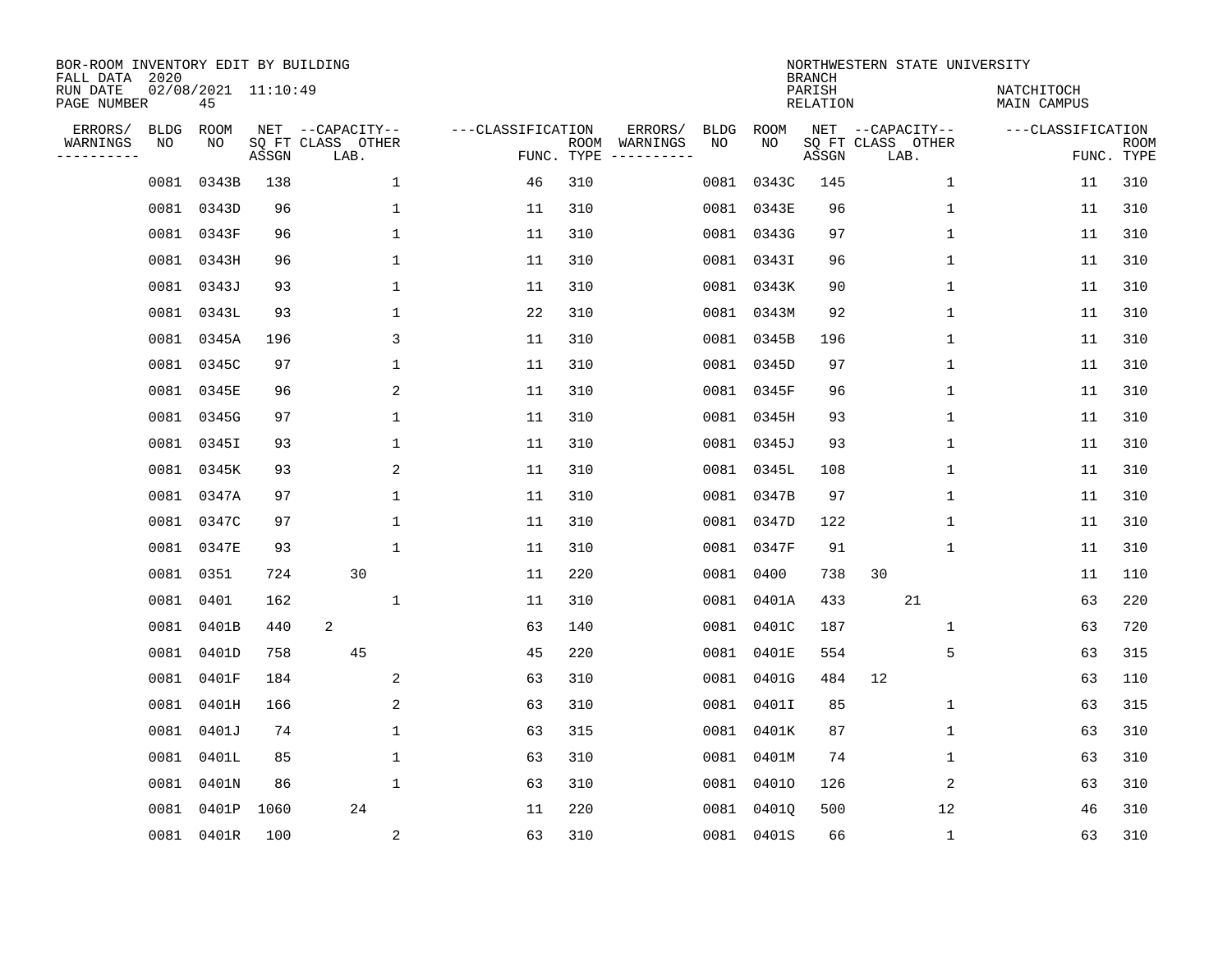BOR-ROOM INVENTORY EDIT BY BUILDING
FALL DATA 2020
RUN DATE 02/08/2021 11:10:49
PAGE NUMBER 45

NORTHWESTERN STATE UNIVERSITY
BRANCH
PARISH NATCHITOCH
RELATION MAIN CAMPUS

| ERRORS/ WARNINGS | BLDG NO | ROOM NO | NET SQ FT ASSGN | CAPACITY CLASS | CAPACITY LAB. | CAPACITY OTHER | CLASSIFICATION FUNC. | ROOM TYPE | ERRORS/ WARNINGS | BLDG NO | ROOM NO | NET SQ FT ASSGN | CAPACITY CLASS | CAPACITY LAB. | CAPACITY OTHER | CLASSIFICATION FUNC. | ROOM TYPE |
|---|---|---|---|---|---|---|---|---|---|---|---|---|---|---|---|---|---|
| | 0081 | 0343B | 138 | | | 1 | 46 | 310 | | 0081 | 0343C | 145 | | | 1 | 11 | 310 |
| | 0081 | 0343D | 96 | | | 1 | 11 | 310 | | 0081 | 0343E | 96 | | | 1 | 11 | 310 |
| | 0081 | 0343F | 96 | | | 1 | 11 | 310 | | 0081 | 0343G | 97 | | | 1 | 11 | 310 |
| | 0081 | 0343H | 96 | | | 1 | 11 | 310 | | 0081 | 0343I | 96 | | | 1 | 11 | 310 |
| | 0081 | 0343J | 93 | | | 1 | 11 | 310 | | 0081 | 0343K | 90 | | | 1 | 11 | 310 |
| | 0081 | 0343L | 93 | | | 1 | 22 | 310 | | 0081 | 0343M | 92 | | | 1 | 11 | 310 |
| | 0081 | 0345A | 196 | | | 3 | 11 | 310 | | 0081 | 0345B | 196 | | | 1 | 11 | 310 |
| | 0081 | 0345C | 97 | | | 1 | 11 | 310 | | 0081 | 0345D | 97 | | | 1 | 11 | 310 |
| | 0081 | 0345E | 96 | | | 2 | 11 | 310 | | 0081 | 0345F | 96 | | | 1 | 11 | 310 |
| | 0081 | 0345G | 97 | | | 1 | 11 | 310 | | 0081 | 0345H | 93 | | | 1 | 11 | 310 |
| | 0081 | 0345I | 93 | | | 1 | 11 | 310 | | 0081 | 0345J | 93 | | | 1 | 11 | 310 |
| | 0081 | 0345K | 93 | | | 2 | 11 | 310 | | 0081 | 0345L | 108 | | | 1 | 11 | 310 |
| | 0081 | 0347A | 97 | | | 1 | 11 | 310 | | 0081 | 0347B | 97 | | | 1 | 11 | 310 |
| | 0081 | 0347C | 97 | | | 1 | 11 | 310 | | 0081 | 0347D | 122 | | | 1 | 11 | 310 |
| | 0081 | 0347E | 93 | | | 1 | 11 | 310 | | 0081 | 0347F | 91 | | | 1 | 11 | 310 |
| | 0081 | 0351 | 724 | | 30 | | 11 | 220 | | 0081 | 0400 | 738 | 30 | | | 11 | 110 |
| | 0081 | 0401 | 162 | | | 1 | 11 | 310 | | 0081 | 0401A | 433 | | 21 | | 63 | 220 |
| | 0081 | 0401B | 440 | 2 | | | 63 | 140 | | 0081 | 0401C | 187 | | | 1 | 63 | 720 |
| | 0081 | 0401D | 758 | | 45 | | 45 | 220 | | 0081 | 0401E | 554 | | | 5 | 63 | 315 |
| | 0081 | 0401F | 184 | | | 2 | 63 | 310 | | 0081 | 0401G | 484 | 12 | | | 63 | 110 |
| | 0081 | 0401H | 166 | | | 2 | 63 | 310 | | 0081 | 0401I | 85 | | | 1 | 63 | 315 |
| | 0081 | 0401J | 74 | | | 1 | 63 | 315 | | 0081 | 0401K | 87 | | | 1 | 63 | 310 |
| | 0081 | 0401L | 85 | | | 1 | 63 | 310 | | 0081 | 0401M | 74 | | | 1 | 63 | 310 |
| | 0081 | 0401N | 86 | | | 1 | 63 | 310 | | 0081 | 0401O | 126 | | | 2 | 63 | 310 |
| | 0081 | 0401P | 1060 | | 24 | | 11 | 220 | | 0081 | 0401Q | 500 | | | 12 | 46 | 310 |
| | 0081 | 0401R | 100 | | | 2 | 63 | 310 | | 0081 | 0401S | 66 | | | 1 | 63 | 310 |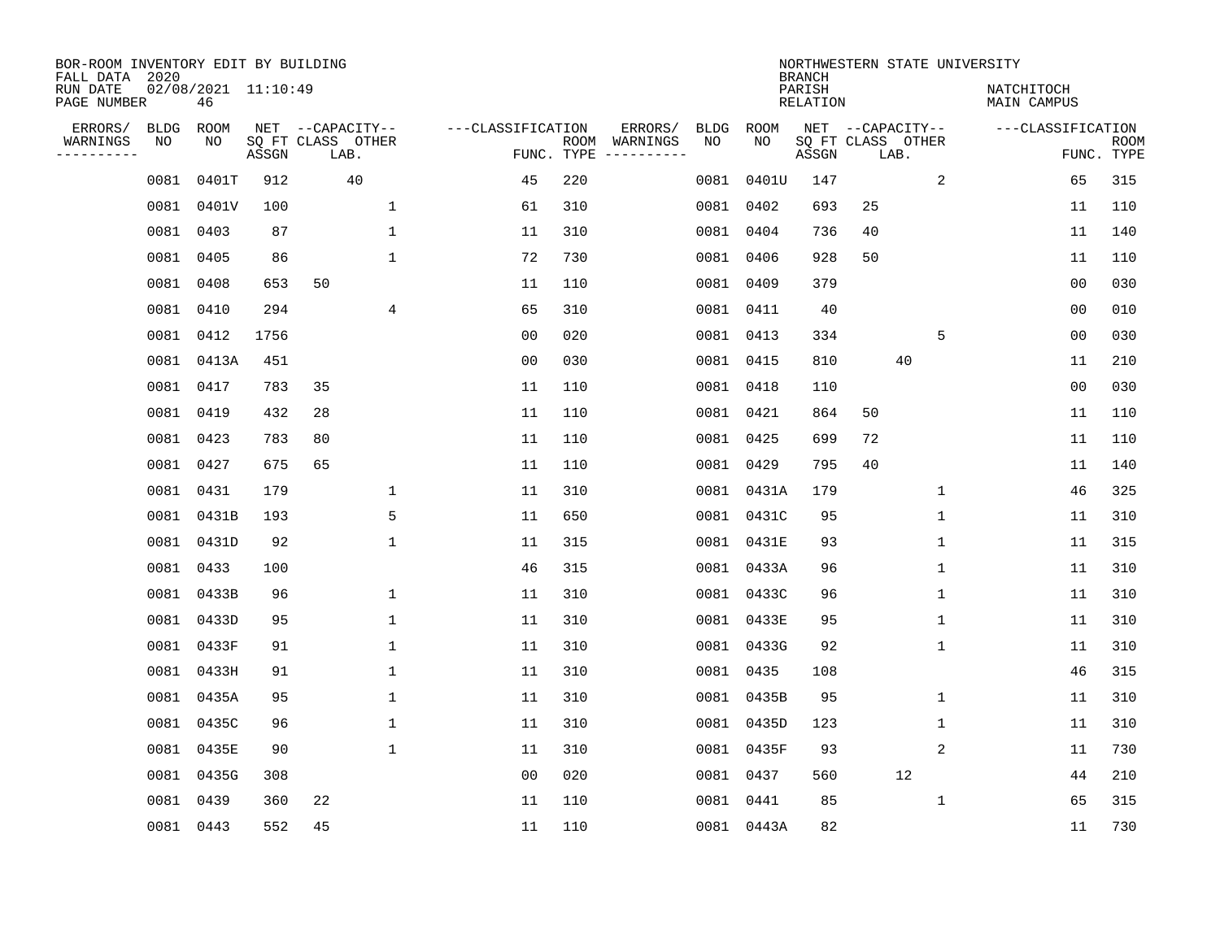BOR-ROOM INVENTORY EDIT BY BUILDING
FALL DATA 2020
RUN DATE 02/08/2021 11:10:49
PAGE NUMBER 46

NORTHWESTERN STATE UNIVERSITY
BRANCH
PARISH NATCHITOCH
RELATION MAIN CAMPUS

| ERRORS/ WARNINGS | BLDG NO | ROOM NO | NET SQ FT ASSGN | CAPACITY CLASS | CAPACITY LAB. | CAPACITY OTHER | FUNC. | ROOM TYPE | ERRORS/ WARNINGS | BLDG NO | ROOM NO | NET SQ FT ASSGN | CAPACITY CLASS | CAPACITY LAB. | CAPACITY OTHER | FUNC. | ROOM TYPE |
|---|---|---|---|---|---|---|---|---|---|---|---|---|---|---|---|---|---|
| | 0081 | 0401T | 912 | | 40 | | 45 | 220 | | 0081 | 0401U | 147 | | | 2 | 65 | 315 |
| | 0081 | 0401V | 100 | | | 1 | 61 | 310 | | 0081 | 0402 | 693 | 25 | | | 11 | 110 |
| | 0081 | 0403 | 87 | | | 1 | 11 | 310 | | 0081 | 0404 | 736 | 40 | | | 11 | 140 |
| | 0081 | 0405 | 86 | | | 1 | 72 | 730 | | 0081 | 0406 | 928 | 50 | | | 11 | 110 |
| | 0081 | 0408 | 653 | 50 | | | 11 | 110 | | 0081 | 0409 | 379 | | | | 00 | 030 |
| | 0081 | 0410 | 294 | | | 4 | 65 | 310 | | 0081 | 0411 | 40 | | | | 00 | 010 |
| | 0081 | 0412 | 1756 | | | | 00 | 020 | | 0081 | 0413 | 334 | | | 5 | 00 | 030 |
| | 0081 | 0413A | 451 | | | | 00 | 030 | | 0081 | 0415 | 810 | | 40 | | 11 | 210 |
| | 0081 | 0417 | 783 | 35 | | | 11 | 110 | | 0081 | 0418 | 110 | | | | 00 | 030 |
| | 0081 | 0419 | 432 | 28 | | | 11 | 110 | | 0081 | 0421 | 864 | 50 | | | 11 | 110 |
| | 0081 | 0423 | 783 | 80 | | | 11 | 110 | | 0081 | 0425 | 699 | 72 | | | 11 | 110 |
| | 0081 | 0427 | 675 | 65 | | | 11 | 110 | | 0081 | 0429 | 795 | 40 | | | 11 | 140 |
| | 0081 | 0431 | 179 | | | 1 | 11 | 310 | | 0081 | 0431A | 179 | | | 1 | 46 | 325 |
| | 0081 | 0431B | 193 | | | 5 | 11 | 650 | | 0081 | 0431C | 95 | | | 1 | 11 | 310 |
| | 0081 | 0431D | 92 | | | 1 | 11 | 315 | | 0081 | 0431E | 93 | | | 1 | 11 | 315 |
| | 0081 | 0433 | 100 | | | | 46 | 315 | | 0081 | 0433A | 96 | | | 1 | 11 | 310 |
| | 0081 | 0433B | 96 | | | 1 | 11 | 310 | | 0081 | 0433C | 96 | | | 1 | 11 | 310 |
| | 0081 | 0433D | 95 | | | 1 | 11 | 310 | | 0081 | 0433E | 95 | | | 1 | 11 | 310 |
| | 0081 | 0433F | 91 | | | 1 | 11 | 310 | | 0081 | 0433G | 92 | | | 1 | 11 | 310 |
| | 0081 | 0433H | 91 | | | 1 | 11 | 310 | | 0081 | 0435 | 108 | | | | 46 | 315 |
| | 0081 | 0435A | 95 | | | 1 | 11 | 310 | | 0081 | 0435B | 95 | | | 1 | 11 | 310 |
| | 0081 | 0435C | 96 | | | 1 | 11 | 310 | | 0081 | 0435D | 123 | | | 1 | 11 | 310 |
| | 0081 | 0435E | 90 | | | 1 | 11 | 310 | | 0081 | 0435F | 93 | | | 2 | 11 | 730 |
| | 0081 | 0435G | 308 | | | | 00 | 020 | | 0081 | 0437 | 560 | | 12 | | 44 | 210 |
| | 0081 | 0439 | 360 | 22 | | | 11 | 110 | | 0081 | 0441 | 85 | | | 1 | 65 | 315 |
| | 0081 | 0443 | 552 | 45 | | | 11 | 110 | | 0081 | 0443A | 82 | | | | 11 | 730 |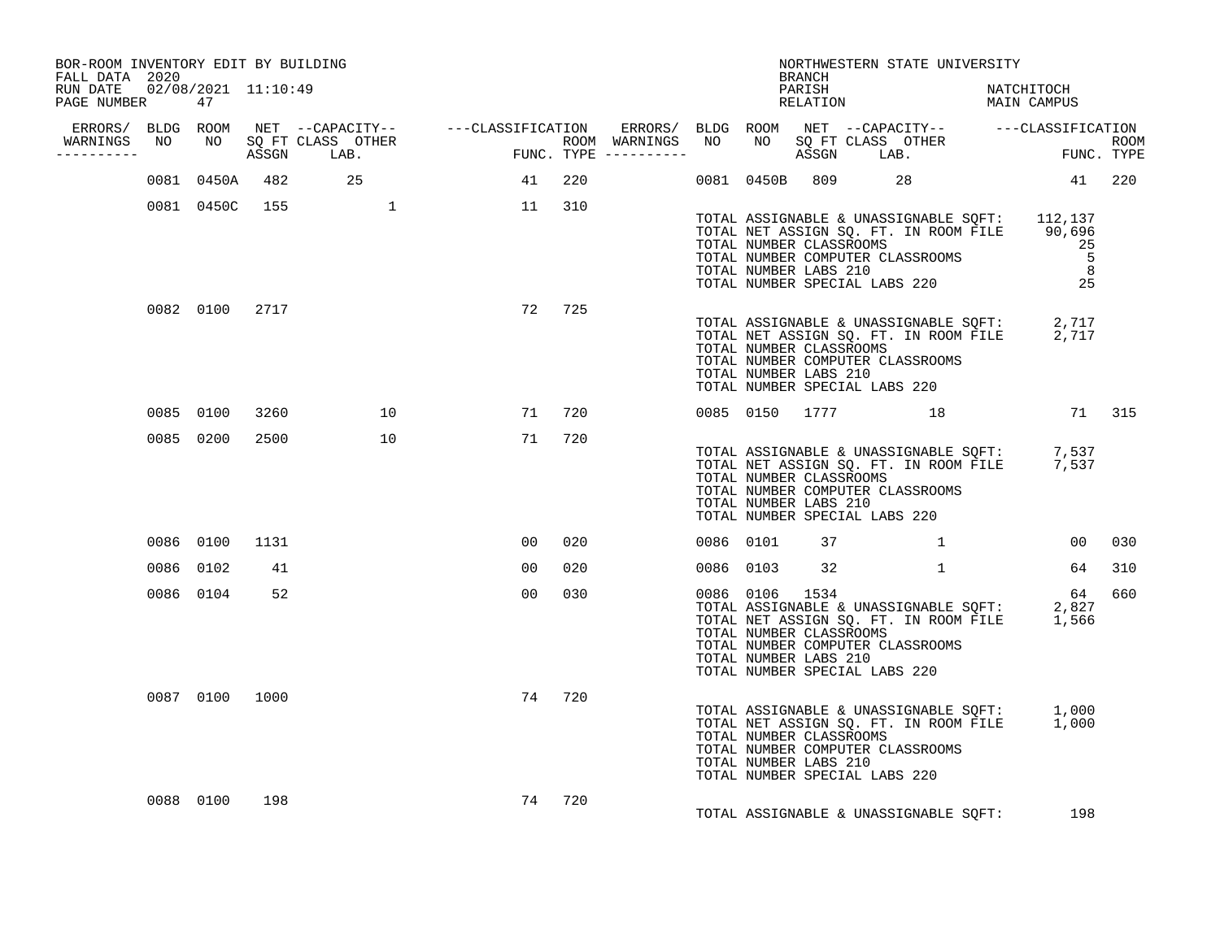BOR-ROOM INVENTORY EDIT BY BUILDING
FALL DATA 2020
RUN DATE 02/08/2021 11:10:49

NORTHWESTERN STATE UNIVERSITY
BRANCH
PARISH NATCHITOCH
RELATION MAIN CAMPUS

| ERRORS/ WARNINGS | BLDG NO | ROOM NO | NET SQ FT ASSGN | CAPACITY CLASS | CAPACITY OTHER LAB. | CLASSIFICATION FUNC. | ROOM TYPE | ERRORS/ WARNINGS | BLDG NO | ROOM NO | NET SQ FT ASSGN | CAPACITY CLASS | CAPACITY OTHER LAB. | CLASSIFICATION FUNC. | ROOM TYPE |
|---|---|---|---|---|---|---|---|---|---|---|---|---|---|---|---|
| | 0081 | 0450A | 482 | 25 | | 41 | 220 | | 0081 | 0450B | 809 | 28 | | 41 | 220 |
| | 0081 | 0450C | 155 | | 1 | 11 | 310 | | | | | | | | |

TOTAL ASSIGNABLE & UNASSIGNABLE SQFT: 112,137
TOTAL NET ASSIGN SQ. FT. IN ROOM FILE 90,696
TOTAL NUMBER CLASSROOMS 25
TOTAL NUMBER COMPUTER CLASSROOMS 5
TOTAL NUMBER LABS 210 8
TOTAL NUMBER SPECIAL LABS 220 25

| ERRORS/ WARNINGS | BLDG NO | ROOM NO | NET SQ FT ASSGN | CAPACITY CLASS | CAPACITY OTHER LAB. | CLASSIFICATION FUNC. | ROOM TYPE |
|---|---|---|---|---|---|---|---|
| | 0082 | 0100 | 2717 | | | 72 | 725 |

TOTAL ASSIGNABLE & UNASSIGNABLE SQFT: 2,717
TOTAL NET ASSIGN SQ. FT. IN ROOM FILE 2,717
TOTAL NUMBER CLASSROOMS
TOTAL NUMBER COMPUTER CLASSROOMS
TOTAL NUMBER LABS 210
TOTAL NUMBER SPECIAL LABS 220

| ERRORS/ WARNINGS | BLDG NO | ROOM NO | NET SQ FT ASSGN | CAPACITY CLASS | CAPACITY OTHER LAB. | CLASSIFICATION FUNC. | ROOM TYPE | ERRORS/ WARNINGS | BLDG NO | ROOM NO | NET SQ FT ASSGN | CAPACITY CLASS | CAPACITY OTHER LAB. | CLASSIFICATION FUNC. | ROOM TYPE |
|---|---|---|---|---|---|---|---|---|---|---|---|---|---|---|---|
| | 0085 | 0100 | 3260 | | 10 | 71 | 720 | | 0085 | 0150 | 1777 | | 18 | 71 | 315 |
| | 0085 | 0200 | 2500 | | 10 | 71 | 720 | | | | | | | | |

TOTAL ASSIGNABLE & UNASSIGNABLE SQFT: 7,537
TOTAL NET ASSIGN SQ. FT. IN ROOM FILE 7,537
TOTAL NUMBER CLASSROOMS
TOTAL NUMBER COMPUTER CLASSROOMS
TOTAL NUMBER LABS 210
TOTAL NUMBER SPECIAL LABS 220

| ERRORS/ WARNINGS | BLDG NO | ROOM NO | NET SQ FT ASSGN | CAPACITY CLASS | CAPACITY OTHER LAB. | CLASSIFICATION FUNC. | ROOM TYPE | ERRORS/ WARNINGS | BLDG NO | ROOM NO | NET SQ FT ASSGN | CAPACITY CLASS | CAPACITY OTHER LAB. | CLASSIFICATION FUNC. | ROOM TYPE |
|---|---|---|---|---|---|---|---|---|---|---|---|---|---|---|---|
| | 0086 | 0100 | 1131 | | | 00 | 020 | | 0086 | 0101 | 37 | | 1 | 00 | 030 |
| | 0086 | 0102 | 41 | | | 00 | 020 | | 0086 | 0103 | 32 | | 1 | 64 | 310 |
| | 0086 | 0104 | 52 | | | 00 | 030 | | 0086 | 0106 | 1534 | | | 64 | 660 |

TOTAL ASSIGNABLE & UNASSIGNABLE SQFT: 2,827
TOTAL NET ASSIGN SQ. FT. IN ROOM FILE 1,566
TOTAL NUMBER CLASSROOMS
TOTAL NUMBER COMPUTER CLASSROOMS
TOTAL NUMBER LABS 210
TOTAL NUMBER SPECIAL LABS 220

| ERRORS/ WARNINGS | BLDG NO | ROOM NO | NET SQ FT ASSGN | CAPACITY CLASS | CAPACITY OTHER LAB. | CLASSIFICATION FUNC. | ROOM TYPE |
|---|---|---|---|---|---|---|---|
| | 0087 | 0100 | 1000 | | | 74 | 720 |

TOTAL ASSIGNABLE & UNASSIGNABLE SQFT: 1,000
TOTAL NET ASSIGN SQ. FT. IN ROOM FILE 1,000
TOTAL NUMBER CLASSROOMS
TOTAL NUMBER COMPUTER CLASSROOMS
TOTAL NUMBER LABS 210
TOTAL NUMBER SPECIAL LABS 220

| ERRORS/ WARNINGS | BLDG NO | ROOM NO | NET SQ FT ASSGN | CAPACITY CLASS | CAPACITY OTHER LAB. | CLASSIFICATION FUNC. | ROOM TYPE |
|---|---|---|---|---|---|---|---|
| | 0088 | 0100 | 198 | | | 74 | 720 |

TOTAL ASSIGNABLE & UNASSIGNABLE SQFT: 198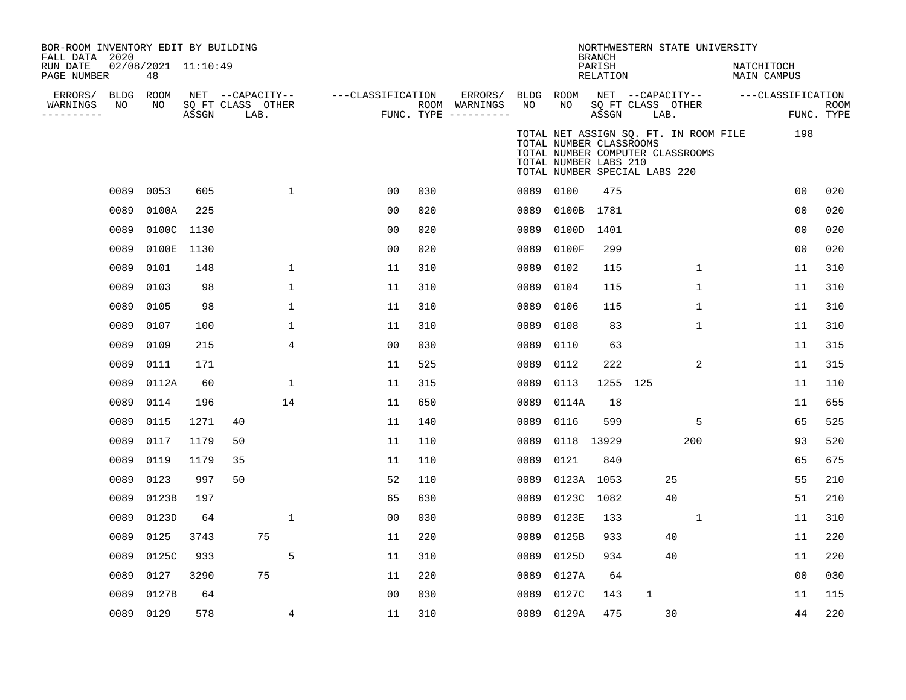BOR-ROOM INVENTORY EDIT BY BUILDING
FALL DATA 2020
RUN DATE 02/08/2021 11:10:49
PAGE NUMBER 48

NORTHWESTERN STATE UNIVERSITY
BRANCH
PARISH NATCHITOCH
RELATION MAIN CAMPUS

TOTAL NET ASSIGN SQ. FT. IN ROOM FILE 198
TOTAL NUMBER CLASSROOMS
TOTAL NUMBER COMPUTER CLASSROOMS
TOTAL NUMBER LABS 210
TOTAL NUMBER SPECIAL LABS 220

| ERRORS/ WARNINGS | BLDG NO | ROOM NO | NET SQ FT ASSGN | CAPACITY CLASS | CAPACITY LAB. | CAPACITY OTHER | CLASSIFICATION FUNC. | ROOM TYPE | ERRORS/ WARNINGS | BLDG NO | ROOM NO | NET SQ FT ASSGN | CAPACITY CLASS | CAPACITY LAB. | CAPACITY OTHER | CLASSIFICATION FUNC. | ROOM TYPE |
|---|---|---|---|---|---|---|---|---|---|---|---|---|---|---|---|---|---|
| | 0089 | 0053 | 605 | | | 1 | 00 | 030 | | 0089 | 0100 | 475 | | | | 00 | 020 |
| | 0089 | 0100A | 225 | | | | 00 | 020 | | 0089 | 0100B | 1781 | | | | 00 | 020 |
| | 0089 | 0100C | 1130 | | | | 00 | 020 | | 0089 | 0100D | 1401 | | | | 00 | 020 |
| | 0089 | 0100E | 1130 | | | | 00 | 020 | | 0089 | 0100F | 299 | | | | 00 | 020 |
| | 0089 | 0101 | 148 | | | 1 | 11 | 310 | | 0089 | 0102 | 115 | | | 1 | 11 | 310 |
| | 0089 | 0103 | 98 | | | 1 | 11 | 310 | | 0089 | 0104 | 115 | | | 1 | 11 | 310 |
| | 0089 | 0105 | 98 | | | 1 | 11 | 310 | | 0089 | 0106 | 115 | | | 1 | 11 | 310 |
| | 0089 | 0107 | 100 | | | 1 | 11 | 310 | | 0089 | 0108 | 83 | | | 1 | 11 | 310 |
| | 0089 | 0109 | 215 | | | 4 | 00 | 030 | | 0089 | 0110 | 63 | | | | 11 | 315 |
| | 0089 | 0111 | 171 | | | | 11 | 525 | | 0089 | 0112 | 222 | | | 2 | 11 | 315 |
| | 0089 | 0112A | 60 | | | 1 | 11 | 315 | | 0089 | 0113 | 1255 | 125 | | | 11 | 110 |
| | 0089 | 0114 | 196 | | | 14 | 11 | 650 | | 0089 | 0114A | 18 | | | | 11 | 655 |
| | 0089 | 0115 | 1271 | 40 | | | 11 | 140 | | 0089 | 0116 | 599 | | | 5 | 65 | 525 |
| | 0089 | 0117 | 1179 | 50 | | | 11 | 110 | | 0089 | 0118 | 13929 | | | 200 | 93 | 520 |
| | 0089 | 0119 | 1179 | 35 | | | 11 | 110 | | 0089 | 0121 | 840 | | | | 65 | 675 |
| | 0089 | 0123 | 997 | 50 | | | 52 | 110 | | 0089 | 0123A | 1053 | | 25 | | 55 | 210 |
| | 0089 | 0123B | 197 | | | | 65 | 630 | | 0089 | 0123C | 1082 | | 40 | | 51 | 210 |
| | 0089 | 0123D | 64 | | | 1 | 00 | 030 | | 0089 | 0123E | 133 | | | 1 | 11 | 310 |
| | 0089 | 0125 | 3743 | | 75 | | 11 | 220 | | 0089 | 0125B | 933 | | 40 | | 11 | 220 |
| | 0089 | 0125C | 933 | | | 5 | 11 | 310 | | 0089 | 0125D | 934 | | 40 | | 11 | 220 |
| | 0089 | 0127 | 3290 | | 75 | | 11 | 220 | | 0089 | 0127A | 64 | | | | 00 | 030 |
| | 0089 | 0127B | 64 | | | | 00 | 030 | | 0089 | 0127C | 143 | 1 | | | 11 | 115 |
| | 0089 | 0129 | 578 | | | 4 | 11 | 310 | | 0089 | 0129A | 475 | | 30 | | 44 | 220 |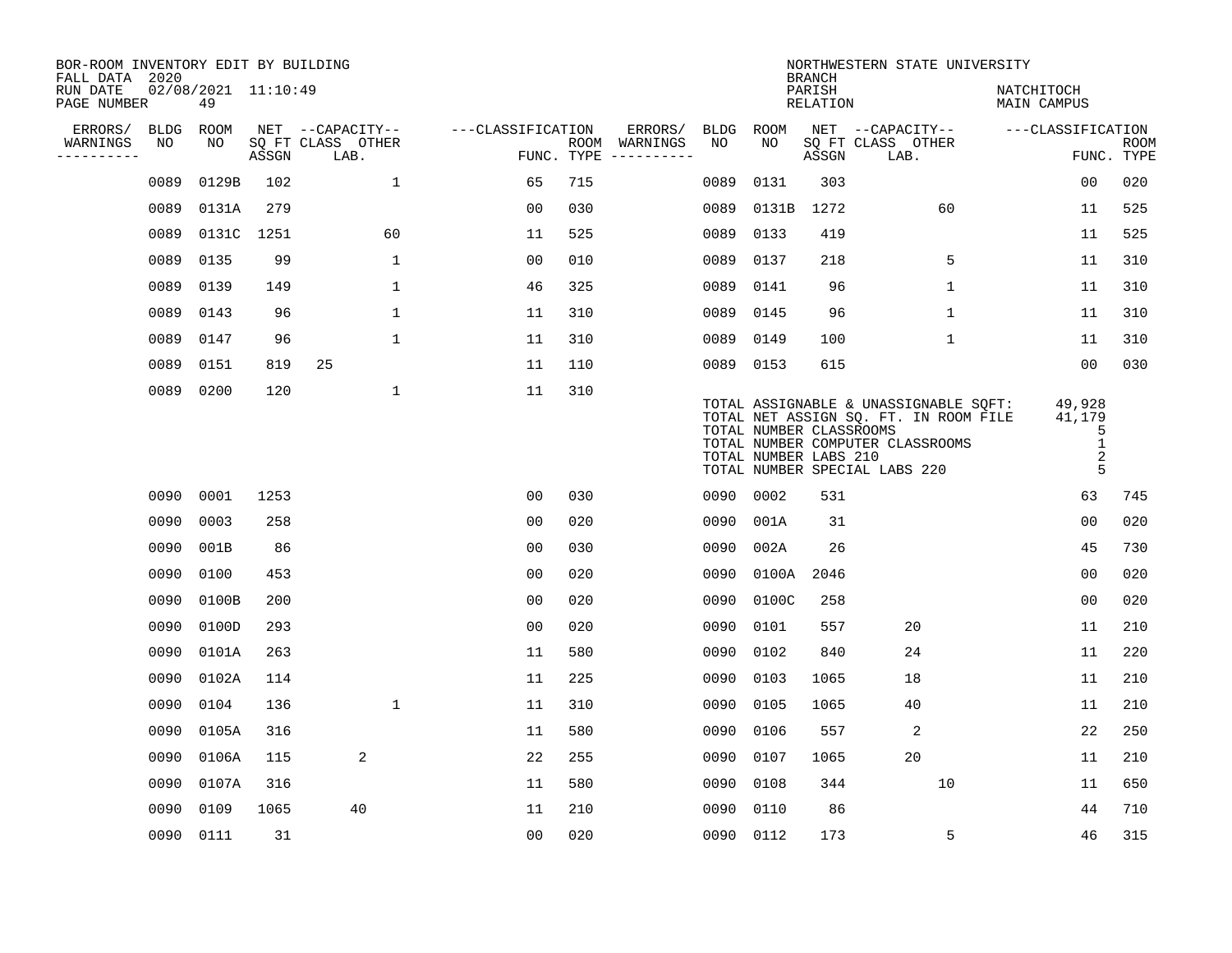BOR-ROOM INVENTORY EDIT BY BUILDING
FALL DATA 2020
RUN DATE 02/08/2021 11:10:49
PAGE NUMBER 49

NORTHWESTERN STATE UNIVERSITY
BRANCH
PARISH NATCHITOCH
RELATION MAIN CAMPUS

| ERRORS/ WARNINGS | BLDG NO | ROOM NO | NET SQ FT ASSGN | CAPACITY CLASS | CAPACITY LAB. | CAPACITY OTHER | CLASSIFICATION FUNC. | ROOM TYPE | ERRORS/ WARNINGS | BLDG NO | ROOM NO | NET SQ FT ASSGN | CAPACITY CLASS | CAPACITY LAB. | CAPACITY OTHER | CLASSIFICATION FUNC. | ROOM TYPE |
|---|---|---|---|---|---|---|---|---|---|---|---|---|---|---|---|---|---|
| | 0089 | 0129B | 102 | | | 1 | 65 | 715 | | 0089 | 0131 | 303 | | | | 00 | 020 |
| | 0089 | 0131A | 279 | | | | 00 | 030 | | 0089 | 0131B | 1272 | | | 60 | 11 | 525 |
| | 0089 | 0131C | 1251 | | | 60 | 11 | 525 | | 0089 | 0133 | 419 | | | | 11 | 525 |
| | 0089 | 0135 | 99 | | | 1 | 00 | 010 | | 0089 | 0137 | 218 | | | 5 | 11 | 310 |
| | 0089 | 0139 | 149 | | | 1 | 46 | 325 | | 0089 | 0141 | 96 | | | 1 | 11 | 310 |
| | 0089 | 0143 | 96 | | | 1 | 11 | 310 | | 0089 | 0145 | 96 | | | 1 | 11 | 310 |
| | 0089 | 0147 | 96 | | | 1 | 11 | 310 | | 0089 | 0149 | 100 | | | 1 | 11 | 310 |
| | 0089 | 0151 | 819 | 25 | | | 11 | 110 | | 0089 | 0153 | 615 | | | | 00 | 030 |
| | 0089 | 0200 | 120 | | | 1 | 11 | 310 | | | | | | | | | |

TOTAL ASSIGNABLE & UNASSIGNABLE SQFT: 49,928
TOTAL NET ASSIGN SQ. FT. IN ROOM FILE 41,179
TOTAL NUMBER CLASSROOMS 5
TOTAL NUMBER COMPUTER CLASSROOMS 1
TOTAL NUMBER LABS 210 2
TOTAL NUMBER SPECIAL LABS 220 5

| ERRORS/ WARNINGS | BLDG NO | ROOM NO | NET SQ FT ASSGN | CAPACITY CLASS | CAPACITY LAB. | CAPACITY OTHER | CLASSIFICATION FUNC. | ROOM TYPE | ERRORS/ WARNINGS | BLDG NO | ROOM NO | NET SQ FT ASSGN | CAPACITY CLASS | CAPACITY LAB. | CAPACITY OTHER | CLASSIFICATION FUNC. | ROOM TYPE |
|---|---|---|---|---|---|---|---|---|---|---|---|---|---|---|---|---|---|
| | 0090 | 0001 | 1253 | | | | 00 | 030 | | 0090 | 0002 | 531 | | | | 63 | 745 |
| | 0090 | 0003 | 258 | | | | 00 | 020 | | 0090 | 001A | 31 | | | | 00 | 020 |
| | 0090 | 001B | 86 | | | | 00 | 030 | | 0090 | 002A | 26 | | | | 45 | 730 |
| | 0090 | 0100 | 453 | | | | 00 | 020 | | 0090 | 0100A | 2046 | | | | 00 | 020 |
| | 0090 | 0100B | 200 | | | | 00 | 020 | | 0090 | 0100C | 258 | | | | 00 | 020 |
| | 0090 | 0100D | 293 | | | | 00 | 020 | | 0090 | 0101 | 557 | | 20 | | 11 | 210 |
| | 0090 | 0101A | 263 | | | | 11 | 580 | | 0090 | 0102 | 840 | | 24 | | 11 | 220 |
| | 0090 | 0102A | 114 | | | | 11 | 225 | | 0090 | 0103 | 1065 | | 18 | | 11 | 210 |
| | 0090 | 0104 | 136 | | | 1 | 11 | 310 | | 0090 | 0105 | 1065 | | 40 | | 11 | 210 |
| | 0090 | 0105A | 316 | | | | 11 | 580 | | 0090 | 0106 | 557 | | 2 | | 22 | 250 |
| | 0090 | 0106A | 115 | | 2 | | 22 | 255 | | 0090 | 0107 | 1065 | | 20 | | 11 | 210 |
| | 0090 | 0107A | 316 | | | | 11 | 580 | | 0090 | 0108 | 344 | | | 10 | 11 | 650 |
| | 0090 | 0109 | 1065 | | 40 | | 11 | 210 | | 0090 | 0110 | 86 | | | | 44 | 710 |
| | 0090 | 0111 | 31 | | | | 00 | 020 | | 0090 | 0112 | 173 | | | 5 | 46 | 315 |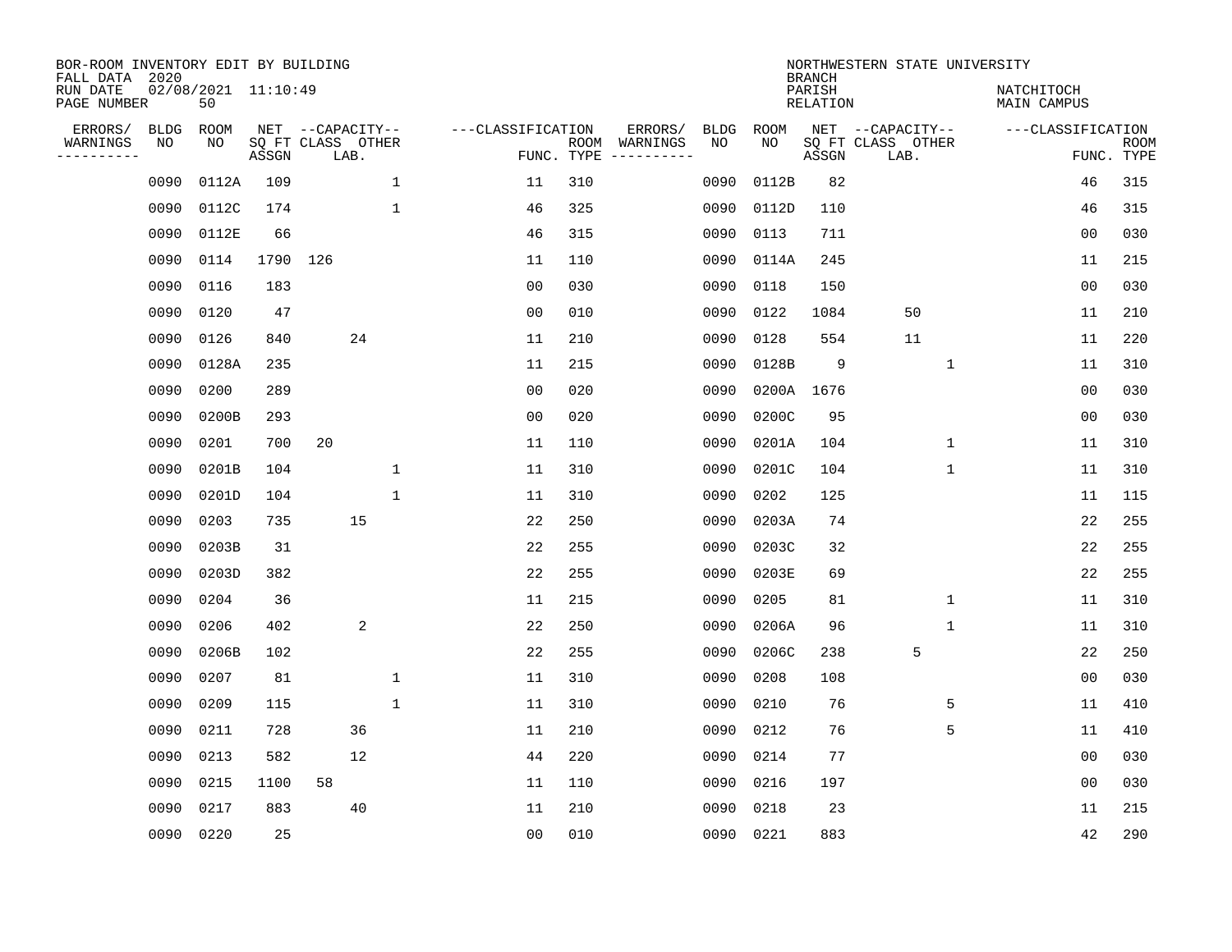BOR-ROOM INVENTORY EDIT BY BUILDING
FALL DATA 2020
RUN DATE 02/08/2021 11:10:49
PAGE NUMBER 50

NORTHWESTERN STATE UNIVERSITY
BRANCH
PARISH NATCHITOCH
RELATION MAIN CAMPUS

| ERRORS/ WARNINGS | BLDG NO | ROOM NO | NET SQ FT ASSGN | CAPACITY CLASS | CAPACITY LAB. | CAPACITY OTHER | FUNC. | ROOM TYPE | ERRORS/ WARNINGS | BLDG NO | ROOM NO | NET SQ FT ASSGN | CAPACITY CLASS | CAPACITY LAB. | CAPACITY OTHER | FUNC. | ROOM TYPE |
|---|---|---|---|---|---|---|---|---|---|---|---|---|---|---|---|---|---|
| | 0090 | 0112A | 109 | | | 1 | 11 | 310 | | 0090 | 0112B | 82 | | | | 46 | 315 |
| | 0090 | 0112C | 174 | | | 1 | 46 | 325 | | 0090 | 0112D | 110 | | | | 46 | 315 |
| | 0090 | 0112E | 66 | | | | 46 | 315 | | 0090 | 0113 | 711 | | | | 00 | 030 |
| | 0090 | 0114 | 1790 | 126 | | | 11 | 110 | | 0090 | 0114A | 245 | | | | 11 | 215 |
| | 0090 | 0116 | 183 | | | | 00 | 030 | | 0090 | 0118 | 150 | | | | 00 | 030 |
| | 0090 | 0120 | 47 | | | | 00 | 010 | | 0090 | 0122 | 1084 | | 50 | | 11 | 210 |
| | 0090 | 0126 | 840 | | 24 | | 11 | 210 | | 0090 | 0128 | 554 | | 11 | | 11 | 220 |
| | 0090 | 0128A | 235 | | | | 11 | 215 | | 0090 | 0128B | 9 | | | 1 | 11 | 310 |
| | 0090 | 0200 | 289 | | | | 00 | 020 | | 0090 | 0200A | 1676 | | | | 00 | 030 |
| | 0090 | 0200B | 293 | | | | 00 | 020 | | 0090 | 0200C | 95 | | | | 00 | 030 |
| | 0090 | 0201 | 700 | 20 | | | 11 | 110 | | 0090 | 0201A | 104 | | | 1 | 11 | 310 |
| | 0090 | 0201B | 104 | | | 1 | 11 | 310 | | 0090 | 0201C | 104 | | | 1 | 11 | 310 |
| | 0090 | 0201D | 104 | | | 1 | 11 | 310 | | 0090 | 0202 | 125 | | | | 11 | 115 |
| | 0090 | 0203 | 735 | | 15 | | 22 | 250 | | 0090 | 0203A | 74 | | | | 22 | 255 |
| | 0090 | 0203B | 31 | | | | 22 | 255 | | 0090 | 0203C | 32 | | | | 22 | 255 |
| | 0090 | 0203D | 382 | | | | 22 | 255 | | 0090 | 0203E | 69 | | | | 22 | 255 |
| | 0090 | 0204 | 36 | | | | 11 | 215 | | 0090 | 0205 | 81 | | | 1 | 11 | 310 |
| | 0090 | 0206 | 402 | | 2 | | 22 | 250 | | 0090 | 0206A | 96 | | | 1 | 11 | 310 |
| | 0090 | 0206B | 102 | | | | 22 | 255 | | 0090 | 0206C | 238 | | 5 | | 22 | 250 |
| | 0090 | 0207 | 81 | | | 1 | 11 | 310 | | 0090 | 0208 | 108 | | | | 00 | 030 |
| | 0090 | 0209 | 115 | | | 1 | 11 | 310 | | 0090 | 0210 | 76 | | | 5 | 11 | 410 |
| | 0090 | 0211 | 728 | | 36 | | 11 | 210 | | 0090 | 0212 | 76 | | | 5 | 11 | 410 |
| | 0090 | 0213 | 582 | | 12 | | 44 | 220 | | 0090 | 0214 | 77 | | | | 00 | 030 |
| | 0090 | 0215 | 1100 | 58 | | | 11 | 110 | | 0090 | 0216 | 197 | | | | 00 | 030 |
| | 0090 | 0217 | 883 | | 40 | | 11 | 210 | | 0090 | 0218 | 23 | | | | 11 | 215 |
| | 0090 | 0220 | 25 | | | | 00 | 010 | | 0090 | 0221 | 883 | | | | 42 | 290 |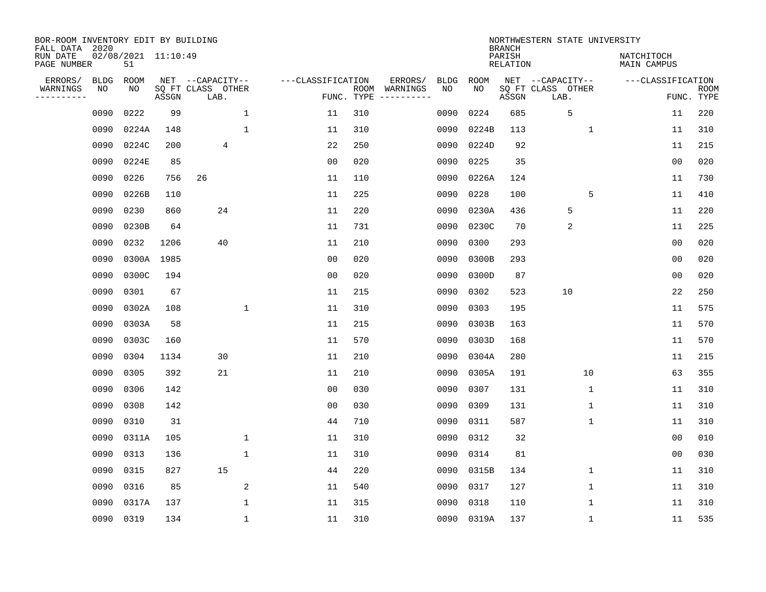BOR-ROOM INVENTORY EDIT BY BUILDING
FALL DATA 2020
RUN DATE 02/08/2021 11:10:49
PAGE NUMBER 51

NORTHWESTERN STATE UNIVERSITY
BRANCH
PARISH NATCHITOCH
RELATION MAIN CAMPUS

| ERRORS/ WARNINGS | BLDG NO | ROOM NO | NET SQ FT ASSGN | CAPACITY CLASS | CAPACITY LAB. | CAPACITY OTHER | CLASSIFICATION FUNC. | ROOM TYPE | ERRORS/ WARNINGS | BLDG NO | ROOM NO | NET SQ FT ASSGN | CAPACITY CLASS | CAPACITY LAB. | CAPACITY OTHER | CLASSIFICATION FUNC. | ROOM TYPE |
|---|---|---|---|---|---|---|---|---|---|---|---|---|---|---|---|---|---|
| | 0090 | 0222 | 99 | | | 1 | 11 | 310 | | 0090 | 0224 | 685 | | 5 | | 11 | 220 |
| | 0090 | 0224A | 148 | | | 1 | 11 | 310 | | 0090 | 0224B | 113 | | | 1 | 11 | 310 |
| | 0090 | 0224C | 200 | | 4 | | 22 | 250 | | 0090 | 0224D | 92 | | | | 11 | 215 |
| | 0090 | 0224E | 85 | | | | 00 | 020 | | 0090 | 0225 | 35 | | | | 00 | 020 |
| | 0090 | 0226 | 756 | 26 | | | 11 | 110 | | 0090 | 0226A | 124 | | | | 11 | 730 |
| | 0090 | 0226B | 110 | | | | 11 | 225 | | 0090 | 0228 | 100 | | | 5 | 11 | 410 |
| | 0090 | 0230 | 860 | | 24 | | 11 | 220 | | 0090 | 0230A | 436 | | 5 | | 11 | 220 |
| | 0090 | 0230B | 64 | | | | 11 | 731 | | 0090 | 0230C | 70 | | 2 | | 11 | 225 |
| | 0090 | 0232 | 1206 | | 40 | | 11 | 210 | | 0090 | 0300 | 293 | | | | 00 | 020 |
| | 0090 | 0300A | 1985 | | | | 00 | 020 | | 0090 | 0300B | 293 | | | | 00 | 020 |
| | 0090 | 0300C | 194 | | | | 00 | 020 | | 0090 | 0300D | 87 | | | | 00 | 020 |
| | 0090 | 0301 | 67 | | | | 11 | 215 | | 0090 | 0302 | 523 | | 10 | | 22 | 250 |
| | 0090 | 0302A | 108 | | | 1 | 11 | 310 | | 0090 | 0303 | 195 | | | | 11 | 575 |
| | 0090 | 0303A | 58 | | | | 11 | 215 | | 0090 | 0303B | 163 | | | | 11 | 570 |
| | 0090 | 0303C | 160 | | | | 11 | 570 | | 0090 | 0303D | 168 | | | | 11 | 570 |
| | 0090 | 0304 | 1134 | | 30 | | 11 | 210 | | 0090 | 0304A | 280 | | | | 11 | 215 |
| | 0090 | 0305 | 392 | | 21 | | 11 | 210 | | 0090 | 0305A | 191 | | | 10 | 63 | 355 |
| | 0090 | 0306 | 142 | | | | 00 | 030 | | 0090 | 0307 | 131 | | | 1 | 11 | 310 |
| | 0090 | 0308 | 142 | | | | 00 | 030 | | 0090 | 0309 | 131 | | | 1 | 11 | 310 |
| | 0090 | 0310 | 31 | | | | 44 | 710 | | 0090 | 0311 | 587 | | | 1 | 11 | 310 |
| | 0090 | 0311A | 105 | | | 1 | 11 | 310 | | 0090 | 0312 | 32 | | | | 00 | 010 |
| | 0090 | 0313 | 136 | | | 1 | 11 | 310 | | 0090 | 0314 | 81 | | | | 00 | 030 |
| | 0090 | 0315 | 827 | | 15 | | 44 | 220 | | 0090 | 0315B | 134 | | | 1 | 11 | 310 |
| | 0090 | 0316 | 85 | | | 2 | 11 | 540 | | 0090 | 0317 | 127 | | | 1 | 11 | 310 |
| | 0090 | 0317A | 137 | | | 1 | 11 | 315 | | 0090 | 0318 | 110 | | | 1 | 11 | 310 |
| | 0090 | 0319 | 134 | | | 1 | 11 | 310 | | 0090 | 0319A | 137 | | | 1 | 11 | 535 |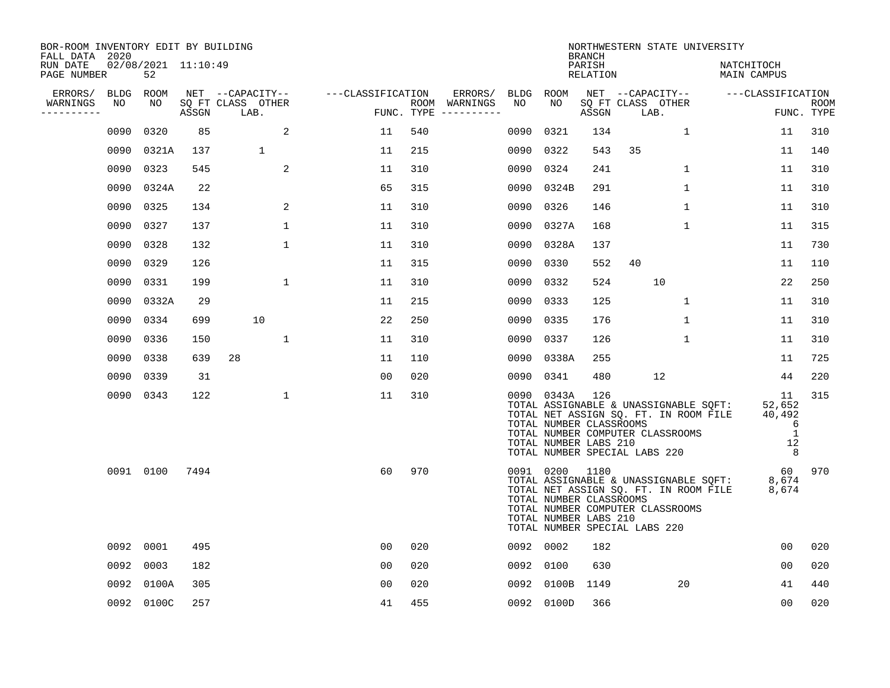BOR-ROOM INVENTORY EDIT BY BUILDING
FALL DATA 2020
RUN DATE 02/08/2021 11:10:49
PAGE NUMBER 52

NORTHWESTERN STATE UNIVERSITY
BRANCH
PARISH NATCHITOCH
RELATION MAIN CAMPUS

| ERRORS/ WARNINGS | BLDG NO | ROOM NO | NET SQ FT ASSGN | CAPACITY CLASS | CAPACITY OTHER LAB. | CLASSIFICATION FUNC. | ROOM TYPE | ERRORS/ WARNINGS | BLDG NO | ROOM NO | NET SQ FT ASSGN | CAPACITY CLASS | CAPACITY OTHER LAB. | CLASSIFICATION FUNC. | ROOM TYPE |
|---|---|---|---|---|---|---|---|---|---|---|---|---|---|---|---|
| | 0090 | 0320 | 85 | | 2 | 11 | 540 | | 0090 | 0321 | 134 | | 1 | 11 | 310 |
| | 0090 | 0321A | 137 | 1 | | 11 | 215 | | 0090 | 0322 | 543 | 35 | | 11 | 140 |
| | 0090 | 0323 | 545 | | 2 | 11 | 310 | | 0090 | 0324 | 241 | | 1 | 11 | 310 |
| | 0090 | 0324A | 22 | | | 65 | 315 | | 0090 | 0324B | 291 | | 1 | 11 | 310 |
| | 0090 | 0325 | 134 | | 2 | 11 | 310 | | 0090 | 0326 | 146 | | 1 | 11 | 310 |
| | 0090 | 0327 | 137 | | 1 | 11 | 310 | | 0090 | 0327A | 168 | | 1 | 11 | 315 |
| | 0090 | 0328 | 132 | | 1 | 11 | 310 | | 0090 | 0328A | 137 | | | 11 | 730 |
| | 0090 | 0329 | 126 | | | 11 | 315 | | 0090 | 0330 | 552 | 40 | | 11 | 110 |
| | 0090 | 0331 | 199 | | 1 | 11 | 310 | | 0090 | 0332 | 524 | 10 | | 22 | 250 |
| | 0090 | 0332A | 29 | | | 11 | 215 | | 0090 | 0333 | 125 | | 1 | 11 | 310 |
| | 0090 | 0334 | 699 | 10 | | 22 | 250 | | 0090 | 0335 | 176 | | 1 | 11 | 310 |
| | 0090 | 0336 | 150 | | 1 | 11 | 310 | | 0090 | 0337 | 126 | | 1 | 11 | 310 |
| | 0090 | 0338 | 639 | 28 | | 11 | 110 | | 0090 | 0338A | 255 | | | 11 | 725 |
| | 0090 | 0339 | 31 | | | 00 | 020 | | 0090 | 0341 | 480 | 12 | | 44 | 220 |
| | 0090 | 0343 | 122 | | 1 | 11 | 310 | | 0090 | 0343A | 126 | | | 11 | 315 |
| | | | | | | | | | TOTAL ASSIGNABLE & UNASSIGNABLE SQFT: | | | | | 52,652 | |
| | | | | | | | | | TOTAL NET ASSIGN SQ. FT. IN ROOM FILE | | | | | 40,492 | |
| | | | | | | | | | TOTAL NUMBER CLASSROOMS | | | | | 6 | |
| | | | | | | | | | TOTAL NUMBER COMPUTER CLASSROOMS | | | | | 1 | |
| | | | | | | | | | TOTAL NUMBER LABS 210 | | | | | 12 | |
| | | | | | | | | | TOTAL NUMBER SPECIAL LABS 220 | | | | | 8 | |
| | 0091 | 0100 | 7494 | | | 60 | 970 | | 0091 | 0200 | 1180 | | | 60 | 970 |
| | | | | | | | | | TOTAL ASSIGNABLE & UNASSIGNABLE SQFT: | | | | | 8,674 | |
| | | | | | | | | | TOTAL NET ASSIGN SQ. FT. IN ROOM FILE | | | | | 8,674 | |
| | | | | | | | | | TOTAL NUMBER CLASSROOMS | | | | | | |
| | | | | | | | | | TOTAL NUMBER COMPUTER CLASSROOMS | | | | | | |
| | | | | | | | | | TOTAL NUMBER LABS 210 | | | | | | |
| | | | | | | | | | TOTAL NUMBER SPECIAL LABS 220 | | | | | | |
| | 0092 | 0001 | 495 | | | 00 | 020 | | 0092 | 0002 | 182 | | | 00 | 020 |
| | 0092 | 0003 | 182 | | | 00 | 020 | | 0092 | 0100 | 630 | | | 00 | 020 |
| | 0092 | 0100A | 305 | | | 00 | 020 | | 0092 | 0100B | 1149 | | 20 | 41 | 440 |
| | 0092 | 0100C | 257 | | | 41 | 455 | | 0092 | 0100D | 366 | | | 00 | 020 |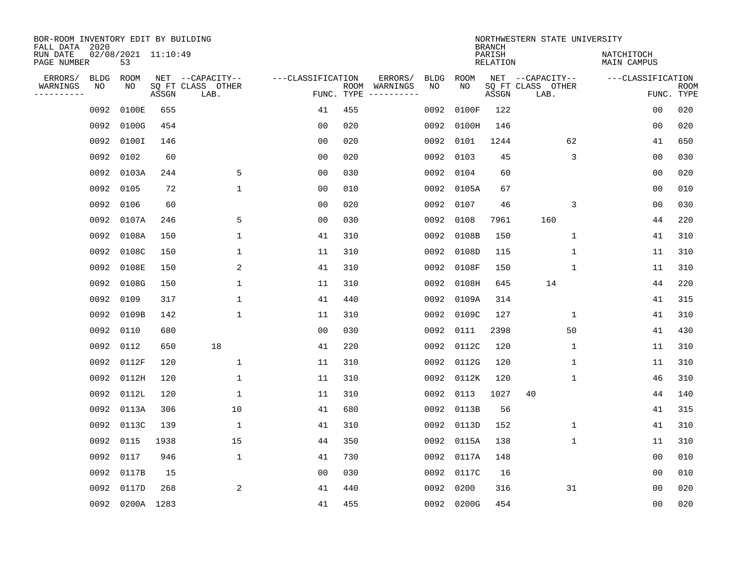BOR-ROOM INVENTORY EDIT BY BUILDING
FALL DATA 2020
RUN DATE 02/08/2021 11:10:49
PAGE NUMBER 53

NORTHWESTERN STATE UNIVERSITY
BRANCH
PARISH NATCHITOCH
RELATION MAIN CAMPUS

| ERRORS/ WARNINGS | BLDG NO | ROOM NO | NET SQ FT ASSGN | CAPACITY CLASS | CAPACITY OTHER LAB. | CLASSIFICATION FUNC. | ROOM TYPE | ERRORS/ WARNINGS | BLDG NO | ROOM NO | NET SQ FT ASSGN | CAPACITY CLASS | CAPACITY OTHER LAB. | CLASSIFICATION FUNC. | ROOM TYPE |
|---|---|---|---|---|---|---|---|---|---|---|---|---|---|---|---|
| | 0092 | 0100E | 655 | | | 41 | 455 | | 0092 | 0100F | 122 | | | 00 | 020 |
| | 0092 | 0100G | 454 | | | 00 | 020 | | 0092 | 0100H | 146 | | | 00 | 020 |
| | 0092 | 0100I | 146 | | | 00 | 020 | | 0092 | 0101 | 1244 | | 62 | 41 | 650 |
| | 0092 | 0102 | 60 | | | 00 | 020 | | 0092 | 0103 | 45 | | 3 | 00 | 030 |
| | 0092 | 0103A | 244 | | 5 | 00 | 030 | | 0092 | 0104 | 60 | | | 00 | 020 |
| | 0092 | 0105 | 72 | | 1 | 00 | 010 | | 0092 | 0105A | 67 | | | 00 | 010 |
| | 0092 | 0106 | 60 | | | 00 | 020 | | 0092 | 0107 | 46 | | 3 | 00 | 030 |
| | 0092 | 0107A | 246 | | 5 | 00 | 030 | | 0092 | 0108 | 7961 | 160 | | 44 | 220 |
| | 0092 | 0108A | 150 | | 1 | 41 | 310 | | 0092 | 0108B | 150 | | 1 | 41 | 310 |
| | 0092 | 0108C | 150 | | 1 | 11 | 310 | | 0092 | 0108D | 115 | | 1 | 11 | 310 |
| | 0092 | 0108E | 150 | | 2 | 41 | 310 | | 0092 | 0108F | 150 | | 1 | 11 | 310 |
| | 0092 | 0108G | 150 | | 1 | 11 | 310 | | 0092 | 0108H | 645 | 14 | | 44 | 220 |
| | 0092 | 0109 | 317 | | 1 | 41 | 440 | | 0092 | 0109A | 314 | | | 41 | 315 |
| | 0092 | 0109B | 142 | | 1 | 11 | 310 | | 0092 | 0109C | 127 | | 1 | 41 | 310 |
| | 0092 | 0110 | 680 | | | 00 | 030 | | 0092 | 0111 | 2398 | | 50 | 41 | 430 |
| | 0092 | 0112 | 650 | 18 | | 41 | 220 | | 0092 | 0112C | 120 | | 1 | 11 | 310 |
| | 0092 | 0112F | 120 | | 1 | 11 | 310 | | 0092 | 0112G | 120 | | 1 | 11 | 310 |
| | 0092 | 0112H | 120 | | 1 | 11 | 310 | | 0092 | 0112K | 120 | | 1 | 46 | 310 |
| | 0092 | 0112L | 120 | | 1 | 11 | 310 | | 0092 | 0113 | 1027 | 40 | | 44 | 140 |
| | 0092 | 0113A | 306 | | 10 | 41 | 680 | | 0092 | 0113B | 56 | | | 41 | 315 |
| | 0092 | 0113C | 139 | | 1 | 41 | 310 | | 0092 | 0113D | 152 | | 1 | 41 | 310 |
| | 0092 | 0115 | 1938 | | 15 | 44 | 350 | | 0092 | 0115A | 138 | | 1 | 11 | 310 |
| | 0092 | 0117 | 946 | | 1 | 41 | 730 | | 0092 | 0117A | 148 | | | 00 | 010 |
| | 0092 | 0117B | 15 | | | 00 | 030 | | 0092 | 0117C | 16 | | | 00 | 010 |
| | 0092 | 0117D | 268 | | 2 | 41 | 440 | | 0092 | 0200 | 316 | | 31 | 00 | 020 |
| | 0092 | 0200A | 1283 | | | 41 | 455 | | 0092 | 0200G | 454 | | | 00 | 020 |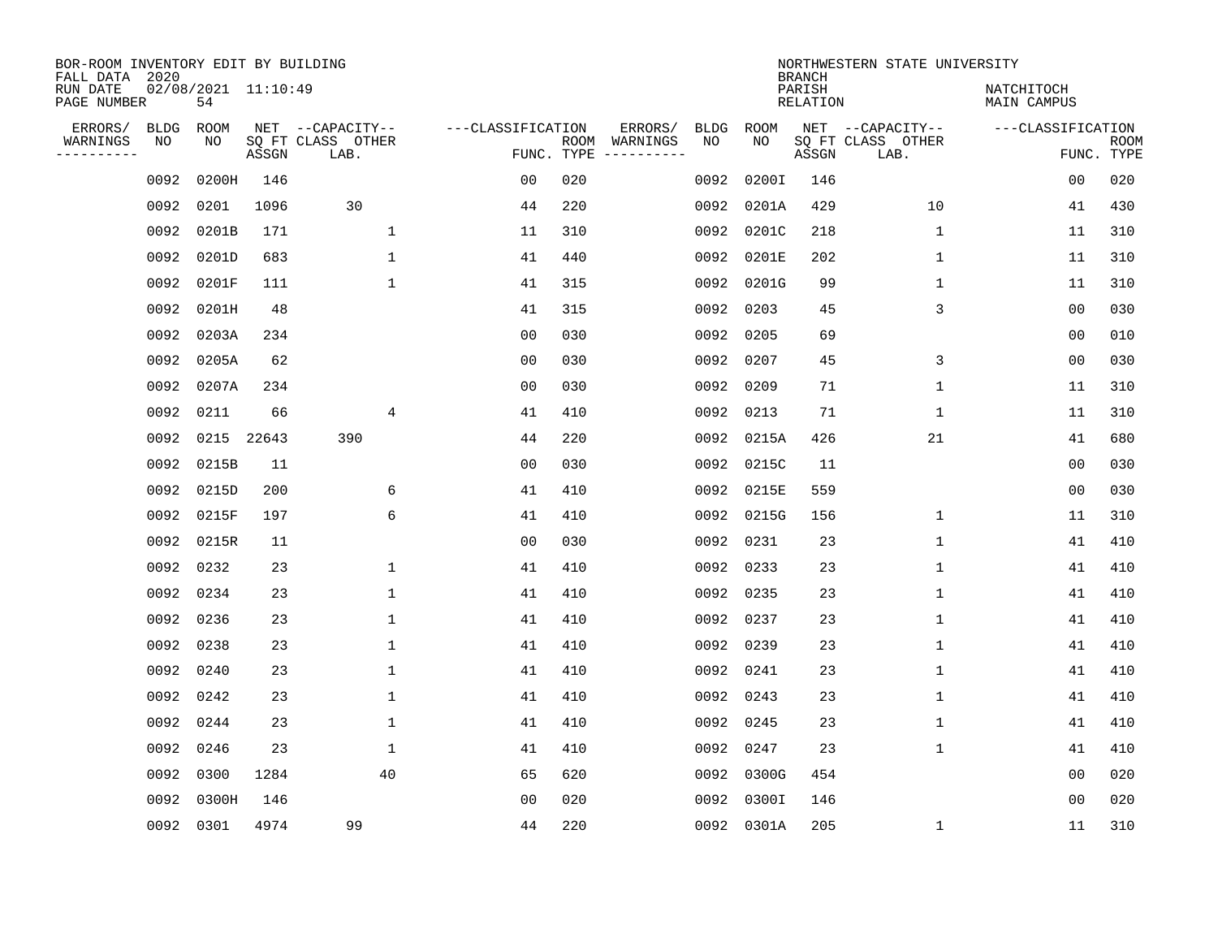BOR-ROOM INVENTORY EDIT BY BUILDING
FALL DATA 2020
RUN DATE 02/08/2021 11:10:49
PAGE NUMBER 54

NORTHWESTERN STATE UNIVERSITY
BRANCH
PARISH NATCHITOCH
RELATION MAIN CAMPUS

| ERRORS/ WARNINGS | BLDG NO | ROOM NO | NET SQ FT ASSGN | CAPACITY CLASS LAB. | CAPACITY OTHER | CLASSIFICATION FUNC. | ROOM TYPE | ERRORS/ WARNINGS | BLDG NO | ROOM NO | NET SQ FT ASSGN | CAPACITY CLASS LAB. | CAPACITY OTHER | CLASSIFICATION FUNC. | ROOM TYPE |
|---|---|---|---|---|---|---|---|---|---|---|---|---|---|---|---|
| | 0092 | 0200H | 146 | | | 00 | 020 | | 0092 | 0200I | 146 | | | 00 | 020 |
| | 0092 | 0201 | 1096 | 30 | | 44 | 220 | | 0092 | 0201A | 429 | | 10 | 41 | 430 |
| | 0092 | 0201B | 171 | | 1 | 11 | 310 | | 0092 | 0201C | 218 | | 1 | 11 | 310 |
| | 0092 | 0201D | 683 | | 1 | 41 | 440 | | 0092 | 0201E | 202 | | 1 | 11 | 310 |
| | 0092 | 0201F | 111 | | 1 | 41 | 315 | | 0092 | 0201G | 99 | | 1 | 11 | 310 |
| | 0092 | 0201H | 48 | | | 41 | 315 | | 0092 | 0203 | 45 | | 3 | 00 | 030 |
| | 0092 | 0203A | 234 | | | 00 | 030 | | 0092 | 0205 | 69 | | | 00 | 010 |
| | 0092 | 0205A | 62 | | | 00 | 030 | | 0092 | 0207 | 45 | | 3 | 00 | 030 |
| | 0092 | 0207A | 234 | | | 00 | 030 | | 0092 | 0209 | 71 | | 1 | 11 | 310 |
| | 0092 | 0211 | 66 | | 4 | 41 | 410 | | 0092 | 0213 | 71 | | 1 | 11 | 310 |
| | 0092 | 0215 | 22643 | 390 | | 44 | 220 | | 0092 | 0215A | 426 | | 21 | 41 | 680 |
| | 0092 | 0215B | 11 | | | 00 | 030 | | 0092 | 0215C | 11 | | | 00 | 030 |
| | 0092 | 0215D | 200 | | 6 | 41 | 410 | | 0092 | 0215E | 559 | | | 00 | 030 |
| | 0092 | 0215F | 197 | | 6 | 41 | 410 | | 0092 | 0215G | 156 | | 1 | 11 | 310 |
| | 0092 | 0215R | 11 | | | 00 | 030 | | 0092 | 0231 | 23 | | 1 | 41 | 410 |
| | 0092 | 0232 | 23 | | 1 | 41 | 410 | | 0092 | 0233 | 23 | | 1 | 41 | 410 |
| | 0092 | 0234 | 23 | | 1 | 41 | 410 | | 0092 | 0235 | 23 | | 1 | 41 | 410 |
| | 0092 | 0236 | 23 | | 1 | 41 | 410 | | 0092 | 0237 | 23 | | 1 | 41 | 410 |
| | 0092 | 0238 | 23 | | 1 | 41 | 410 | | 0092 | 0239 | 23 | | 1 | 41 | 410 |
| | 0092 | 0240 | 23 | | 1 | 41 | 410 | | 0092 | 0241 | 23 | | 1 | 41 | 410 |
| | 0092 | 0242 | 23 | | 1 | 41 | 410 | | 0092 | 0243 | 23 | | 1 | 41 | 410 |
| | 0092 | 0244 | 23 | | 1 | 41 | 410 | | 0092 | 0245 | 23 | | 1 | 41 | 410 |
| | 0092 | 0246 | 23 | | 1 | 41 | 410 | | 0092 | 0247 | 23 | | 1 | 41 | 410 |
| | 0092 | 0300 | 1284 | | 40 | 65 | 620 | | 0092 | 0300G | 454 | | | 00 | 020 |
| | 0092 | 0300H | 146 | | | 00 | 020 | | 0092 | 0300I | 146 | | | 00 | 020 |
| | 0092 | 0301 | 4974 | 99 | | 44 | 220 | | 0092 | 0301A | 205 | | 1 | 11 | 310 |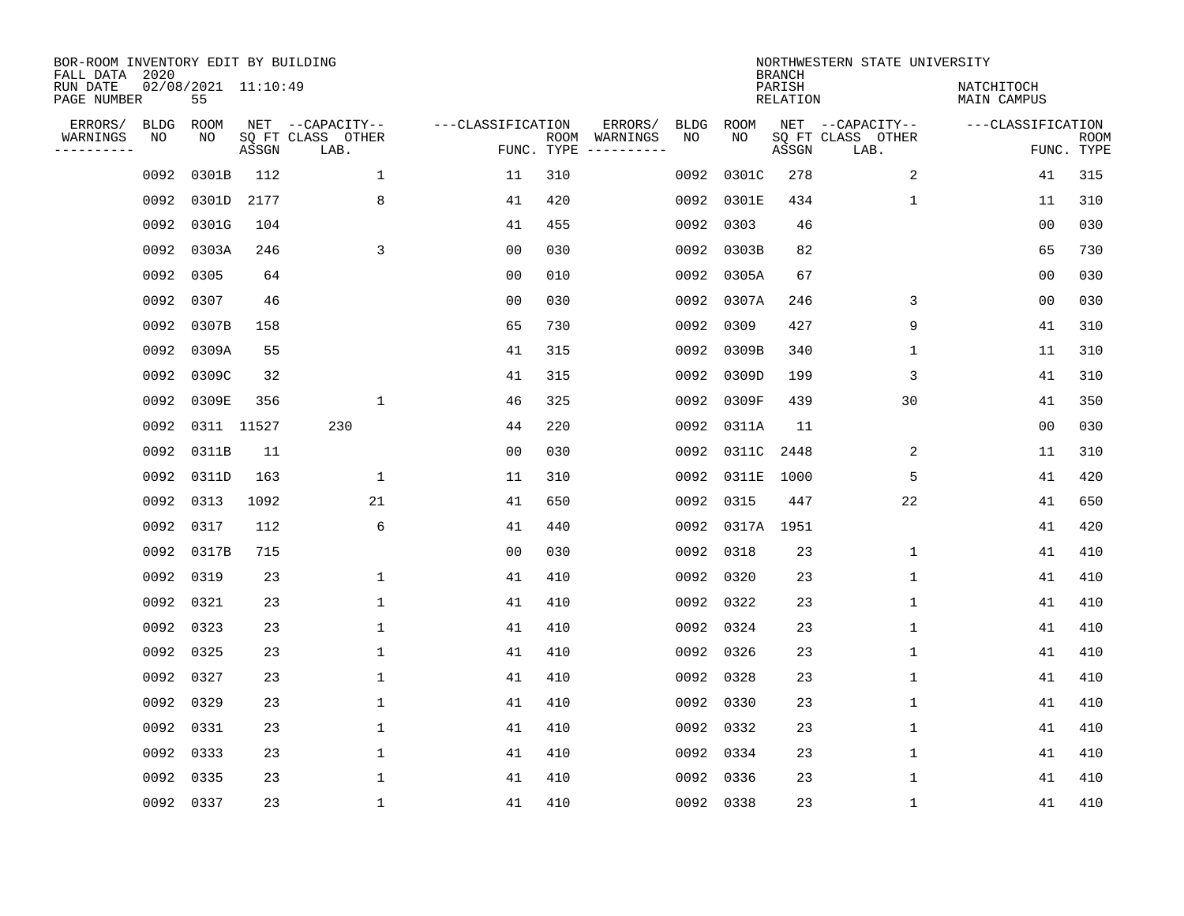BOR-ROOM INVENTORY EDIT BY BUILDING
FALL DATA 2020
RUN DATE 02/08/2021 11:10:49
PAGE NUMBER 55

NORTHWESTERN STATE UNIVERSITY
BRANCH
PARISH NATCHITOCH
RELATION MAIN CAMPUS

| ERRORS/ WARNINGS | BLDG NO | ROOM NO | NET SQ FT ASSGN | CAPACITY CLASS LAB. | CAPACITY OTHER | CLASSIFICATION FUNC. | ROOM TYPE | ERRORS/ WARNINGS | BLDG NO | ROOM NO | NET SQ FT ASSGN | CAPACITY CLASS LAB. | CAPACITY OTHER | CLASSIFICATION FUNC. | ROOM TYPE |
|---|---|---|---|---|---|---|---|---|---|---|---|---|---|---|---|
| | 0092 | 0301B | 112 | | 1 | 11 | 310 | | 0092 | 0301C | 278 | | 2 | 41 | 315 |
| | 0092 | 0301D | 2177 | | 8 | 41 | 420 | | 0092 | 0301E | 434 | | 1 | 11 | 310 |
| | 0092 | 0301G | 104 | | | 41 | 455 | | 0092 | 0303 | 46 | | | 00 | 030 |
| | 0092 | 0303A | 246 | | 3 | 00 | 030 | | 0092 | 0303B | 82 | | | 65 | 730 |
| | 0092 | 0305 | 64 | | | 00 | 010 | | 0092 | 0305A | 67 | | | 00 | 030 |
| | 0092 | 0307 | 46 | | | 00 | 030 | | 0092 | 0307A | 246 | | 3 | 00 | 030 |
| | 0092 | 0307B | 158 | | | 65 | 730 | | 0092 | 0309 | 427 | | 9 | 41 | 310 |
| | 0092 | 0309A | 55 | | | 41 | 315 | | 0092 | 0309B | 340 | | 1 | 11 | 310 |
| | 0092 | 0309C | 32 | | | 41 | 315 | | 0092 | 0309D | 199 | | 3 | 41 | 310 |
| | 0092 | 0309E | 356 | | 1 | 46 | 325 | | 0092 | 0309F | 439 | | 30 | 41 | 350 |
| | 0092 | 0311 | 11527 | 230 | | 44 | 220 | | 0092 | 0311A | 11 | | | 00 | 030 |
| | 0092 | 0311B | 11 | | | 00 | 030 | | 0092 | 0311C | 2448 | | 2 | 11 | 310 |
| | 0092 | 0311D | 163 | | 1 | 11 | 310 | | 0092 | 0311E | 1000 | | 5 | 41 | 420 |
| | 0092 | 0313 | 1092 | | 21 | 41 | 650 | | 0092 | 0315 | 447 | | 22 | 41 | 650 |
| | 0092 | 0317 | 112 | | 6 | 41 | 440 | | 0092 | 0317A | 1951 | | | 41 | 420 |
| | 0092 | 0317B | 715 | | | 00 | 030 | | 0092 | 0318 | 23 | | 1 | 41 | 410 |
| | 0092 | 0319 | 23 | | 1 | 41 | 410 | | 0092 | 0320 | 23 | | 1 | 41 | 410 |
| | 0092 | 0321 | 23 | | 1 | 41 | 410 | | 0092 | 0322 | 23 | | 1 | 41 | 410 |
| | 0092 | 0323 | 23 | | 1 | 41 | 410 | | 0092 | 0324 | 23 | | 1 | 41 | 410 |
| | 0092 | 0325 | 23 | | 1 | 41 | 410 | | 0092 | 0326 | 23 | | 1 | 41 | 410 |
| | 0092 | 0327 | 23 | | 1 | 41 | 410 | | 0092 | 0328 | 23 | | 1 | 41 | 410 |
| | 0092 | 0329 | 23 | | 1 | 41 | 410 | | 0092 | 0330 | 23 | | 1 | 41 | 410 |
| | 0092 | 0331 | 23 | | 1 | 41 | 410 | | 0092 | 0332 | 23 | | 1 | 41 | 410 |
| | 0092 | 0333 | 23 | | 1 | 41 | 410 | | 0092 | 0334 | 23 | | 1 | 41 | 410 |
| | 0092 | 0335 | 23 | | 1 | 41 | 410 | | 0092 | 0336 | 23 | | 1 | 41 | 410 |
| | 0092 | 0337 | 23 | | 1 | 41 | 410 | | 0092 | 0338 | 23 | | 1 | 41 | 410 |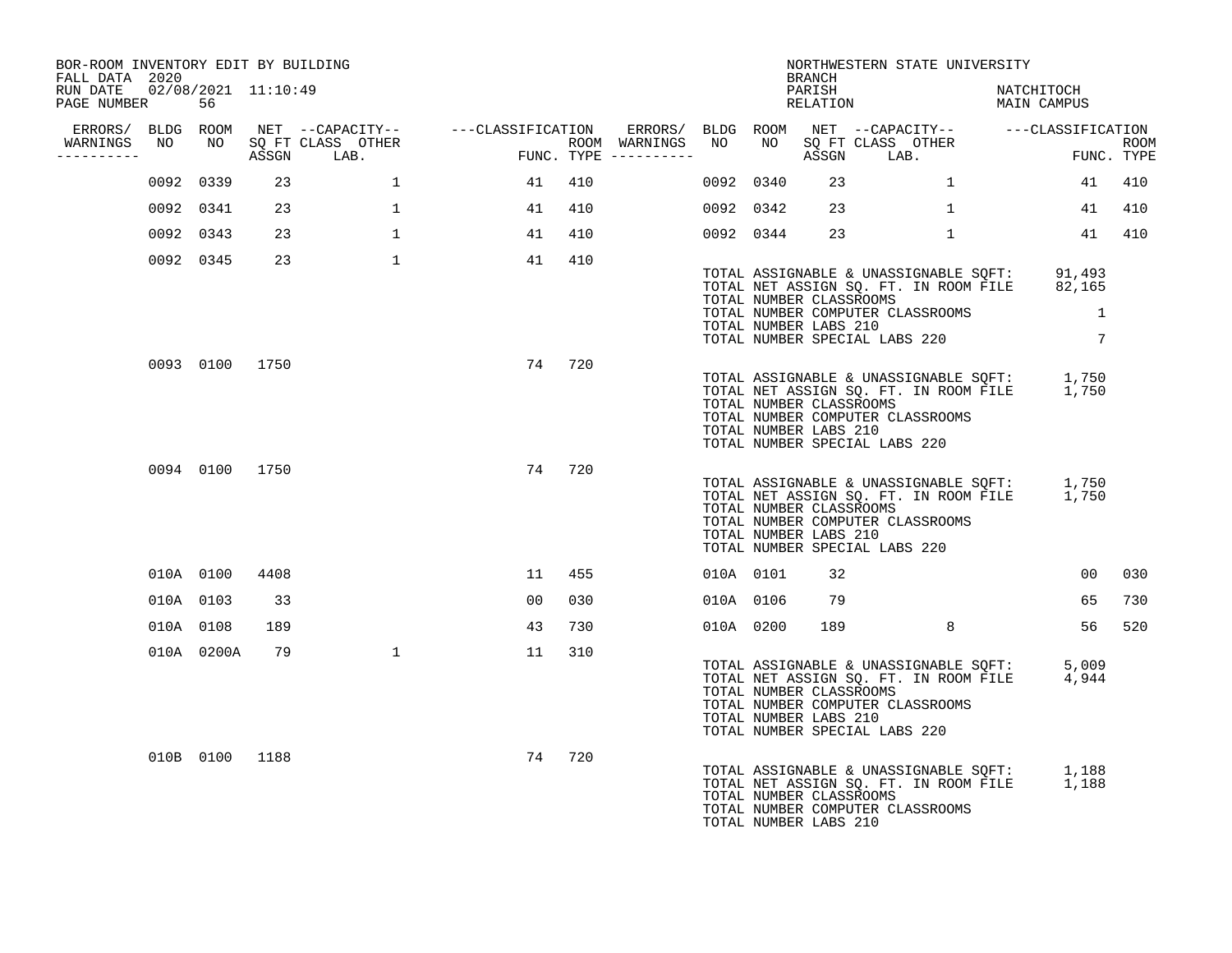BOR-ROOM INVENTORY EDIT BY BUILDING
FALL DATA 2020
RUN DATE 02/08/2021 11:10:49
PAGE NUMBER 56

NORTHWESTERN STATE UNIVERSITY
BRANCH
PARISH NATCHITOCH
RELATION MAIN CAMPUS

| ERRORS/ WARNINGS | BLDG NO | ROOM NO | NET SQ FT ASSGN | CAPACITY CLASS | CAPACITY OTHER LAB. | CLASSIFICATION FUNC. | ROOM TYPE | ERRORS/ WARNINGS | BLDG NO | ROOM NO | NET SQ FT ASSGN | CAPACITY CLASS | CAPACITY OTHER LAB. | CLASSIFICATION FUNC. | ROOM TYPE |
|---|---|---|---|---|---|---|---|---|---|---|---|---|---|---|---|
| | 0092 | 0339 | 23 | | 1 | 41 | 410 | | 0092 | 0340 | 23 | | 1 | 41 | 410 |
| | 0092 | 0341 | 23 | | 1 | 41 | 410 | | 0092 | 0342 | 23 | | 1 | 41 | 410 |
| | 0092 | 0343 | 23 | | 1 | 41 | 410 | | 0092 | 0344 | 23 | | 1 | 41 | 410 |
| | 0092 | 0345 | 23 | | 1 | 41 | 410 | | | | | | | | |

TOTAL ASSIGNABLE & UNASSIGNABLE SQFT: 91,493
TOTAL NET ASSIGN SQ. FT. IN ROOM FILE 82,165
TOTAL NUMBER CLASSROOMS
TOTAL NUMBER COMPUTER CLASSROOMS 1
TOTAL NUMBER LABS 210
TOTAL NUMBER SPECIAL LABS 220 7

| ERRORS/ WARNINGS | BLDG NO | ROOM NO | NET SQ FT ASSGN | CAPACITY CLASS | CAPACITY OTHER LAB. | CLASSIFICATION FUNC. | ROOM TYPE |
|---|---|---|---|---|---|---|---|
| | 0093 | 0100 | 1750 | | | 74 | 720 |

TOTAL ASSIGNABLE & UNASSIGNABLE SQFT: 1,750
TOTAL NET ASSIGN SQ. FT. IN ROOM FILE 1,750
TOTAL NUMBER CLASSROOMS
TOTAL NUMBER COMPUTER CLASSROOMS
TOTAL NUMBER LABS 210
TOTAL NUMBER SPECIAL LABS 220

| ERRORS/ WARNINGS | BLDG NO | ROOM NO | NET SQ FT ASSGN | CAPACITY CLASS | CAPACITY OTHER LAB. | CLASSIFICATION FUNC. | ROOM TYPE |
|---|---|---|---|---|---|---|---|
| | 0094 | 0100 | 1750 | | | 74 | 720 |

TOTAL ASSIGNABLE & UNASSIGNABLE SQFT: 1,750
TOTAL NET ASSIGN SQ. FT. IN ROOM FILE 1,750
TOTAL NUMBER CLASSROOMS
TOTAL NUMBER COMPUTER CLASSROOMS
TOTAL NUMBER LABS 210
TOTAL NUMBER SPECIAL LABS 220

| ERRORS/ WARNINGS | BLDG NO | ROOM NO | NET SQ FT ASSGN | CAPACITY CLASS | CAPACITY OTHER LAB. | CLASSIFICATION FUNC. | ROOM TYPE | ERRORS/ WARNINGS | BLDG NO | ROOM NO | NET SQ FT ASSGN | CAPACITY CLASS | CAPACITY OTHER LAB. | CLASSIFICATION FUNC. | ROOM TYPE |
|---|---|---|---|---|---|---|---|---|---|---|---|---|---|---|---|
| | 010A | 0100 | 4408 | | | 11 | 455 | | 010A | 0101 | 32 | | | 00 | 030 |
| | 010A | 0103 | 33 | | | 00 | 030 | | 010A | 0106 | 79 | | | 65 | 730 |
| | 010A | 0108 | 189 | | | 43 | 730 | | 010A | 0200 | 189 | | 8 | 56 | 520 |
| | 010A | 0200A | 79 | | 1 | 11 | 310 | | | | | | | | |

TOTAL ASSIGNABLE & UNASSIGNABLE SQFT: 5,009
TOTAL NET ASSIGN SQ. FT. IN ROOM FILE 4,944
TOTAL NUMBER CLASSROOMS
TOTAL NUMBER COMPUTER CLASSROOMS
TOTAL NUMBER LABS 210
TOTAL NUMBER SPECIAL LABS 220

| ERRORS/ WARNINGS | BLDG NO | ROOM NO | NET SQ FT ASSGN | CAPACITY CLASS | CAPACITY OTHER LAB. | CLASSIFICATION FUNC. | ROOM TYPE |
|---|---|---|---|---|---|---|---|
| | 010B | 0100 | 1188 | | | 74 | 720 |

TOTAL ASSIGNABLE & UNASSIGNABLE SQFT: 1,188
TOTAL NET ASSIGN SQ. FT. IN ROOM FILE 1,188
TOTAL NUMBER CLASSROOMS
TOTAL NUMBER COMPUTER CLASSROOMS
TOTAL NUMBER LABS 210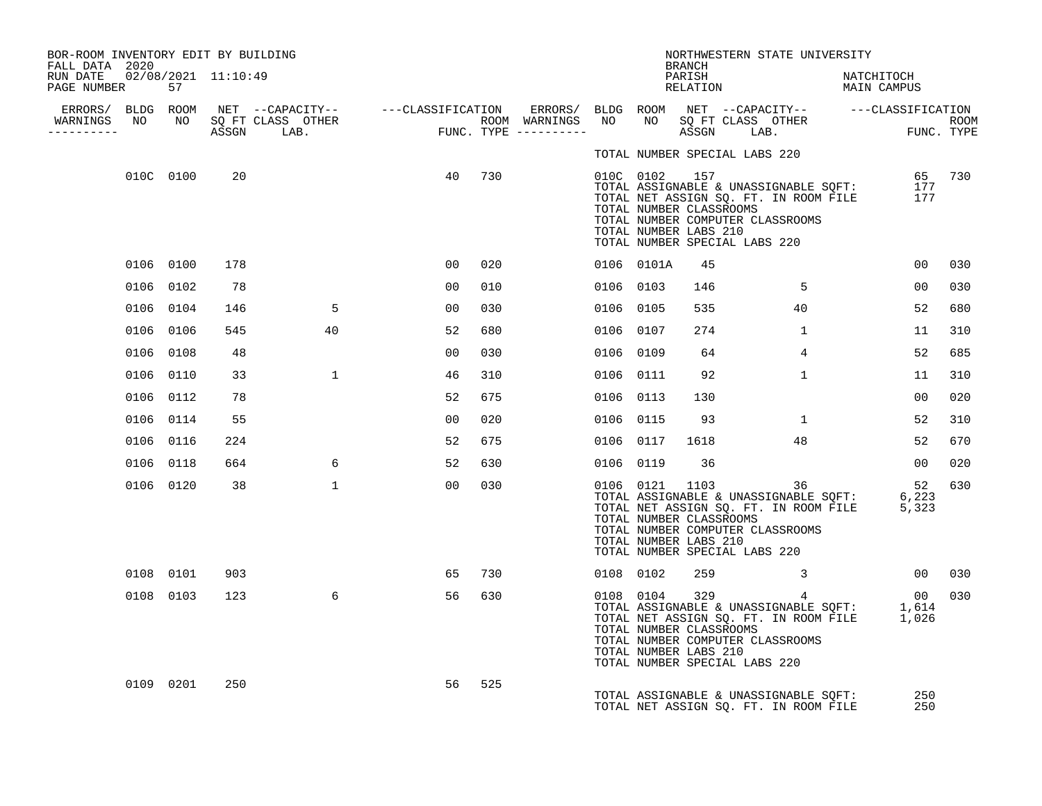BOR-ROOM INVENTORY EDIT BY BUILDING
FALL DATA 2020
RUN DATE 02/08/2021 11:10:49
PAGE NUMBER 57

NORTHWESTERN STATE UNIVERSITY
BRANCH
PARISH NATCHITOCH
RELATION MAIN CAMPUS

| ERRORS/ WARNINGS | BLDG NO | ROOM NO | NET SQ FT ASSGN | CAPACITY CLASS | CAPACITY OTHER LAB. | CLASSIFICATION FUNC. | ROOM TYPE | ERRORS/ WARNINGS | BLDG NO | ROOM NO | NET SQ FT ASSGN | CAPACITY CLASS | CAPACITY OTHER LAB. | CLASSIFICATION FUNC. | ROOM TYPE |
|---|---|---|---|---|---|---|---|---|---|---|---|---|---|---|---|
| | | | | | | | | | TOTAL NUMBER SPECIAL LABS 220 | | | | | | |
| | 010C | 0100 | 20 | | | 40 | 730 | | 010C | 0102 | 157 | | | 65 | 730 |
| | | | | | | | | | TOTAL ASSIGNABLE & UNASSIGNABLE SQFT: | | | | | 177 | |
| | | | | | | | | | TOTAL NET ASSIGN SQ. FT. IN ROOM FILE | | | | | 177 | |
| | | | | | | | | | TOTAL NUMBER CLASSROOMS | | | | | | |
| | | | | | | | | | TOTAL NUMBER COMPUTER CLASSROOMS | | | | | | |
| | | | | | | | | | TOTAL NUMBER LABS 210 | | | | | | |
| | | | | | | | | | TOTAL NUMBER SPECIAL LABS 220 | | | | | | |
| | 0106 | 0100 | 178 | | | 00 | 020 | | 0106 | 0101A | 45 | | | 00 | 030 |
| | 0106 | 0102 | 78 | | | 00 | 010 | | 0106 | 0103 | 146 | | 5 | 00 | 030 |
| | 0106 | 0104 | 146 | | 5 | 00 | 030 | | 0106 | 0105 | 535 | | 40 | 52 | 680 |
| | 0106 | 0106 | 545 | | 40 | 52 | 680 | | 0106 | 0107 | 274 | | 1 | 11 | 310 |
| | 0106 | 0108 | 48 | | | 00 | 030 | | 0106 | 0109 | 64 | | 4 | 52 | 685 |
| | 0106 | 0110 | 33 | | 1 | 46 | 310 | | 0106 | 0111 | 92 | | 1 | 11 | 310 |
| | 0106 | 0112 | 78 | | | 52 | 675 | | 0106 | 0113 | 130 | | | 00 | 020 |
| | 0106 | 0114 | 55 | | | 00 | 020 | | 0106 | 0115 | 93 | | 1 | 52 | 310 |
| | 0106 | 0116 | 224 | | | 52 | 675 | | 0106 | 0117 | 1618 | | 48 | 52 | 670 |
| | 0106 | 0118 | 664 | | 6 | 52 | 630 | | 0106 | 0119 | 36 | | | 00 | 020 |
| | 0106 | 0120 | 38 | | 1 | 00 | 030 | | 0106 | 0121 | 1103 | | 36 | 52 | 630 |
| | | | | | | | | | TOTAL ASSIGNABLE & UNASSIGNABLE SQFT: | | | | | 6,223 | |
| | | | | | | | | | TOTAL NET ASSIGN SQ. FT. IN ROOM FILE | | | | | 5,323 | |
| | | | | | | | | | TOTAL NUMBER CLASSROOMS | | | | | | |
| | | | | | | | | | TOTAL NUMBER COMPUTER CLASSROOMS | | | | | | |
| | | | | | | | | | TOTAL NUMBER LABS 210 | | | | | | |
| | | | | | | | | | TOTAL NUMBER SPECIAL LABS 220 | | | | | | |
| | 0108 | 0101 | 903 | | | 65 | 730 | | 0108 | 0102 | 259 | | 3 | 00 | 030 |
| | 0108 | 0103 | 123 | | 6 | 56 | 630 | | 0108 | 0104 | 329 | | 4 | 00 | 030 |
| | | | | | | | | | TOTAL ASSIGNABLE & UNASSIGNABLE SQFT: | | | | | 1,614 | |
| | | | | | | | | | TOTAL NET ASSIGN SQ. FT. IN ROOM FILE | | | | | 1,026 | |
| | | | | | | | | | TOTAL NUMBER CLASSROOMS | | | | | | |
| | | | | | | | | | TOTAL NUMBER COMPUTER CLASSROOMS | | | | | | |
| | | | | | | | | | TOTAL NUMBER LABS 210 | | | | | | |
| | | | | | | | | | TOTAL NUMBER SPECIAL LABS 220 | | | | | | |
| | 0109 | 0201 | 250 | | | 56 | 525 | | | | | | | | |
| | | | | | | | | | TOTAL ASSIGNABLE & UNASSIGNABLE SQFT: | | | | | 250 | |
| | | | | | | | | | TOTAL NET ASSIGN SQ. FT. IN ROOM FILE | | | | | 250 | |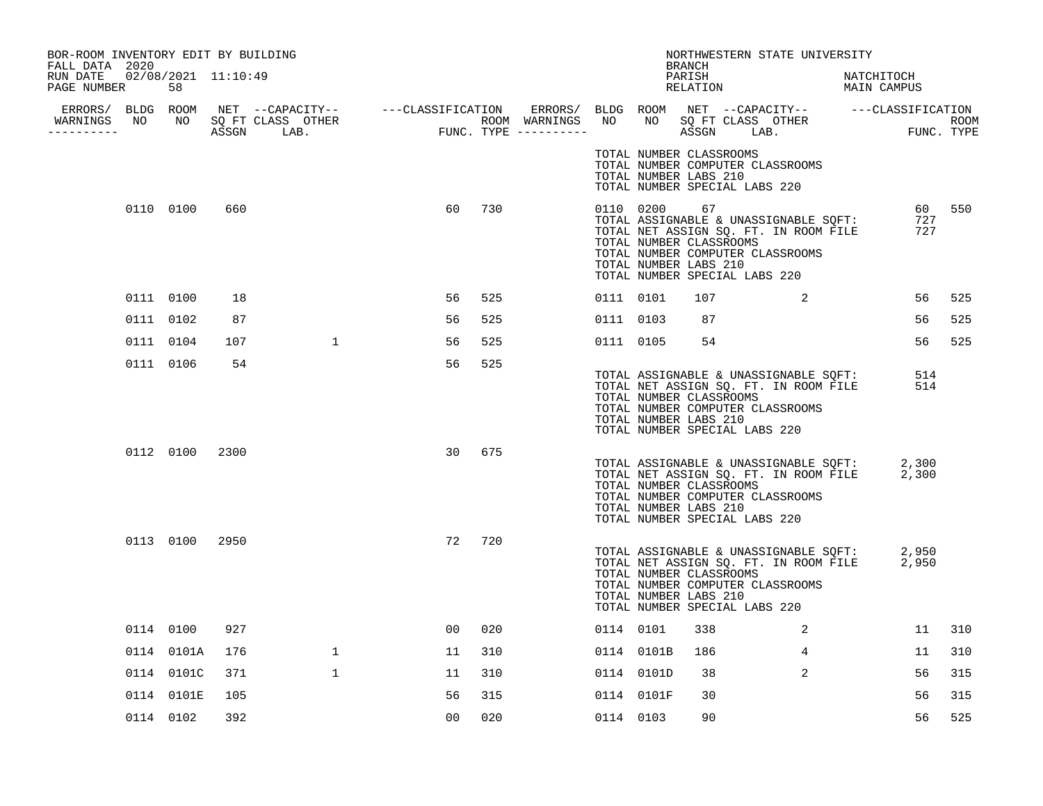BOR-ROOM INVENTORY EDIT BY BUILDING
FALL DATA 2020
RUN DATE 02/08/2021 11:10:49
PAGE NUMBER 58

NORTHWESTERN STATE UNIVERSITY
BRANCH
PARISH NATCHITOCH
RELATION MAIN CAMPUS

| ERRORS/ WARNINGS | BLDG NO | ROOM NO | NET SQ FT ASSGN | CAPACITY CLASS LAB. | CAPACITY OTHER | CLASSIFICATION FUNC. | ROOM TYPE | ERRORS/ WARNINGS | BLDG NO | ROOM NO | NET SQ FT ASSGN | CAPACITY CLASS LAB. | CAPACITY OTHER | CLASSIFICATION FUNC. | ROOM TYPE |
|---|---|---|---|---|---|---|---|---|---|---|---|---|---|---|---|
| | | | | | | | | | TOTAL NUMBER CLASSROOMS | | | | | | |
| | | | | | | | | | TOTAL NUMBER COMPUTER CLASSROOMS | | | | | | |
| | | | | | | | | | TOTAL NUMBER LABS 210 | | | | | | |
| | | | | | | | | | TOTAL NUMBER SPECIAL LABS 220 | | | | | | |
| | 0110 | 0100 | 660 | | | 60 | 730 | | 0110 | 0200 | 67 | | | 60 | 550 |
| | | | | | | | | | TOTAL ASSIGNABLE & UNASSIGNABLE SQFT: | | | | | 727 | |
| | | | | | | | | | TOTAL NET ASSIGN SQ. FT. IN ROOM FILE | | | | | 727 | |
| | | | | | | | | | TOTAL NUMBER CLASSROOMS | | | | | | |
| | | | | | | | | | TOTAL NUMBER COMPUTER CLASSROOMS | | | | | | |
| | | | | | | | | | TOTAL NUMBER LABS 210 | | | | | | |
| | | | | | | | | | TOTAL NUMBER SPECIAL LABS 220 | | | | | | |
| | 0111 | 0100 | 18 | | | 56 | 525 | | 0111 | 0101 | 107 | | 2 | 56 | 525 |
| | 0111 | 0102 | 87 | | | 56 | 525 | | 0111 | 0103 | 87 | | | 56 | 525 |
| | 0111 | 0104 | 107 | | 1 | 56 | 525 | | 0111 | 0105 | 54 | | | 56 | 525 |
| | 0111 | 0106 | 54 | | | 56 | 525 | | | | | | | | |
| | | | | | | | | | TOTAL ASSIGNABLE & UNASSIGNABLE SQFT: | | | | | 514 | |
| | | | | | | | | | TOTAL NET ASSIGN SQ. FT. IN ROOM FILE | | | | | 514 | |
| | | | | | | | | | TOTAL NUMBER CLASSROOMS | | | | | | |
| | | | | | | | | | TOTAL NUMBER COMPUTER CLASSROOMS | | | | | | |
| | | | | | | | | | TOTAL NUMBER LABS 210 | | | | | | |
| | | | | | | | | | TOTAL NUMBER SPECIAL LABS 220 | | | | | | |
| | 0112 | 0100 | 2300 | | | 30 | 675 | | | | | | | | |
| | | | | | | | | | TOTAL ASSIGNABLE & UNASSIGNABLE SQFT: | | | | | 2,300 | |
| | | | | | | | | | TOTAL NET ASSIGN SQ. FT. IN ROOM FILE | | | | | 2,300 | |
| | | | | | | | | | TOTAL NUMBER CLASSROOMS | | | | | | |
| | | | | | | | | | TOTAL NUMBER COMPUTER CLASSROOMS | | | | | | |
| | | | | | | | | | TOTAL NUMBER LABS 210 | | | | | | |
| | | | | | | | | | TOTAL NUMBER SPECIAL LABS 220 | | | | | | |
| | 0113 | 0100 | 2950 | | | 72 | 720 | | | | | | | | |
| | | | | | | | | | TOTAL ASSIGNABLE & UNASSIGNABLE SQFT: | | | | | 2,950 | |
| | | | | | | | | | TOTAL NET ASSIGN SQ. FT. IN ROOM FILE | | | | | 2,950 | |
| | | | | | | | | | TOTAL NUMBER CLASSROOMS | | | | | | |
| | | | | | | | | | TOTAL NUMBER COMPUTER CLASSROOMS | | | | | | |
| | | | | | | | | | TOTAL NUMBER LABS 210 | | | | | | |
| | | | | | | | | | TOTAL NUMBER SPECIAL LABS 220 | | | | | | |
| | 0114 | 0100 | 927 | | | 00 | 020 | | 0114 | 0101 | 338 | | 2 | 11 | 310 |
| | 0114 | 0101A | 176 | | 1 | 11 | 310 | | 0114 | 0101B | 186 | | 4 | 11 | 310 |
| | 0114 | 0101C | 371 | | 1 | 11 | 310 | | 0114 | 0101D | 38 | | 2 | 56 | 315 |
| | 0114 | 0101E | 105 | | | 56 | 315 | | 0114 | 0101F | 30 | | | 56 | 315 |
| | 0114 | 0102 | 392 | | | 00 | 020 | | 0114 | 0103 | 90 | | | 56 | 525 |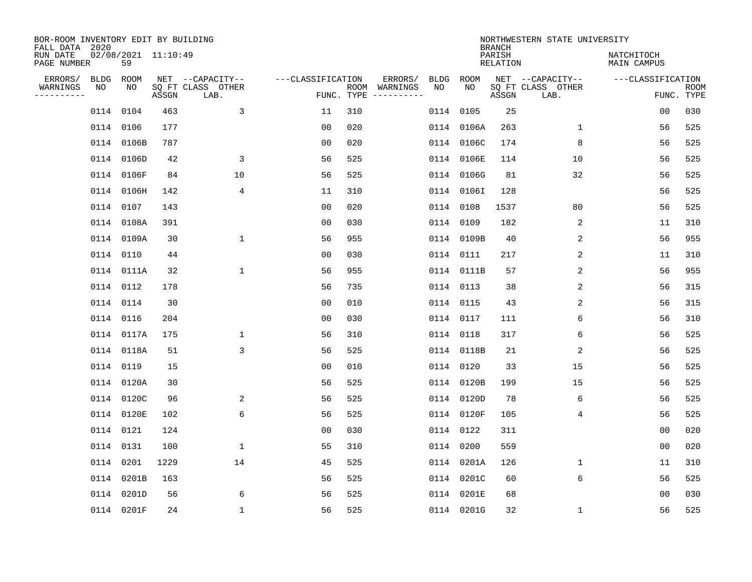BOR-ROOM INVENTORY EDIT BY BUILDING
FALL DATA 2020
RUN DATE 02/08/2021 11:10:49
PAGE NUMBER 59

NORTHWESTERN STATE UNIVERSITY
BRANCH
PARISH NATCHITOCH
RELATION MAIN CAMPUS

| ERRORS/ WARNINGS | BLDG NO | ROOM NO | NET SQ FT ASSGN | CAPACITY CLASS LAB. | CAPACITY OTHER | CLASSIFICATION FUNC. | ROOM TYPE | ERRORS/ WARNINGS | BLDG NO | ROOM NO | NET SQ FT ASSGN | CAPACITY CLASS LAB. | CAPACITY OTHER | CLASSIFICATION FUNC. | ROOM TYPE |
|---|---|---|---|---|---|---|---|---|---|---|---|---|---|---|---|
| | 0114 | 0104 | 463 | | 3 | 11 | 310 | | 0114 | 0105 | 25 | | | 00 | 030 |
| | 0114 | 0106 | 177 | | | 00 | 020 | | 0114 | 0106A | 263 | | 1 | 56 | 525 |
| | 0114 | 0106B | 787 | | | 00 | 020 | | 0114 | 0106C | 174 | | 8 | 56 | 525 |
| | 0114 | 0106D | 42 | | 3 | 56 | 525 | | 0114 | 0106E | 114 | | 10 | 56 | 525 |
| | 0114 | 0106F | 84 | | 10 | 56 | 525 | | 0114 | 0106G | 81 | | 32 | 56 | 525 |
| | 0114 | 0106H | 142 | | 4 | 11 | 310 | | 0114 | 0106I | 128 | | | 56 | 525 |
| | 0114 | 0107 | 143 | | | 00 | 020 | | 0114 | 0108 | 1537 | | 80 | 56 | 525 |
| | 0114 | 0108A | 391 | | | 00 | 030 | | 0114 | 0109 | 182 | | 2 | 11 | 310 |
| | 0114 | 0109A | 30 | | 1 | 56 | 955 | | 0114 | 0109B | 40 | | 2 | 56 | 955 |
| | 0114 | 0110 | 44 | | | 00 | 030 | | 0114 | 0111 | 217 | | 2 | 11 | 310 |
| | 0114 | 0111A | 32 | | 1 | 56 | 955 | | 0114 | 0111B | 57 | | 2 | 56 | 955 |
| | 0114 | 0112 | 178 | | | 56 | 735 | | 0114 | 0113 | 38 | | 2 | 56 | 315 |
| | 0114 | 0114 | 30 | | | 00 | 010 | | 0114 | 0115 | 43 | | 2 | 56 | 315 |
| | 0114 | 0116 | 204 | | | 00 | 030 | | 0114 | 0117 | 111 | | 6 | 56 | 310 |
| | 0114 | 0117A | 175 | | 1 | 56 | 310 | | 0114 | 0118 | 317 | | 6 | 56 | 525 |
| | 0114 | 0118A | 51 | | 3 | 56 | 525 | | 0114 | 0118B | 21 | | 2 | 56 | 525 |
| | 0114 | 0119 | 15 | | | 00 | 010 | | 0114 | 0120 | 33 | | 15 | 56 | 525 |
| | 0114 | 0120A | 30 | | | 56 | 525 | | 0114 | 0120B | 199 | | 15 | 56 | 525 |
| | 0114 | 0120C | 96 | | 2 | 56 | 525 | | 0114 | 0120D | 78 | | 6 | 56 | 525 |
| | 0114 | 0120E | 102 | | 6 | 56 | 525 | | 0114 | 0120F | 105 | | 4 | 56 | 525 |
| | 0114 | 0121 | 124 | | | 00 | 030 | | 0114 | 0122 | 311 | | | 00 | 020 |
| | 0114 | 0131 | 100 | | 1 | 55 | 310 | | 0114 | 0200 | 559 | | | 00 | 020 |
| | 0114 | 0201 | 1229 | | 14 | 45 | 525 | | 0114 | 0201A | 126 | | 1 | 11 | 310 |
| | 0114 | 0201B | 163 | | | 56 | 525 | | 0114 | 0201C | 60 | | 6 | 56 | 525 |
| | 0114 | 0201D | 56 | | 6 | 56 | 525 | | 0114 | 0201E | 68 | | | 00 | 030 |
| | 0114 | 0201F | 24 | | 1 | 56 | 525 | | 0114 | 0201G | 32 | | 1 | 56 | 525 |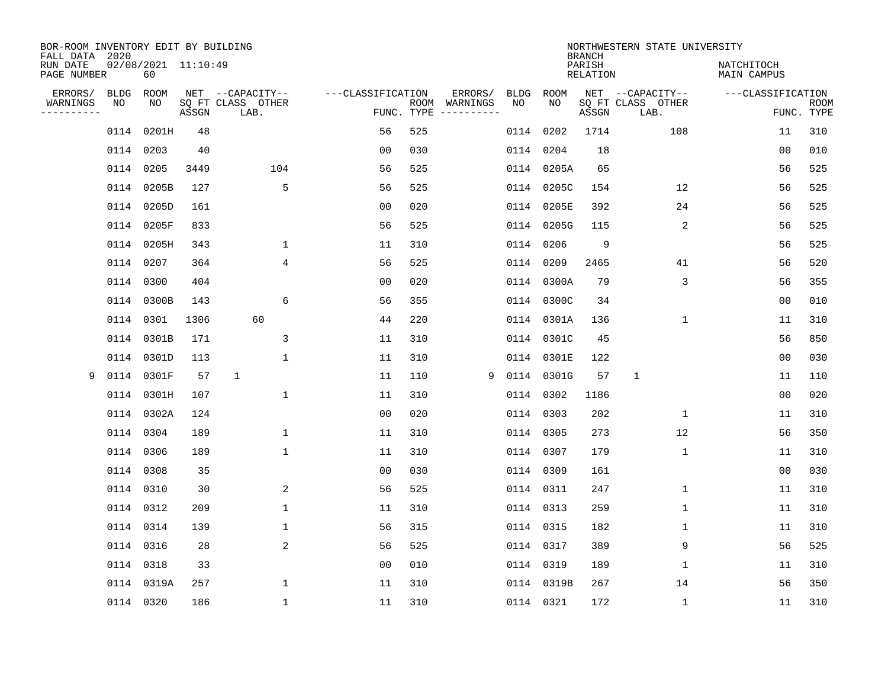BOR-ROOM INVENTORY EDIT BY BUILDING
FALL DATA 2020
RUN DATE 02/08/2021 11:10:49
PAGE NUMBER 60

NORTHWESTERN STATE UNIVERSITY
BRANCH
PARISH NATCHITOCH
RELATION MAIN CAMPUS

| ERRORS/ WARNINGS | BLDG NO | ROOM NO | NET SQ FT ASSGN | CAPACITY CLASS LAB. | CAPACITY OTHER | CLASSIFICATION FUNC. | ROOM TYPE | ERRORS/ WARNINGS | BLDG NO | ROOM NO | NET SQ FT ASSGN | CAPACITY CLASS LAB. | CAPACITY OTHER | CLASSIFICATION FUNC. | ROOM TYPE |
|---|---|---|---|---|---|---|---|---|---|---|---|---|---|---|---|
| | 0114 | 0201H | 48 | | | 56 | 525 | | 0114 | 0202 | 1714 | | 108 | 11 | 310 |
| | 0114 | 0203 | 40 | | | 00 | 030 | | 0114 | 0204 | 18 | | | 00 | 010 |
| | 0114 | 0205 | 3449 | | 104 | 56 | 525 | | 0114 | 0205A | 65 | | | 56 | 525 |
| | 0114 | 0205B | 127 | | 5 | 56 | 525 | | 0114 | 0205C | 154 | | 12 | 56 | 525 |
| | 0114 | 0205D | 161 | | | 00 | 020 | | 0114 | 0205E | 392 | | 24 | 56 | 525 |
| | 0114 | 0205F | 833 | | | 56 | 525 | | 0114 | 0205G | 115 | | 2 | 56 | 525 |
| | 0114 | 0205H | 343 | | 1 | 11 | 310 | | 0114 | 0206 | 9 | | | 56 | 525 |
| | 0114 | 0207 | 364 | | 4 | 56 | 525 | | 0114 | 0209 | 2465 | | 41 | 56 | 520 |
| | 0114 | 0300 | 404 | | | 00 | 020 | | 0114 | 0300A | 79 | | 3 | 56 | 355 |
| | 0114 | 0300B | 143 | | 6 | 56 | 355 | | 0114 | 0300C | 34 | | | 00 | 010 |
| | 0114 | 0301 | 1306 | 60 | | 44 | 220 | | 0114 | 0301A | 136 | | 1 | 11 | 310 |
| | 0114 | 0301B | 171 | | 3 | 11 | 310 | | 0114 | 0301C | 45 | | | 56 | 850 |
| | 0114 | 0301D | 113 | | 1 | 11 | 310 | | 0114 | 0301E | 122 | | | 00 | 030 |
| 9 | 0114 | 0301F | 57 | 1 | | 11 | 110 | 9 | 0114 | 0301G | 57 | 1 | | 11 | 110 |
| | 0114 | 0301H | 107 | | 1 | 11 | 310 | | 0114 | 0302 | 1186 | | | 00 | 020 |
| | 0114 | 0302A | 124 | | | 00 | 020 | | 0114 | 0303 | 202 | | 1 | 11 | 310 |
| | 0114 | 0304 | 189 | | 1 | 11 | 310 | | 0114 | 0305 | 273 | | 12 | 56 | 350 |
| | 0114 | 0306 | 189 | | 1 | 11 | 310 | | 0114 | 0307 | 179 | | 1 | 11 | 310 |
| | 0114 | 0308 | 35 | | | 00 | 030 | | 0114 | 0309 | 161 | | | 00 | 030 |
| | 0114 | 0310 | 30 | | 2 | 56 | 525 | | 0114 | 0311 | 247 | | 1 | 11 | 310 |
| | 0114 | 0312 | 209 | | 1 | 11 | 310 | | 0114 | 0313 | 259 | | 1 | 11 | 310 |
| | 0114 | 0314 | 139 | | 1 | 56 | 315 | | 0114 | 0315 | 182 | | 1 | 11 | 310 |
| | 0114 | 0316 | 28 | | 2 | 56 | 525 | | 0114 | 0317 | 389 | | 9 | 56 | 525 |
| | 0114 | 0318 | 33 | | | 00 | 010 | | 0114 | 0319 | 189 | | 1 | 11 | 310 |
| | 0114 | 0319A | 257 | | 1 | 11 | 310 | | 0114 | 0319B | 267 | | 14 | 56 | 350 |
| | 0114 | 0320 | 186 | | 1 | 11 | 310 | | 0114 | 0321 | 172 | | 1 | 11 | 310 |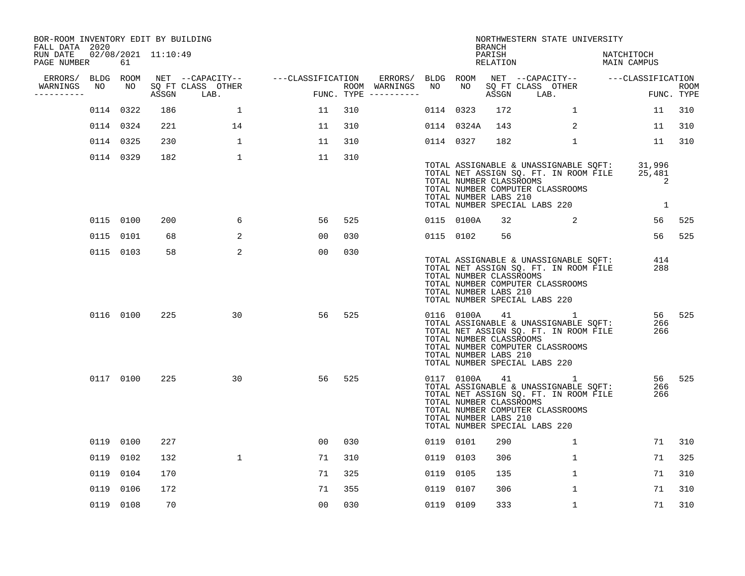BOR-ROOM INVENTORY EDIT BY BUILDING
FALL DATA 2020
RUN DATE 02/08/2021 11:10:49
PAGE NUMBER 61

NORTHWESTERN STATE UNIVERSITY
BRANCH
PARISH NATCHITOCH
RELATION MAIN CAMPUS

| ERRORS/ WARNINGS | BLDG NO | ROOM NO | NET SQ FT ASSGN | CAPACITY CLASS LAB. | CAPACITY OTHER | CLASSIFICATION FUNC. | ROOM TYPE | ERRORS/ WARNINGS | BLDG NO | ROOM NO | NET SQ FT ASSGN | CAPACITY CLASS LAB. | CAPACITY OTHER | CLASSIFICATION FUNC. | ROOM TYPE |
|---|---|---|---|---|---|---|---|---|---|---|---|---|---|---|---|
| | 0114 | 0322 | 186 | | 1 | 11 | 310 | | 0114 | 0323 | 172 | | 1 | 11 | 310 |
| | 0114 | 0324 | 221 | | 14 | 11 | 310 | | 0114 | 0324A | 143 | | 2 | 11 | 310 |
| | 0114 | 0325 | 230 | | 1 | 11 | 310 | | 0114 | 0327 | 182 | | 1 | 11 | 310 |
| | 0114 | 0329 | 182 | | 1 | 11 | 310 | | | | | | | | |

TOTAL ASSIGNABLE & UNASSIGNABLE SQFT: 31,996
TOTAL NET ASSIGN SQ. FT. IN ROOM FILE 25,481
TOTAL NUMBER CLASSROOMS 2
TOTAL NUMBER COMPUTER CLASSROOMS
TOTAL NUMBER LABS 210
TOTAL NUMBER SPECIAL LABS 220 1

| ERRORS/ WARNINGS | BLDG NO | ROOM NO | NET SQ FT ASSGN | CAPACITY CLASS LAB. | CAPACITY OTHER | CLASSIFICATION FUNC. | ROOM TYPE | ERRORS/ WARNINGS | BLDG NO | ROOM NO | NET SQ FT ASSGN | CAPACITY CLASS LAB. | CAPACITY OTHER | CLASSIFICATION FUNC. | ROOM TYPE |
|---|---|---|---|---|---|---|---|---|---|---|---|---|---|---|---|
| | 0115 | 0100 | 200 | | 6 | 56 | 525 | | 0115 | 0100A | 32 | | 2 | 56 | 525 |
| | 0115 | 0101 | 68 | | 2 | 00 | 030 | | 0115 | 0102 | 56 | | | 56 | 525 |
| | 0115 | 0103 | 58 | | 2 | 00 | 030 | | | | | | | | |

TOTAL ASSIGNABLE & UNASSIGNABLE SQFT: 414
TOTAL NET ASSIGN SQ. FT. IN ROOM FILE 288
TOTAL NUMBER CLASSROOMS
TOTAL NUMBER COMPUTER CLASSROOMS
TOTAL NUMBER LABS 210
TOTAL NUMBER SPECIAL LABS 220

| ERRORS/ WARNINGS | BLDG NO | ROOM NO | NET SQ FT ASSGN | CAPACITY CLASS LAB. | CAPACITY OTHER | CLASSIFICATION FUNC. | ROOM TYPE | ERRORS/ WARNINGS | BLDG NO | ROOM NO | NET SQ FT ASSGN | CAPACITY CLASS LAB. | CAPACITY OTHER | CLASSIFICATION FUNC. | ROOM TYPE |
|---|---|---|---|---|---|---|---|---|---|---|---|---|---|---|---|
| | 0116 | 0100 | 225 | | 30 | 56 | 525 | | 0116 | 0100A | 41 | | 1 | 56 | 525 |

TOTAL ASSIGNABLE & UNASSIGNABLE SQFT: 266
TOTAL NET ASSIGN SQ. FT. IN ROOM FILE 266
TOTAL NUMBER CLASSROOMS
TOTAL NUMBER COMPUTER CLASSROOMS
TOTAL NUMBER LABS 210
TOTAL NUMBER SPECIAL LABS 220

| ERRORS/ WARNINGS | BLDG NO | ROOM NO | NET SQ FT ASSGN | CAPACITY CLASS LAB. | CAPACITY OTHER | CLASSIFICATION FUNC. | ROOM TYPE | ERRORS/ WARNINGS | BLDG NO | ROOM NO | NET SQ FT ASSGN | CAPACITY CLASS LAB. | CAPACITY OTHER | CLASSIFICATION FUNC. | ROOM TYPE |
|---|---|---|---|---|---|---|---|---|---|---|---|---|---|---|---|
| | 0117 | 0100 | 225 | | 30 | 56 | 525 | | 0117 | 0100A | 41 | | 1 | 56 | 525 |

TOTAL ASSIGNABLE & UNASSIGNABLE SQFT: 266
TOTAL NET ASSIGN SQ. FT. IN ROOM FILE 266
TOTAL NUMBER CLASSROOMS
TOTAL NUMBER COMPUTER CLASSROOMS
TOTAL NUMBER LABS 210
TOTAL NUMBER SPECIAL LABS 220

| ERRORS/ WARNINGS | BLDG NO | ROOM NO | NET SQ FT ASSGN | CAPACITY CLASS LAB. | CAPACITY OTHER | CLASSIFICATION FUNC. | ROOM TYPE | ERRORS/ WARNINGS | BLDG NO | ROOM NO | NET SQ FT ASSGN | CAPACITY CLASS LAB. | CAPACITY OTHER | CLASSIFICATION FUNC. | ROOM TYPE |
|---|---|---|---|---|---|---|---|---|---|---|---|---|---|---|---|
| | 0119 | 0100 | 227 | | | 00 | 030 | | 0119 | 0101 | 290 | | 1 | 71 | 310 |
| | 0119 | 0102 | 132 | | 1 | 71 | 310 | | 0119 | 0103 | 306 | | 1 | 71 | 325 |
| | 0119 | 0104 | 170 | | | 71 | 325 | | 0119 | 0105 | 135 | | 1 | 71 | 310 |
| | 0119 | 0106 | 172 | | | 71 | 355 | | 0119 | 0107 | 306 | | 1 | 71 | 310 |
| | 0119 | 0108 | 70 | | | 00 | 030 | | 0119 | 0109 | 333 | | 1 | 71 | 310 |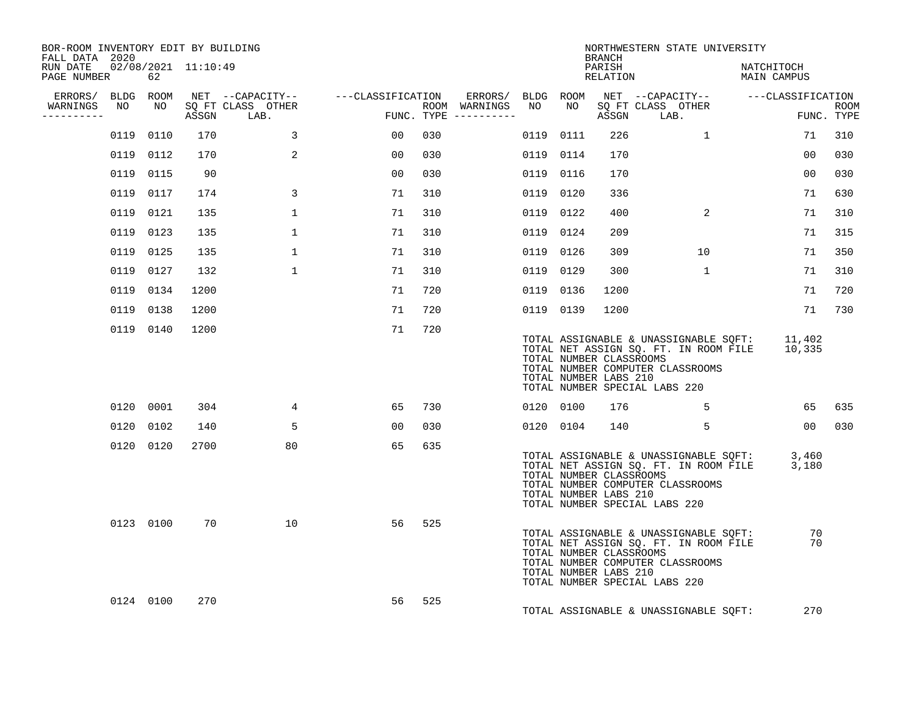BOR-ROOM INVENTORY EDIT BY BUILDING
FALL DATA 2020
RUN DATE 02/08/2021 11:10:49
PAGE NUMBER 62

NORTHWESTERN STATE UNIVERSITY
BRANCH
PARISH NATCHITOCH
RELATION MAIN CAMPUS

| ERRORS/ WARNINGS | BLDG NO | ROOM NO | NET SQ FT ASSGN | CAPACITY CLASS | CAPACITY LAB. | CAPACITY OTHER | CLASSIFICATION FUNC. | ROOM TYPE | ERRORS/ WARNINGS | BLDG NO | ROOM NO | NET SQ FT ASSGN | CAPACITY CLASS | CAPACITY LAB. | CAPACITY OTHER | CLASSIFICATION FUNC. | ROOM TYPE |
|---|---|---|---|---|---|---|---|---|---|---|---|---|---|---|---|---|---|
| | 0119 | 0110 | 170 | | 3 | | 00 | 030 | | 0119 | 0111 | 226 | | 1 | | 71 | 310 |
| | 0119 | 0112 | 170 | | 2 | | 00 | 030 | | 0119 | 0114 | 170 | | | | 00 | 030 |
| | 0119 | 0115 | 90 | | | | 00 | 030 | | 0119 | 0116 | 170 | | | | 00 | 030 |
| | 0119 | 0117 | 174 | | 3 | | 71 | 310 | | 0119 | 0120 | 336 | | | | 71 | 630 |
| | 0119 | 0121 | 135 | | 1 | | 71 | 310 | | 0119 | 0122 | 400 | | 2 | | 71 | 310 |
| | 0119 | 0123 | 135 | | 1 | | 71 | 310 | | 0119 | 0124 | 209 | | | | 71 | 315 |
| | 0119 | 0125 | 135 | | 1 | | 71 | 310 | | 0119 | 0126 | 309 | | 10 | | 71 | 350 |
| | 0119 | 0127 | 132 | | 1 | | 71 | 310 | | 0119 | 0129 | 300 | | 1 | | 71 | 310 |
| | 0119 | 0134 | 1200 | | | | 71 | 720 | | 0119 | 0136 | 1200 | | | | 71 | 720 |
| | 0119 | 0138 | 1200 | | | | 71 | 720 | | 0119 | 0139 | 1200 | | | | 71 | 730 |
| | 0119 | 0140 | 1200 | | | | 71 | 720 | | | | | | | | | |

TOTAL ASSIGNABLE & UNASSIGNABLE SQFT: 11,402
TOTAL NET ASSIGN SQ. FT. IN ROOM FILE 10,335
TOTAL NUMBER CLASSROOMS
TOTAL NUMBER COMPUTER CLASSROOMS
TOTAL NUMBER LABS 210
TOTAL NUMBER SPECIAL LABS 220

| ERRORS/ WARNINGS | BLDG NO | ROOM NO | NET SQ FT ASSGN | CAPACITY CLASS | CAPACITY LAB. | CAPACITY OTHER | CLASSIFICATION FUNC. | ROOM TYPE | ERRORS/ WARNINGS | BLDG NO | ROOM NO | NET SQ FT ASSGN | CAPACITY CLASS | CAPACITY LAB. | CAPACITY OTHER | CLASSIFICATION FUNC. | ROOM TYPE |
|---|---|---|---|---|---|---|---|---|---|---|---|---|---|---|---|---|---|
| | 0120 | 0001 | 304 | | 4 | | 65 | 730 | | 0120 | 0100 | 176 | | 5 | | 65 | 635 |
| | 0120 | 0102 | 140 | | 5 | | 00 | 030 | | 0120 | 0104 | 140 | | 5 | | 00 | 030 |
| | 0120 | 0120 | 2700 | | 80 | | 65 | 635 | | | | | | | | | |

TOTAL ASSIGNABLE & UNASSIGNABLE SQFT: 3,460
TOTAL NET ASSIGN SQ. FT. IN ROOM FILE 3,180
TOTAL NUMBER CLASSROOMS
TOTAL NUMBER COMPUTER CLASSROOMS
TOTAL NUMBER LABS 210
TOTAL NUMBER SPECIAL LABS 220

| ERRORS/ WARNINGS | BLDG NO | ROOM NO | NET SQ FT ASSGN | CAPACITY CLASS | CAPACITY LAB. | CAPACITY OTHER | CLASSIFICATION FUNC. | ROOM TYPE |
|---|---|---|---|---|---|---|---|---|
| | 0123 | 0100 | 70 | | 10 | | 56 | 525 |

TOTAL ASSIGNABLE & UNASSIGNABLE SQFT: 70
TOTAL NET ASSIGN SQ. FT. IN ROOM FILE 70
TOTAL NUMBER CLASSROOMS
TOTAL NUMBER COMPUTER CLASSROOMS
TOTAL NUMBER LABS 210
TOTAL NUMBER SPECIAL LABS 220

| ERRORS/ WARNINGS | BLDG NO | ROOM NO | NET SQ FT ASSGN | CAPACITY CLASS | CAPACITY LAB. | CAPACITY OTHER | CLASSIFICATION FUNC. | ROOM TYPE |
|---|---|---|---|---|---|---|---|---|
| | 0124 | 0100 | 270 | | | | 56 | 525 |

TOTAL ASSIGNABLE & UNASSIGNABLE SQFT: 270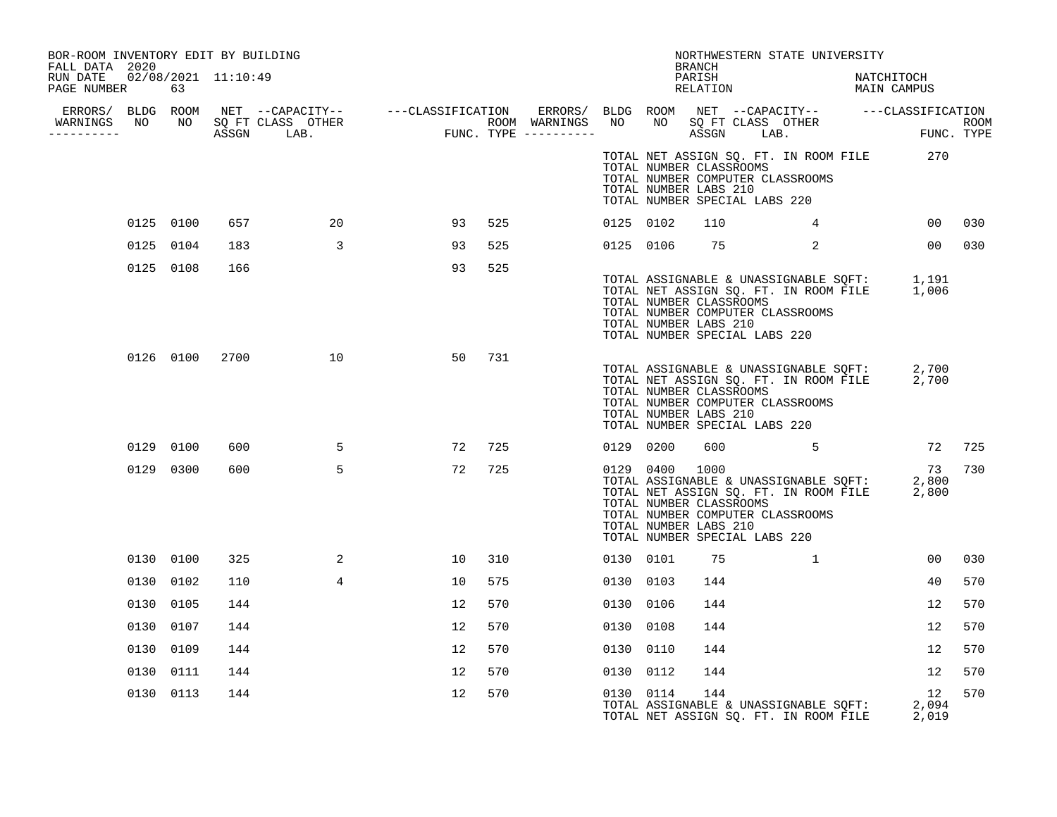BOR-ROOM INVENTORY EDIT BY BUILDING
FALL DATA 2020
RUN DATE 02/08/2021 11:10:49

NORTHWESTERN STATE UNIVERSITY
BRANCH
PARISH NATCHITOCH
RELATION MAIN CAMPUS

| ERRORS/ WARNINGS | BLDG NO | ROOM NO | NET SQ FT ASSGN | CAPACITY CLASS | CAPACITY LAB. | CAPACITY OTHER | CLASSIFICATION FUNC. | ROOM TYPE | ERRORS/ WARNINGS | BLDG NO | ROOM NO | NET SQ FT ASSGN | CAPACITY CLASS | CAPACITY LAB. | CAPACITY OTHER | CLASSIFICATION FUNC. | ROOM TYPE |
|---|---|---|---|---|---|---|---|---|---|---|---|---|---|---|---|---|---|
| | | | | | | | | | | TOTAL NET ASSIGN SQ. FT. IN ROOM FILE | | 270 | | | | | |
| | | | | | | | | | | TOTAL NUMBER CLASSROOMS | | | | | | | |
| | | | | | | | | | | TOTAL NUMBER COMPUTER CLASSROOMS | | | | | | | |
| | | | | | | | | | | TOTAL NUMBER LABS 210 | | | | | | | |
| | | | | | | | | | | TOTAL NUMBER SPECIAL LABS 220 | | | | | | | |
| | 0125 | 0100 | 657 | | | 20 | 93 | 525 | | 0125 | 0102 | 110 | | | 4 | 00 | 030 |
| | 0125 | 0104 | 183 | | | 3 | 93 | 525 | | 0125 | 0106 | 75 | | | 2 | 00 | 030 |
| | 0125 | 0108 | 166 | | | | 93 | 525 | | | | | | | | | |
| | | | | | | | | | | TOTAL ASSIGNABLE & UNASSIGNABLE SQFT: | | 1,191 | | | | | |
| | | | | | | | | | | TOTAL NET ASSIGN SQ. FT. IN ROOM FILE | | 1,006 | | | | | |
| | | | | | | | | | | TOTAL NUMBER CLASSROOMS | | | | | | | |
| | | | | | | | | | | TOTAL NUMBER COMPUTER CLASSROOMS | | | | | | | |
| | | | | | | | | | | TOTAL NUMBER LABS 210 | | | | | | | |
| | | | | | | | | | | TOTAL NUMBER SPECIAL LABS 220 | | | | | | | |
| | 0126 | 0100 | 2700 | | | 10 | 50 | 731 | | | | | | | | | |
| | | | | | | | | | | TOTAL ASSIGNABLE & UNASSIGNABLE SQFT: | | 2,700 | | | | | |
| | | | | | | | | | | TOTAL NET ASSIGN SQ. FT. IN ROOM FILE | | 2,700 | | | | | |
| | | | | | | | | | | TOTAL NUMBER CLASSROOMS | | | | | | | |
| | | | | | | | | | | TOTAL NUMBER COMPUTER CLASSROOMS | | | | | | | |
| | | | | | | | | | | TOTAL NUMBER LABS 210 | | | | | | | |
| | | | | | | | | | | TOTAL NUMBER SPECIAL LABS 220 | | | | | | | |
| | 0129 | 0100 | 600 | | | 5 | 72 | 725 | | 0129 | 0200 | 600 | | | 5 | 72 | 725 |
| | 0129 | 0300 | 600 | | | 5 | 72 | 725 | | 0129 | 0400 | 1000 | | | | 73 | 730 |
| | | | | | | | | | | TOTAL ASSIGNABLE & UNASSIGNABLE SQFT: | | 2,800 | | | | | |
| | | | | | | | | | | TOTAL NET ASSIGN SQ. FT. IN ROOM FILE | | 2,800 | | | | | |
| | | | | | | | | | | TOTAL NUMBER CLASSROOMS | | | | | | | |
| | | | | | | | | | | TOTAL NUMBER COMPUTER CLASSROOMS | | | | | | | |
| | | | | | | | | | | TOTAL NUMBER LABS 210 | | | | | | | |
| | | | | | | | | | | TOTAL NUMBER SPECIAL LABS 220 | | | | | | | |
| | 0130 | 0100 | 325 | | | 2 | 10 | 310 | | 0130 | 0101 | 75 | | | 1 | 00 | 030 |
| | 0130 | 0102 | 110 | | | 4 | 10 | 575 | | 0130 | 0103 | 144 | | | | 40 | 570 |
| | 0130 | 0105 | 144 | | | | 12 | 570 | | 0130 | 0106 | 144 | | | | 12 | 570 |
| | 0130 | 0107 | 144 | | | | 12 | 570 | | 0130 | 0108 | 144 | | | | 12 | 570 |
| | 0130 | 0109 | 144 | | | | 12 | 570 | | 0130 | 0110 | 144 | | | | 12 | 570 |
| | 0130 | 0111 | 144 | | | | 12 | 570 | | 0130 | 0112 | 144 | | | | 12 | 570 |
| | 0130 | 0113 | 144 | | | | 12 | 570 | | 0130 | 0114 | 144 | | | | 12 | 570 |
| | | | | | | | | | | TOTAL ASSIGNABLE & UNASSIGNABLE SQFT: | | 2,094 | | | | | |
| | | | | | | | | | | TOTAL NET ASSIGN SQ. FT. IN ROOM FILE | | 2,019 | | | | | |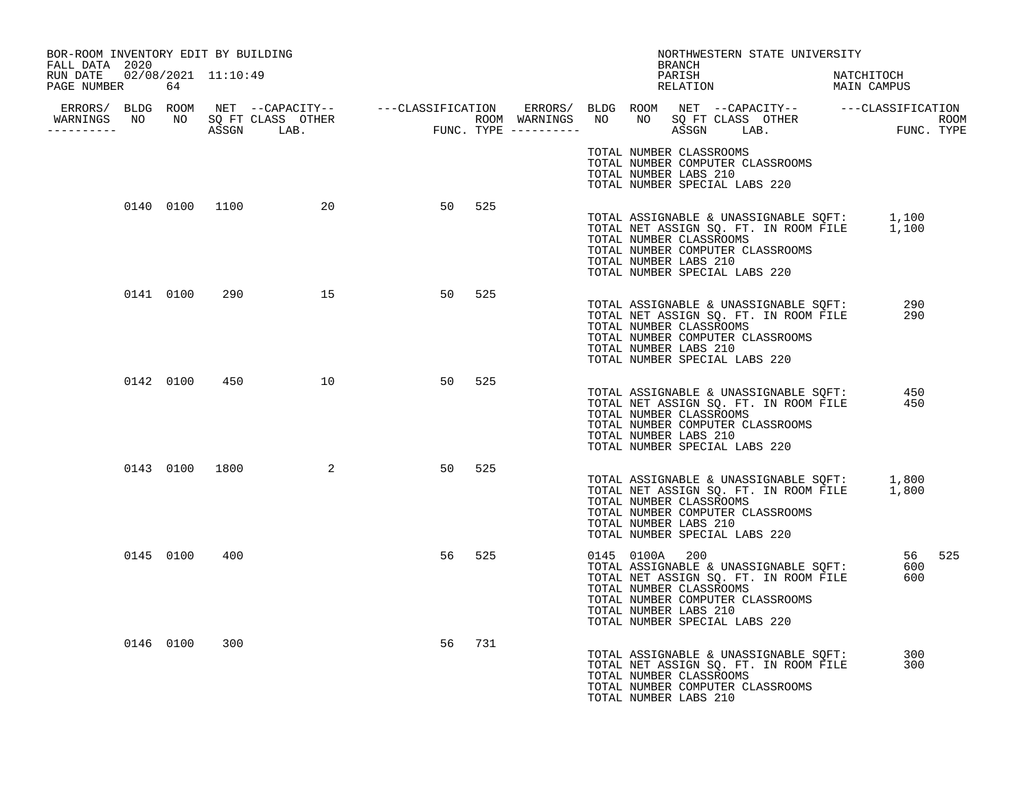BOR-ROOM INVENTORY EDIT BY BUILDING
FALL DATA 2020
RUN DATE 02/08/2021 11:10:49

NORTHWESTERN STATE UNIVERSITY
BRANCH
PARISH NATCHITOCH
RELATION MAIN CAMPUS

| ERRORS/ WARNINGS | BLDG NO | ROOM NO | NET SQ FT ASSGN | CAPACITY CLASS LAB. | CAPACITY OTHER | CLASSIFICATION FUNC. | ROOM TYPE | ERRORS/ WARNINGS | BLDG NO | ROOM NO | NET SQ FT ASSGN | CAPACITY CLASS LAB. | CAPACITY OTHER | CLASSIFICATION FUNC. | ROOM TYPE |
|---|---|---|---|---|---|---|---|---|---|---|---|---|---|---|---|
| | | | | | | | | | | | | | | | |

TOTAL NUMBER CLASSROOMS
TOTAL NUMBER COMPUTER CLASSROOMS
TOTAL NUMBER LABS 210
TOTAL NUMBER SPECIAL LABS 220

| BLDG NO | ROOM NO | NET SQ FT ASSGN | CLASS LAB. | OTHER | FUNC. | ROOM TYPE |
|---|---|---|---|---|---|---|
| 0140 | 0100 | 1100 | | 20 | 50 | 525 |

TOTAL ASSIGNABLE & UNASSIGNABLE SQFT: 1,100
TOTAL NET ASSIGN SQ. FT. IN ROOM FILE 1,100
TOTAL NUMBER CLASSROOMS
TOTAL NUMBER COMPUTER CLASSROOMS
TOTAL NUMBER LABS 210
TOTAL NUMBER SPECIAL LABS 220

| BLDG NO | ROOM NO | NET SQ FT ASSGN | CLASS LAB. | OTHER | FUNC. | ROOM TYPE |
|---|---|---|---|---|---|---|
| 0141 | 0100 | 290 | | 15 | 50 | 525 |

TOTAL ASSIGNABLE & UNASSIGNABLE SQFT: 290
TOTAL NET ASSIGN SQ. FT. IN ROOM FILE 290
TOTAL NUMBER CLASSROOMS
TOTAL NUMBER COMPUTER CLASSROOMS
TOTAL NUMBER LABS 210
TOTAL NUMBER SPECIAL LABS 220

| BLDG NO | ROOM NO | NET SQ FT ASSGN | CLASS LAB. | OTHER | FUNC. | ROOM TYPE |
|---|---|---|---|---|---|---|
| 0142 | 0100 | 450 | | 10 | 50 | 525 |

TOTAL ASSIGNABLE & UNASSIGNABLE SQFT: 450
TOTAL NET ASSIGN SQ. FT. IN ROOM FILE 450
TOTAL NUMBER CLASSROOMS
TOTAL NUMBER COMPUTER CLASSROOMS
TOTAL NUMBER LABS 210
TOTAL NUMBER SPECIAL LABS 220

| BLDG NO | ROOM NO | NET SQ FT ASSGN | CLASS LAB. | OTHER | FUNC. | ROOM TYPE |
|---|---|---|---|---|---|---|
| 0143 | 0100 | 1800 | | 2 | 50 | 525 |

TOTAL ASSIGNABLE & UNASSIGNABLE SQFT: 1,800
TOTAL NET ASSIGN SQ. FT. IN ROOM FILE 1,800
TOTAL NUMBER CLASSROOMS
TOTAL NUMBER COMPUTER CLASSROOMS
TOTAL NUMBER LABS 210
TOTAL NUMBER SPECIAL LABS 220

| BLDG NO | ROOM NO | NET SQ FT ASSGN | CLASS LAB. | OTHER | FUNC. | ROOM TYPE |
|---|---|---|---|---|---|---|
| 0145 | 0100 | 400 | | | 56 | 525 |
| 0145 | 0100A | 200 | | | 56 | 525 |

TOTAL ASSIGNABLE & UNASSIGNABLE SQFT: 600
TOTAL NET ASSIGN SQ. FT. IN ROOM FILE 600
TOTAL NUMBER CLASSROOMS
TOTAL NUMBER COMPUTER CLASSROOMS
TOTAL NUMBER LABS 210
TOTAL NUMBER SPECIAL LABS 220

| BLDG NO | ROOM NO | NET SQ FT ASSGN | CLASS LAB. | OTHER | FUNC. | ROOM TYPE |
|---|---|---|---|---|---|---|
| 0146 | 0100 | 300 | | | 56 | 731 |

TOTAL ASSIGNABLE & UNASSIGNABLE SQFT: 300
TOTAL NET ASSIGN SQ. FT. IN ROOM FILE 300
TOTAL NUMBER CLASSROOMS
TOTAL NUMBER COMPUTER CLASSROOMS
TOTAL NUMBER LABS 210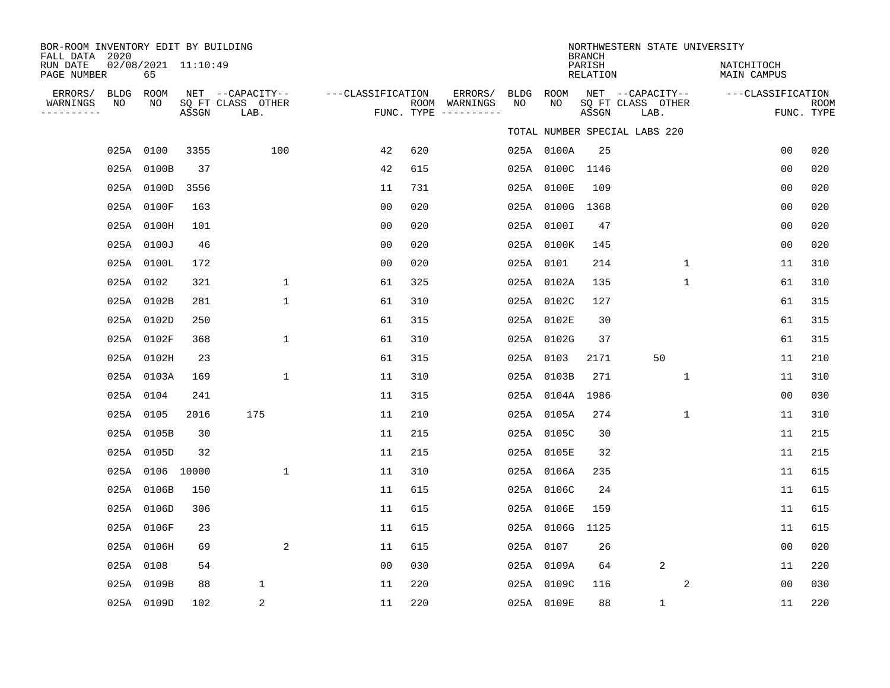BOR-ROOM INVENTORY EDIT BY BUILDING
FALL DATA 2020
RUN DATE 02/08/2021 11:10:49
PAGE NUMBER 65

NORTHWESTERN STATE UNIVERSITY
BRANCH
PARISH NATCHITOCH
RELATION MAIN CAMPUS

TOTAL NUMBER SPECIAL LABS 220

| ERRORS/ WARNINGS | BLDG NO | ROOM NO | NET SQ FT ASSGN | CAPACITY CLASS LAB. | CAPACITY OTHER | CLASSIFICATION FUNC. | ROOM TYPE | ERRORS/ WARNINGS | BLDG NO | ROOM NO | NET SQ FT ASSGN | CAPACITY CLASS LAB. | CAPACITY OTHER | CLASSIFICATION FUNC. | ROOM TYPE |
|---|---|---|---|---|---|---|---|---|---|---|---|---|---|---|---|
| | 025A | 0100 | 3355 | | 100 | 42 | 620 | | 025A | 0100A | 25 | | | 00 | 020 |
| | 025A | 0100B | 37 | | | 42 | 615 | | 025A | 0100C | 1146 | | | 00 | 020 |
| | 025A | 0100D | 3556 | | | 11 | 731 | | 025A | 0100E | 109 | | | 00 | 020 |
| | 025A | 0100F | 163 | | | 00 | 020 | | 025A | 0100G | 1368 | | | 00 | 020 |
| | 025A | 0100H | 101 | | | 00 | 020 | | 025A | 0100I | 47 | | | 00 | 020 |
| | 025A | 0100J | 46 | | | 00 | 020 | | 025A | 0100K | 145 | | | 00 | 020 |
| | 025A | 0100L | 172 | | | 00 | 020 | | 025A | 0101 | 214 | | 1 | 11 | 310 |
| | 025A | 0102 | 321 | | 1 | 61 | 325 | | 025A | 0102A | 135 | | 1 | 61 | 310 |
| | 025A | 0102B | 281 | | 1 | 61 | 310 | | 025A | 0102C | 127 | | | 61 | 315 |
| | 025A | 0102D | 250 | | | 61 | 315 | | 025A | 0102E | 30 | | | 61 | 315 |
| | 025A | 0102F | 368 | | 1 | 61 | 310 | | 025A | 0102G | 37 | | | 61 | 315 |
| | 025A | 0102H | 23 | | | 61 | 315 | | 025A | 0103 | 2171 | 50 | | 11 | 210 |
| | 025A | 0103A | 169 | | 1 | 11 | 310 | | 025A | 0103B | 271 | | 1 | 11 | 310 |
| | 025A | 0104 | 241 | | | 11 | 315 | | 025A | 0104A | 1986 | | | 00 | 030 |
| | 025A | 0105 | 2016 | 175 | | 11 | 210 | | 025A | 0105A | 274 | | 1 | 11 | 310 |
| | 025A | 0105B | 30 | | | 11 | 215 | | 025A | 0105C | 30 | | | 11 | 215 |
| | 025A | 0105D | 32 | | | 11 | 215 | | 025A | 0105E | 32 | | | 11 | 215 |
| | 025A | 0106 | 10000 | | 1 | 11 | 310 | | 025A | 0106A | 235 | | | 11 | 615 |
| | 025A | 0106B | 150 | | | 11 | 615 | | 025A | 0106C | 24 | | | 11 | 615 |
| | 025A | 0106D | 306 | | | 11 | 615 | | 025A | 0106E | 159 | | | 11 | 615 |
| | 025A | 0106F | 23 | | | 11 | 615 | | 025A | 0106G | 1125 | | | 11 | 615 |
| | 025A | 0106H | 69 | | 2 | 11 | 615 | | 025A | 0107 | 26 | | | 00 | 020 |
| | 025A | 0108 | 54 | | | 00 | 030 | | 025A | 0109A | 64 | 2 | | 11 | 220 |
| | 025A | 0109B | 88 | 1 | | 11 | 220 | | 025A | 0109C | 116 | | 2 | 00 | 030 |
| | 025A | 0109D | 102 | 2 | | 11 | 220 | | 025A | 0109E | 88 | 1 | | 11 | 220 |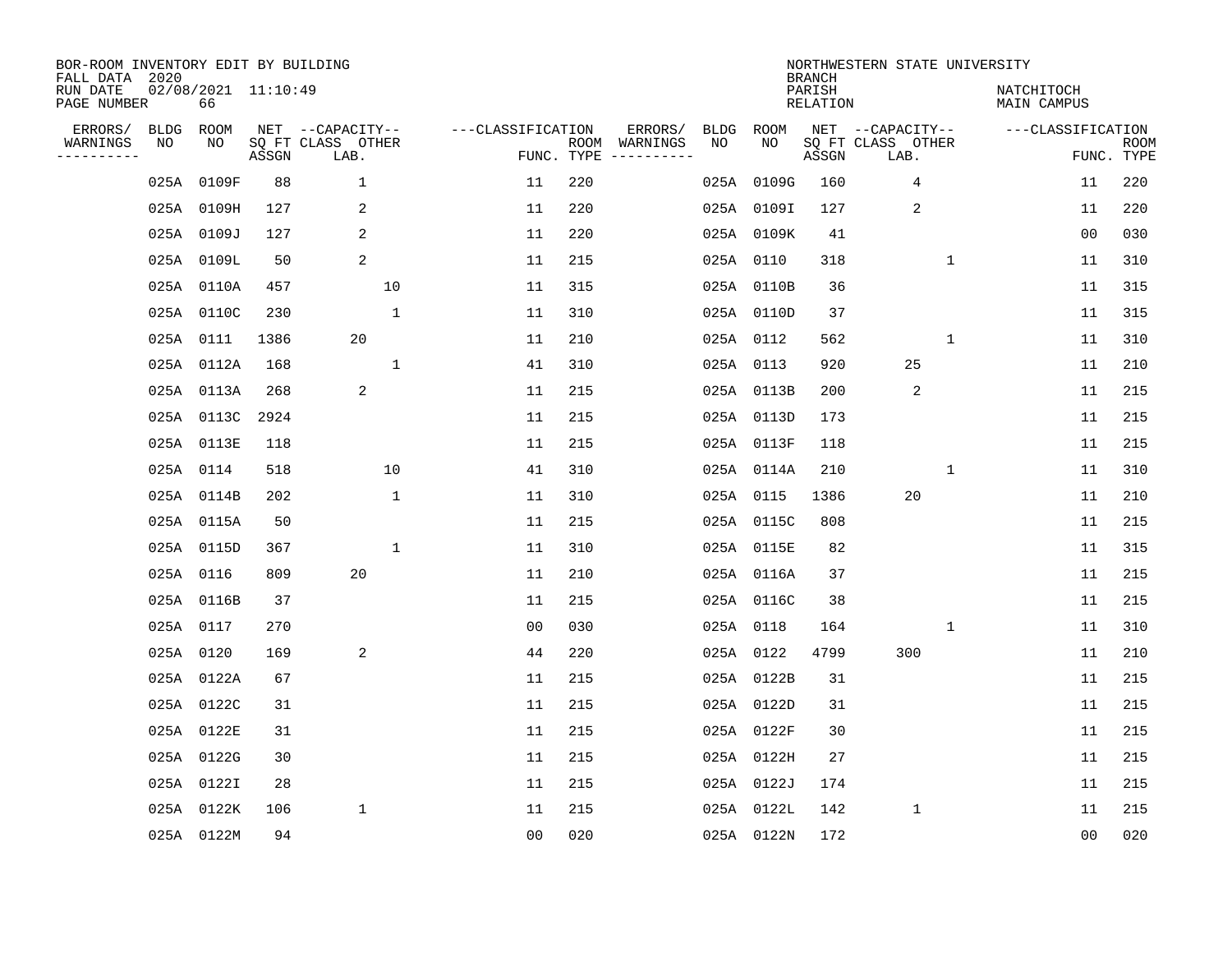BOR-ROOM INVENTORY EDIT BY BUILDING
FALL DATA 2020
RUN DATE 02/08/2021 11:10:49
PAGE NUMBER 66

NORTHWESTERN STATE UNIVERSITY
BRANCH
PARISH NATCHITOCH
RELATION MAIN CAMPUS

| ERRORS/ WARNINGS | BLDG NO | ROOM NO | NET SQ FT ASSGN | CAPACITY CLASS LAB. | CAPACITY OTHER | CLASSIFICATION FUNC. | ROOM TYPE | ERRORS/ WARNINGS | BLDG NO | ROOM NO | NET SQ FT ASSGN | CAPACITY CLASS LAB. | CAPACITY OTHER | CLASSIFICATION FUNC. | ROOM TYPE |
|---|---|---|---|---|---|---|---|---|---|---|---|---|---|---|---|
| | 025A | 0109F | 88 | 1 | | 11 | 220 | | 025A | 0109G | 160 | 4 | | 11 | 220 |
| | 025A | 0109H | 127 | 2 | | 11 | 220 | | 025A | 0109I | 127 | 2 | | 11 | 220 |
| | 025A | 0109J | 127 | 2 | | 11 | 220 | | 025A | 0109K | 41 | | | 00 | 030 |
| | 025A | 0109L | 50 | 2 | | 11 | 215 | | 025A | 0110 | 318 | | 1 | 11 | 310 |
| | 025A | 0110A | 457 | | 10 | 11 | 315 | | 025A | 0110B | 36 | | | 11 | 315 |
| | 025A | 0110C | 230 | | 1 | 11 | 310 | | 025A | 0110D | 37 | | | 11 | 315 |
| | 025A | 0111 | 1386 | 20 | | 11 | 210 | | 025A | 0112 | 562 | | 1 | 11 | 310 |
| | 025A | 0112A | 168 | | 1 | 41 | 310 | | 025A | 0113 | 920 | 25 | | 11 | 210 |
| | 025A | 0113A | 268 | 2 | | 11 | 215 | | 025A | 0113B | 200 | 2 | | 11 | 215 |
| | 025A | 0113C | 2924 | | | 11 | 215 | | 025A | 0113D | 173 | | | 11 | 215 |
| | 025A | 0113E | 118 | | | 11 | 215 | | 025A | 0113F | 118 | | | 11 | 215 |
| | 025A | 0114 | 518 | | 10 | 41 | 310 | | 025A | 0114A | 210 | | 1 | 11 | 310 |
| | 025A | 0114B | 202 | | 1 | 11 | 310 | | 025A | 0115 | 1386 | 20 | | 11 | 210 |
| | 025A | 0115A | 50 | | | 11 | 215 | | 025A | 0115C | 808 | | | 11 | 215 |
| | 025A | 0115D | 367 | | 1 | 11 | 310 | | 025A | 0115E | 82 | | | 11 | 315 |
| | 025A | 0116 | 809 | 20 | | 11 | 210 | | 025A | 0116A | 37 | | | 11 | 215 |
| | 025A | 0116B | 37 | | | 11 | 215 | | 025A | 0116C | 38 | | | 11 | 215 |
| | 025A | 0117 | 270 | | | 00 | 030 | | 025A | 0118 | 164 | | 1 | 11 | 310 |
| | 025A | 0120 | 169 | 2 | | 44 | 220 | | 025A | 0122 | 4799 | 300 | | 11 | 210 |
| | 025A | 0122A | 67 | | | 11 | 215 | | 025A | 0122B | 31 | | | 11 | 215 |
| | 025A | 0122C | 31 | | | 11 | 215 | | 025A | 0122D | 31 | | | 11 | 215 |
| | 025A | 0122E | 31 | | | 11 | 215 | | 025A | 0122F | 30 | | | 11 | 215 |
| | 025A | 0122G | 30 | | | 11 | 215 | | 025A | 0122H | 27 | | | 11 | 215 |
| | 025A | 0122I | 28 | | | 11 | 215 | | 025A | 0122J | 174 | | | 11 | 215 |
| | 025A | 0122K | 106 | 1 | | 11 | 215 | | 025A | 0122L | 142 | 1 | | 11 | 215 |
| | 025A | 0122M | 94 | | | 00 | 020 | | 025A | 0122N | 172 | | | 00 | 020 |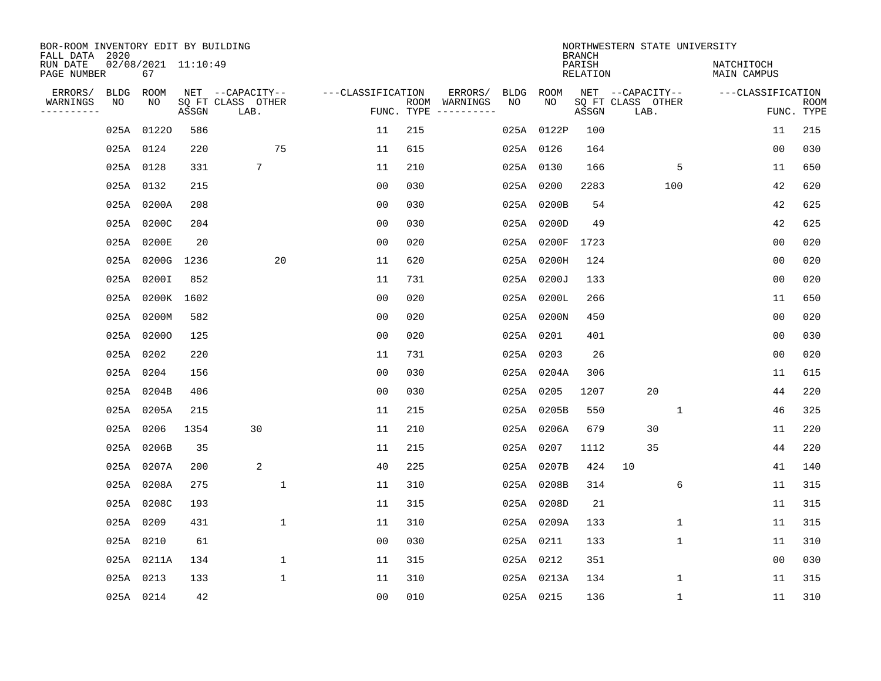BOR-ROOM INVENTORY EDIT BY BUILDING
FALL DATA 2020
RUN DATE 02/08/2021 11:10:49

NORTHWESTERN STATE UNIVERSITY
BRANCH
PARISH NATCHITOCH
RELATION MAIN CAMPUS

| ERRORS/ WARNINGS | BLDG NO | ROOM NO | NET SQ FT ASSGN | CAPACITY CLASS | CAPACITY LAB. | CAPACITY OTHER | CLASSIFICATION FUNC. | ROOM TYPE | ERRORS/ WARNINGS | BLDG NO | ROOM NO | NET SQ FT ASSGN | CAPACITY CLASS | CAPACITY LAB. | CAPACITY OTHER | CLASSIFICATION FUNC. | ROOM TYPE |
|---|---|---|---|---|---|---|---|---|---|---|---|---|---|---|---|---|---|
| | 025A | 0122O | 586 | | | | 11 | 215 | | 025A | 0122P | 100 | | | | 11 | 215 |
| | 025A | 0124 | 220 | | | 75 | 11 | 615 | | 025A | 0126 | 164 | | | | 00 | 030 |
| | 025A | 0128 | 331 | | 7 | | 11 | 210 | | 025A | 0130 | 166 | | | 5 | 11 | 650 |
| | 025A | 0132 | 215 | | | | 00 | 030 | | 025A | 0200 | 2283 | | | 100 | 42 | 620 |
| | 025A | 0200A | 208 | | | | 00 | 030 | | 025A | 0200B | 54 | | | | 42 | 625 |
| | 025A | 0200C | 204 | | | | 00 | 030 | | 025A | 0200D | 49 | | | | 42 | 625 |
| | 025A | 0200E | 20 | | | | 00 | 020 | | 025A | 0200F | 1723 | | | | 00 | 020 |
| | 025A | 0200G | 1236 | | | 20 | 11 | 620 | | 025A | 0200H | 124 | | | | 00 | 020 |
| | 025A | 0200I | 852 | | | | 11 | 731 | | 025A | 0200J | 133 | | | | 00 | 020 |
| | 025A | 0200K | 1602 | | | | 00 | 020 | | 025A | 0200L | 266 | | | | 11 | 650 |
| | 025A | 0200M | 582 | | | | 00 | 020 | | 025A | 0200N | 450 | | | | 00 | 020 |
| | 025A | 0200O | 125 | | | | 00 | 020 | | 025A | 0201 | 401 | | | | 00 | 030 |
| | 025A | 0202 | 220 | | | | 11 | 731 | | 025A | 0203 | 26 | | | | 00 | 020 |
| | 025A | 0204 | 156 | | | | 00 | 030 | | 025A | 0204A | 306 | | | | 11 | 615 |
| | 025A | 0204B | 406 | | | | 00 | 030 | | 025A | 0205 | 1207 | | 20 | | 44 | 220 |
| | 025A | 0205A | 215 | | | | 11 | 215 | | 025A | 0205B | 550 | | | 1 | 46 | 325 |
| | 025A | 0206 | 1354 | | 30 | | 11 | 210 | | 025A | 0206A | 679 | | 30 | | 11 | 220 |
| | 025A | 0206B | 35 | | | | 11 | 215 | | 025A | 0207 | 1112 | | 35 | | 44 | 220 |
| | 025A | 0207A | 200 | | 2 | | 40 | 225 | | 025A | 0207B | 424 | 10 | | | 41 | 140 |
| | 025A | 0208A | 275 | | | 1 | 11 | 310 | | 025A | 0208B | 314 | | | 6 | 11 | 315 |
| | 025A | 0208C | 193 | | | | 11 | 315 | | 025A | 0208D | 21 | | | | 11 | 315 |
| | 025A | 0209 | 431 | | | 1 | 11 | 310 | | 025A | 0209A | 133 | | | 1 | 11 | 315 |
| | 025A | 0210 | 61 | | | | 00 | 030 | | 025A | 0211 | 133 | | | 1 | 11 | 310 |
| | 025A | 0211A | 134 | | | 1 | 11 | 315 | | 025A | 0212 | 351 | | | | 00 | 030 |
| | 025A | 0213 | 133 | | | 1 | 11 | 310 | | 025A | 0213A | 134 | | | 1 | 11 | 315 |
| | 025A | 0214 | 42 | | | | 00 | 010 | | 025A | 0215 | 136 | | | 1 | 11 | 310 |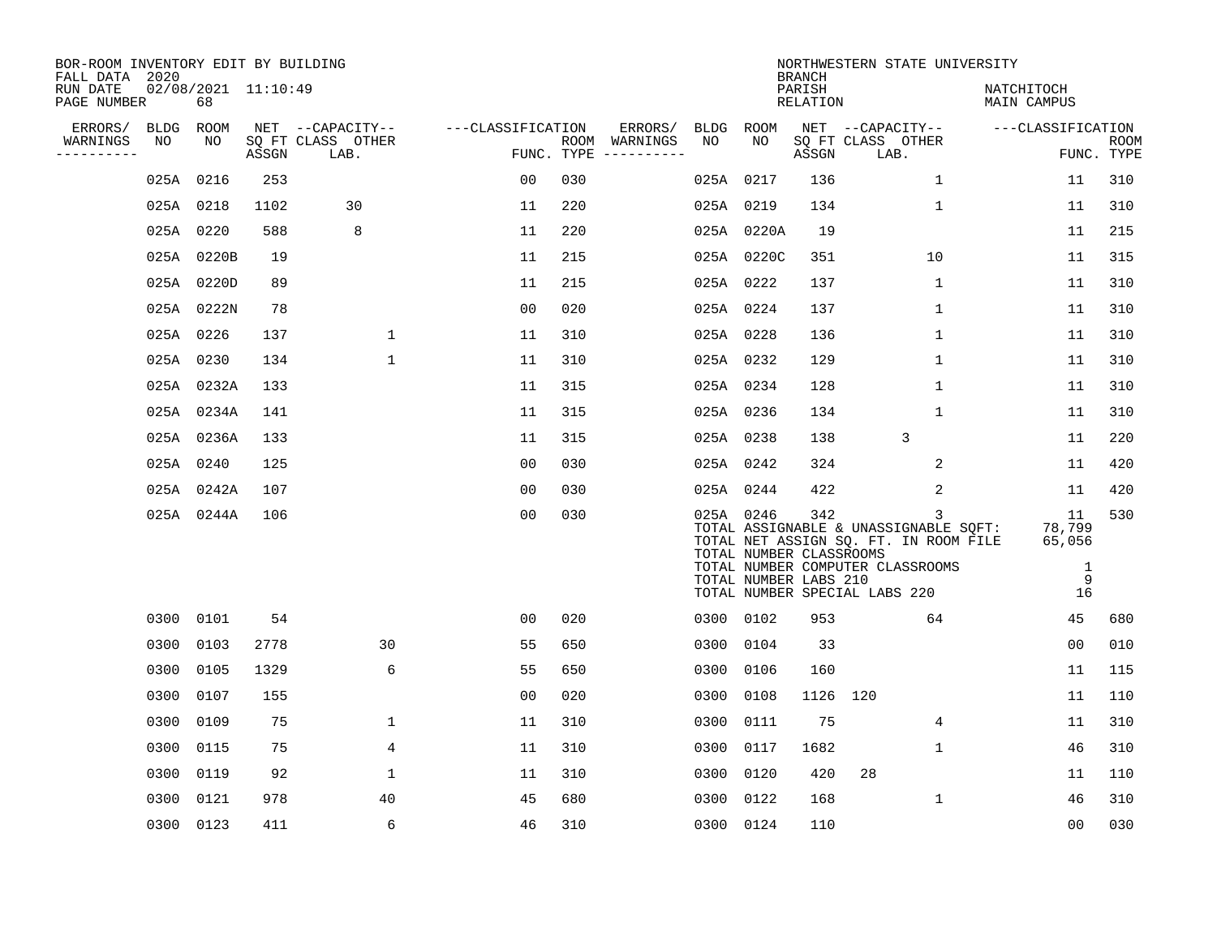BOR-ROOM INVENTORY EDIT BY BUILDING
FALL DATA 2020
RUN DATE 02/08/2021 11:10:49
PAGE NUMBER 68

NORTHWESTERN STATE UNIVERSITY
BRANCH
PARISH NATCHITOCH
RELATION MAIN CAMPUS

| ERRORS/ WARNINGS | BLDG NO | ROOM NO | NET SQ FT ASSGN | CAPACITY CLASS LAB. | CAPACITY OTHER | CLASSIFICATION FUNC. | ROOM TYPE | ERRORS/ WARNINGS | BLDG NO | ROOM NO | NET SQ FT ASSGN | CAPACITY CLASS LAB. | CAPACITY OTHER | CLASSIFICATION FUNC. | ROOM TYPE |
|---|---|---|---|---|---|---|---|---|---|---|---|---|---|---|---|
| | 025A | 0216 | 253 | | | 00 | 030 | | 025A | 0217 | 136 | | 1 | 11 | 310 |
| | 025A | 0218 | 1102 | 30 | | 11 | 220 | | 025A | 0219 | 134 | | 1 | 11 | 310 |
| | 025A | 0220 | 588 | 8 | | 11 | 220 | | 025A | 0220A | 19 | | | 11 | 215 |
| | 025A | 0220B | 19 | | | 11 | 215 | | 025A | 0220C | 351 | | 10 | 11 | 315 |
| | 025A | 0220D | 89 | | | 11 | 215 | | 025A | 0222 | 137 | | 1 | 11 | 310 |
| | 025A | 0222N | 78 | | | 00 | 020 | | 025A | 0224 | 137 | | 1 | 11 | 310 |
| | 025A | 0226 | 137 | | 1 | 11 | 310 | | 025A | 0228 | 136 | | 1 | 11 | 310 |
| | 025A | 0230 | 134 | | 1 | 11 | 310 | | 025A | 0232 | 129 | | 1 | 11 | 310 |
| | 025A | 0232A | 133 | | | 11 | 315 | | 025A | 0234 | 128 | | 1 | 11 | 310 |
| | 025A | 0234A | 141 | | | 11 | 315 | | 025A | 0236 | 134 | | 1 | 11 | 310 |
| | 025A | 0236A | 133 | | | 11 | 315 | | 025A | 0238 | 138 | 3 | | 11 | 220 |
| | 025A | 0240 | 125 | | | 00 | 030 | | 025A | 0242 | 324 | | 2 | 11 | 420 |
| | 025A | 0242A | 107 | | | 00 | 030 | | 025A | 0244 | 422 | | 2 | 11 | 420 |
| | 025A | 0244A | 106 | | | 00 | 030 | | 025A | 0246 | 342 | | 3 | 11 | 530 |

TOTAL ASSIGNABLE & UNASSIGNABLE SQFT: 78,799
TOTAL NET ASSIGN SQ. FT. IN ROOM FILE 65,056
TOTAL NUMBER CLASSROOMS
TOTAL NUMBER COMPUTER CLASSROOMS 1
TOTAL NUMBER LABS 210 9
TOTAL NUMBER SPECIAL LABS 220 16

| ERRORS/ WARNINGS | BLDG NO | ROOM NO | NET SQ FT ASSGN | CAPACITY CLASS LAB. | CAPACITY OTHER | CLASSIFICATION FUNC. | ROOM TYPE | ERRORS/ WARNINGS | BLDG NO | ROOM NO | NET SQ FT ASSGN | CAPACITY CLASS LAB. | CAPACITY OTHER | CLASSIFICATION FUNC. | ROOM TYPE |
|---|---|---|---|---|---|---|---|---|---|---|---|---|---|---|---|
| | 0300 | 0101 | 54 | | | 00 | 020 | | 0300 | 0102 | 953 | | 64 | 45 | 680 |
| | 0300 | 0103 | 2778 | | 30 | 55 | 650 | | 0300 | 0104 | 33 | | | 00 | 010 |
| | 0300 | 0105 | 1329 | | 6 | 55 | 650 | | 0300 | 0106 | 160 | | | 11 | 115 |
| | 0300 | 0107 | 155 | | | 00 | 020 | | 0300 | 0108 | 1126 | 120 | | 11 | 110 |
| | 0300 | 0109 | 75 | | 1 | 11 | 310 | | 0300 | 0111 | 75 | | 4 | 11 | 310 |
| | 0300 | 0115 | 75 | | 4 | 11 | 310 | | 0300 | 0117 | 1682 | | 1 | 46 | 310 |
| | 0300 | 0119 | 92 | | 1 | 11 | 310 | | 0300 | 0120 | 420 | 28 | | 11 | 110 |
| | 0300 | 0121 | 978 | | 40 | 45 | 680 | | 0300 | 0122 | 168 | | 1 | 46 | 310 |
| | 0300 | 0123 | 411 | | 6 | 46 | 310 | | 0300 | 0124 | 110 | | | 00 | 030 |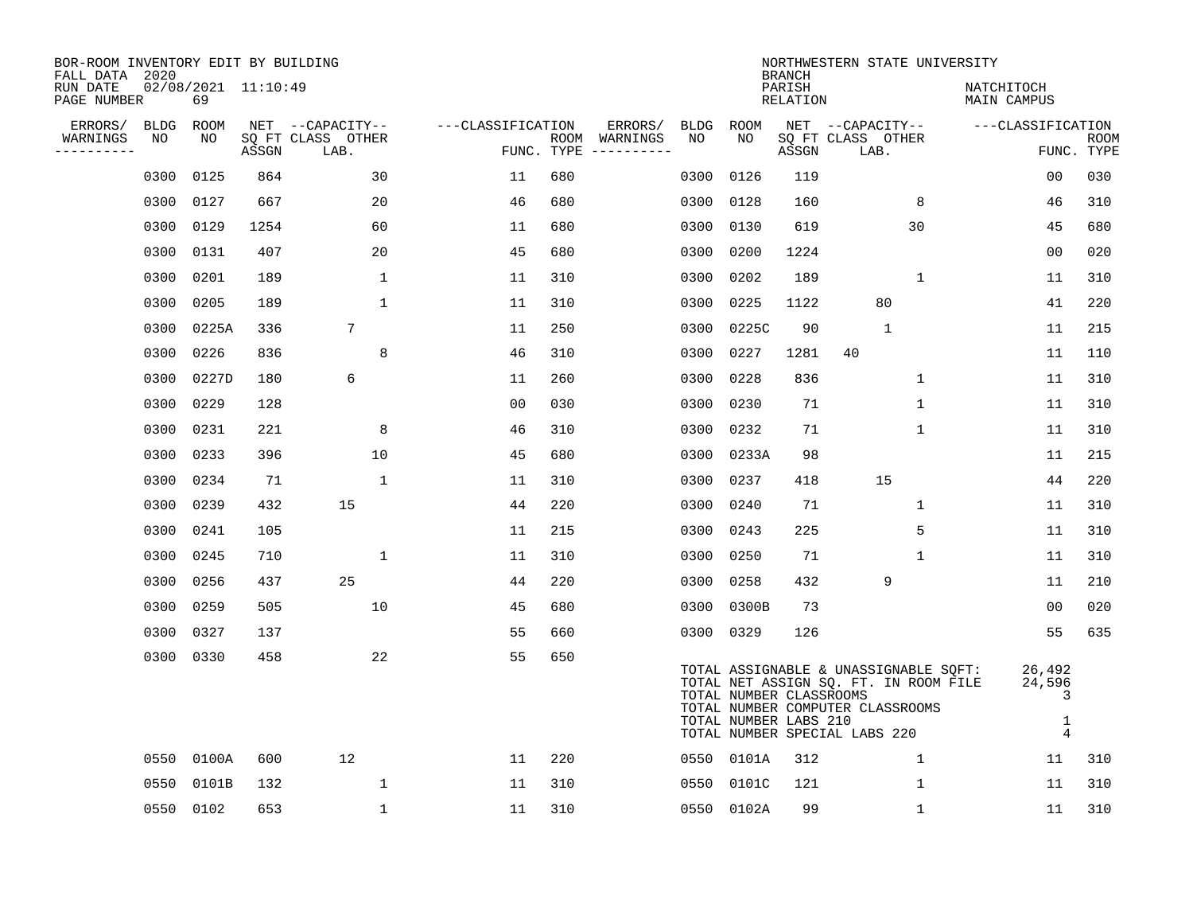BOR-ROOM INVENTORY EDIT BY BUILDING
FALL DATA 2020
RUN DATE 02/08/2021 11:10:49
PAGE NUMBER 69

NORTHWESTERN STATE UNIVERSITY
BRANCH
PARISH NATCHITOCH
RELATION MAIN CAMPUS

| ERRORS/ WARNINGS | BLDG NO | ROOM NO | NET SQ FT ASSGN | CAPACITY CLASS LAB. | CAPACITY OTHER | CLASSIFICATION FUNC. | ROOM TYPE | ERRORS/ WARNINGS | BLDG NO | ROOM NO | NET SQ FT ASSGN | CAPACITY CLASS LAB. | CAPACITY OTHER | CLASSIFICATION FUNC. | ROOM TYPE |
|---|---|---|---|---|---|---|---|---|---|---|---|---|---|---|---|
| | 0300 | 0125 | 864 | | 30 | 11 | 680 | | 0300 | 0126 | 119 | | | 00 | 030 |
| | 0300 | 0127 | 667 | | 20 | 46 | 680 | | 0300 | 0128 | 160 | | 8 | 46 | 310 |
| | 0300 | 0129 | 1254 | | 60 | 11 | 680 | | 0300 | 0130 | 619 | | 30 | 45 | 680 |
| | 0300 | 0131 | 407 | | 20 | 45 | 680 | | 0300 | 0200 | 1224 | | | 00 | 020 |
| | 0300 | 0201 | 189 | | 1 | 11 | 310 | | 0300 | 0202 | 189 | | 1 | 11 | 310 |
| | 0300 | 0205 | 189 | | 1 | 11 | 310 | | 0300 | 0225 | 1122 | 80 | | 41 | 220 |
| | 0300 | 0225A | 336 | 7 | | 11 | 250 | | 0300 | 0225C | 90 | 1 | | 11 | 215 |
| | 0300 | 0226 | 836 | | 8 | 46 | 310 | | 0300 | 0227 | 1281 | 40 | | 11 | 110 |
| | 0300 | 0227D | 180 | 6 | | 11 | 260 | | 0300 | 0228 | 836 | | 1 | 11 | 310 |
| | 0300 | 0229 | 128 | | | 00 | 030 | | 0300 | 0230 | 71 | | 1 | 11 | 310 |
| | 0300 | 0231 | 221 | | 8 | 46 | 310 | | 0300 | 0232 | 71 | | 1 | 11 | 310 |
| | 0300 | 0233 | 396 | | 10 | 45 | 680 | | 0300 | 0233A | 98 | | | 11 | 215 |
| | 0300 | 0234 | 71 | | 1 | 11 | 310 | | 0300 | 0237 | 418 | 15 | | 44 | 220 |
| | 0300 | 0239 | 432 | 15 | | 44 | 220 | | 0300 | 0240 | 71 | | 1 | 11 | 310 |
| | 0300 | 0241 | 105 | | | 11 | 215 | | 0300 | 0243 | 225 | | 5 | 11 | 310 |
| | 0300 | 0245 | 710 | | 1 | 11 | 310 | | 0300 | 0250 | 71 | | 1 | 11 | 310 |
| | 0300 | 0256 | 437 | 25 | | 44 | 220 | | 0300 | 0258 | 432 | 9 | | 11 | 210 |
| | 0300 | 0259 | 505 | | 10 | 45 | 680 | | 0300 | 0300B | 73 | | | 00 | 020 |
| | 0300 | 0327 | 137 | | | 55 | 660 | | 0300 | 0329 | 126 | | | 55 | 635 |
| | 0300 | 0330 | 458 | | 22 | 55 | 650 | | | | | | | | |

TOTAL ASSIGNABLE & UNASSIGNABLE SQFT: 26,492
TOTAL NET ASSIGN SQ. FT. IN ROOM FILE 24,596
TOTAL NUMBER CLASSROOMS 3
TOTAL NUMBER COMPUTER CLASSROOMS
TOTAL NUMBER LABS 210 1
TOTAL NUMBER SPECIAL LABS 220 4

| ERRORS/ WARNINGS | BLDG NO | ROOM NO | NET SQ FT ASSGN | CAPACITY CLASS LAB. | CAPACITY OTHER | CLASSIFICATION FUNC. | ROOM TYPE | ERRORS/ WARNINGS | BLDG NO | ROOM NO | NET SQ FT ASSGN | CAPACITY CLASS LAB. | CAPACITY OTHER | CLASSIFICATION FUNC. | ROOM TYPE |
|---|---|---|---|---|---|---|---|---|---|---|---|---|---|---|---|
| | 0550 | 0100A | 600 | 12 | | 11 | 220 | | 0550 | 0101A | 312 | | 1 | 11 | 310 |
| | 0550 | 0101B | 132 | | 1 | 11 | 310 | | 0550 | 0101C | 121 | | 1 | 11 | 310 |
| | 0550 | 0102 | 653 | | 1 | 11 | 310 | | 0550 | 0102A | 99 | | 1 | 11 | 310 |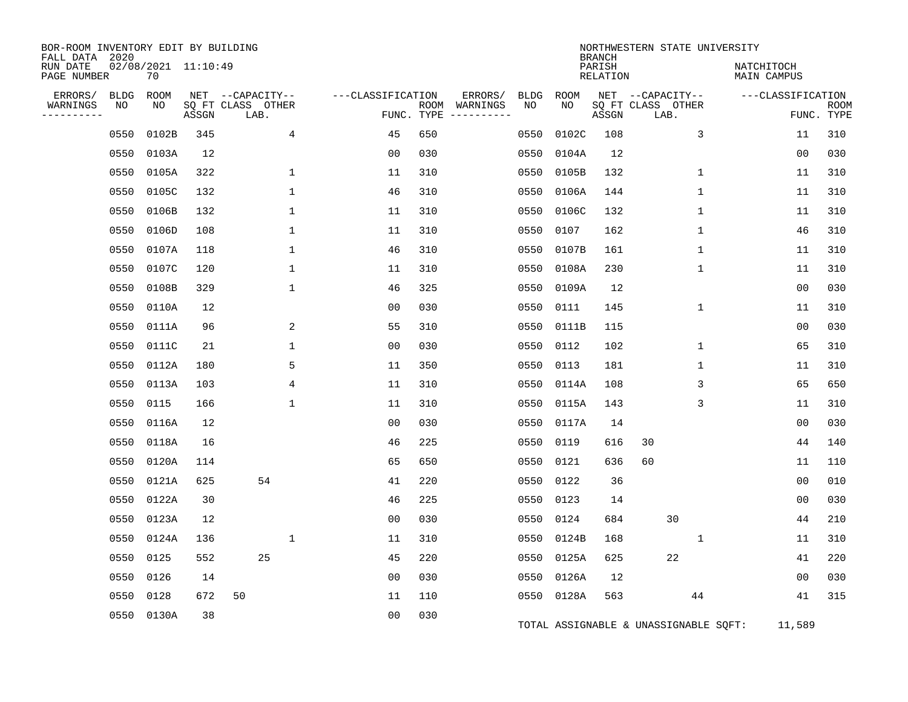BOR-ROOM INVENTORY EDIT BY BUILDING
FALL DATA 2020
RUN DATE 02/08/2021 11:10:49
PAGE NUMBER 70

NORTHWESTERN STATE UNIVERSITY
BRANCH
PARISH NATCHITOCH
RELATION MAIN CAMPUS

| ERRORS/ WARNINGS | BLDG NO | ROOM NO | NET SQ FT ASSGN | CAPACITY CLASS LAB. | CAPACITY OTHER | CLASSIFICATION FUNC. | ROOM TYPE | ERRORS/ WARNINGS | BLDG NO | ROOM NO | NET SQ FT ASSGN | CAPACITY CLASS LAB. | CAPACITY OTHER | CLASSIFICATION FUNC. | ROOM TYPE |
|---|---|---|---|---|---|---|---|---|---|---|---|---|---|---|---|
| | 0550 | 0102B | 345 | | 4 | 45 | 650 | | 0550 | 0102C | 108 | | 3 | 11 | 310 |
| | 0550 | 0103A | 12 | | | 00 | 030 | | 0550 | 0104A | 12 | | | 00 | 030 |
| | 0550 | 0105A | 322 | | 1 | 11 | 310 | | 0550 | 0105B | 132 | | 1 | 11 | 310 |
| | 0550 | 0105C | 132 | | 1 | 46 | 310 | | 0550 | 0106A | 144 | | 1 | 11 | 310 |
| | 0550 | 0106B | 132 | | 1 | 11 | 310 | | 0550 | 0106C | 132 | | 1 | 11 | 310 |
| | 0550 | 0106D | 108 | | 1 | 11 | 310 | | 0550 | 0107 | 162 | | 1 | 46 | 310 |
| | 0550 | 0107A | 118 | | 1 | 46 | 310 | | 0550 | 0107B | 161 | | 1 | 11 | 310 |
| | 0550 | 0107C | 120 | | 1 | 11 | 310 | | 0550 | 0108A | 230 | | 1 | 11 | 310 |
| | 0550 | 0108B | 329 | | 1 | 46 | 325 | | 0550 | 0109A | 12 | | | 00 | 030 |
| | 0550 | 0110A | 12 | | | 00 | 030 | | 0550 | 0111 | 145 | | 1 | 11 | 310 |
| | 0550 | 0111A | 96 | | 2 | 55 | 310 | | 0550 | 0111B | 115 | | | 00 | 030 |
| | 0550 | 0111C | 21 | | 1 | 00 | 030 | | 0550 | 0112 | 102 | | 1 | 65 | 310 |
| | 0550 | 0112A | 180 | | 5 | 11 | 350 | | 0550 | 0113 | 181 | | 1 | 11 | 310 |
| | 0550 | 0113A | 103 | | 4 | 11 | 310 | | 0550 | 0114A | 108 | | 3 | 65 | 650 |
| | 0550 | 0115 | 166 | | 1 | 11 | 310 | | 0550 | 0115A | 143 | | 3 | 11 | 310 |
| | 0550 | 0116A | 12 | | | 00 | 030 | | 0550 | 0117A | 14 | | | 00 | 030 |
| | 0550 | 0118A | 16 | | | 46 | 225 | | 0550 | 0119 | 616 | 30 | | 44 | 140 |
| | 0550 | 0120A | 114 | | | 65 | 650 | | 0550 | 0121 | 636 | 60 | | 11 | 110 |
| | 0550 | 0121A | 625 | 54 | | 41 | 220 | | 0550 | 0122 | 36 | | | 00 | 010 |
| | 0550 | 0122A | 30 | | | 46 | 225 | | 0550 | 0123 | 14 | | | 00 | 030 |
| | 0550 | 0123A | 12 | | | 00 | 030 | | 0550 | 0124 | 684 | 30 | | 44 | 210 |
| | 0550 | 0124A | 136 | | 1 | 11 | 310 | | 0550 | 0124B | 168 | | 1 | 11 | 310 |
| | 0550 | 0125 | 552 | 25 | | 45 | 220 | | 0550 | 0125A | 625 | 22 | | 41 | 220 |
| | 0550 | 0126 | 14 | | | 00 | 030 | | 0550 | 0126A | 12 | | | 00 | 030 |
| | 0550 | 0128 | 672 | 50 | | 11 | 110 | | 0550 | 0128A | 563 | | 44 | 41 | 315 |
| | 0550 | 0130A | 38 | | | 00 | 030 | | | | | | | | |

TOTAL ASSIGNABLE & UNASSIGNABLE SQFT: 11,589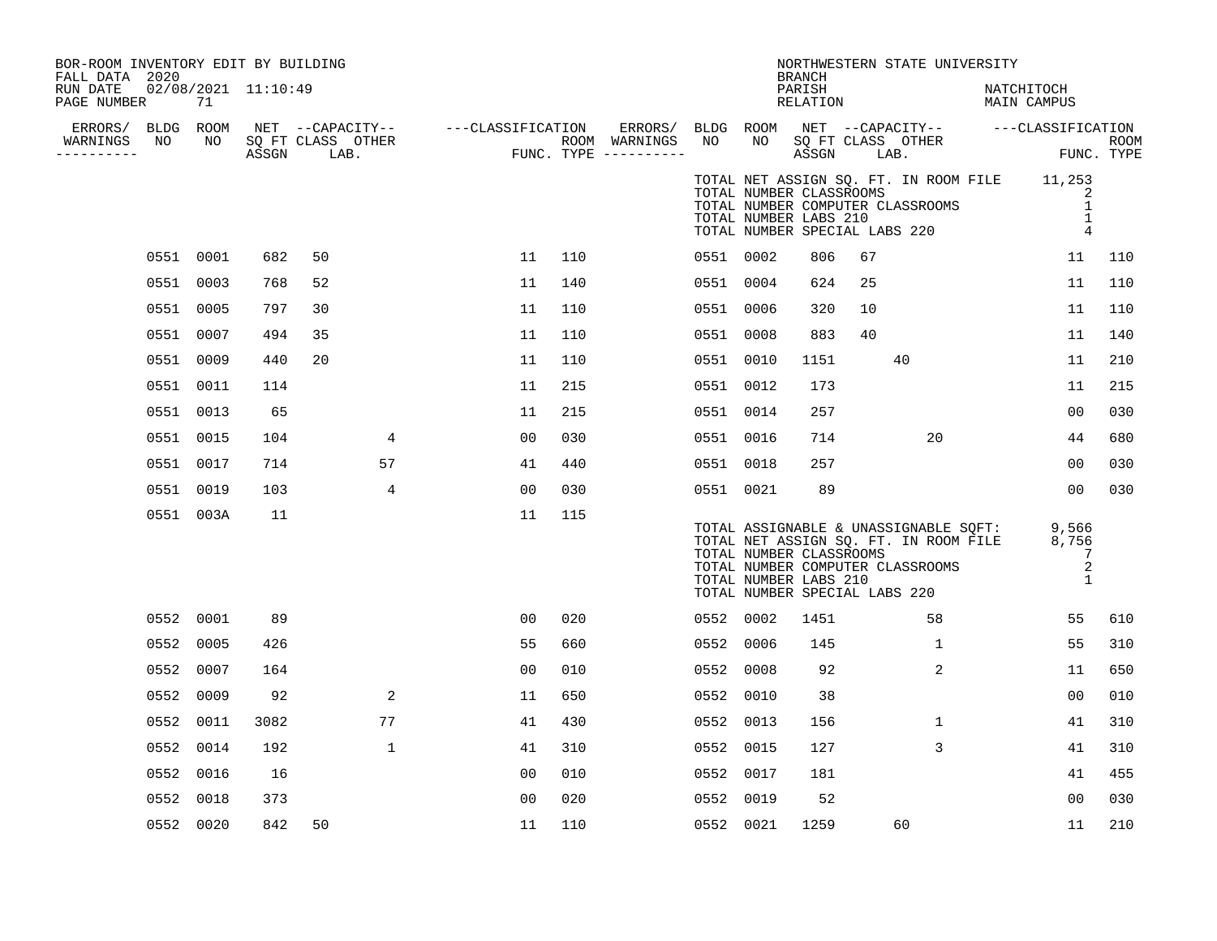BOR-ROOM INVENTORY EDIT BY BUILDING
FALL DATA 2020
RUN DATE 02/08/2021 11:10:49

NORTHWESTERN STATE UNIVERSITY
BRANCH
PARISH NATCHITOCH
RELATION MAIN CAMPUS

TOTAL NET ASSIGN SQ. FT. IN ROOM FILE 11,253
TOTAL NUMBER CLASSROOMS 2
TOTAL NUMBER COMPUTER CLASSROOMS 1
TOTAL NUMBER LABS 210 1
TOTAL NUMBER SPECIAL LABS 220 4

| ERRORS/ WARNINGS | BLDG NO | ROOM NO | NET SQ FT ASSGN | CAPACITY CLASS | CAPACITY LAB. | CAPACITY OTHER | CLASSIFICATION FUNC. | ROOM TYPE | ERRORS/ WARNINGS | BLDG NO | ROOM NO | NET SQ FT ASSGN | CAPACITY CLASS | CAPACITY LAB. | CAPACITY OTHER | CLASSIFICATION FUNC. | ROOM TYPE |
|---|---|---|---|---|---|---|---|---|---|---|---|---|---|---|---|---|---|
| | 0551 | 0001 | 682 | 50 | | | 11 | 110 | | 0551 | 0002 | 806 | 67 | | | 11 | 110 |
| | 0551 | 0003 | 768 | 52 | | | 11 | 140 | | 0551 | 0004 | 624 | 25 | | | 11 | 110 |
| | 0551 | 0005 | 797 | 30 | | | 11 | 110 | | 0551 | 0006 | 320 | 10 | | | 11 | 110 |
| | 0551 | 0007 | 494 | 35 | | | 11 | 110 | | 0551 | 0008 | 883 | 40 | | | 11 | 140 |
| | 0551 | 0009 | 440 | 20 | | | 11 | 110 | | 0551 | 0010 | 1151 | | 40 | | 11 | 210 |
| | 0551 | 0011 | 114 | | | | 11 | 215 | | 0551 | 0012 | 173 | | | | 11 | 215 |
| | 0551 | 0013 | 65 | | | | 11 | 215 | | 0551 | 0014 | 257 | | | | 00 | 030 |
| | 0551 | 0015 | 104 | | | 4 | 00 | 030 | | 0551 | 0016 | 714 | | | 20 | 44 | 680 |
| | 0551 | 0017 | 714 | | | 57 | 41 | 440 | | 0551 | 0018 | 257 | | | | 00 | 030 |
| | 0551 | 0019 | 103 | | | 4 | 00 | 030 | | 0551 | 0021 | 89 | | | | 00 | 030 |
| | 0551 | 003A | 11 | | | | 11 | 115 | | | | | | | | | |

TOTAL ASSIGNABLE & UNASSIGNABLE SQFT: 9,566
TOTAL NET ASSIGN SQ. FT. IN ROOM FILE 8,756
TOTAL NUMBER CLASSROOMS 7
TOTAL NUMBER COMPUTER CLASSROOMS 2
TOTAL NUMBER LABS 210 1
TOTAL NUMBER SPECIAL LABS 220

| ERRORS/ WARNINGS | BLDG NO | ROOM NO | NET SQ FT ASSGN | CAPACITY CLASS | CAPACITY LAB. | CAPACITY OTHER | CLASSIFICATION FUNC. | ROOM TYPE | ERRORS/ WARNINGS | BLDG NO | ROOM NO | NET SQ FT ASSGN | CAPACITY CLASS | CAPACITY LAB. | CAPACITY OTHER | CLASSIFICATION FUNC. | ROOM TYPE |
|---|---|---|---|---|---|---|---|---|---|---|---|---|---|---|---|---|---|
| | 0552 | 0001 | 89 | | | | 00 | 020 | | 0552 | 0002 | 1451 | | | 58 | 55 | 610 |
| | 0552 | 0005 | 426 | | | | 55 | 660 | | 0552 | 0006 | 145 | | | 1 | 55 | 310 |
| | 0552 | 0007 | 164 | | | | 00 | 010 | | 0552 | 0008 | 92 | | | 2 | 11 | 650 |
| | 0552 | 0009 | 92 | | | 2 | 11 | 650 | | 0552 | 0010 | 38 | | | | 00 | 010 |
| | 0552 | 0011 | 3082 | | | 77 | 41 | 430 | | 0552 | 0013 | 156 | | | 1 | 41 | 310 |
| | 0552 | 0014 | 192 | | | 1 | 41 | 310 | | 0552 | 0015 | 127 | | | 3 | 41 | 310 |
| | 0552 | 0016 | 16 | | | | 00 | 010 | | 0552 | 0017 | 181 | | | | 41 | 455 |
| | 0552 | 0018 | 373 | | | | 00 | 020 | | 0552 | 0019 | 52 | | | | 00 | 030 |
| | 0552 | 0020 | 842 | 50 | | | 11 | 110 | | 0552 | 0021 | 1259 | | 60 | | 11 | 210 |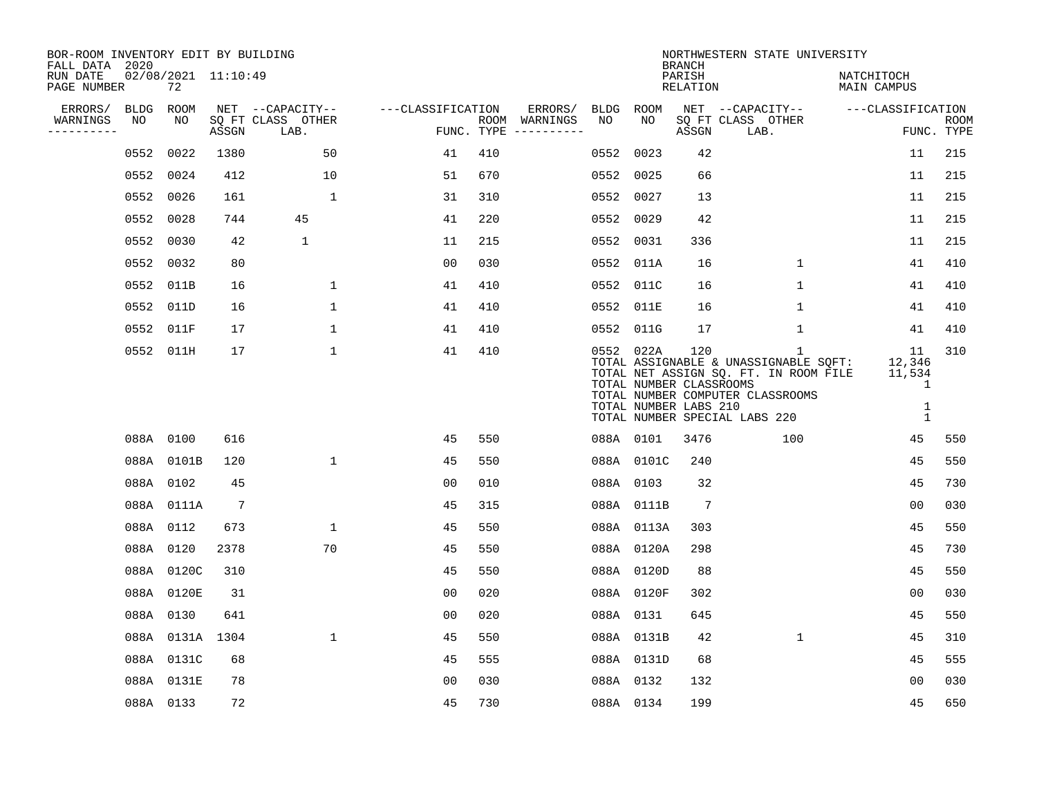BOR-ROOM INVENTORY EDIT BY BUILDING
FALL DATA 2020
RUN DATE 02/08/2021 11:10:49
PAGE NUMBER 72

NORTHWESTERN STATE UNIVERSITY
BRANCH
PARISH NATCHITOCH
RELATION MAIN CAMPUS

| ERRORS/ WARNINGS | BLDG NO | ROOM NO | NET SQ FT ASSGN | CAPACITY CLASS LAB. | CAPACITY OTHER | CLASSIFICATION FUNC. | ROOM TYPE | ERRORS/ WARNINGS | BLDG NO | ROOM NO | NET SQ FT ASSGN | CAPACITY CLASS LAB. | CAPACITY OTHER | CLASSIFICATION FUNC. | ROOM TYPE |
|---|---|---|---|---|---|---|---|---|---|---|---|---|---|---|---|
| | 0552 | 0022 | 1380 | | 50 | 41 | 410 | | 0552 | 0023 | 42 | | | 11 | 215 |
| | 0552 | 0024 | 412 | | 10 | 51 | 670 | | 0552 | 0025 | 66 | | | 11 | 215 |
| | 0552 | 0026 | 161 | | 1 | 31 | 310 | | 0552 | 0027 | 13 | | | 11 | 215 |
| | 0552 | 0028 | 744 | 45 | | 41 | 220 | | 0552 | 0029 | 42 | | | 11 | 215 |
| | 0552 | 0030 | 42 | 1 | | 11 | 215 | | 0552 | 0031 | 336 | | | 11 | 215 |
| | 0552 | 0032 | 80 | | | 00 | 030 | | 0552 | 011A | 16 | | 1 | 41 | 410 |
| | 0552 | 011B | 16 | | 1 | 41 | 410 | | 0552 | 011C | 16 | | 1 | 41 | 410 |
| | 0552 | 011D | 16 | | 1 | 41 | 410 | | 0552 | 011E | 16 | | 1 | 41 | 410 |
| | 0552 | 011F | 17 | | 1 | 41 | 410 | | 0552 | 011G | 17 | | 1 | 41 | 410 |
| | 0552 | 011H | 17 | | 1 | 41 | 410 | | 0552 | 022A | 120 | | 1 | 11 | 310 |

TOTAL ASSIGNABLE & UNASSIGNABLE SQFT: 12,346
TOTAL NET ASSIGN SQ. FT. IN ROOM FILE 11,534
TOTAL NUMBER CLASSROOMS 1
TOTAL NUMBER COMPUTER CLASSROOMS
TOTAL NUMBER LABS 210 1
TOTAL NUMBER SPECIAL LABS 220 1

| ERRORS/ WARNINGS | BLDG NO | ROOM NO | NET SQ FT ASSGN | CAPACITY CLASS LAB. | CAPACITY OTHER | CLASSIFICATION FUNC. | ROOM TYPE | ERRORS/ WARNINGS | BLDG NO | ROOM NO | NET SQ FT ASSGN | CAPACITY CLASS LAB. | CAPACITY OTHER | CLASSIFICATION FUNC. | ROOM TYPE |
|---|---|---|---|---|---|---|---|---|---|---|---|---|---|---|---|
| | 088A | 0100 | 616 | | | 45 | 550 | | 088A | 0101 | 3476 | | 100 | 45 | 550 |
| | 088A | 0101B | 120 | | 1 | 45 | 550 | | 088A | 0101C | 240 | | | 45 | 550 |
| | 088A | 0102 | 45 | | | 00 | 010 | | 088A | 0103 | 32 | | | 45 | 730 |
| | 088A | 0111A | 7 | | | 45 | 315 | | 088A | 0111B | 7 | | | 00 | 030 |
| | 088A | 0112 | 673 | | 1 | 45 | 550 | | 088A | 0113A | 303 | | | 45 | 550 |
| | 088A | 0120 | 2378 | | 70 | 45 | 550 | | 088A | 0120A | 298 | | | 45 | 730 |
| | 088A | 0120C | 310 | | | 45 | 550 | | 088A | 0120D | 88 | | | 45 | 550 |
| | 088A | 0120E | 31 | | | 00 | 020 | | 088A | 0120F | 302 | | | 00 | 030 |
| | 088A | 0130 | 641 | | | 00 | 020 | | 088A | 0131 | 645 | | | 45 | 550 |
| | 088A | 0131A | 1304 | | 1 | 45 | 550 | | 088A | 0131B | 42 | | 1 | 45 | 310 |
| | 088A | 0131C | 68 | | | 45 | 555 | | 088A | 0131D | 68 | | | 45 | 555 |
| | 088A | 0131E | 78 | | | 00 | 030 | | 088A | 0132 | 132 | | | 00 | 030 |
| | 088A | 0133 | 72 | | | 45 | 730 | | 088A | 0134 | 199 | | | 45 | 650 |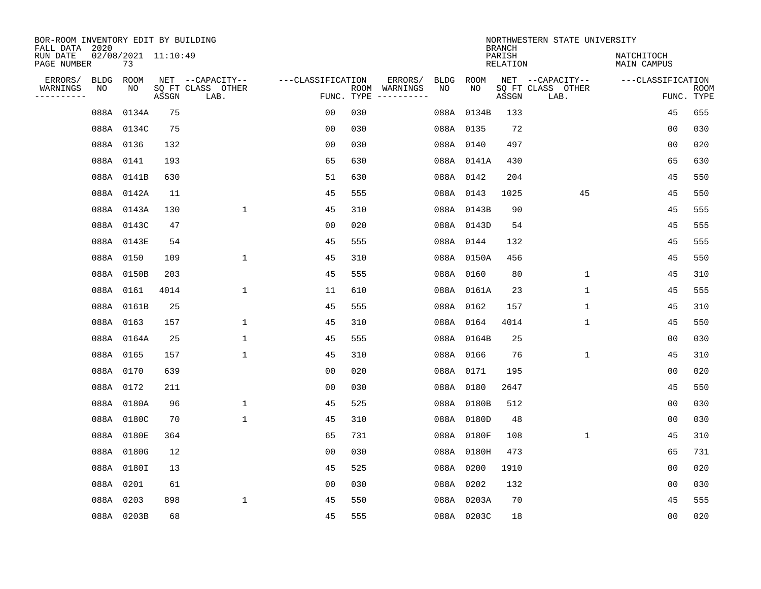BOR-ROOM INVENTORY EDIT BY BUILDING
FALL DATA 2020
RUN DATE 02/08/2021 11:10:49
PAGE NUMBER 73

NORTHWESTERN STATE UNIVERSITY
BRANCH
PARISH NATCHITOCH
RELATION MAIN CAMPUS

| ERRORS/ WARNINGS | BLDG NO | ROOM NO | NET ASSGN SQ FT | CAPACITY CLASS LAB. | CAPACITY OTHER | CLASSIFICATION FUNC. | ROOM TYPE | ERRORS/ WARNINGS | BLDG NO | ROOM NO | NET ASSGN SQ FT | CAPACITY CLASS LAB. | CAPACITY OTHER | CLASSIFICATION FUNC. | ROOM TYPE |
|---|---|---|---|---|---|---|---|---|---|---|---|---|---|---|---|
| | 088A | 0134A | 75 | | | 00 | 030 | | 088A | 0134B | 133 | | | 45 | 655 |
| | 088A | 0134C | 75 | | | 00 | 030 | | 088A | 0135 | 72 | | | 00 | 030 |
| | 088A | 0136 | 132 | | | 00 | 030 | | 088A | 0140 | 497 | | | 00 | 020 |
| | 088A | 0141 | 193 | | | 65 | 630 | | 088A | 0141A | 430 | | | 65 | 630 |
| | 088A | 0141B | 630 | | | 51 | 630 | | 088A | 0142 | 204 | | | 45 | 550 |
| | 088A | 0142A | 11 | | | 45 | 555 | | 088A | 0143 | 1025 | | 45 | 45 | 550 |
| | 088A | 0143A | 130 | | 1 | 45 | 310 | | 088A | 0143B | 90 | | | 45 | 555 |
| | 088A | 0143C | 47 | | | 00 | 020 | | 088A | 0143D | 54 | | | 45 | 555 |
| | 088A | 0143E | 54 | | | 45 | 555 | | 088A | 0144 | 132 | | | 45 | 555 |
| | 088A | 0150 | 109 | | 1 | 45 | 310 | | 088A | 0150A | 456 | | | 45 | 550 |
| | 088A | 0150B | 203 | | | 45 | 555 | | 088A | 0160 | 80 | | 1 | 45 | 310 |
| | 088A | 0161 | 4014 | | 1 | 11 | 610 | | 088A | 0161A | 23 | | 1 | 45 | 555 |
| | 088A | 0161B | 25 | | | 45 | 555 | | 088A | 0162 | 157 | | 1 | 45 | 310 |
| | 088A | 0163 | 157 | | 1 | 45 | 310 | | 088A | 0164 | 4014 | | 1 | 45 | 550 |
| | 088A | 0164A | 25 | | 1 | 45 | 555 | | 088A | 0164B | 25 | | | 00 | 030 |
| | 088A | 0165 | 157 | | 1 | 45 | 310 | | 088A | 0166 | 76 | | 1 | 45 | 310 |
| | 088A | 0170 | 639 | | | 00 | 020 | | 088A | 0171 | 195 | | | 00 | 020 |
| | 088A | 0172 | 211 | | | 00 | 030 | | 088A | 0180 | 2647 | | | 45 | 550 |
| | 088A | 0180A | 96 | | 1 | 45 | 525 | | 088A | 0180B | 512 | | | 00 | 030 |
| | 088A | 0180C | 70 | | 1 | 45 | 310 | | 088A | 0180D | 48 | | | 00 | 030 |
| | 088A | 0180E | 364 | | | 65 | 731 | | 088A | 0180F | 108 | | 1 | 45 | 310 |
| | 088A | 0180G | 12 | | | 00 | 030 | | 088A | 0180H | 473 | | | 65 | 731 |
| | 088A | 0180I | 13 | | | 45 | 525 | | 088A | 0200 | 1910 | | | 00 | 020 |
| | 088A | 0201 | 61 | | | 00 | 030 | | 088A | 0202 | 132 | | | 00 | 030 |
| | 088A | 0203 | 898 | | 1 | 45 | 550 | | 088A | 0203A | 70 | | | 45 | 555 |
| | 088A | 0203B | 68 | | | 45 | 555 | | 088A | 0203C | 18 | | | 00 | 020 |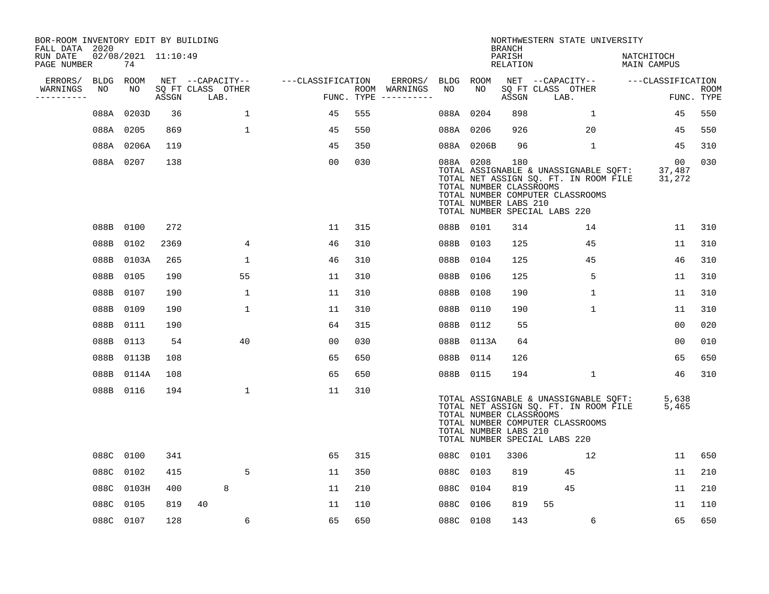BOR-ROOM INVENTORY EDIT BY BUILDING
FALL DATA 2020
RUN DATE 02/08/2021 11:10:49
PAGE NUMBER 74

NORTHWESTERN STATE UNIVERSITY
BRANCH
PARISH NATCHITOCH
RELATION MAIN CAMPUS

| ERRORS/ WARNINGS | BLDG NO | ROOM NO | NET SQ FT ASSGN | CAPACITY CLASS LAB. | CAPACITY OTHER | CLASSIFICATION FUNC. | ROOM TYPE | ERRORS/ WARNINGS | BLDG NO | ROOM NO | NET SQ FT ASSGN | CAPACITY CLASS LAB. | CAPACITY OTHER | CLASSIFICATION FUNC. | ROOM TYPE |
|---|---|---|---|---|---|---|---|---|---|---|---|---|---|---|---|
| | 088A | 0203D | 36 | | 1 | 45 | 555 | | 088A | 0204 | 898 | | 1 | 45 | 550 |
| | 088A | 0205 | 869 | | 1 | 45 | 550 | | 088A | 0206 | 926 | | 20 | 45 | 550 |
| | 088A | 0206A | 119 | | | 45 | 350 | | 088A | 0206B | 96 | | 1 | 45 | 310 |
| | 088A | 0207 | 138 | | | 00 | 030 | | 088A | 0208 | 180 | | | 00 | 030 |

TOTAL ASSIGNABLE & UNASSIGNABLE SQFT: 37,487
TOTAL NET ASSIGN SQ. FT. IN ROOM FILE 31,272
TOTAL NUMBER CLASSROOMS
TOTAL NUMBER COMPUTER CLASSROOMS
TOTAL NUMBER LABS 210
TOTAL NUMBER SPECIAL LABS 220

| ERRORS/ WARNINGS | BLDG NO | ROOM NO | NET SQ FT ASSGN | CAPACITY CLASS LAB. | CAPACITY OTHER | CLASSIFICATION FUNC. | ROOM TYPE | ERRORS/ WARNINGS | BLDG NO | ROOM NO | NET SQ FT ASSGN | CAPACITY CLASS LAB. | CAPACITY OTHER | CLASSIFICATION FUNC. | ROOM TYPE |
|---|---|---|---|---|---|---|---|---|---|---|---|---|---|---|---|
| | 088B | 0100 | 272 | | | 11 | 315 | | 088B | 0101 | 314 | | 14 | 11 | 310 |
| | 088B | 0102 | 2369 | | 4 | 46 | 310 | | 088B | 0103 | 125 | | 45 | 11 | 310 |
| | 088B | 0103A | 265 | | 1 | 46 | 310 | | 088B | 0104 | 125 | | 45 | 46 | 310 |
| | 088B | 0105 | 190 | | 55 | 11 | 310 | | 088B | 0106 | 125 | | 5 | 11 | 310 |
| | 088B | 0107 | 190 | | 1 | 11 | 310 | | 088B | 0108 | 190 | | 1 | 11 | 310 |
| | 088B | 0109 | 190 | | 1 | 11 | 310 | | 088B | 0110 | 190 | | 1 | 11 | 310 |
| | 088B | 0111 | 190 | | | 64 | 315 | | 088B | 0112 | 55 | | | 00 | 020 |
| | 088B | 0113 | 54 | | 40 | 00 | 030 | | 088B | 0113A | 64 | | | 00 | 010 |
| | 088B | 0113B | 108 | | | 65 | 650 | | 088B | 0114 | 126 | | | 65 | 650 |
| | 088B | 0114A | 108 | | | 65 | 650 | | 088B | 0115 | 194 | | 1 | 46 | 310 |
| | 088B | 0116 | 194 | | 1 | 11 | 310 | | | | | | | | |

TOTAL ASSIGNABLE & UNASSIGNABLE SQFT: 5,638
TOTAL NET ASSIGN SQ. FT. IN ROOM FILE 5,465
TOTAL NUMBER CLASSROOMS
TOTAL NUMBER COMPUTER CLASSROOMS
TOTAL NUMBER LABS 210
TOTAL NUMBER SPECIAL LABS 220

| ERRORS/ WARNINGS | BLDG NO | ROOM NO | NET SQ FT ASSGN | CAPACITY CLASS LAB. | CAPACITY OTHER | CLASSIFICATION FUNC. | ROOM TYPE | ERRORS/ WARNINGS | BLDG NO | ROOM NO | NET SQ FT ASSGN | CAPACITY CLASS LAB. | CAPACITY OTHER | CLASSIFICATION FUNC. | ROOM TYPE |
|---|---|---|---|---|---|---|---|---|---|---|---|---|---|---|---|
| | 088C | 0100 | 341 | | | 65 | 315 | | 088C | 0101 | 3306 | | 12 | 11 | 650 |
| | 088C | 0102 | 415 | | 5 | 11 | 350 | | 088C | 0103 | 819 | 45 | | 11 | 210 |
| | 088C | 0103H | 400 | 8 | | 11 | 210 | | 088C | 0104 | 819 | 45 | | 11 | 210 |
| | 088C | 0105 | 819 | 40 | | 11 | 110 | | 088C | 0106 | 819 | 55 | | 11 | 110 |
| | 088C | 0107 | 128 | | 6 | 65 | 650 | | 088C | 0108 | 143 | | 6 | 65 | 650 |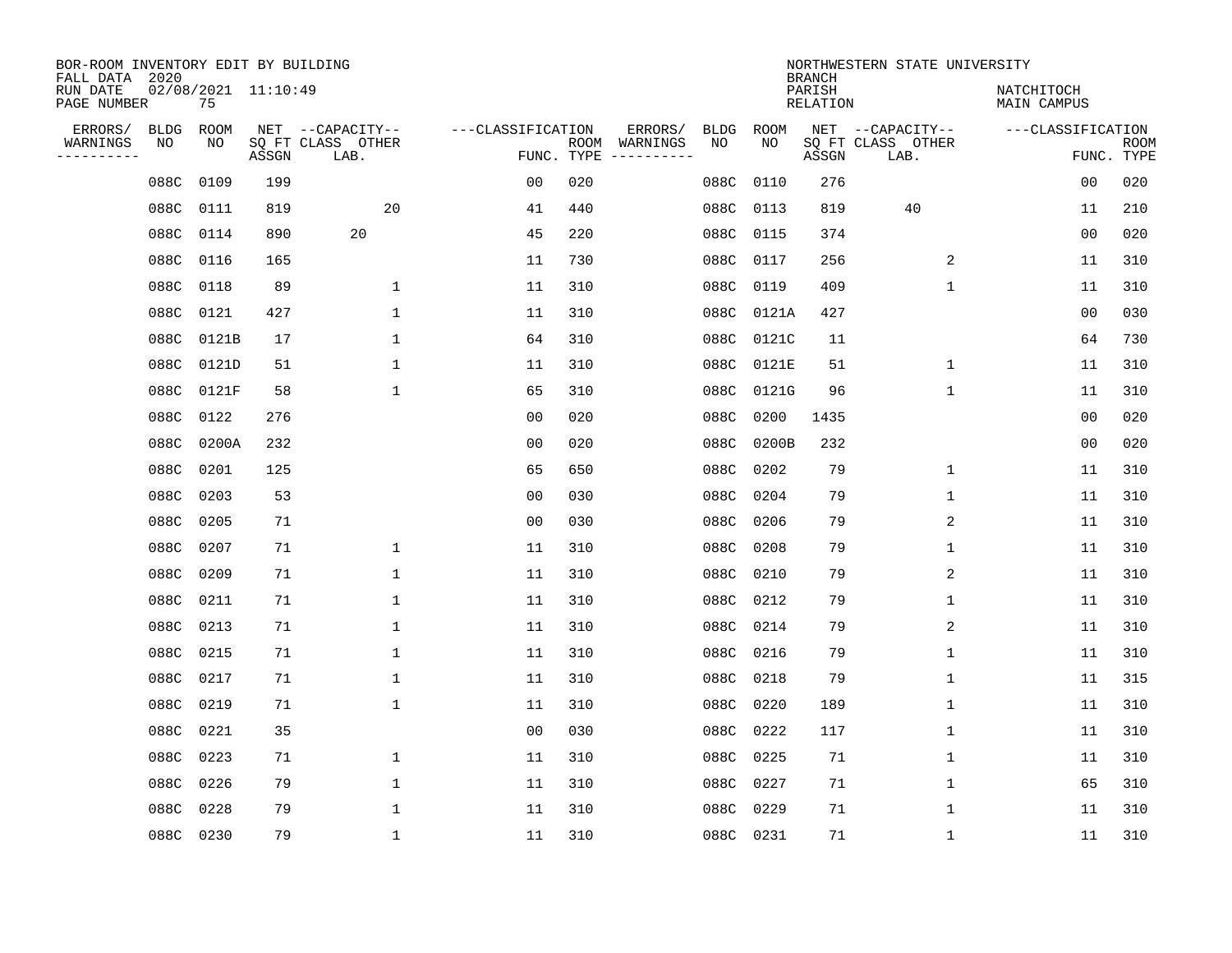BOR-ROOM INVENTORY EDIT BY BUILDING
FALL DATA 2020
RUN DATE 02/08/2021 11:10:49

NORTHWESTERN STATE UNIVERSITY
BRANCH
PARISH NATCHITOCH
RELATION MAIN CAMPUS

| ERRORS/ WARNINGS | BLDG NO | ROOM NO | NET SQ FT ASSGN | CAPACITY CLASS | CAPACITY OTHER LAB. | CLASSIFICATION FUNC. | ROOM TYPE | ERRORS/ WARNINGS | BLDG NO | ROOM NO | NET SQ FT ASSGN | CAPACITY CLASS | CAPACITY OTHER LAB. | CLASSIFICATION FUNC. | ROOM TYPE |
|---|---|---|---|---|---|---|---|---|---|---|---|---|---|---|---|
| | 088C | 0109 | 199 | | | 00 | 020 | | 088C | 0110 | 276 | | | 00 | 020 |
| | 088C | 0111 | 819 | | 20 | 41 | 440 | | 088C | 0113 | 819 | 40 | | 11 | 210 |
| | 088C | 0114 | 890 | 20 | | 45 | 220 | | 088C | 0115 | 374 | | | 00 | 020 |
| | 088C | 0116 | 165 | | | 11 | 730 | | 088C | 0117 | 256 | | 2 | 11 | 310 |
| | 088C | 0118 | 89 | | 1 | 11 | 310 | | 088C | 0119 | 409 | | 1 | 11 | 310 |
| | 088C | 0121 | 427 | | 1 | 11 | 310 | | 088C | 0121A | 427 | | | 00 | 030 |
| | 088C | 0121B | 17 | | 1 | 64 | 310 | | 088C | 0121C | 11 | | | 64 | 730 |
| | 088C | 0121D | 51 | | 1 | 11 | 310 | | 088C | 0121E | 51 | | 1 | 11 | 310 |
| | 088C | 0121F | 58 | | 1 | 65 | 310 | | 088C | 0121G | 96 | | 1 | 11 | 310 |
| | 088C | 0122 | 276 | | | 00 | 020 | | 088C | 0200 | 1435 | | | 00 | 020 |
| | 088C | 0200A | 232 | | | 00 | 020 | | 088C | 0200B | 232 | | | 00 | 020 |
| | 088C | 0201 | 125 | | | 65 | 650 | | 088C | 0202 | 79 | | 1 | 11 | 310 |
| | 088C | 0203 | 53 | | | 00 | 030 | | 088C | 0204 | 79 | | 1 | 11 | 310 |
| | 088C | 0205 | 71 | | | 00 | 030 | | 088C | 0206 | 79 | | 2 | 11 | 310 |
| | 088C | 0207 | 71 | | 1 | 11 | 310 | | 088C | 0208 | 79 | | 1 | 11 | 310 |
| | 088C | 0209 | 71 | | 1 | 11 | 310 | | 088C | 0210 | 79 | | 2 | 11 | 310 |
| | 088C | 0211 | 71 | | 1 | 11 | 310 | | 088C | 0212 | 79 | | 1 | 11 | 310 |
| | 088C | 0213 | 71 | | 1 | 11 | 310 | | 088C | 0214 | 79 | | 2 | 11 | 310 |
| | 088C | 0215 | 71 | | 1 | 11 | 310 | | 088C | 0216 | 79 | | 1 | 11 | 310 |
| | 088C | 0217 | 71 | | 1 | 11 | 310 | | 088C | 0218 | 79 | | 1 | 11 | 315 |
| | 088C | 0219 | 71 | | 1 | 11 | 310 | | 088C | 0220 | 189 | | 1 | 11 | 310 |
| | 088C | 0221 | 35 | | | 00 | 030 | | 088C | 0222 | 117 | | 1 | 11 | 310 |
| | 088C | 0223 | 71 | | 1 | 11 | 310 | | 088C | 0225 | 71 | | 1 | 11 | 310 |
| | 088C | 0226 | 79 | | 1 | 11 | 310 | | 088C | 0227 | 71 | | 1 | 65 | 310 |
| | 088C | 0228 | 79 | | 1 | 11 | 310 | | 088C | 0229 | 71 | | 1 | 11 | 310 |
| | 088C | 0230 | 79 | | 1 | 11 | 310 | | 088C | 0231 | 71 | | 1 | 11 | 310 |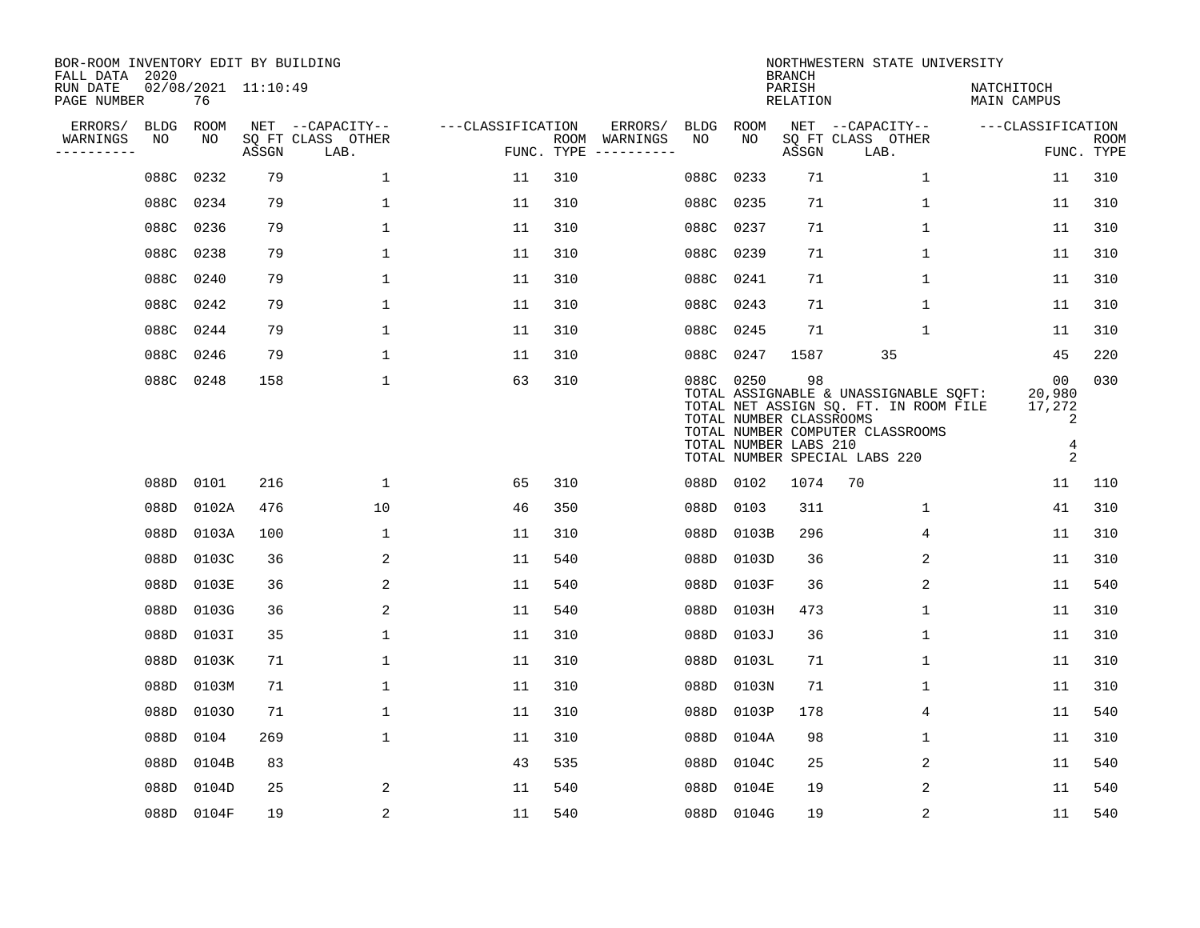BOR-ROOM INVENTORY EDIT BY BUILDING
FALL DATA 2020
RUN DATE 02/08/2021 11:10:49
PAGE NUMBER 76

NORTHWESTERN STATE UNIVERSITY
BRANCH
PARISH NATCHITOCH
RELATION MAIN CAMPUS

| ERRORS/ WARNINGS | BLDG NO | ROOM NO | NET SQ FT ASSGN | CAPACITY CLASS | CAPACITY OTHER LAB. | CLASSIFICATION FUNC. | ROOM TYPE | ERRORS/ WARNINGS | BLDG NO | ROOM NO | NET SQ FT ASSGN | CAPACITY CLASS | CAPACITY OTHER LAB. | CLASSIFICATION FUNC. | ROOM TYPE |
|---|---|---|---|---|---|---|---|---|---|---|---|---|---|---|---|
| | 088C | 0232 | 79 | | 1 | 11 | 310 | | 088C | 0233 | 71 | | 1 | 11 | 310 |
| | 088C | 0234 | 79 | | 1 | 11 | 310 | | 088C | 0235 | 71 | | 1 | 11 | 310 |
| | 088C | 0236 | 79 | | 1 | 11 | 310 | | 088C | 0237 | 71 | | 1 | 11 | 310 |
| | 088C | 0238 | 79 | | 1 | 11 | 310 | | 088C | 0239 | 71 | | 1 | 11 | 310 |
| | 088C | 0240 | 79 | | 1 | 11 | 310 | | 088C | 0241 | 71 | | 1 | 11 | 310 |
| | 088C | 0242 | 79 | | 1 | 11 | 310 | | 088C | 0243 | 71 | | 1 | 11 | 310 |
| | 088C | 0244 | 79 | | 1 | 11 | 310 | | 088C | 0245 | 71 | | 1 | 11 | 310 |
| | 088C | 0246 | 79 | | 1 | 11 | 310 | | 088C | 0247 | 1587 | 35 | | 45 | 220 |
| | 088C | 0248 | 158 | | 1 | 63 | 310 | | 088C | 0250 | 98 | | | 00 | 030 |

TOTAL ASSIGNABLE & UNASSIGNABLE SQFT: 20,980
TOTAL NET ASSIGN SQ. FT. IN ROOM FILE 17,272
TOTAL NUMBER CLASSROOMS 2
TOTAL NUMBER COMPUTER CLASSROOMS
TOTAL NUMBER LABS 210 4
TOTAL NUMBER SPECIAL LABS 220 2

| ERRORS/ WARNINGS | BLDG NO | ROOM NO | NET SQ FT ASSGN | CAPACITY CLASS | CAPACITY OTHER LAB. | CLASSIFICATION FUNC. | ROOM TYPE | ERRORS/ WARNINGS | BLDG NO | ROOM NO | NET SQ FT ASSGN | CAPACITY CLASS | CAPACITY OTHER LAB. | CLASSIFICATION FUNC. | ROOM TYPE |
|---|---|---|---|---|---|---|---|---|---|---|---|---|---|---|---|
| | 088D | 0101 | 216 | | 1 | 65 | 310 | | 088D | 0102 | 1074 | 70 | | 11 | 110 |
| | 088D | 0102A | 476 | | 10 | 46 | 350 | | 088D | 0103 | 311 | | 1 | 41 | 310 |
| | 088D | 0103A | 100 | | 1 | 11 | 310 | | 088D | 0103B | 296 | | 4 | 11 | 310 |
| | 088D | 0103C | 36 | | 2 | 11 | 540 | | 088D | 0103D | 36 | | 2 | 11 | 310 |
| | 088D | 0103E | 36 | | 2 | 11 | 540 | | 088D | 0103F | 36 | | 2 | 11 | 540 |
| | 088D | 0103G | 36 | | 2 | 11 | 540 | | 088D | 0103H | 473 | | 1 | 11 | 310 |
| | 088D | 0103I | 35 | | 1 | 11 | 310 | | 088D | 0103J | 36 | | 1 | 11 | 310 |
| | 088D | 0103K | 71 | | 1 | 11 | 310 | | 088D | 0103L | 71 | | 1 | 11 | 310 |
| | 088D | 0103M | 71 | | 1 | 11 | 310 | | 088D | 0103N | 71 | | 1 | 11 | 310 |
| | 088D | 0103O | 71 | | 1 | 11 | 310 | | 088D | 0103P | 178 | | 4 | 11 | 540 |
| | 088D | 0104 | 269 | | 1 | 11 | 310 | | 088D | 0104A | 98 | | 1 | 11 | 310 |
| | 088D | 0104B | 83 | | | 43 | 535 | | 088D | 0104C | 25 | | 2 | 11 | 540 |
| | 088D | 0104D | 25 | | 2 | 11 | 540 | | 088D | 0104E | 19 | | 2 | 11 | 540 |
| | 088D | 0104F | 19 | | 2 | 11 | 540 | | 088D | 0104G | 19 | | 2 | 11 | 540 |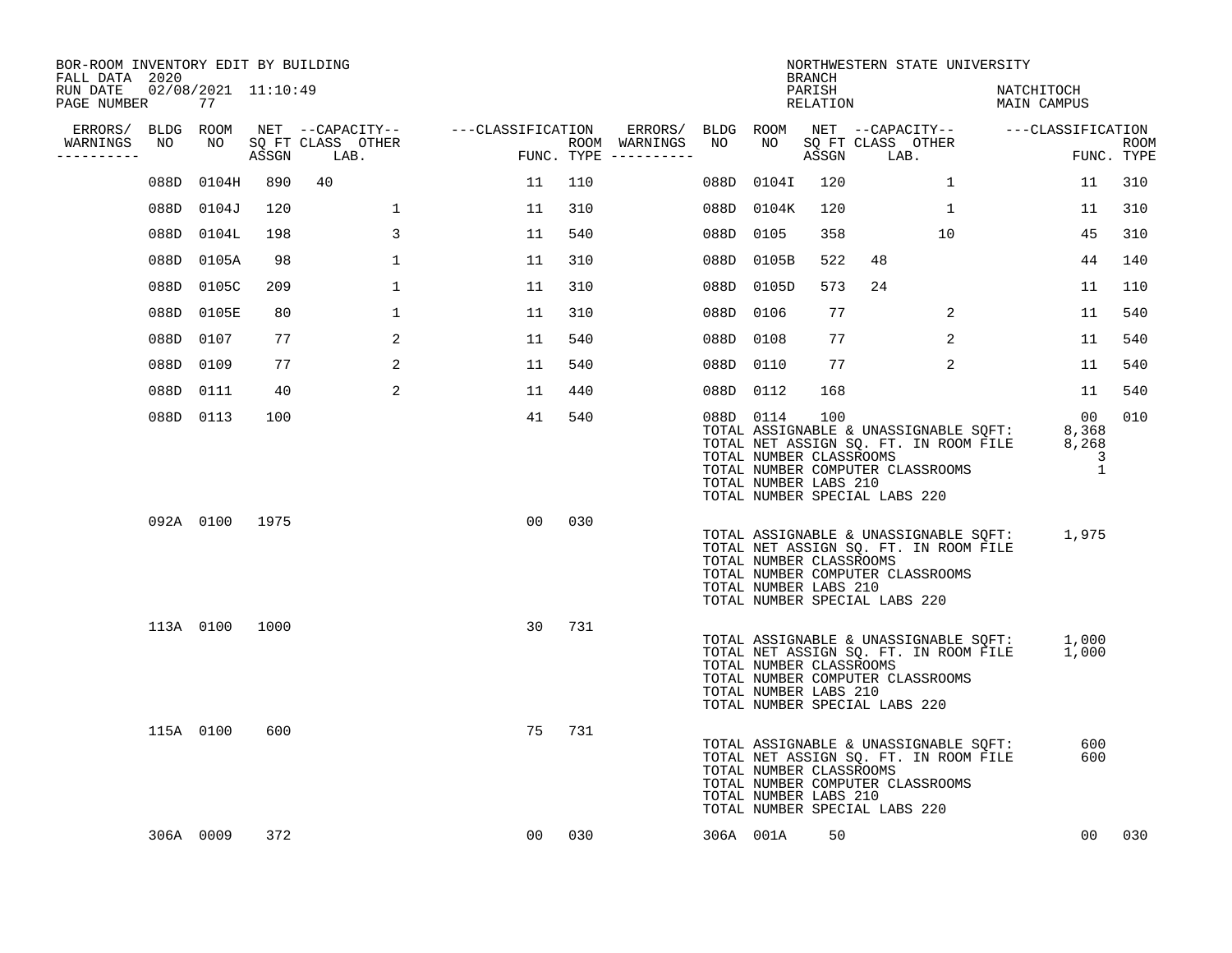BOR-ROOM INVENTORY EDIT BY BUILDING
FALL DATA 2020
RUN DATE 02/08/2021 11:10:49
PAGE NUMBER 77

NORTHWESTERN STATE UNIVERSITY
BRANCH
PARISH NATCHITOCH
RELATION MAIN CAMPUS

| ERRORS/ WARNINGS | BLDG NO | ROOM NO | NET ASSGN SQ FT | CAPACITY CLASS LAB. | CAPACITY OTHER | CLASSIFICATION FUNC. | ROOM TYPE | ERRORS/ WARNINGS | BLDG NO | ROOM NO | NET ASSGN SQ FT | CAPACITY CLASS LAB. | CAPACITY OTHER | CLASSIFICATION FUNC. | ROOM TYPE |
|---|---|---|---|---|---|---|---|---|---|---|---|---|---|---|---|
| | 088D | 0104H | 890 | 40 | | 11 | 110 | | 088D | 0104I | 120 | | 1 | 11 | 310 |
| | 088D | 0104J | 120 | | 1 | 11 | 310 | | 088D | 0104K | 120 | | 1 | 11 | 310 |
| | 088D | 0104L | 198 | | 3 | 11 | 540 | | 088D | 0105 | 358 | | 10 | 45 | 310 |
| | 088D | 0105A | 98 | | 1 | 11 | 310 | | 088D | 0105B | 522 | 48 | | 44 | 140 |
| | 088D | 0105C | 209 | | 1 | 11 | 310 | | 088D | 0105D | 573 | 24 | | 11 | 110 |
| | 088D | 0105E | 80 | | 1 | 11 | 310 | | 088D | 0106 | 77 | | 2 | 11 | 540 |
| | 088D | 0107 | 77 | | 2 | 11 | 540 | | 088D | 0108 | 77 | | 2 | 11 | 540 |
| | 088D | 0109 | 77 | | 2 | 11 | 540 | | 088D | 0110 | 77 | | 2 | 11 | 540 |
| | 088D | 0111 | 40 | | 2 | 11 | 440 | | 088D | 0112 | 168 | | | 11 | 540 |
| | 088D | 0113 | 100 | | | 41 | 540 | | 088D | 0114 | 100 | | | 00 | 010 |

TOTAL ASSIGNABLE & UNASSIGNABLE SQFT: 8,368
TOTAL NET ASSIGN SQ. FT. IN ROOM FILE 8,268
TOTAL NUMBER CLASSROOMS 3
TOTAL NUMBER COMPUTER CLASSROOMS 1
TOTAL NUMBER LABS 210
TOTAL NUMBER SPECIAL LABS 220

| ERRORS/ WARNINGS | BLDG NO | ROOM NO | NET ASSGN SQ FT | CAPACITY CLASS LAB. | CAPACITY OTHER | CLASSIFICATION FUNC. | ROOM TYPE |
|---|---|---|---|---|---|---|---|
| | 092A | 0100 | 1975 | | | 00 | 030 |

TOTAL ASSIGNABLE & UNASSIGNABLE SQFT: 1,975
TOTAL NET ASSIGN SQ. FT. IN ROOM FILE
TOTAL NUMBER CLASSROOMS
TOTAL NUMBER COMPUTER CLASSROOMS
TOTAL NUMBER LABS 210
TOTAL NUMBER SPECIAL LABS 220

| ERRORS/ WARNINGS | BLDG NO | ROOM NO | NET ASSGN SQ FT | CAPACITY CLASS LAB. | CAPACITY OTHER | CLASSIFICATION FUNC. | ROOM TYPE |
|---|---|---|---|---|---|---|---|
| | 113A | 0100 | 1000 | | | 30 | 731 |

TOTAL ASSIGNABLE & UNASSIGNABLE SQFT: 1,000
TOTAL NET ASSIGN SQ. FT. IN ROOM FILE 1,000
TOTAL NUMBER CLASSROOMS
TOTAL NUMBER COMPUTER CLASSROOMS
TOTAL NUMBER LABS 210
TOTAL NUMBER SPECIAL LABS 220

| ERRORS/ WARNINGS | BLDG NO | ROOM NO | NET ASSGN SQ FT | CAPACITY CLASS LAB. | CAPACITY OTHER | CLASSIFICATION FUNC. | ROOM TYPE |
|---|---|---|---|---|---|---|---|
| | 115A | 0100 | 600 | | | 75 | 731 |

TOTAL ASSIGNABLE & UNASSIGNABLE SQFT: 600
TOTAL NET ASSIGN SQ. FT. IN ROOM FILE 600
TOTAL NUMBER CLASSROOMS
TOTAL NUMBER COMPUTER CLASSROOMS
TOTAL NUMBER LABS 210
TOTAL NUMBER SPECIAL LABS 220

| ERRORS/ WARNINGS | BLDG NO | ROOM NO | NET ASSGN SQ FT | CAPACITY CLASS LAB. | CAPACITY OTHER | CLASSIFICATION FUNC. | ROOM TYPE | ERRORS/ WARNINGS | BLDG NO | ROOM NO | NET ASSGN SQ FT | CAPACITY CLASS LAB. | CAPACITY OTHER | CLASSIFICATION FUNC. | ROOM TYPE |
|---|---|---|---|---|---|---|---|---|---|---|---|---|---|---|---|
| | 306A | 0009 | 372 | | | 00 | 030 | | 306A | 001A | 50 | | | 00 | 030 |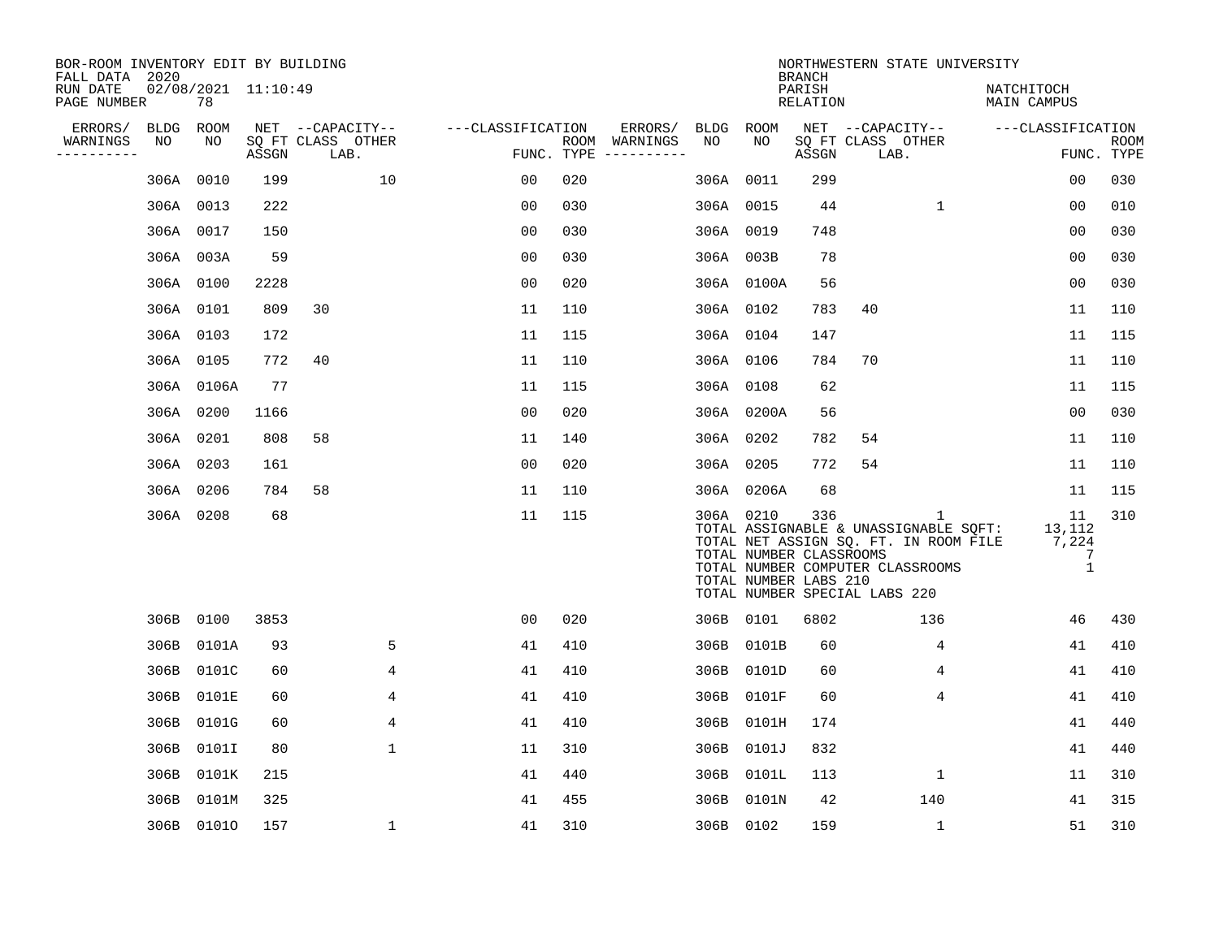BOR-ROOM INVENTORY EDIT BY BUILDING
FALL DATA 2020
RUN DATE 02/08/2021 11:10:49
PAGE NUMBER 78

NORTHWESTERN STATE UNIVERSITY
BRANCH
PARISH NATCHITOCH
RELATION MAIN CAMPUS

| ERRORS/ WARNINGS | BLDG NO | ROOM NO | NET ASSGN SQ FT | CAPACITY CLASS LAB. | CAPACITY OTHER | CLASSIFICATION FUNC. | ROOM TYPE | ERRORS/ WARNINGS | BLDG NO | ROOM NO | NET ASSGN SQ FT | CAPACITY CLASS LAB. | CAPACITY OTHER | CLASSIFICATION FUNC. | ROOM TYPE |
|---|---|---|---|---|---|---|---|---|---|---|---|---|---|---|---|
| | 306A | 0010 | 199 | | 10 | 00 | 020 | | 306A | 0011 | 299 | | | 00 | 030 |
| | 306A | 0013 | 222 | | | 00 | 030 | | 306A | 0015 | 44 | | 1 | 00 | 010 |
| | 306A | 0017 | 150 | | | 00 | 030 | | 306A | 0019 | 748 | | | 00 | 030 |
| | 306A | 003A | 59 | | | 00 | 030 | | 306A | 003B | 78 | | | 00 | 030 |
| | 306A | 0100 | 2228 | | | 00 | 020 | | 306A | 0100A | 56 | | | 00 | 030 |
| | 306A | 0101 | 809 | 30 | | 11 | 110 | | 306A | 0102 | 783 | 40 | | 11 | 110 |
| | 306A | 0103 | 172 | | | 11 | 115 | | 306A | 0104 | 147 | | | 11 | 115 |
| | 306A | 0105 | 772 | 40 | | 11 | 110 | | 306A | 0106 | 784 | 70 | | 11 | 110 |
| | 306A | 0106A | 77 | | | 11 | 115 | | 306A | 0108 | 62 | | | 11 | 115 |
| | 306A | 0200 | 1166 | | | 00 | 020 | | 306A | 0200A | 56 | | | 00 | 030 |
| | 306A | 0201 | 808 | 58 | | 11 | 140 | | 306A | 0202 | 782 | 54 | | 11 | 110 |
| | 306A | 0203 | 161 | | | 00 | 020 | | 306A | 0205 | 772 | 54 | | 11 | 110 |
| | 306A | 0206 | 784 | 58 | | 11 | 110 | | 306A | 0206A | 68 | | | 11 | 115 |
| | 306A | 0208 | 68 | | | 11 | 115 | | 306A | 0210 | 336 | | 1 | 11 | 310 |

TOTAL ASSIGNABLE & UNASSIGNABLE SQFT: 13,112
TOTAL NET ASSIGN SQ. FT. IN ROOM FILE 7,224
TOTAL NUMBER CLASSROOMS 7
TOTAL NUMBER COMPUTER CLASSROOMS 1
TOTAL NUMBER LABS 210
TOTAL NUMBER SPECIAL LABS 220

| ERRORS/ WARNINGS | BLDG NO | ROOM NO | NET ASSGN SQ FT | CAPACITY CLASS LAB. | CAPACITY OTHER | CLASSIFICATION FUNC. | ROOM TYPE | ERRORS/ WARNINGS | BLDG NO | ROOM NO | NET ASSGN SQ FT | CAPACITY CLASS LAB. | CAPACITY OTHER | CLASSIFICATION FUNC. | ROOM TYPE |
|---|---|---|---|---|---|---|---|---|---|---|---|---|---|---|---|
| | 306B | 0100 | 3853 | | | 00 | 020 | | 306B | 0101 | 6802 | | 136 | 46 | 430 |
| | 306B | 0101A | 93 | | 5 | 41 | 410 | | 306B | 0101B | 60 | | 4 | 41 | 410 |
| | 306B | 0101C | 60 | | 4 | 41 | 410 | | 306B | 0101D | 60 | | 4 | 41 | 410 |
| | 306B | 0101E | 60 | | 4 | 41 | 410 | | 306B | 0101F | 60 | | 4 | 41 | 410 |
| | 306B | 0101G | 60 | | 4 | 41 | 410 | | 306B | 0101H | 174 | | | 41 | 440 |
| | 306B | 0101I | 80 | | 1 | 11 | 310 | | 306B | 0101J | 832 | | | 41 | 440 |
| | 306B | 0101K | 215 | | | 41 | 440 | | 306B | 0101L | 113 | | 1 | 11 | 310 |
| | 306B | 0101M | 325 | | | 41 | 455 | | 306B | 0101N | 42 | | 140 | 41 | 315 |
| | 306B | 0101O | 157 | | 1 | 41 | 310 | | 306B | 0102 | 159 | | 1 | 51 | 310 |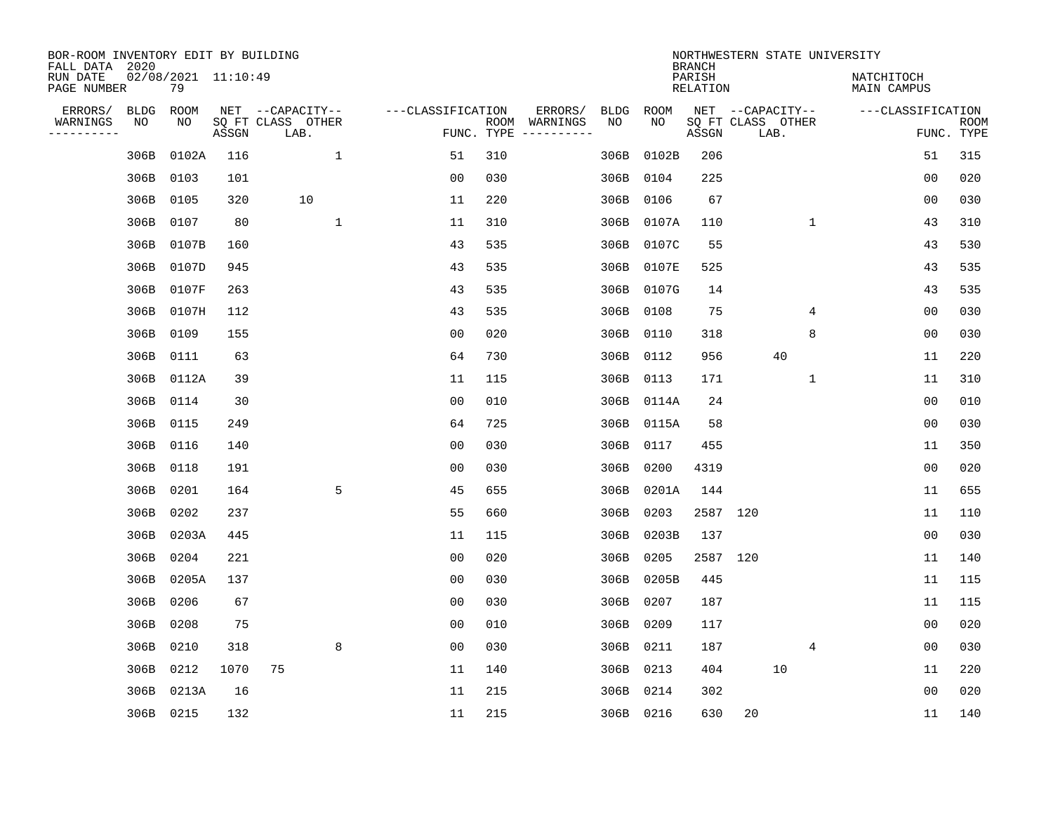BOR-ROOM INVENTORY EDIT BY BUILDING
FALL DATA 2020
RUN DATE 02/08/2021 11:10:49
PAGE NUMBER 79

NORTHWESTERN STATE UNIVERSITY
BRANCH
PARISH NATCHITOCH
RELATION MAIN CAMPUS

| ERRORS/ WARNINGS | BLDG NO | ROOM NO | NET SQ FT ASSGN | CAPACITY CLASS | CAPACITY LAB. | CAPACITY OTHER | CLASSIFICATION FUNC. | ROOM TYPE | ERRORS/ WARNINGS | BLDG NO | ROOM NO | NET SQ FT ASSGN | CAPACITY CLASS | CAPACITY LAB. | CAPACITY OTHER | CLASSIFICATION FUNC. | ROOM TYPE |
|---|---|---|---|---|---|---|---|---|---|---|---|---|---|---|---|---|---|
| | 306B | 0102A | 116 | | | 1 | 51 | 310 | | 306B | 0102B | 206 | | | | 51 | 315 |
| | 306B | 0103 | 101 | | | | 00 | 030 | | 306B | 0104 | 225 | | | | 00 | 020 |
| | 306B | 0105 | 320 | | 10 | | 11 | 220 | | 306B | 0106 | 67 | | | | 00 | 030 |
| | 306B | 0107 | 80 | | | 1 | 11 | 310 | | 306B | 0107A | 110 | | | 1 | 43 | 310 |
| | 306B | 0107B | 160 | | | | 43 | 535 | | 306B | 0107C | 55 | | | | 43 | 530 |
| | 306B | 0107D | 945 | | | | 43 | 535 | | 306B | 0107E | 525 | | | | 43 | 535 |
| | 306B | 0107F | 263 | | | | 43 | 535 | | 306B | 0107G | 14 | | | | 43 | 535 |
| | 306B | 0107H | 112 | | | | 43 | 535 | | 306B | 0108 | 75 | | | 4 | 00 | 030 |
| | 306B | 0109 | 155 | | | | 00 | 020 | | 306B | 0110 | 318 | | | 8 | 00 | 030 |
| | 306B | 0111 | 63 | | | | 64 | 730 | | 306B | 0112 | 956 | | 40 | | 11 | 220 |
| | 306B | 0112A | 39 | | | | 11 | 115 | | 306B | 0113 | 171 | | | 1 | 11 | 310 |
| | 306B | 0114 | 30 | | | | 00 | 010 | | 306B | 0114A | 24 | | | | 00 | 010 |
| | 306B | 0115 | 249 | | | | 64 | 725 | | 306B | 0115A | 58 | | | | 00 | 030 |
| | 306B | 0116 | 140 | | | | 00 | 030 | | 306B | 0117 | 455 | | | | 11 | 350 |
| | 306B | 0118 | 191 | | | | 00 | 030 | | 306B | 0200 | 4319 | | | | 00 | 020 |
| | 306B | 0201 | 164 | | | 5 | 45 | 655 | | 306B | 0201A | 144 | | | | 11 | 655 |
| | 306B | 0202 | 237 | | | | 55 | 660 | | 306B | 0203 | 2587 | 120 | | | 11 | 110 |
| | 306B | 0203A | 445 | | | | 11 | 115 | | 306B | 0203B | 137 | | | | 00 | 030 |
| | 306B | 0204 | 221 | | | | 00 | 020 | | 306B | 0205 | 2587 | 120 | | | 11 | 140 |
| | 306B | 0205A | 137 | | | | 00 | 030 | | 306B | 0205B | 445 | | | | 11 | 115 |
| | 306B | 0206 | 67 | | | | 00 | 030 | | 306B | 0207 | 187 | | | | 11 | 115 |
| | 306B | 0208 | 75 | | | | 00 | 010 | | 306B | 0209 | 117 | | | | 00 | 020 |
| | 306B | 0210 | 318 | | | 8 | 00 | 030 | | 306B | 0211 | 187 | | | 4 | 00 | 030 |
| | 306B | 0212 | 1070 | 75 | | | 11 | 140 | | 306B | 0213 | 404 | | 10 | | 11 | 220 |
| | 306B | 0213A | 16 | | | | 11 | 215 | | 306B | 0214 | 302 | | | | 00 | 020 |
| | 306B | 0215 | 132 | | | | 11 | 215 | | 306B | 0216 | 630 | 20 | | | 11 | 140 |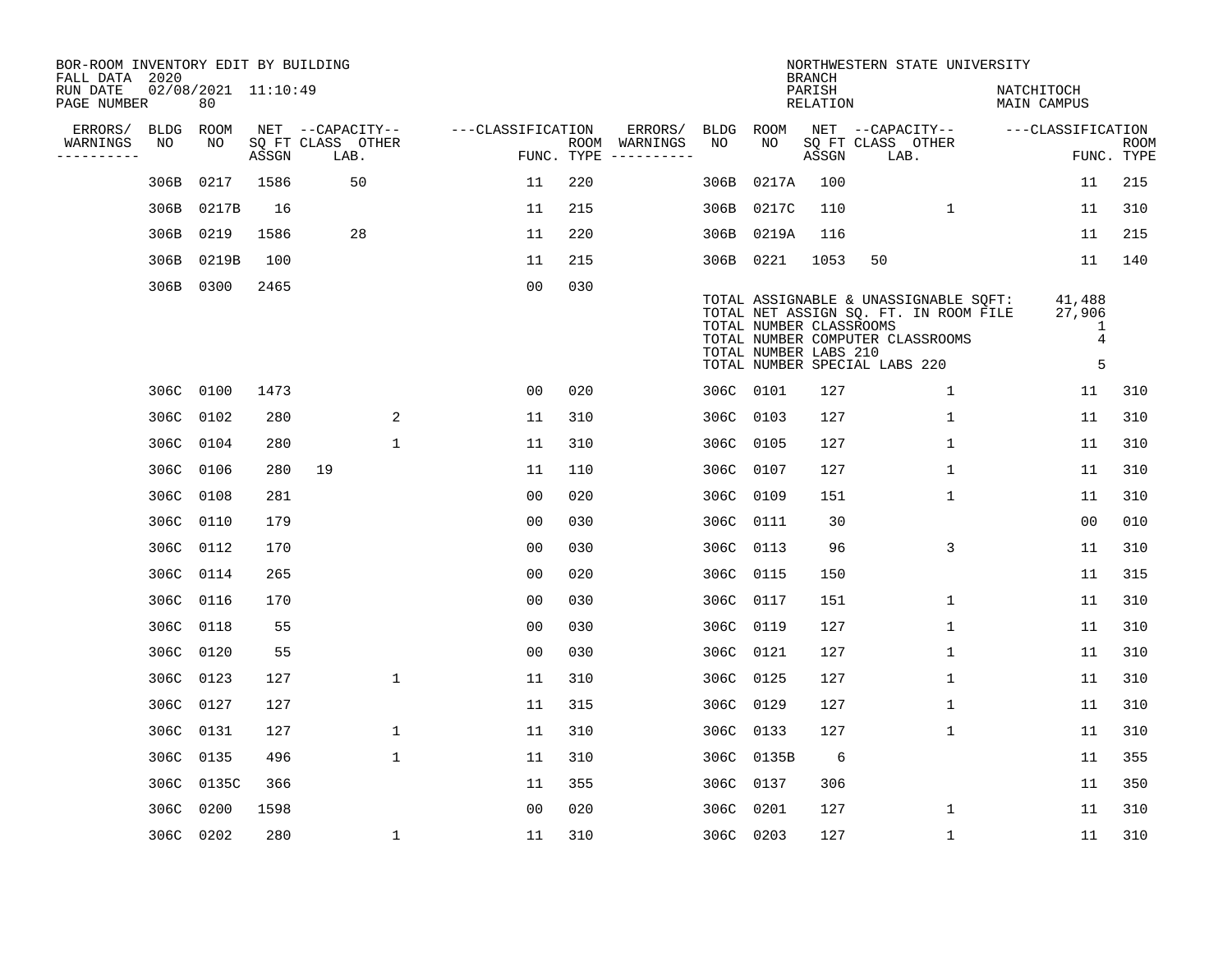BOR-ROOM INVENTORY EDIT BY BUILDING
FALL DATA 2020
RUN DATE 02/08/2021 11:10:49
PAGE NUMBER 80

NORTHWESTERN STATE UNIVERSITY
BRANCH
PARISH NATCHITOCH
RELATION MAIN CAMPUS

| ERRORS/ WARNINGS | BLDG NO | ROOM NO | NET SQ FT ASSGN | CAPACITY CLASS | CAPACITY LAB. | CAPACITY OTHER | CLASSIFICATION FUNC. | ROOM TYPE | ERRORS/ WARNINGS | BLDG NO | ROOM NO | NET SQ FT ASSGN | CAPACITY CLASS | CAPACITY LAB. | CAPACITY OTHER | CLASSIFICATION FUNC. | ROOM TYPE |
|---|---|---|---|---|---|---|---|---|---|---|---|---|---|---|---|---|---|
| | 306B | 0217 | 1586 | | 50 | | 11 | 220 | | 306B | 0217A | 100 | | | | 11 | 215 |
| | 306B | 0217B | 16 | | | | 11 | 215 | | 306B | 0217C | 110 | | | 1 | 11 | 310 |
| | 306B | 0219 | 1586 | | 28 | | 11 | 220 | | 306B | 0219A | 116 | | | | 11 | 215 |
| | 306B | 0219B | 100 | | | | 11 | 215 | | 306B | 0221 | 1053 | 50 | | | 11 | 140 |
| | 306B | 0300 | 2465 | | | | 00 | 030 | | | | | | | | | |

TOTAL ASSIGNABLE & UNASSIGNABLE SQFT: 41,488
TOTAL NET ASSIGN SQ. FT. IN ROOM FILE 27,906
TOTAL NUMBER CLASSROOMS 1
TOTAL NUMBER COMPUTER CLASSROOMS 4
TOTAL NUMBER LABS 210
TOTAL NUMBER SPECIAL LABS 220 5

| ERRORS/ WARNINGS | BLDG NO | ROOM NO | NET SQ FT ASSGN | CAPACITY CLASS | CAPACITY LAB. | CAPACITY OTHER | CLASSIFICATION FUNC. | ROOM TYPE | ERRORS/ WARNINGS | BLDG NO | ROOM NO | NET SQ FT ASSGN | CAPACITY CLASS | CAPACITY LAB. | CAPACITY OTHER | CLASSIFICATION FUNC. | ROOM TYPE |
|---|---|---|---|---|---|---|---|---|---|---|---|---|---|---|---|---|---|
| | 306C | 0100 | 1473 | | | | 00 | 020 | | 306C | 0101 | 127 | | | 1 | 11 | 310 |
| | 306C | 0102 | 280 | | | 2 | 11 | 310 | | 306C | 0103 | 127 | | | 1 | 11 | 310 |
| | 306C | 0104 | 280 | | | 1 | 11 | 310 | | 306C | 0105 | 127 | | | 1 | 11 | 310 |
| | 306C | 0106 | 280 | 19 | | | 11 | 110 | | 306C | 0107 | 127 | | | 1 | 11 | 310 |
| | 306C | 0108 | 281 | | | | 00 | 020 | | 306C | 0109 | 151 | | | 1 | 11 | 310 |
| | 306C | 0110 | 179 | | | | 00 | 030 | | 306C | 0111 | 30 | | | | 00 | 010 |
| | 306C | 0112 | 170 | | | | 00 | 030 | | 306C | 0113 | 96 | | | 3 | 11 | 310 |
| | 306C | 0114 | 265 | | | | 00 | 020 | | 306C | 0115 | 150 | | | | 11 | 315 |
| | 306C | 0116 | 170 | | | | 00 | 030 | | 306C | 0117 | 151 | | | 1 | 11 | 310 |
| | 306C | 0118 | 55 | | | | 00 | 030 | | 306C | 0119 | 127 | | | 1 | 11 | 310 |
| | 306C | 0120 | 55 | | | | 00 | 030 | | 306C | 0121 | 127 | | | 1 | 11 | 310 |
| | 306C | 0123 | 127 | | | 1 | 11 | 310 | | 306C | 0125 | 127 | | | 1 | 11 | 310 |
| | 306C | 0127 | 127 | | | | 11 | 315 | | 306C | 0129 | 127 | | | 1 | 11 | 310 |
| | 306C | 0131 | 127 | | | 1 | 11 | 310 | | 306C | 0133 | 127 | | | 1 | 11 | 310 |
| | 306C | 0135 | 496 | | | 1 | 11 | 310 | | 306C | 0135B | 6 | | | | 11 | 355 |
| | 306C | 0135C | 366 | | | | 11 | 355 | | 306C | 0137 | 306 | | | | 11 | 350 |
| | 306C | 0200 | 1598 | | | | 00 | 020 | | 306C | 0201 | 127 | | | 1 | 11 | 310 |
| | 306C | 0202 | 280 | | | 1 | 11 | 310 | | 306C | 0203 | 127 | | | 1 | 11 | 310 |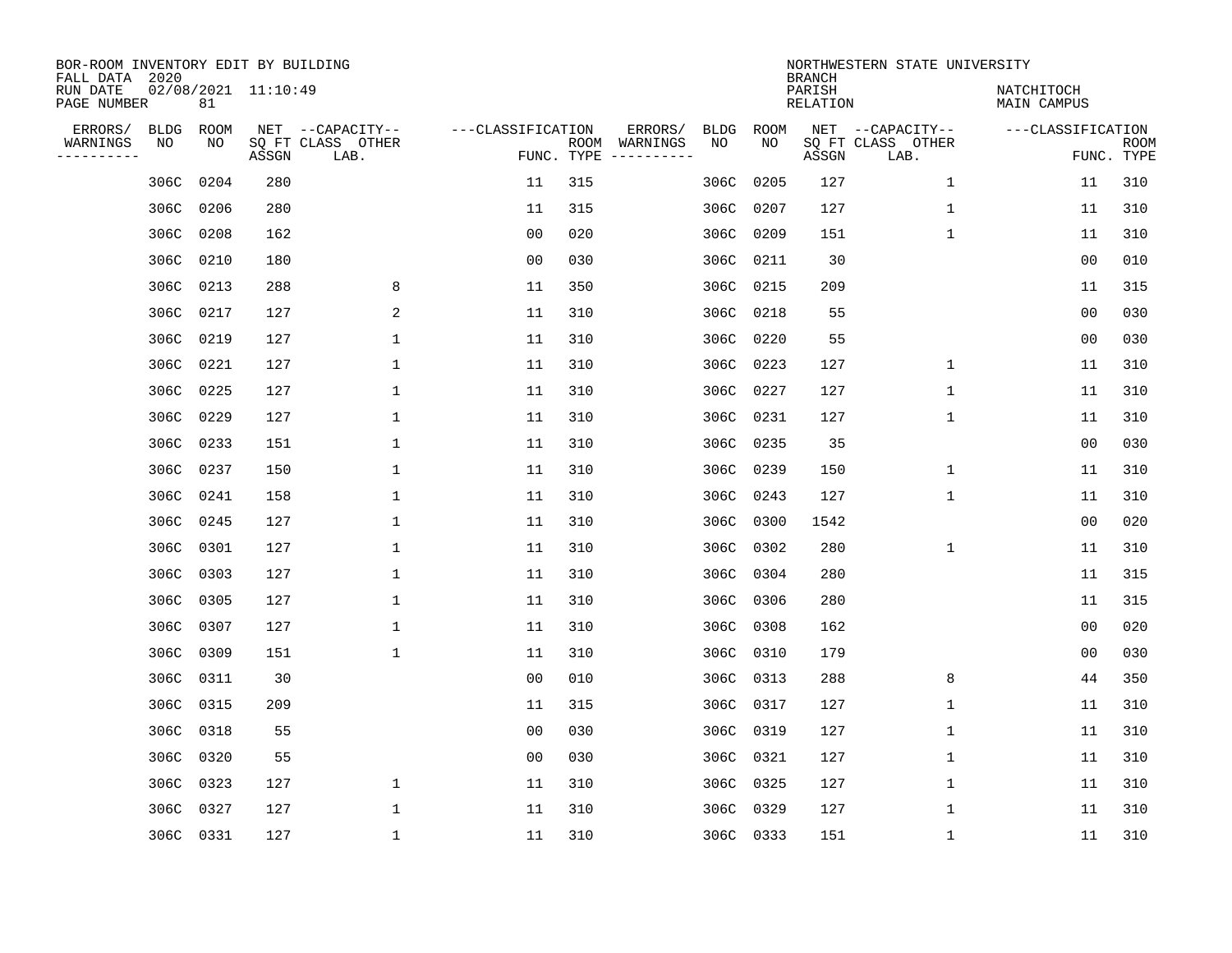BOR-ROOM INVENTORY EDIT BY BUILDING
FALL DATA 2020
RUN DATE 02/08/2021 11:10:49
PAGE NUMBER 81

NORTHWESTERN STATE UNIVERSITY
BRANCH
PARISH NATCHITOCH
RELATION MAIN CAMPUS

| ERRORS/ WARNINGS | BLDG NO | ROOM NO | NET SQ FT ASSGN | CAPACITY CLASS LAB. | CAPACITY OTHER | CLASSIFICATION FUNC. | ROOM TYPE | ERRORS/ WARNINGS | BLDG NO | ROOM NO | NET SQ FT ASSGN | CAPACITY CLASS LAB. | CAPACITY OTHER | CLASSIFICATION FUNC. | ROOM TYPE |
|---|---|---|---|---|---|---|---|---|---|---|---|---|---|---|---|
| | 306C | 0204 | 280 | | | 11 | 315 | | 306C | 0205 | 127 | | 1 | 11 | 310 |
| | 306C | 0206 | 280 | | | 11 | 315 | | 306C | 0207 | 127 | | 1 | 11 | 310 |
| | 306C | 0208 | 162 | | | 00 | 020 | | 306C | 0209 | 151 | | 1 | 11 | 310 |
| | 306C | 0210 | 180 | | | 00 | 030 | | 306C | 0211 | 30 | | | 00 | 010 |
| | 306C | 0213 | 288 | | 8 | 11 | 350 | | 306C | 0215 | 209 | | | 11 | 315 |
| | 306C | 0217 | 127 | | 2 | 11 | 310 | | 306C | 0218 | 55 | | | 00 | 030 |
| | 306C | 0219 | 127 | | 1 | 11 | 310 | | 306C | 0220 | 55 | | | 00 | 030 |
| | 306C | 0221 | 127 | | 1 | 11 | 310 | | 306C | 0223 | 127 | | 1 | 11 | 310 |
| | 306C | 0225 | 127 | | 1 | 11 | 310 | | 306C | 0227 | 127 | | 1 | 11 | 310 |
| | 306C | 0229 | 127 | | 1 | 11 | 310 | | 306C | 0231 | 127 | | 1 | 11 | 310 |
| | 306C | 0233 | 151 | | 1 | 11 | 310 | | 306C | 0235 | 35 | | | 00 | 030 |
| | 306C | 0237 | 150 | | 1 | 11 | 310 | | 306C | 0239 | 150 | | 1 | 11 | 310 |
| | 306C | 0241 | 158 | | 1 | 11 | 310 | | 306C | 0243 | 127 | | 1 | 11 | 310 |
| | 306C | 0245 | 127 | | 1 | 11 | 310 | | 306C | 0300 | 1542 | | | 00 | 020 |
| | 306C | 0301 | 127 | | 1 | 11 | 310 | | 306C | 0302 | 280 | | 1 | 11 | 310 |
| | 306C | 0303 | 127 | | 1 | 11 | 310 | | 306C | 0304 | 280 | | | 11 | 315 |
| | 306C | 0305 | 127 | | 1 | 11 | 310 | | 306C | 0306 | 280 | | | 11 | 315 |
| | 306C | 0307 | 127 | | 1 | 11 | 310 | | 306C | 0308 | 162 | | | 00 | 020 |
| | 306C | 0309 | 151 | | 1 | 11 | 310 | | 306C | 0310 | 179 | | | 00 | 030 |
| | 306C | 0311 | 30 | | | 00 | 010 | | 306C | 0313 | 288 | | 8 | 44 | 350 |
| | 306C | 0315 | 209 | | | 11 | 315 | | 306C | 0317 | 127 | | 1 | 11 | 310 |
| | 306C | 0318 | 55 | | | 00 | 030 | | 306C | 0319 | 127 | | 1 | 11 | 310 |
| | 306C | 0320 | 55 | | | 00 | 030 | | 306C | 0321 | 127 | | 1 | 11 | 310 |
| | 306C | 0323 | 127 | | 1 | 11 | 310 | | 306C | 0325 | 127 | | 1 | 11 | 310 |
| | 306C | 0327 | 127 | | 1 | 11 | 310 | | 306C | 0329 | 127 | | 1 | 11 | 310 |
| | 306C | 0331 | 127 | | 1 | 11 | 310 | | 306C | 0333 | 151 | | 1 | 11 | 310 |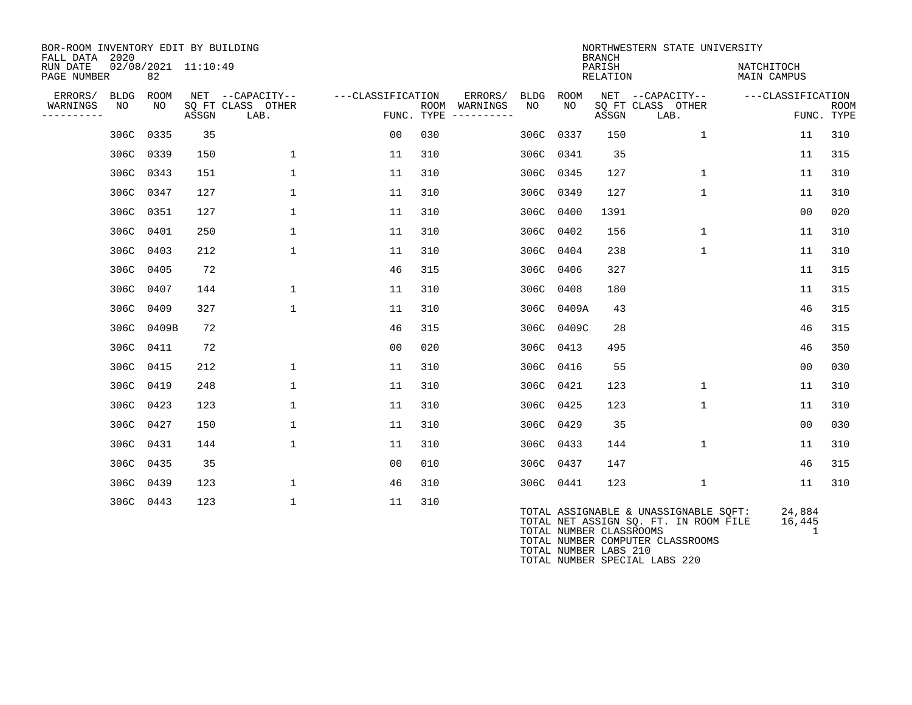BOR-ROOM INVENTORY EDIT BY BUILDING
FALL DATA 2020
RUN DATE 02/08/2021 11:10:49
PAGE NUMBER 82

NORTHWESTERN STATE UNIVERSITY
BRANCH
PARISH NATCHITOCH
RELATION MAIN CAMPUS

| ERRORS/ WARNINGS | BLDG NO | ROOM NO | NET SQ FT ASSGN | CAPACITY CLASS LAB. | CAPACITY OTHER | CLASSIFICATION FUNC. | ROOM TYPE | ERRORS/ WARNINGS | BLDG NO | ROOM NO | NET SQ FT ASSGN | CAPACITY CLASS LAB. | CAPACITY OTHER | CLASSIFICATION FUNC. | ROOM TYPE |
|---|---|---|---|---|---|---|---|---|---|---|---|---|---|---|---|
| | 306C | 0335 | 35 | | | 00 | 030 | | 306C | 0337 | 150 | | 1 | 11 | 310 |
| | 306C | 0339 | 150 | | 1 | 11 | 310 | | 306C | 0341 | 35 | | | 11 | 315 |
| | 306C | 0343 | 151 | | 1 | 11 | 310 | | 306C | 0345 | 127 | | 1 | 11 | 310 |
| | 306C | 0347 | 127 | | 1 | 11 | 310 | | 306C | 0349 | 127 | | 1 | 11 | 310 |
| | 306C | 0351 | 127 | | 1 | 11 | 310 | | 306C | 0400 | 1391 | | | 00 | 020 |
| | 306C | 0401 | 250 | | 1 | 11 | 310 | | 306C | 0402 | 156 | | 1 | 11 | 310 |
| | 306C | 0403 | 212 | | 1 | 11 | 310 | | 306C | 0404 | 238 | | 1 | 11 | 310 |
| | 306C | 0405 | 72 | | | 46 | 315 | | 306C | 0406 | 327 | | | 11 | 315 |
| | 306C | 0407 | 144 | | 1 | 11 | 310 | | 306C | 0408 | 180 | | | 11 | 315 |
| | 306C | 0409 | 327 | | 1 | 11 | 310 | | 306C | 0409A | 43 | | | 46 | 315 |
| | 306C | 0409B | 72 | | | 46 | 315 | | 306C | 0409C | 28 | | | 46 | 315 |
| | 306C | 0411 | 72 | | | 00 | 020 | | 306C | 0413 | 495 | | | 46 | 350 |
| | 306C | 0415 | 212 | | 1 | 11 | 310 | | 306C | 0416 | 55 | | | 00 | 030 |
| | 306C | 0419 | 248 | | 1 | 11 | 310 | | 306C | 0421 | 123 | | 1 | 11 | 310 |
| | 306C | 0423 | 123 | | 1 | 11 | 310 | | 306C | 0425 | 123 | | 1 | 11 | 310 |
| | 306C | 0427 | 150 | | 1 | 11 | 310 | | 306C | 0429 | 35 | | | 00 | 030 |
| | 306C | 0431 | 144 | | 1 | 11 | 310 | | 306C | 0433 | 144 | | 1 | 11 | 310 |
| | 306C | 0435 | 35 | | | 00 | 010 | | 306C | 0437 | 147 | | | 46 | 315 |
| | 306C | 0439 | 123 | | 1 | 46 | 310 | | 306C | 0441 | 123 | | 1 | 11 | 310 |
| | 306C | 0443 | 123 | | 1 | 11 | 310 | | | | | | | | |

TOTAL ASSIGNABLE & UNASSIGNABLE SQFT: 24,884
TOTAL NET ASSIGN SQ. FT. IN ROOM FILE 16,445
TOTAL NUMBER CLASSROOMS 1
TOTAL NUMBER COMPUTER CLASSROOMS
TOTAL NUMBER LABS 210
TOTAL NUMBER SPECIAL LABS 220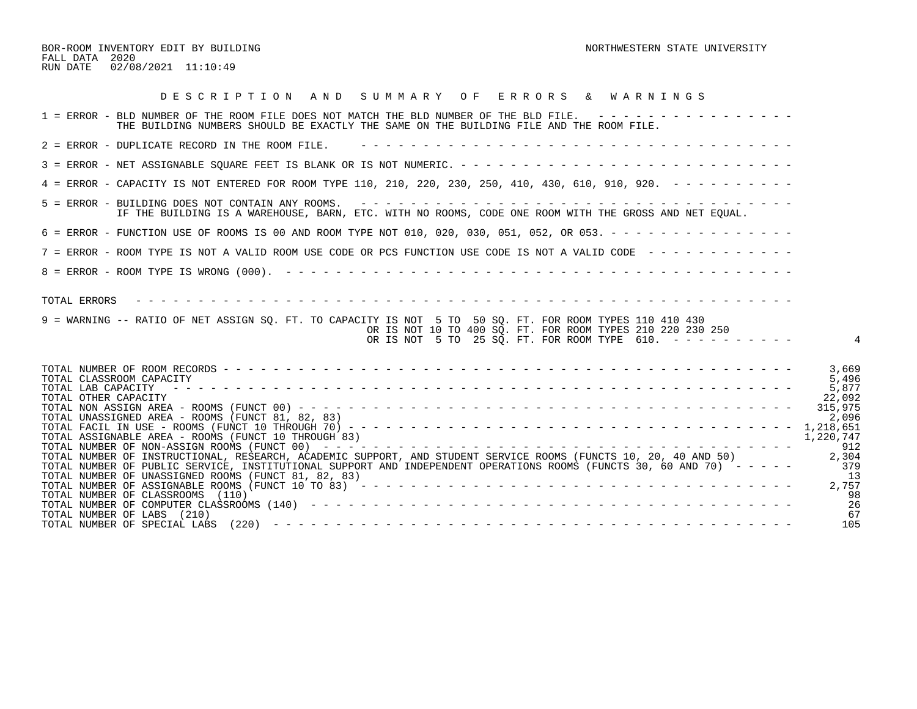BOR-ROOM INVENTORY EDIT BY BUILDING NORTHWESTERN STATE UNIVERSITY
FALL DATA 2020
RUN DATE 02/08/2021 11:10:49

## D E S C R I P T I O N A N D S U M M A R Y O F E R R O R S & W A R N I N G S

1 = ERROR - BLD NUMBER OF THE ROOM FILE DOES NOT MATCH THE BLD NUMBER OF THE BLD FILE.
THE BUILDING NUMBERS SHOULD BE EXACTLY THE SAME ON THE BUILDING FILE AND THE ROOM FILE.

2 = ERROR - DUPLICATE RECORD IN THE ROOM FILE.

3 = ERROR - NET ASSIGNABLE SQUARE FEET IS BLANK OR IS NOT NUMERIC.

4 = ERROR - CAPACITY IS NOT ENTERED FOR ROOM TYPE 110, 210, 220, 230, 250, 410, 430, 610, 910, 920.

5 = ERROR - BUILDING DOES NOT CONTAIN ANY ROOMS.
IF THE BUILDING IS A WAREHOUSE, BARN, ETC. WITH NO ROOMS, CODE ONE ROOM WITH THE GROSS AND NET EQUAL.

6 = ERROR - FUNCTION USE OF ROOMS IS 00 AND ROOM TYPE NOT 010, 020, 030, 051, 052, OR 053.

7 = ERROR - ROOM TYPE IS NOT A VALID ROOM USE CODE OR PCS FUNCTION USE CODE IS NOT A VALID CODE

8 = ERROR - ROOM TYPE IS WRONG (000).

TOTAL ERRORS

9 = WARNING -- RATIO OF NET ASSIGN SQ. FT. TO CAPACITY IS NOT 5 TO 50 SQ. FT. FOR ROOM TYPES 110 410 430
OR IS NOT 10 TO 400 SQ. FT. FOR ROOM TYPES 210 220 230 250
OR IS NOT 5 TO 25 SQ. FT. FOR ROOM TYPE 610. 4

| | |
|---|---|
| TOTAL NUMBER OF ROOM RECORDS | 3,669 |
| TOTAL CLASSROOM CAPACITY | 5,496 |
| TOTAL LAB CAPACITY | 5,877 |
| TOTAL OTHER CAPACITY | 22,092 |
| TOTAL NON ASSIGN AREA - ROOMS (FUNCT 00) | 315,975 |
| TOTAL UNASSIGNED AREA - ROOMS (FUNCT 81, 82, 83) | 2,096 |
| TOTAL FACIL IN USE - ROOMS (FUNCT 10 THROUGH 70) | 1,218,651 |
| TOTAL ASSIGNABLE AREA - ROOMS (FUNCT 10 THROUGH 83) | 1,220,747 |
| TOTAL NUMBER OF NON-ASSIGN ROOMS (FUNCT 00) | 912 |
| TOTAL NUMBER OF INSTRUCTIONAL, RESEARCH, ACADEMIC SUPPORT, AND STUDENT SERVICE ROOMS (FUNCTS 10, 20, 40 AND 50) | 2,304 |
| TOTAL NUMBER OF PUBLIC SERVICE, INSTITUTIONAL SUPPORT AND INDEPENDENT OPERATIONS ROOMS (FUNCTS 30, 60 AND 70) | 379 |
| TOTAL NUMBER OF UNASSIGNED ROOMS (FUNCT 81, 82, 83) | 13 |
| TOTAL NUMBER OF ASSIGNABLE ROOMS (FUNCT 10 TO 83) | 2,757 |
| TOTAL NUMBER OF CLASSROOMS (110) | 98 |
| TOTAL NUMBER OF COMPUTER CLASSROOMS (140) | 26 |
| TOTAL NUMBER OF LABS (210) | 67 |
| TOTAL NUMBER OF SPECIAL LABS (220) | 105 |